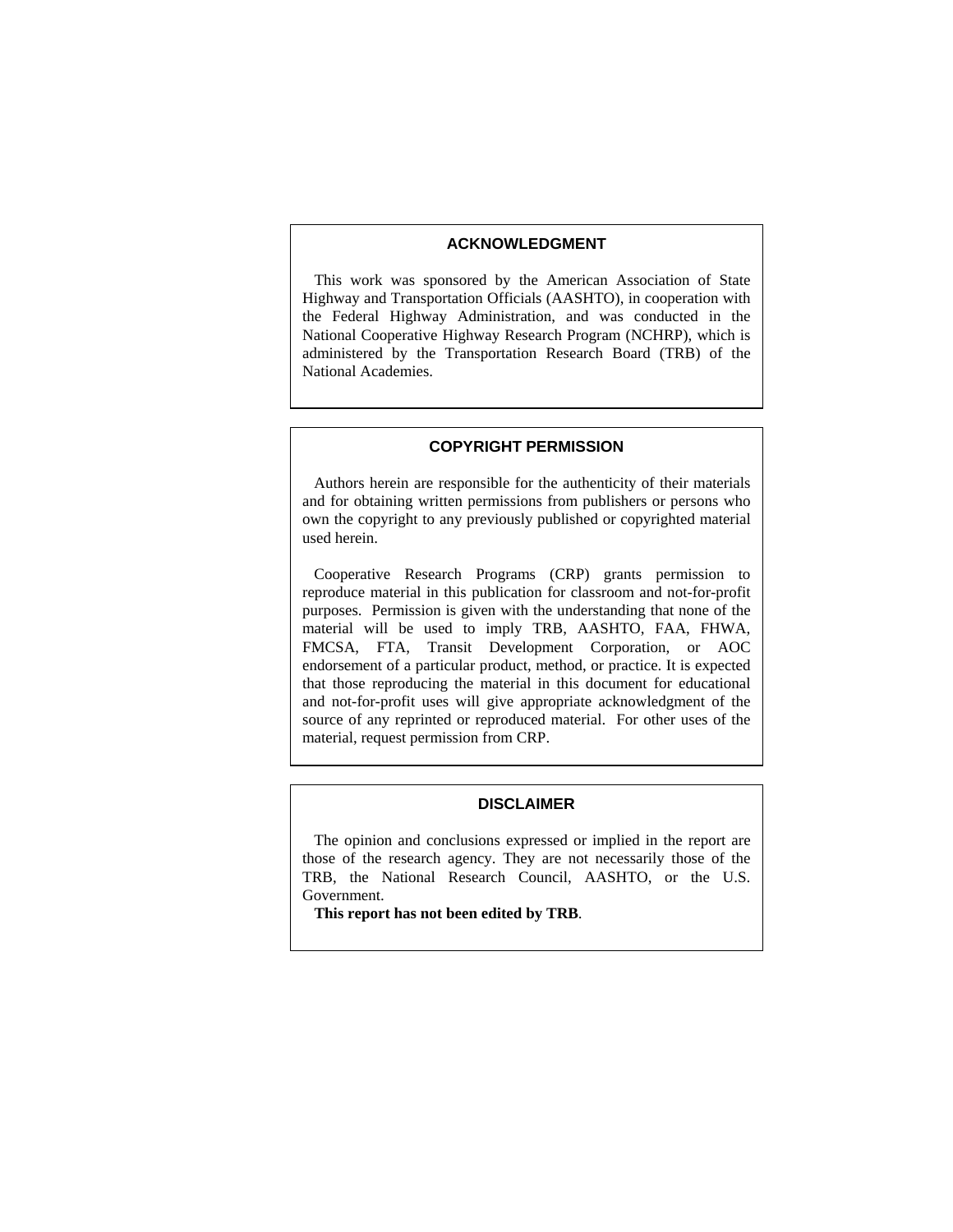## ACKNOWLEDGMENT

This work was sponsored by the American Association of State Highway and Transportation Officials (AASHTO), in cooperation with the Federal Highway Administration, and was conducted in the National Cooperative Highway Research Program (NCHRP), which is administered by the Transportation Research Board (TRB) of the National Academies.

## COPYRIGHT PERMISSION

Authors herein are responsible for the authenticity of their materials and for obtaining written permissions from publishers or persons who own the copyright to any previously published or copyrighted material used herein.

Cooperative Research Programs (CRP) grants permission to reproduce material in this publication for classroom and not-for-profit purposes. Permission is given with the understanding that none of the material will be used to imply TRB, AASHTO, FAA, FHWA, FMCSA, FTA, Transit Development Corporation, or AOC endorsement of a particular product, method, or practice. It is expected that those reproducing the material in this document for educational and not-for-profit uses will give appropriate acknowledgment of the source of any reprinted or reproduced material. For other uses of the material, request permission from CRP.

## DISCLAIMER

The opinion and conclusions expressed or implied in the report are those of the research agency. They are not necessarily those of the TRB, the National Research Council, AASHTO, or the U.S. Government.

**This report has not been edited by TRB**.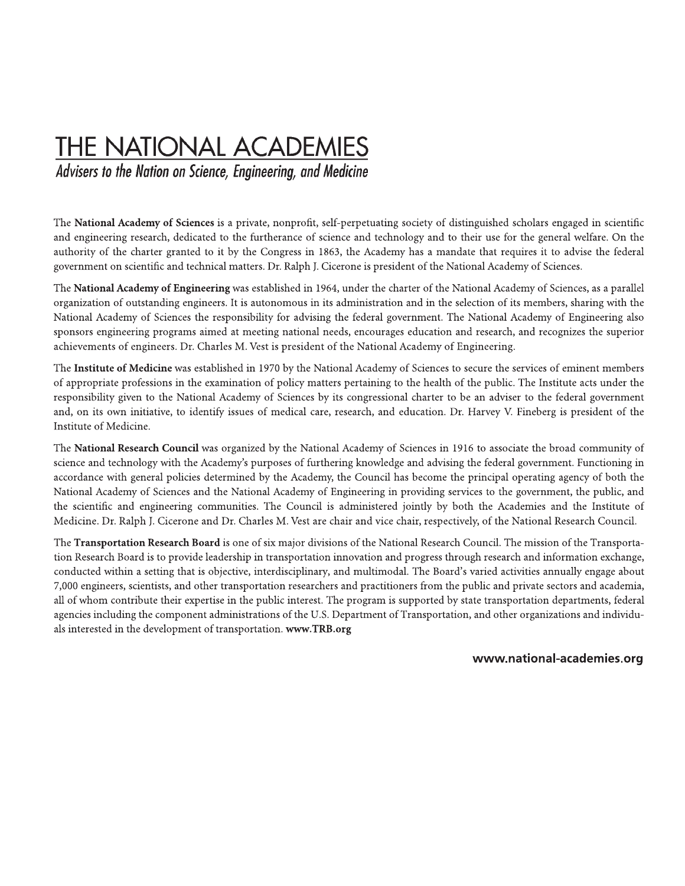# THE NATIONAL ACADEMIES

*Advisers to the Nation on Science, Engineering, and Medicine*

The **National Academy of Sciences** is a private, nonprofit, self-perpetuating society of distinguished scholars engaged in scientific and engineering research, dedicated to the furtherance of science and technology and to their use for the general welfare. On the authority of the charter granted to it by the Congress in 1863, the Academy has a mandate that requires it to advise the federal government on scientific and technical matters. Dr. Ralph J. Cicerone is president of the National Academy of Sciences.

The **National Academy of Engineering** was established in 1964, under the charter of the National Academy of Sciences, as a parallel organization of outstanding engineers. It is autonomous in its administration and in the selection of its members, sharing with the National Academy of Sciences the responsibility for advising the federal government. The National Academy of Engineering also sponsors engineering programs aimed at meeting national needs, encourages education and research, and recognizes the superior achievements of engineers. Dr. Charles M. Vest is president of the National Academy of Engineering.

The **Institute of Medicine** was established in 1970 by the National Academy of Sciences to secure the services of eminent members of appropriate professions in the examination of policy matters pertaining to the health of the public. The Institute acts under the responsibility given to the National Academy of Sciences by its congressional charter to be an adviser to the federal government and, on its own initiative, to identify issues of medical care, research, and education. Dr. Harvey V. Fineberg is president of the Institute of Medicine.

The **National Research Council** was organized by the National Academy of Sciences in 1916 to associate the broad community of science and technology with the Academy's purposes of furthering knowledge and advising the federal government. Functioning in accordance with general policies determined by the Academy, the Council has become the principal operating agency of both the National Academy of Sciences and the National Academy of Engineering in providing services to the government, the public, and the scientific and engineering communities. The Council is administered jointly by both the Academies and the Institute of Medicine. Dr. Ralph J. Cicerone and Dr. Charles M. Vest are chair and vice chair, respectively, of the National Research Council.

The **Transportation Research Board** is one of six major divisions of the National Research Council. The mission of the Transportation Research Board is to provide leadership in transportation innovation and progress through research and information exchange, conducted within a setting that is objective, interdisciplinary, and multimodal. The Board's varied activities annually engage about 7,000 engineers, scientists, and other transportation researchers and practitioners from the public and private sectors and academia, all of whom contribute their expertise in the public interest. The program is supported by state transportation departments, federal agencies including the component administrations of the U.S. Department of Transportation, and other organizations and individuals interested in the development of transportation. **www.TRB.org**

**www.national-academies.org**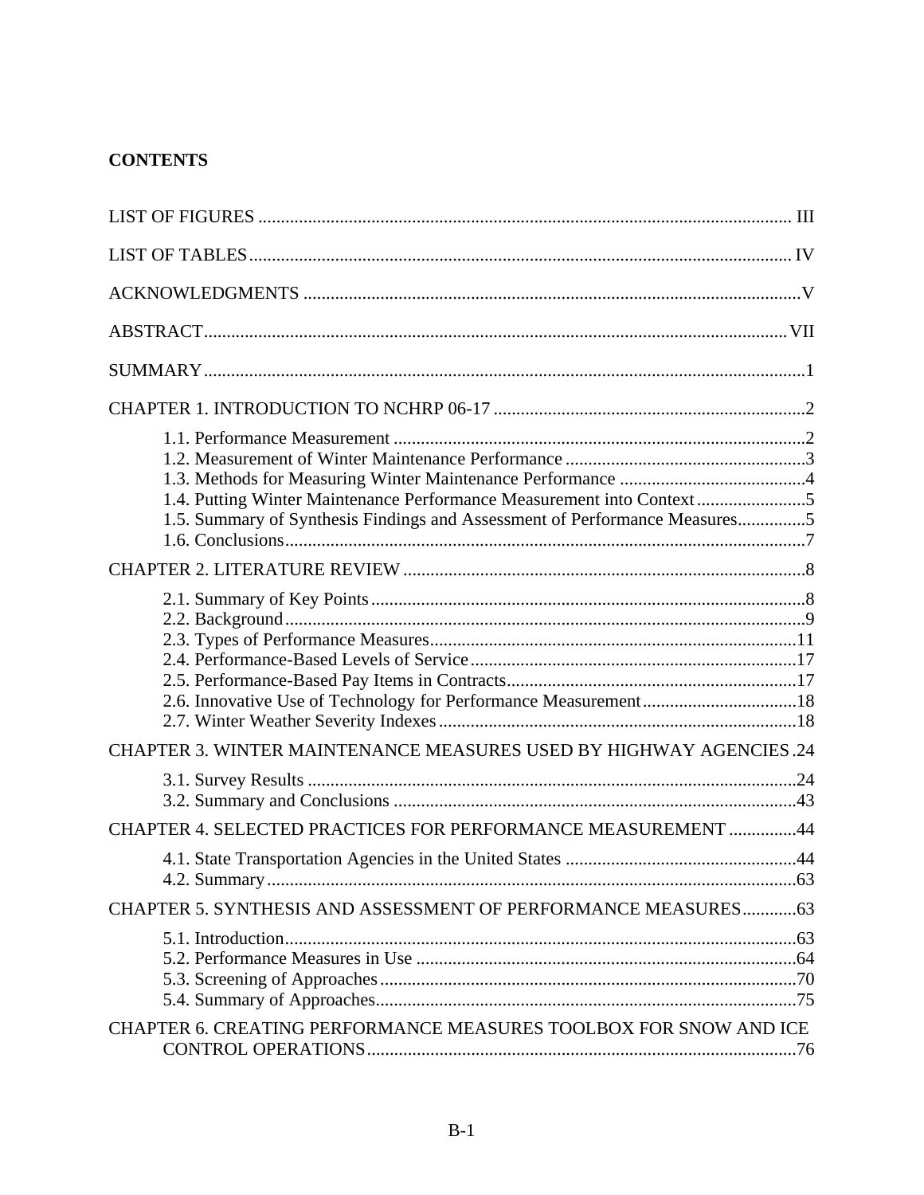**CONTENTS**

LIST OF FIGURES ..................................................................................................................... III

LIST OF TABLES ....................................................................................................................... IV

ACKNOWLEDGMENTS ............................................................................................................. V

ABSTRACT ................................................................................................................................ VII

SUMMARY ................................................................................................................................... 1

CHAPTER 1. INTRODUCTION TO NCHRP 06-17 ..................................................................... 2

- 1.1. Performance Measurement ........................................................................................... 2
- 1.2. Measurement of Winter Maintenance Performance ..................................................... 3
- 1.3. Methods for Measuring Winter Maintenance Performance ......................................... 4
- 1.4. Putting Winter Maintenance Performance Measurement into Context ........................ 5
- 1.5. Summary of Synthesis Findings and Assessment of Performance Measures ............... 5
- 1.6. Conclusions ................................................................................................................... 7

CHAPTER 2. LITERATURE REVIEW ........................................................................................ 8

- 2.1. Summary of Key Points ................................................................................................ 8
- 2.2. Background ................................................................................................................... 9
- 2.3. Types of Performance Measures ................................................................................. 11
- 2.4. Performance-Based Levels of Service ........................................................................ 17
- 2.5. Performance-Based Pay Items in Contracts ................................................................ 17
- 2.6. Innovative Use of Technology for Performance Measurement .................................. 18
- 2.7. Winter Weather Severity Indexes ............................................................................... 18

CHAPTER 3. WINTER MAINTENANCE MEASURES USED BY HIGHWAY AGENCIES . 24

- 3.1. Survey Results ............................................................................................................ 24
- 3.2. Summary and Conclusions ......................................................................................... 43

CHAPTER 4. SELECTED PRACTICES FOR PERFORMANCE MEASUREMENT ............... 44

- 4.1. State Transportation Agencies in the United States ................................................... 44
- 4.2. Summary ..................................................................................................................... 63

CHAPTER 5. SYNTHESIS AND ASSESSMENT OF PERFORMANCE MEASURES ............ 63

- 5.1. Introduction ................................................................................................................. 63
- 5.2. Performance Measures in Use .................................................................................... 64
- 5.3. Screening of Approaches ............................................................................................ 70
- 5.4. Summary of Approaches ............................................................................................. 75

CHAPTER 6. CREATING PERFORMANCE MEASURES TOOLBOX FOR SNOW AND ICE CONTROL OPERATIONS ............................................................................................... 76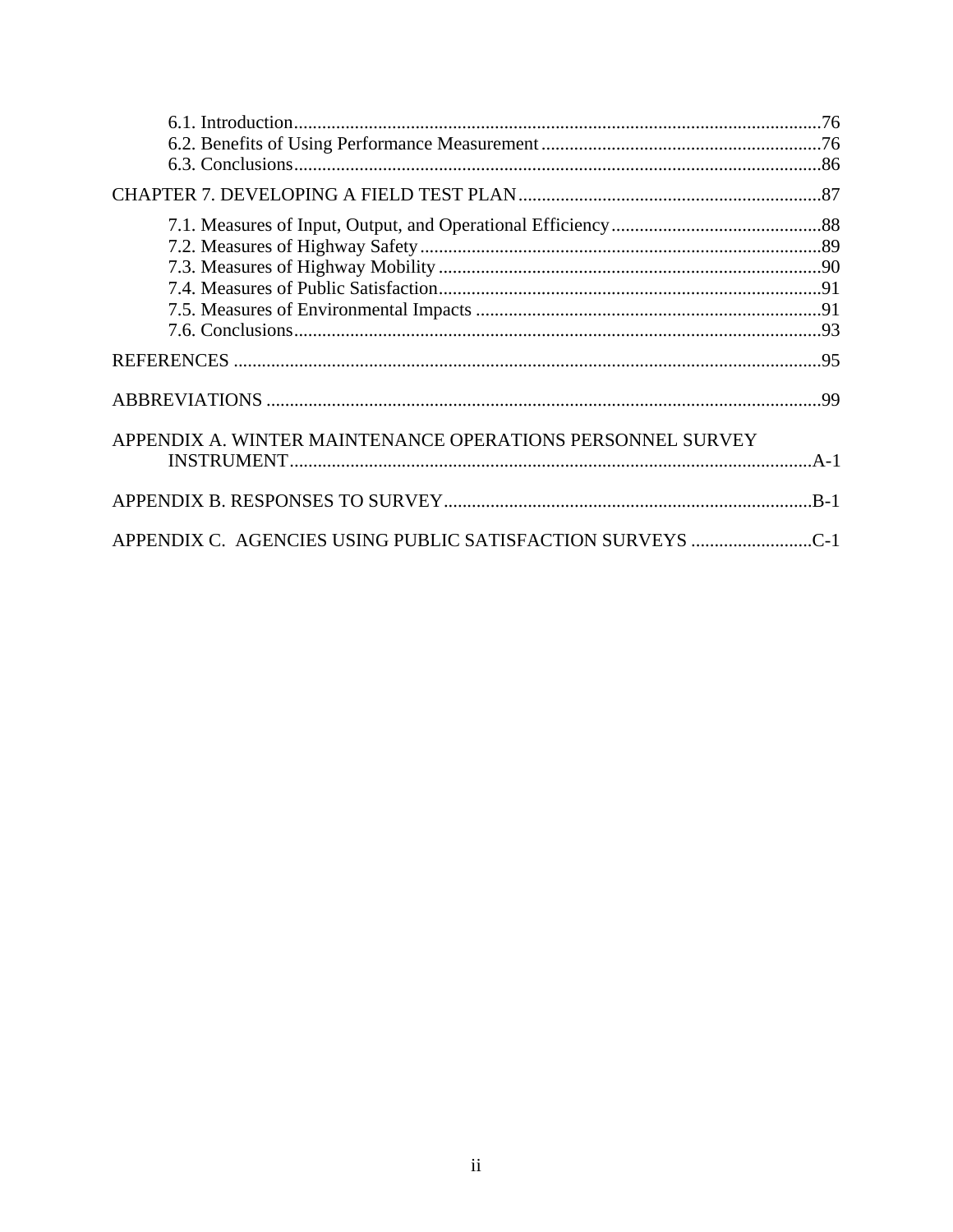6.1. Introduction....................................................................................................................76
6.2. Benefits of Using Performance Measurement............................................................76
6.3. Conclusions.................................................................................................................86

CHAPTER 7. DEVELOPING A FIELD TEST PLAN.................................................................87

7.1. Measures of Input, Output, and Operational Efficiency.............................................88
7.2. Measures of Highway Safety......................................................................................89
7.3. Measures of Highway Mobility..................................................................................90
7.4. Measures of Public Satisfaction..................................................................................91
7.5. Measures of Environmental Impacts...........................................................................91
7.6. Conclusions.................................................................................................................93

REFERENCES .............................................................................................................................95

ABBREVIATIONS ......................................................................................................................99

APPENDIX A. WINTER MAINTENANCE OPERATIONS PERSONNEL SURVEY INSTRUMENT...............................................................................................................A-1

APPENDIX B. RESPONSES TO SURVEY...............................................................................B-1

APPENDIX C. AGENCIES USING PUBLIC SATISFACTION SURVEYS ..........................C-1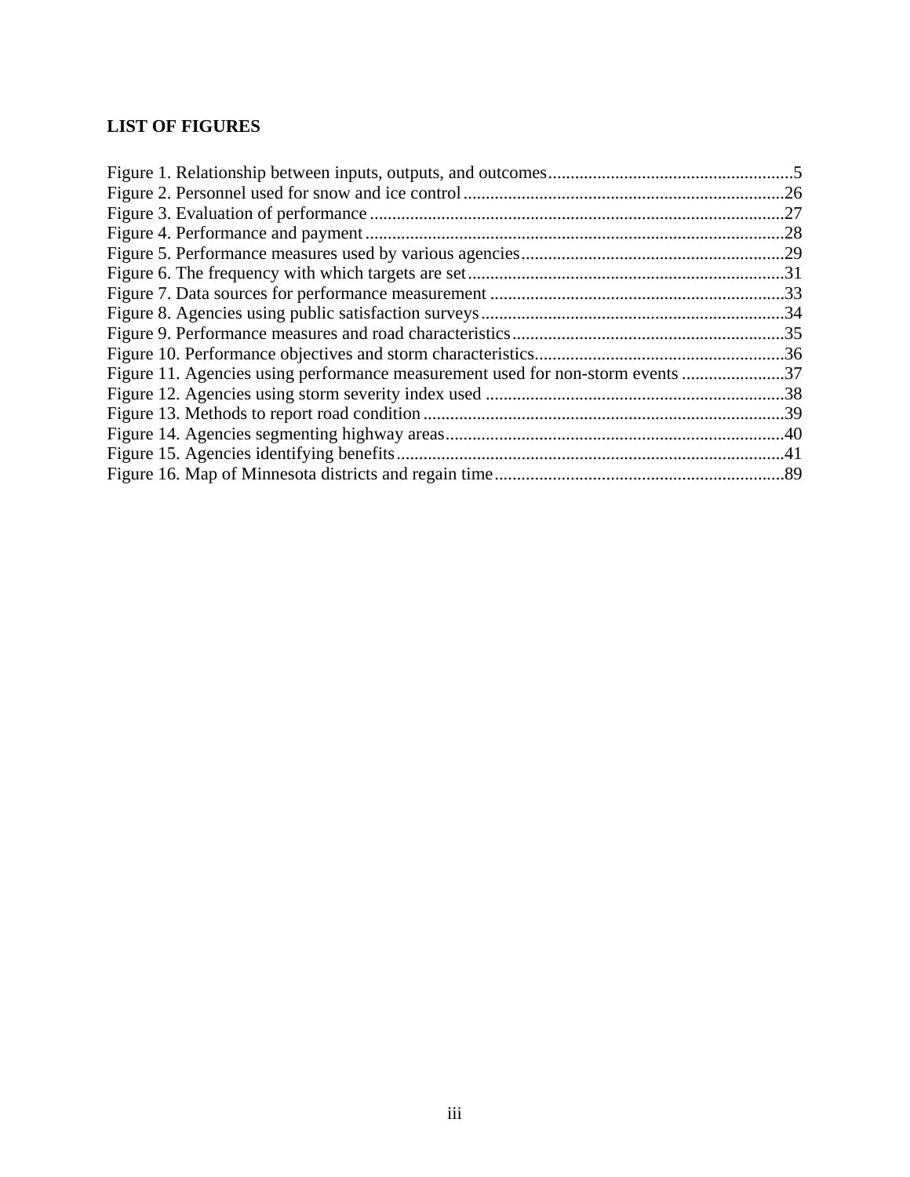**LIST OF FIGURES**

Figure 1. Relationship between inputs, outputs, and outcomes.......................................................5
Figure 2. Personnel used for snow and ice control........................................................................26
Figure 3. Evaluation of performance .............................................................................................27
Figure 4. Performance and payment..............................................................................................28
Figure 5. Performance measures used by various agencies...........................................................29
Figure 6. The frequency with which targets are set.......................................................................31
Figure 7. Data sources for performance measurement ..................................................................33
Figure 8. Agencies using public satisfaction surveys....................................................................34
Figure 9. Performance measures and road characteristics.............................................................35
Figure 10. Performance objectives and storm characteristics........................................................36
Figure 11. Agencies using performance measurement used for non-storm events .......................37
Figure 12. Agencies using storm severity index used ...................................................................38
Figure 13. Methods to report road condition.................................................................................39
Figure 14. Agencies segmenting highway areas............................................................................40
Figure 15. Agencies identifying benefits.......................................................................................41
Figure 16. Map of Minnesota districts and regain time.................................................................89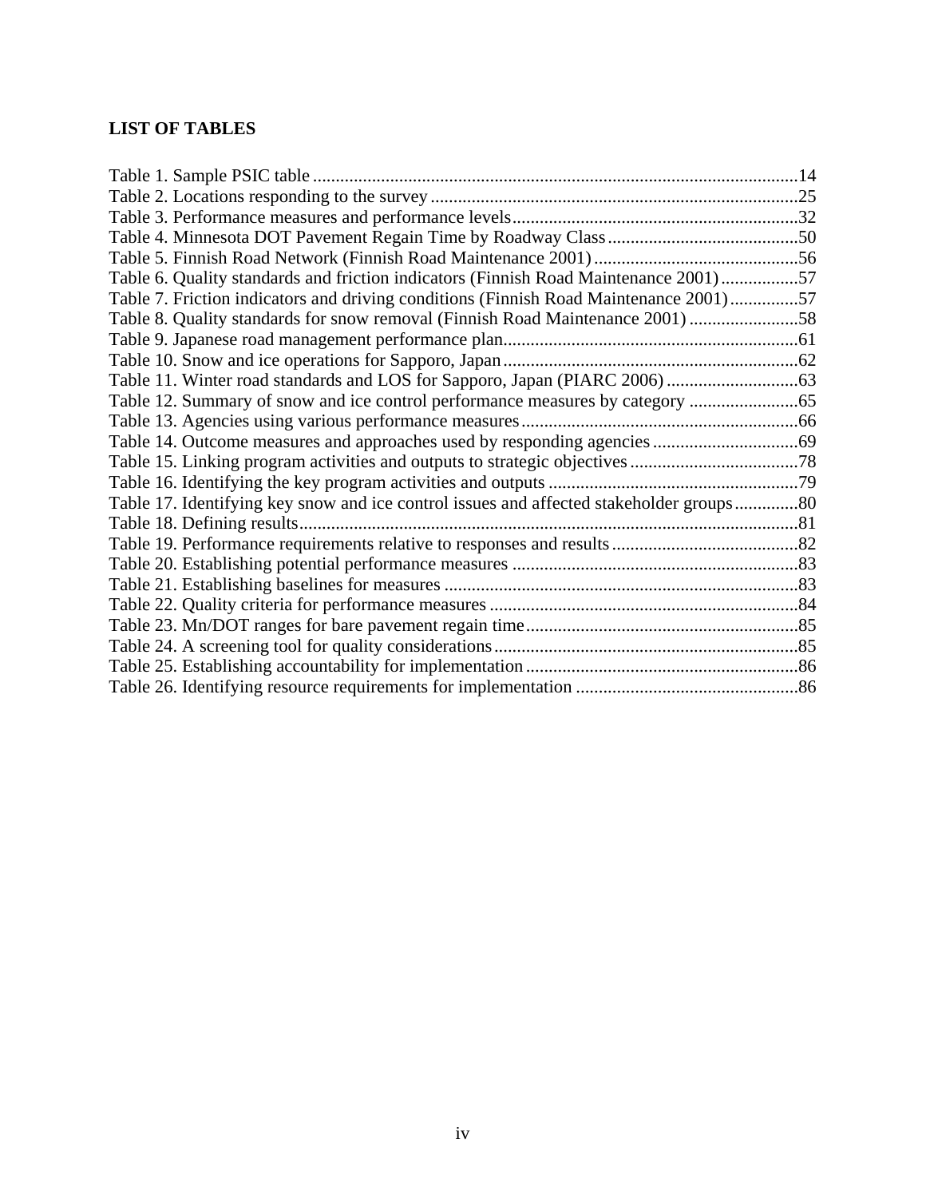## LIST OF TABLES

Table 1. Sample PSIC table ..........................................................................................................14
Table 2. Locations responding to the survey .................................................................................25
Table 3. Performance measures and performance levels...............................................................32
Table 4. Minnesota DOT Pavement Regain Time by Roadway Class..........................................50
Table 5. Finnish Road Network (Finnish Road Maintenance 2001).............................................56
Table 6. Quality standards and friction indicators (Finnish Road Maintenance 2001).................57
Table 7. Friction indicators and driving conditions (Finnish Road Maintenance 2001)...............57
Table 8. Quality standards for snow removal (Finnish Road Maintenance 2001) ........................58
Table 9. Japanese road management performance plan.................................................................61
Table 10. Snow and ice operations for Sapporo, Japan.................................................................62
Table 11. Winter road standards and LOS for Sapporo, Japan (PIARC 2006) .............................63
Table 12. Summary of snow and ice control performance measures by category ........................65
Table 13. Agencies using various performance measures.............................................................66
Table 14. Outcome measures and approaches used by responding agencies................................69
Table 15. Linking program activities and outputs to strategic objectives.....................................78
Table 16. Identifying the key program activities and outputs .......................................................79
Table 17. Identifying key snow and ice control issues and affected stakeholder groups..............80
Table 18. Defining results..............................................................................................................81
Table 19. Performance requirements relative to responses and results.........................................82
Table 20. Establishing potential performance measures ...............................................................83
Table 21. Establishing baselines for measures ..............................................................................83
Table 22. Quality criteria for performance measures ....................................................................84
Table 23. Mn/DOT ranges for bare pavement regain time............................................................85
Table 24. A screening tool for quality considerations...................................................................85
Table 25. Establishing accountability for implementation............................................................86
Table 26. Identifying resource requirements for implementation .................................................86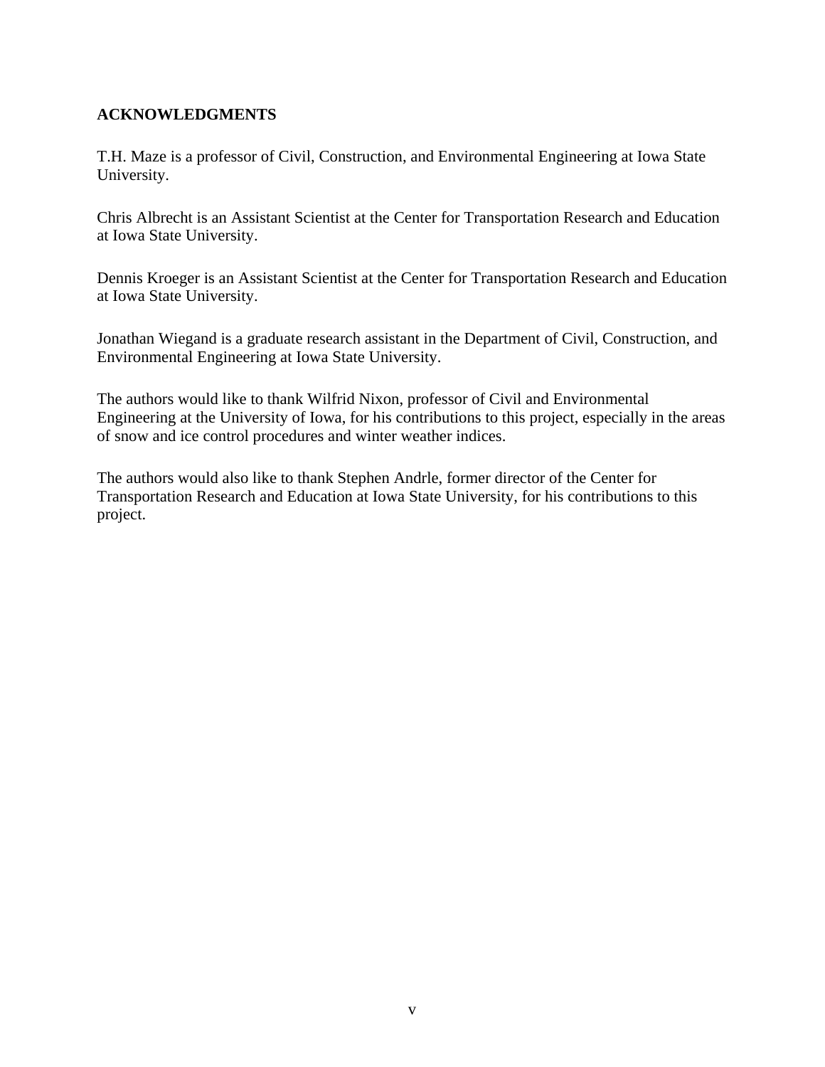## ACKNOWLEDGMENTS

T.H. Maze is a professor of Civil, Construction, and Environmental Engineering at Iowa State University.

Chris Albrecht is an Assistant Scientist at the Center for Transportation Research and Education at Iowa State University.

Dennis Kroeger is an Assistant Scientist at the Center for Transportation Research and Education at Iowa State University.

Jonathan Wiegand is a graduate research assistant in the Department of Civil, Construction, and Environmental Engineering at Iowa State University.

The authors would like to thank Wilfrid Nixon, professor of Civil and Environmental Engineering at the University of Iowa, for his contributions to this project, especially in the areas of snow and ice control procedures and winter weather indices.

The authors would also like to thank Stephen Andrle, former director of the Center for Transportation Research and Education at Iowa State University, for his contributions to this project.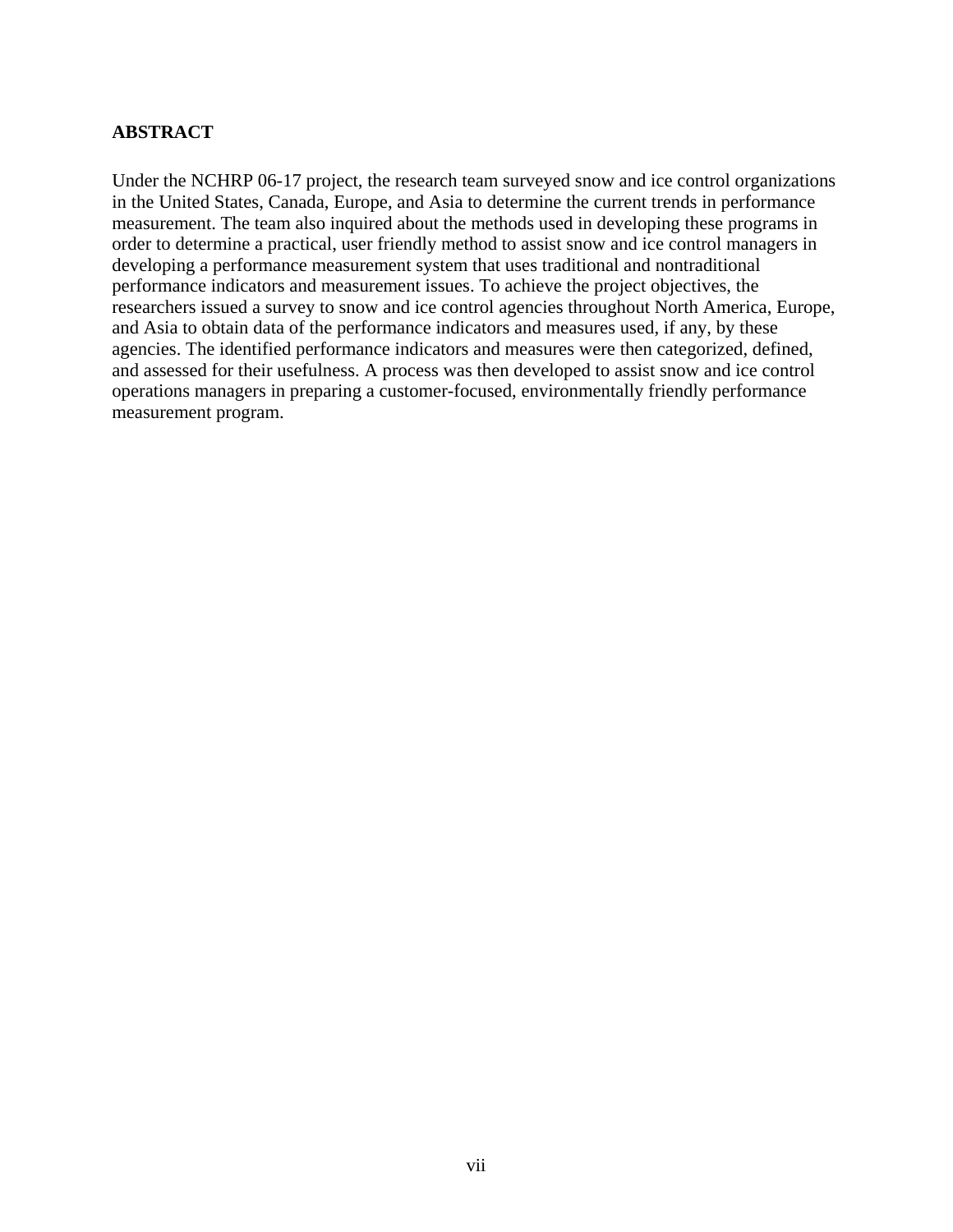## ABSTRACT

Under the NCHRP 06-17 project, the research team surveyed snow and ice control organizations in the United States, Canada, Europe, and Asia to determine the current trends in performance measurement. The team also inquired about the methods used in developing these programs in order to determine a practical, user friendly method to assist snow and ice control managers in developing a performance measurement system that uses traditional and nontraditional performance indicators and measurement issues. To achieve the project objectives, the researchers issued a survey to snow and ice control agencies throughout North America, Europe, and Asia to obtain data of the performance indicators and measures used, if any, by these agencies. The identified performance indicators and measures were then categorized, defined, and assessed for their usefulness. A process was then developed to assist snow and ice control operations managers in preparing a customer-focused, environmentally friendly performance measurement program.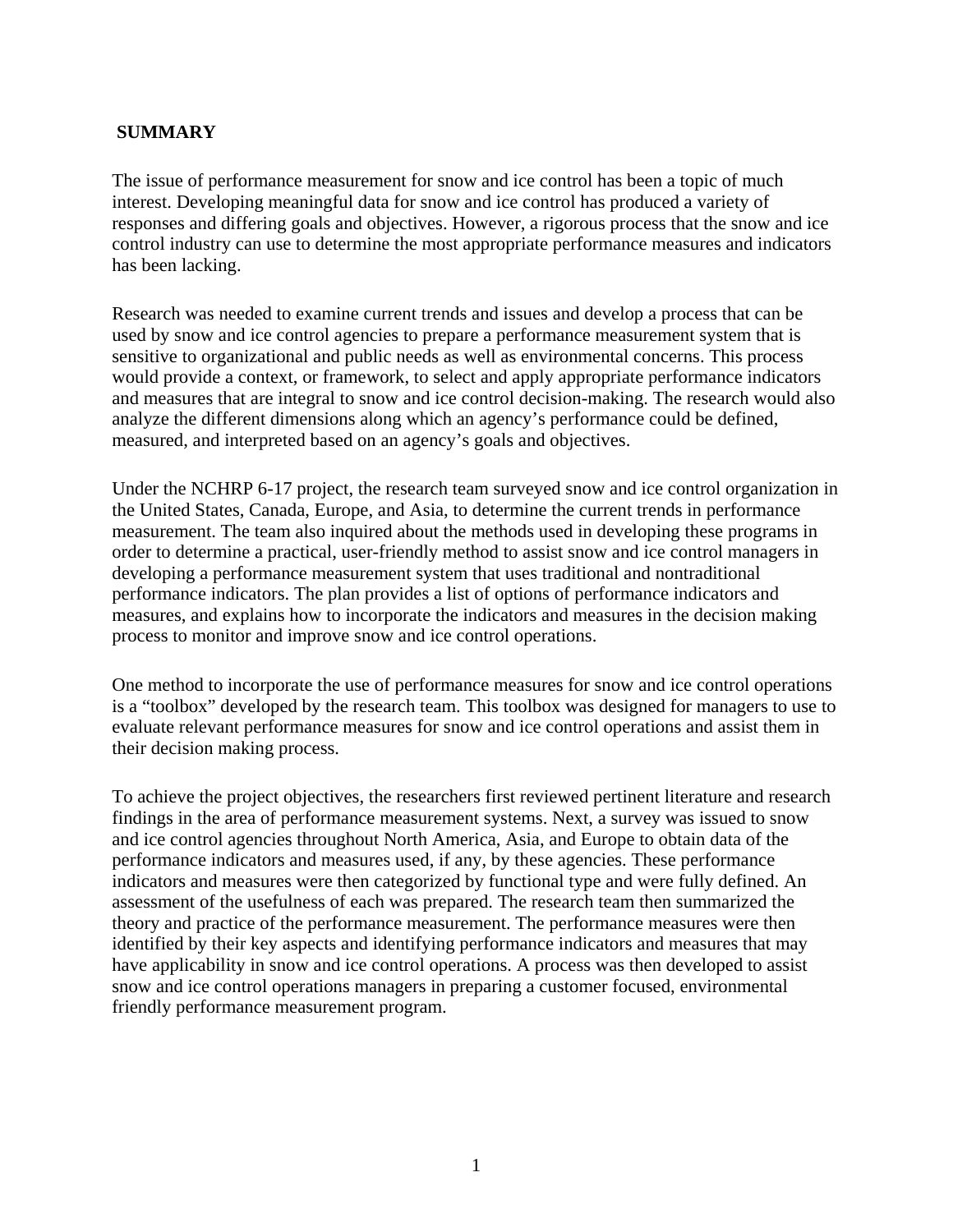## SUMMARY

The issue of performance measurement for snow and ice control has been a topic of much interest. Developing meaningful data for snow and ice control has produced a variety of responses and differing goals and objectives. However, a rigorous process that the snow and ice control industry can use to determine the most appropriate performance measures and indicators has been lacking.

Research was needed to examine current trends and issues and develop a process that can be used by snow and ice control agencies to prepare a performance measurement system that is sensitive to organizational and public needs as well as environmental concerns. This process would provide a context, or framework, to select and apply appropriate performance indicators and measures that are integral to snow and ice control decision-making. The research would also analyze the different dimensions along which an agency's performance could be defined, measured, and interpreted based on an agency's goals and objectives.

Under the NCHRP 6-17 project, the research team surveyed snow and ice control organization in the United States, Canada, Europe, and Asia, to determine the current trends in performance measurement. The team also inquired about the methods used in developing these programs in order to determine a practical, user-friendly method to assist snow and ice control managers in developing a performance measurement system that uses traditional and nontraditional performance indicators. The plan provides a list of options of performance indicators and measures, and explains how to incorporate the indicators and measures in the decision making process to monitor and improve snow and ice control operations.

One method to incorporate the use of performance measures for snow and ice control operations is a "toolbox" developed by the research team. This toolbox was designed for managers to use to evaluate relevant performance measures for snow and ice control operations and assist them in their decision making process.

To achieve the project objectives, the researchers first reviewed pertinent literature and research findings in the area of performance measurement systems. Next, a survey was issued to snow and ice control agencies throughout North America, Asia, and Europe to obtain data of the performance indicators and measures used, if any, by these agencies. These performance indicators and measures were then categorized by functional type and were fully defined. An assessment of the usefulness of each was prepared. The research team then summarized the theory and practice of the performance measurement. The performance measures were then identified by their key aspects and identifying performance indicators and measures that may have applicability in snow and ice control operations. A process was then developed to assist snow and ice control operations managers in preparing a customer focused, environmental friendly performance measurement program.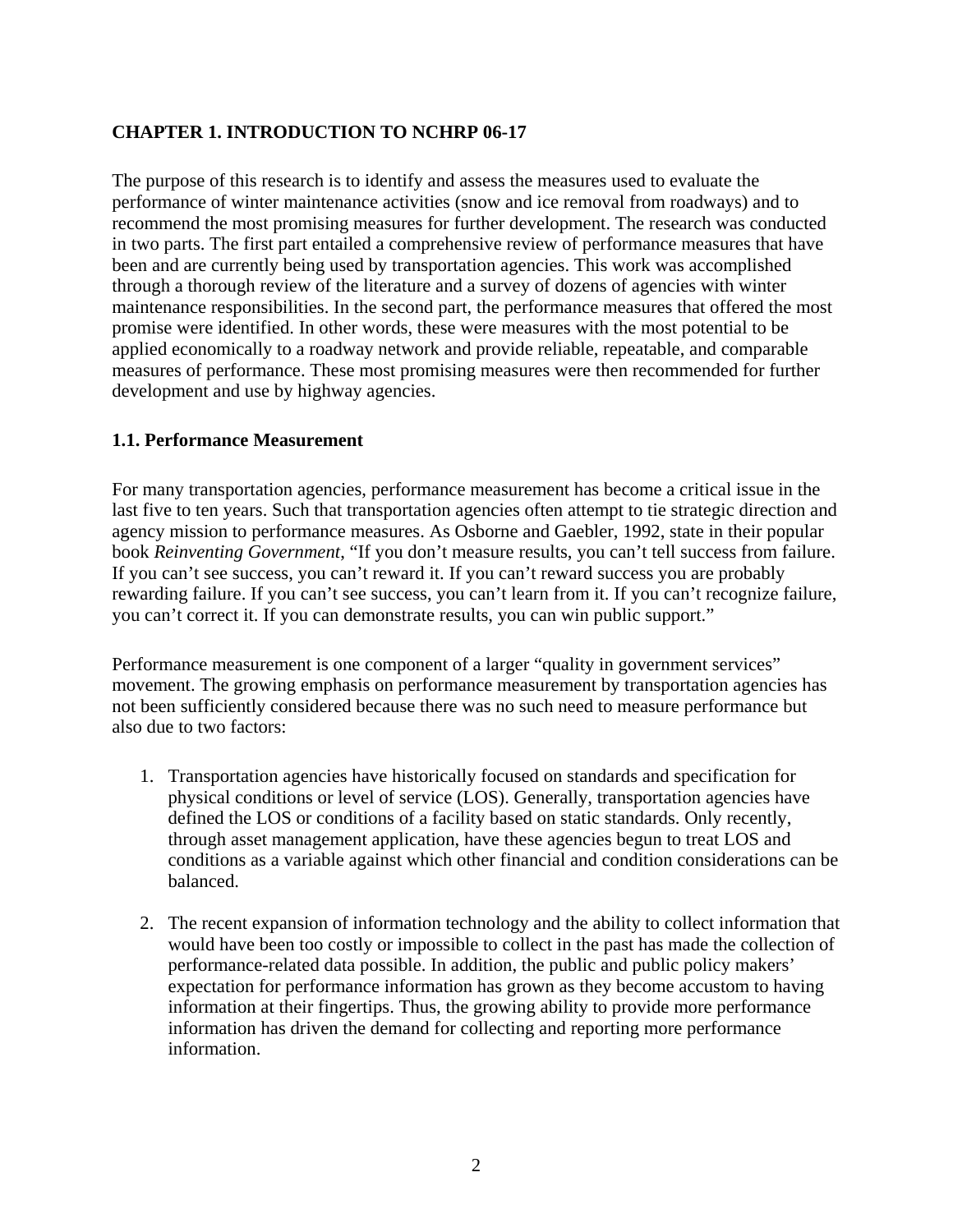## CHAPTER 1. INTRODUCTION TO NCHRP 06-17

The purpose of this research is to identify and assess the measures used to evaluate the performance of winter maintenance activities (snow and ice removal from roadways) and to recommend the most promising measures for further development. The research was conducted in two parts. The first part entailed a comprehensive review of performance measures that have been and are currently being used by transportation agencies. This work was accomplished through a thorough review of the literature and a survey of dozens of agencies with winter maintenance responsibilities. In the second part, the performance measures that offered the most promise were identified. In other words, these were measures with the most potential to be applied economically to a roadway network and provide reliable, repeatable, and comparable measures of performance. These most promising measures were then recommended for further development and use by highway agencies.

### 1.1. Performance Measurement

For many transportation agencies, performance measurement has become a critical issue in the last five to ten years. Such that transportation agencies often attempt to tie strategic direction and agency mission to performance measures. As Osborne and Gaebler, 1992, state in their popular book *Reinventing Government*, "If you don't measure results, you can't tell success from failure. If you can't see success, you can't reward it. If you can't reward success you are probably rewarding failure. If you can't see success, you can't learn from it. If you can't recognize failure, you can't correct it. If you can demonstrate results, you can win public support."

Performance measurement is one component of a larger "quality in government services" movement. The growing emphasis on performance measurement by transportation agencies has not been sufficiently considered because there was no such need to measure performance but also due to two factors:

1. Transportation agencies have historically focused on standards and specification for physical conditions or level of service (LOS). Generally, transportation agencies have defined the LOS or conditions of a facility based on static standards. Only recently, through asset management application, have these agencies begun to treat LOS and conditions as a variable against which other financial and condition considerations can be balanced.

2. The recent expansion of information technology and the ability to collect information that would have been too costly or impossible to collect in the past has made the collection of performance-related data possible. In addition, the public and public policy makers' expectation for performance information has grown as they become accustom to having information at their fingertips. Thus, the growing ability to provide more performance information has driven the demand for collecting and reporting more performance information.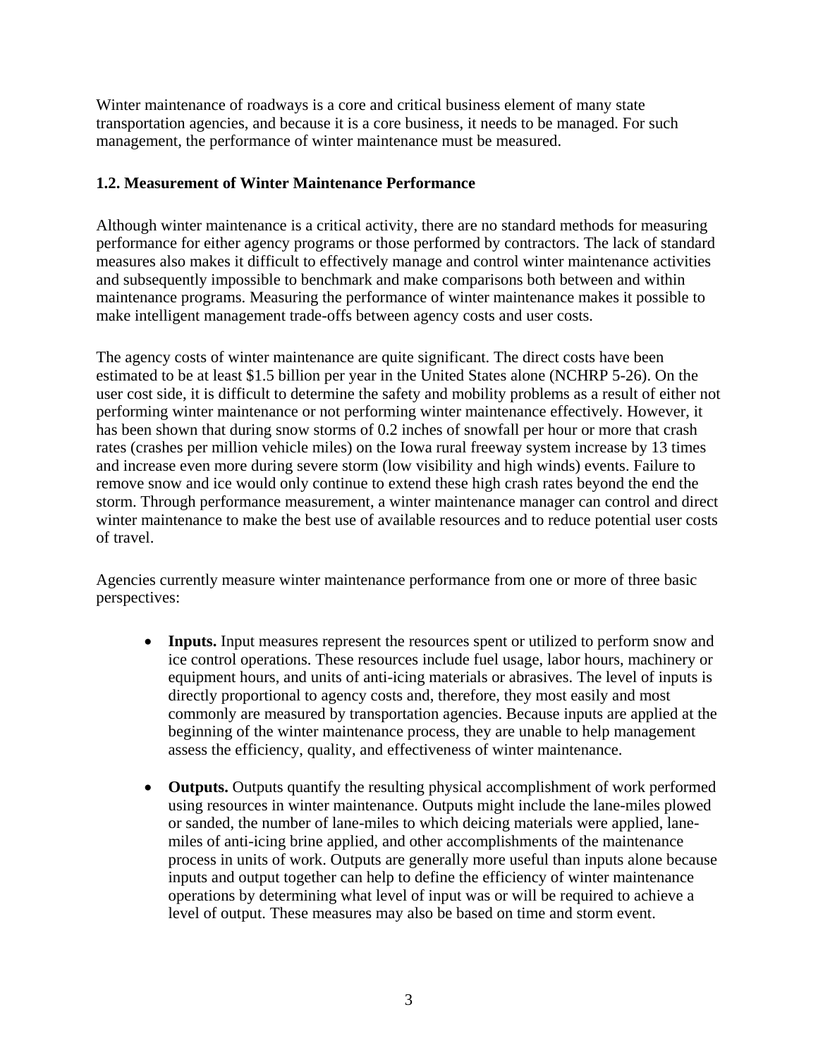Winter maintenance of roadways is a core and critical business element of many state transportation agencies, and because it is a core business, it needs to be managed. For such management, the performance of winter maintenance must be measured.

### 1.2. Measurement of Winter Maintenance Performance

Although winter maintenance is a critical activity, there are no standard methods for measuring performance for either agency programs or those performed by contractors. The lack of standard measures also makes it difficult to effectively manage and control winter maintenance activities and subsequently impossible to benchmark and make comparisons both between and within maintenance programs. Measuring the performance of winter maintenance makes it possible to make intelligent management trade-offs between agency costs and user costs.

The agency costs of winter maintenance are quite significant. The direct costs have been estimated to be at least $1.5 billion per year in the United States alone (NCHRP 5-26). On the user cost side, it is difficult to determine the safety and mobility problems as a result of either not performing winter maintenance or not performing winter maintenance effectively. However, it has been shown that during snow storms of 0.2 inches of snowfall per hour or more that crash rates (crashes per million vehicle miles) on the Iowa rural freeway system increase by 13 times and increase even more during severe storm (low visibility and high winds) events. Failure to remove snow and ice would only continue to extend these high crash rates beyond the end the storm. Through performance measurement, a winter maintenance manager can control and direct winter maintenance to make the best use of available resources and to reduce potential user costs of travel.

Agencies currently measure winter maintenance performance from one or more of three basic perspectives:

- **Inputs.** Input measures represent the resources spent or utilized to perform snow and ice control operations. These resources include fuel usage, labor hours, machinery or equipment hours, and units of anti-icing materials or abrasives. The level of inputs is directly proportional to agency costs and, therefore, they most easily and most commonly are measured by transportation agencies. Because inputs are applied at the beginning of the winter maintenance process, they are unable to help management assess the efficiency, quality, and effectiveness of winter maintenance.

- **Outputs.** Outputs quantify the resulting physical accomplishment of work performed using resources in winter maintenance. Outputs might include the lane-miles plowed or sanded, the number of lane-miles to which deicing materials were applied, lane-miles of anti-icing brine applied, and other accomplishments of the maintenance process in units of work. Outputs are generally more useful than inputs alone because inputs and output together can help to define the efficiency of winter maintenance operations by determining what level of input was or will be required to achieve a level of output. These measures may also be based on time and storm event.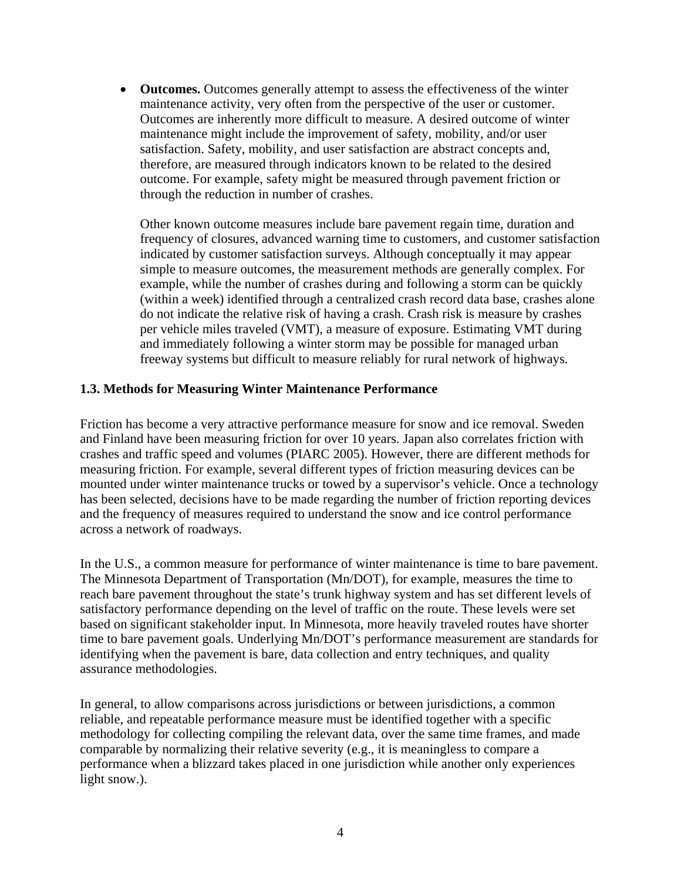- **Outcomes.** Outcomes generally attempt to assess the effectiveness of the winter maintenance activity, very often from the perspective of the user or customer. Outcomes are inherently more difficult to measure. A desired outcome of winter maintenance might include the improvement of safety, mobility, and/or user satisfaction. Safety, mobility, and user satisfaction are abstract concepts and, therefore, are measured through indicators known to be related to the desired outcome. For example, safety might be measured through pavement friction or through the reduction in number of crashes.

  Other known outcome measures include bare pavement regain time, duration and frequency of closures, advanced warning time to customers, and customer satisfaction indicated by customer satisfaction surveys. Although conceptually it may appear simple to measure outcomes, the measurement methods are generally complex. For example, while the number of crashes during and following a storm can be quickly (within a week) identified through a centralized crash record data base, crashes alone do not indicate the relative risk of having a crash. Crash risk is measure by crashes per vehicle miles traveled (VMT), a measure of exposure. Estimating VMT during and immediately following a winter storm may be possible for managed urban freeway systems but difficult to measure reliably for rural network of highways.

### 1.3. Methods for Measuring Winter Maintenance Performance

Friction has become a very attractive performance measure for snow and ice removal. Sweden and Finland have been measuring friction for over 10 years. Japan also correlates friction with crashes and traffic speed and volumes (PIARC 2005). However, there are different methods for measuring friction. For example, several different types of friction measuring devices can be mounted under winter maintenance trucks or towed by a supervisor's vehicle. Once a technology has been selected, decisions have to be made regarding the number of friction reporting devices and the frequency of measures required to understand the snow and ice control performance across a network of roadways.

In the U.S., a common measure for performance of winter maintenance is time to bare pavement. The Minnesota Department of Transportation (Mn/DOT), for example, measures the time to reach bare pavement throughout the state's trunk highway system and has set different levels of satisfactory performance depending on the level of traffic on the route. These levels were set based on significant stakeholder input. In Minnesota, more heavily traveled routes have shorter time to bare pavement goals. Underlying Mn/DOT's performance measurement are standards for identifying when the pavement is bare, data collection and entry techniques, and quality assurance methodologies.

In general, to allow comparisons across jurisdictions or between jurisdictions, a common reliable, and repeatable performance measure must be identified together with a specific methodology for collecting compiling the relevant data, over the same time frames, and made comparable by normalizing their relative severity (e.g., it is meaningless to compare a performance when a blizzard takes placed in one jurisdiction while another only experiences light snow.).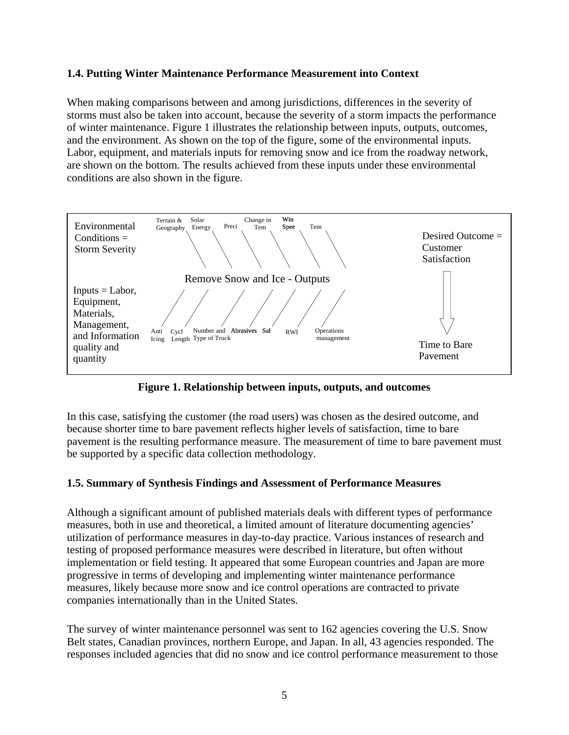### 1.4. Putting Winter Maintenance Performance Measurement into Context

When making comparisons between and among jurisdictions, differences in the severity of storms must also be taken into account, because the severity of a storm impacts the performance of winter maintenance. Figure 1 illustrates the relationship between inputs, outputs, outcomes, and the environment. As shown on the top of the figure, some of the environmental inputs. Labor, equipment, and materials inputs for removing snow and ice from the roadway network, are shown on the bottom. The results achieved from these inputs under these environmental conditions are also shown in the figure.

Environmental Conditions = Storm Severity

Terrain & Geography | Solar Energy | Preci | Change in Tem | Win Spee | Tem

Desired Outcome = Customer Satisfaction

Remove Snow and Ice - Outputs

Inputs = Labor, Equipment, Materials, Management, and Information quality and quantity

Anti Icing | Cycl Length | Number and Type of Truck | Abrasives | Sal | RWI | Operations management

Time to Bare Pavement

**Figure 1. Relationship between inputs, outputs, and outcomes**

In this case, satisfying the customer (the road users) was chosen as the desired outcome, and because shorter time to bare pavement reflects higher levels of satisfaction, time to bare pavement is the resulting performance measure. The measurement of time to bare pavement must be supported by a specific data collection methodology.

### 1.5. Summary of Synthesis Findings and Assessment of Performance Measures

Although a significant amount of published materials deals with different types of performance measures, both in use and theoretical, a limited amount of literature documenting agencies' utilization of performance measures in day-to-day practice. Various instances of research and testing of proposed performance measures were described in literature, but often without implementation or field testing. It appeared that some European countries and Japan are more progressive in terms of developing and implementing winter maintenance performance measures, likely because more snow and ice control operations are contracted to private companies internationally than in the United States.

The survey of winter maintenance personnel was sent to 162 agencies covering the U.S. Snow Belt states, Canadian provinces, northern Europe, and Japan. In all, 43 agencies responded. The responses included agencies that did no snow and ice control performance measurement to those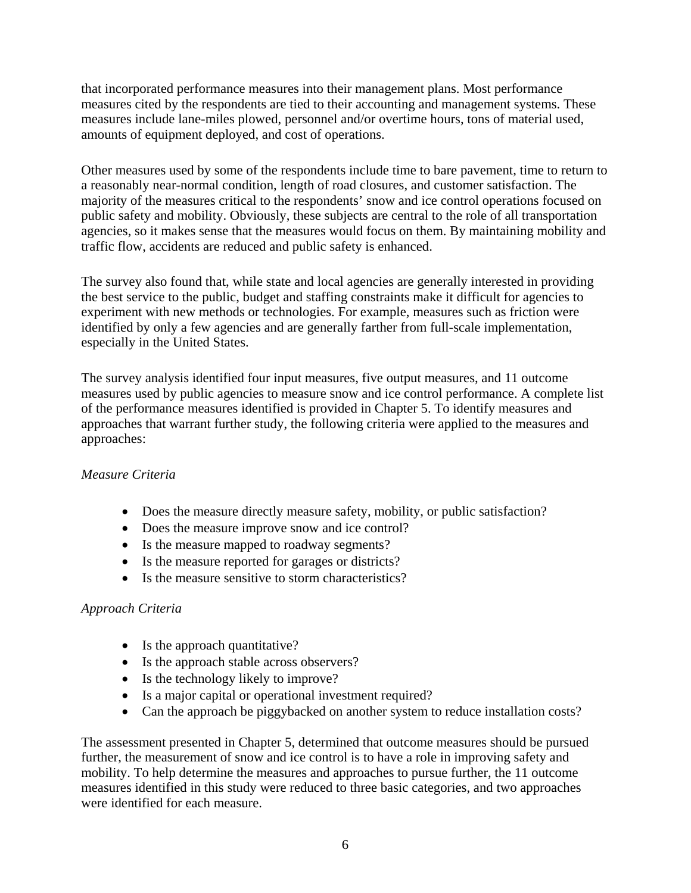that incorporated performance measures into their management plans. Most performance measures cited by the respondents are tied to their accounting and management systems. These measures include lane-miles plowed, personnel and/or overtime hours, tons of material used, amounts of equipment deployed, and cost of operations.

Other measures used by some of the respondents include time to bare pavement, time to return to a reasonably near-normal condition, length of road closures, and customer satisfaction. The majority of the measures critical to the respondents' snow and ice control operations focused on public safety and mobility. Obviously, these subjects are central to the role of all transportation agencies, so it makes sense that the measures would focus on them. By maintaining mobility and traffic flow, accidents are reduced and public safety is enhanced.

The survey also found that, while state and local agencies are generally interested in providing the best service to the public, budget and staffing constraints make it difficult for agencies to experiment with new methods or technologies. For example, measures such as friction were identified by only a few agencies and are generally farther from full-scale implementation, especially in the United States.

The survey analysis identified four input measures, five output measures, and 11 outcome measures used by public agencies to measure snow and ice control performance. A complete list of the performance measures identified is provided in Chapter 5. To identify measures and approaches that warrant further study, the following criteria were applied to the measures and approaches:

*Measure Criteria*

- Does the measure directly measure safety, mobility, or public satisfaction?
- Does the measure improve snow and ice control?
- Is the measure mapped to roadway segments?
- Is the measure reported for garages or districts?
- Is the measure sensitive to storm characteristics?

*Approach Criteria*

- Is the approach quantitative?
- Is the approach stable across observers?
- Is the technology likely to improve?
- Is a major capital or operational investment required?
- Can the approach be piggybacked on another system to reduce installation costs?

The assessment presented in Chapter 5, determined that outcome measures should be pursued further, the measurement of snow and ice control is to have a role in improving safety and mobility. To help determine the measures and approaches to pursue further, the 11 outcome measures identified in this study were reduced to three basic categories, and two approaches were identified for each measure.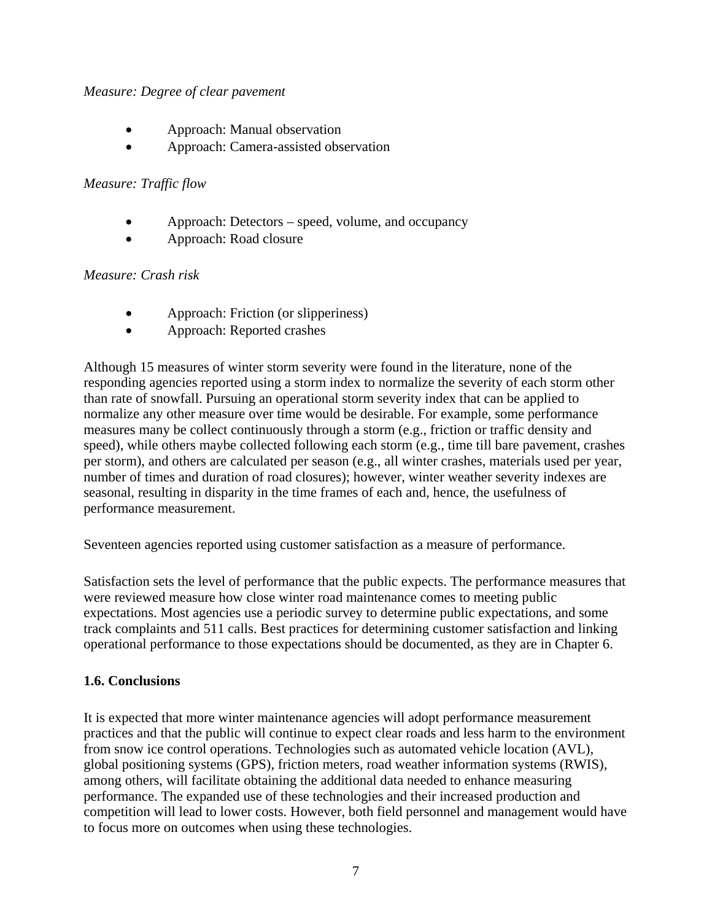*Measure: Degree of clear pavement*

- Approach: Manual observation
- Approach: Camera-assisted observation

*Measure: Traffic flow*

- Approach: Detectors – speed, volume, and occupancy
- Approach: Road closure

*Measure: Crash risk*

- Approach: Friction (or slipperiness)
- Approach: Reported crashes

Although 15 measures of winter storm severity were found in the literature, none of the responding agencies reported using a storm index to normalize the severity of each storm other than rate of snowfall. Pursuing an operational storm severity index that can be applied to normalize any other measure over time would be desirable. For example, some performance measures many be collect continuously through a storm (e.g., friction or traffic density and speed), while others maybe collected following each storm (e.g., time till bare pavement, crashes per storm), and others are calculated per season (e.g., all winter crashes, materials used per year, number of times and duration of road closures); however, winter weather severity indexes are seasonal, resulting in disparity in the time frames of each and, hence, the usefulness of performance measurement.

Seventeen agencies reported using customer satisfaction as a measure of performance.

Satisfaction sets the level of performance that the public expects. The performance measures that were reviewed measure how close winter road maintenance comes to meeting public expectations. Most agencies use a periodic survey to determine public expectations, and some track complaints and 511 calls. Best practices for determining customer satisfaction and linking operational performance to those expectations should be documented, as they are in Chapter 6.

### 1.6. Conclusions

It is expected that more winter maintenance agencies will adopt performance measurement practices and that the public will continue to expect clear roads and less harm to the environment from snow ice control operations. Technologies such as automated vehicle location (AVL), global positioning systems (GPS), friction meters, road weather information systems (RWIS), among others, will facilitate obtaining the additional data needed to enhance measuring performance. The expanded use of these technologies and their increased production and competition will lead to lower costs. However, both field personnel and management would have to focus more on outcomes when using these technologies.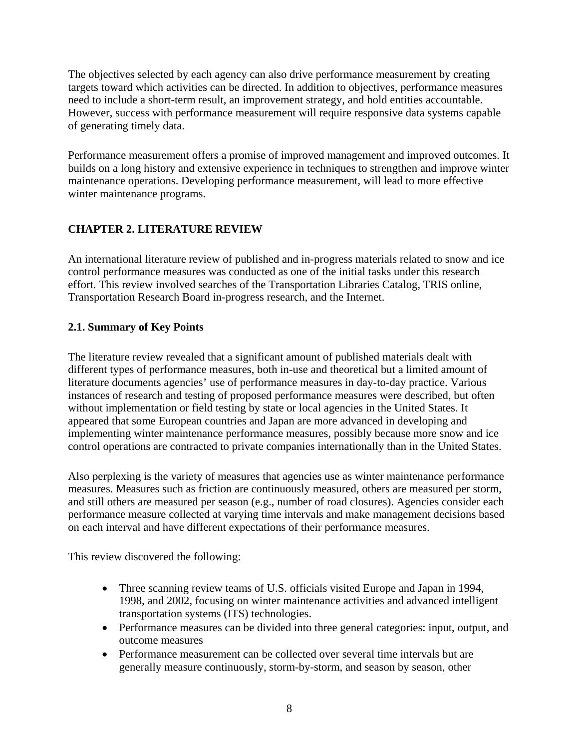The objectives selected by each agency can also drive performance measurement by creating targets toward which activities can be directed. In addition to objectives, performance measures need to include a short-term result, an improvement strategy, and hold entities accountable. However, success with performance measurement will require responsive data systems capable of generating timely data.

Performance measurement offers a promise of improved management and improved outcomes. It builds on a long history and extensive experience in techniques to strengthen and improve winter maintenance operations. Developing performance measurement, will lead to more effective winter maintenance programs.

## CHAPTER 2. LITERATURE REVIEW

An international literature review of published and in-progress materials related to snow and ice control performance measures was conducted as one of the initial tasks under this research effort. This review involved searches of the Transportation Libraries Catalog, TRIS online, Transportation Research Board in-progress research, and the Internet.

### 2.1. Summary of Key Points

The literature review revealed that a significant amount of published materials dealt with different types of performance measures, both in-use and theoretical but a limited amount of literature documents agencies' use of performance measures in day-to-day practice. Various instances of research and testing of proposed performance measures were described, but often without implementation or field testing by state or local agencies in the United States. It appeared that some European countries and Japan are more advanced in developing and implementing winter maintenance performance measures, possibly because more snow and ice control operations are contracted to private companies internationally than in the United States.

Also perplexing is the variety of measures that agencies use as winter maintenance performance measures. Measures such as friction are continuously measured, others are measured per storm, and still others are measured per season (e.g., number of road closures). Agencies consider each performance measure collected at varying time intervals and make management decisions based on each interval and have different expectations of their performance measures.

This review discovered the following:

- Three scanning review teams of U.S. officials visited Europe and Japan in 1994, 1998, and 2002, focusing on winter maintenance activities and advanced intelligent transportation systems (ITS) technologies.
- Performance measures can be divided into three general categories: input, output, and outcome measures
- Performance measurement can be collected over several time intervals but are generally measure continuously, storm-by-storm, and season by season, other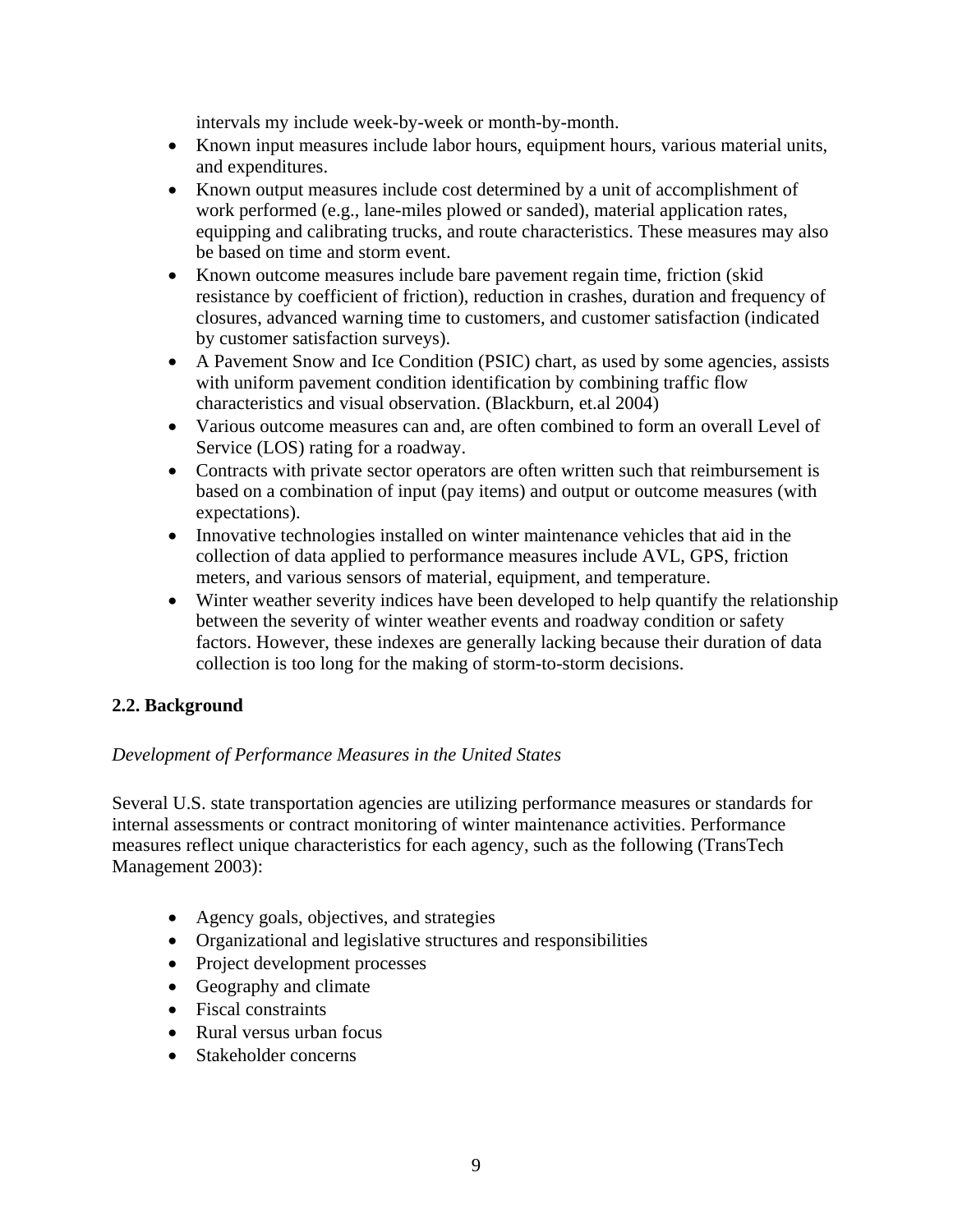intervals my include week-by-week or month-by-month.

- Known input measures include labor hours, equipment hours, various material units, and expenditures.
- Known output measures include cost determined by a unit of accomplishment of work performed (e.g., lane-miles plowed or sanded), material application rates, equipping and calibrating trucks, and route characteristics. These measures may also be based on time and storm event.
- Known outcome measures include bare pavement regain time, friction (skid resistance by coefficient of friction), reduction in crashes, duration and frequency of closures, advanced warning time to customers, and customer satisfaction (indicated by customer satisfaction surveys).
- A Pavement Snow and Ice Condition (PSIC) chart, as used by some agencies, assists with uniform pavement condition identification by combining traffic flow characteristics and visual observation. (Blackburn, et.al 2004)
- Various outcome measures can and, are often combined to form an overall Level of Service (LOS) rating for a roadway.
- Contracts with private sector operators are often written such that reimbursement is based on a combination of input (pay items) and output or outcome measures (with expectations).
- Innovative technologies installed on winter maintenance vehicles that aid in the collection of data applied to performance measures include AVL, GPS, friction meters, and various sensors of material, equipment, and temperature.
- Winter weather severity indices have been developed to help quantify the relationship between the severity of winter weather events and roadway condition or safety factors. However, these indexes are generally lacking because their duration of data collection is too long for the making of storm-to-storm decisions.

## 2.2. Background

*Development of Performance Measures in the United States*

Several U.S. state transportation agencies are utilizing performance measures or standards for internal assessments or contract monitoring of winter maintenance activities. Performance measures reflect unique characteristics for each agency, such as the following (TransTech Management 2003):

- Agency goals, objectives, and strategies
- Organizational and legislative structures and responsibilities
- Project development processes
- Geography and climate
- Fiscal constraints
- Rural versus urban focus
- Stakeholder concerns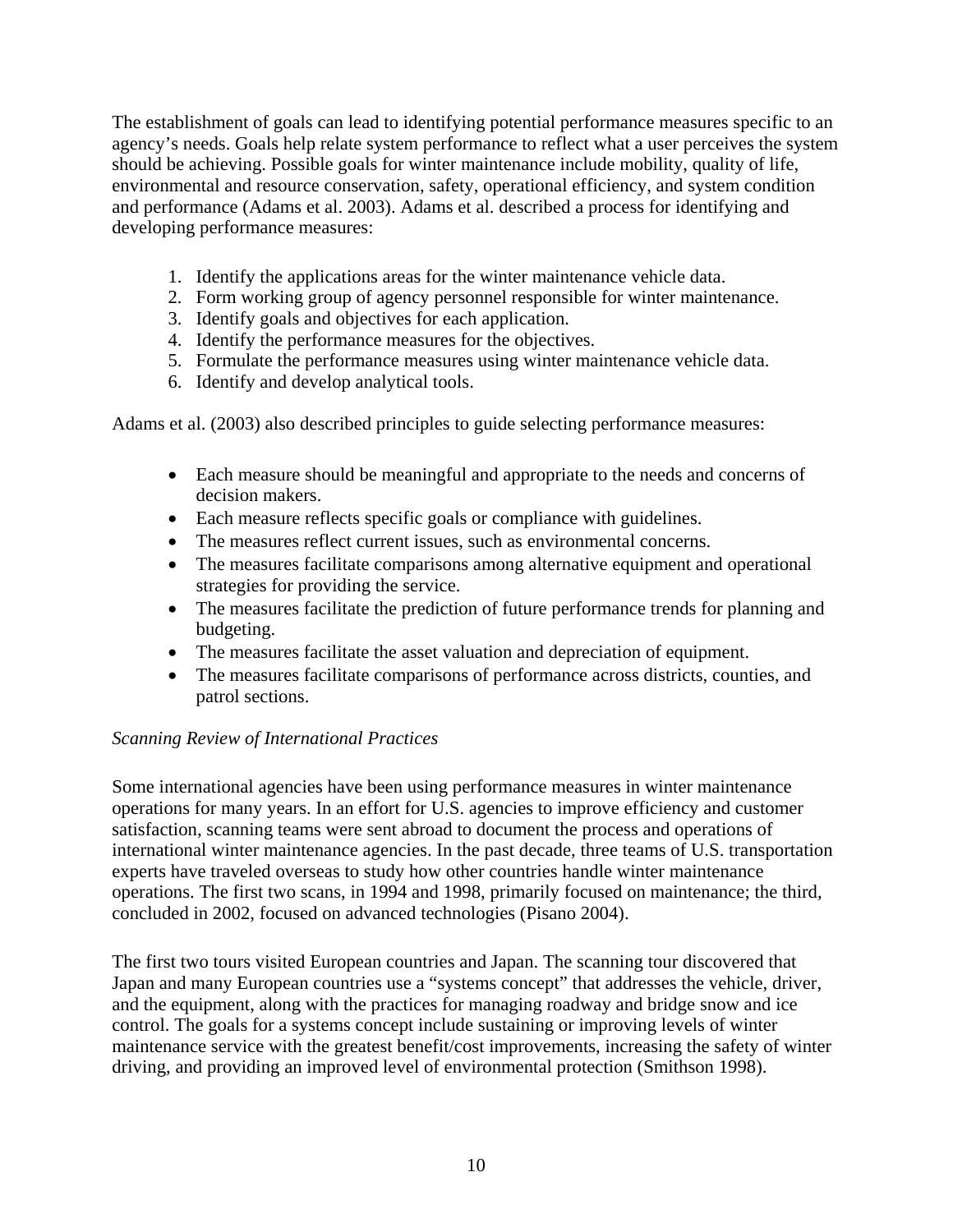The establishment of goals can lead to identifying potential performance measures specific to an agency's needs. Goals help relate system performance to reflect what a user perceives the system should be achieving. Possible goals for winter maintenance include mobility, quality of life, environmental and resource conservation, safety, operational efficiency, and system condition and performance (Adams et al. 2003). Adams et al. described a process for identifying and developing performance measures:

1. Identify the applications areas for the winter maintenance vehicle data.
2. Form working group of agency personnel responsible for winter maintenance.
3. Identify goals and objectives for each application.
4. Identify the performance measures for the objectives.
5. Formulate the performance measures using winter maintenance vehicle data.
6. Identify and develop analytical tools.

Adams et al. (2003) also described principles to guide selecting performance measures:

- Each measure should be meaningful and appropriate to the needs and concerns of decision makers.
- Each measure reflects specific goals or compliance with guidelines.
- The measures reflect current issues, such as environmental concerns.
- The measures facilitate comparisons among alternative equipment and operational strategies for providing the service.
- The measures facilitate the prediction of future performance trends for planning and budgeting.
- The measures facilitate the asset valuation and depreciation of equipment.
- The measures facilitate comparisons of performance across districts, counties, and patrol sections.

*Scanning Review of International Practices*

Some international agencies have been using performance measures in winter maintenance operations for many years. In an effort for U.S. agencies to improve efficiency and customer satisfaction, scanning teams were sent abroad to document the process and operations of international winter maintenance agencies. In the past decade, three teams of U.S. transportation experts have traveled overseas to study how other countries handle winter maintenance operations. The first two scans, in 1994 and 1998, primarily focused on maintenance; the third, concluded in 2002, focused on advanced technologies (Pisano 2004).

The first two tours visited European countries and Japan. The scanning tour discovered that Japan and many European countries use a "systems concept" that addresses the vehicle, driver, and the equipment, along with the practices for managing roadway and bridge snow and ice control. The goals for a systems concept include sustaining or improving levels of winter maintenance service with the greatest benefit/cost improvements, increasing the safety of winter driving, and providing an improved level of environmental protection (Smithson 1998).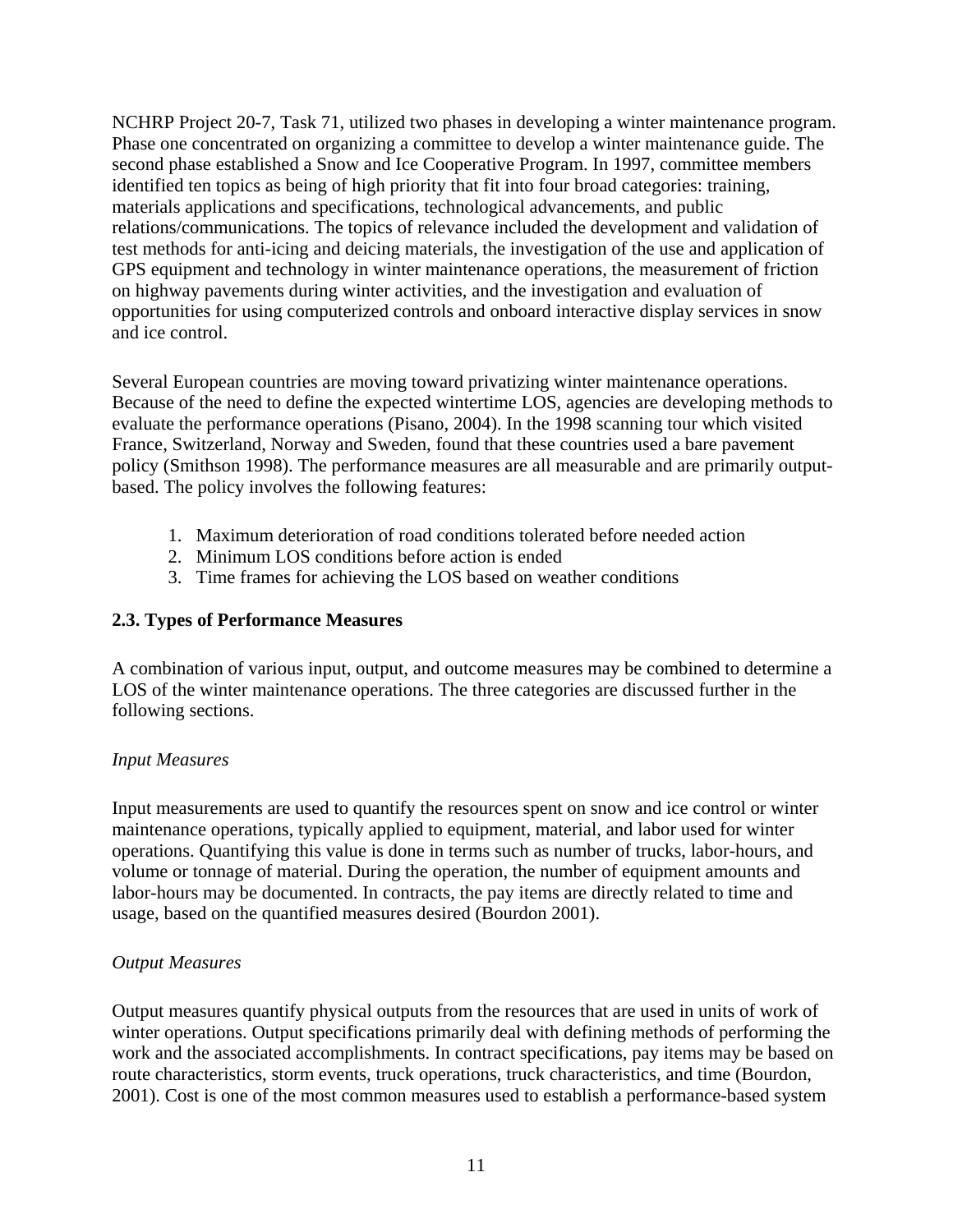NCHRP Project 20-7, Task 71, utilized two phases in developing a winter maintenance program. Phase one concentrated on organizing a committee to develop a winter maintenance guide. The second phase established a Snow and Ice Cooperative Program. In 1997, committee members identified ten topics as being of high priority that fit into four broad categories: training, materials applications and specifications, technological advancements, and public relations/communications. The topics of relevance included the development and validation of test methods for anti-icing and deicing materials, the investigation of the use and application of GPS equipment and technology in winter maintenance operations, the measurement of friction on highway pavements during winter activities, and the investigation and evaluation of opportunities for using computerized controls and onboard interactive display services in snow and ice control.

Several European countries are moving toward privatizing winter maintenance operations. Because of the need to define the expected wintertime LOS, agencies are developing methods to evaluate the performance operations (Pisano, 2004). In the 1998 scanning tour which visited France, Switzerland, Norway and Sweden, found that these countries used a bare pavement policy (Smithson 1998). The performance measures are all measurable and are primarily output-based. The policy involves the following features:

1. Maximum deterioration of road conditions tolerated before needed action
2. Minimum LOS conditions before action is ended
3. Time frames for achieving the LOS based on weather conditions

### 2.3. Types of Performance Measures

A combination of various input, output, and outcome measures may be combined to determine a LOS of the winter maintenance operations. The three categories are discussed further in the following sections.

*Input Measures*

Input measurements are used to quantify the resources spent on snow and ice control or winter maintenance operations, typically applied to equipment, material, and labor used for winter operations. Quantifying this value is done in terms such as number of trucks, labor-hours, and volume or tonnage of material. During the operation, the number of equipment amounts and labor-hours may be documented. In contracts, the pay items are directly related to time and usage, based on the quantified measures desired (Bourdon 2001).

*Output Measures*

Output measures quantify physical outputs from the resources that are used in units of work of winter operations. Output specifications primarily deal with defining methods of performing the work and the associated accomplishments. In contract specifications, pay items may be based on route characteristics, storm events, truck operations, truck characteristics, and time (Bourdon, 2001). Cost is one of the most common measures used to establish a performance-based system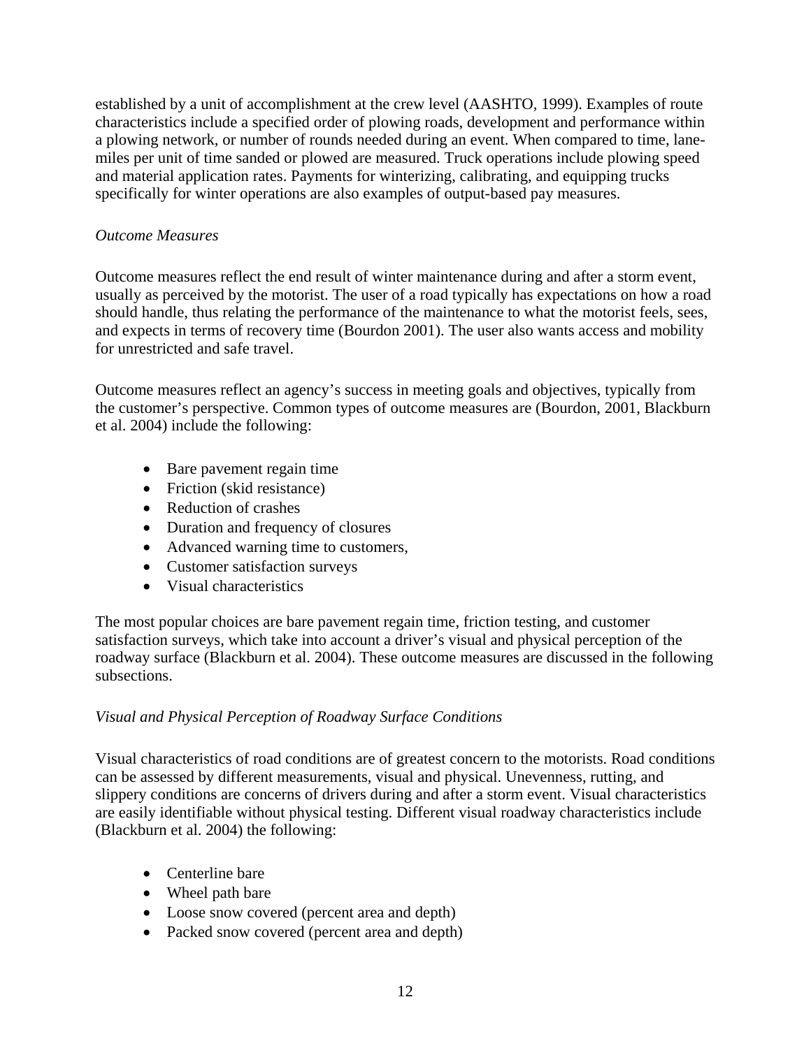established by a unit of accomplishment at the crew level (AASHTO, 1999). Examples of route characteristics include a specified order of plowing roads, development and performance within a plowing network, or number of rounds needed during an event. When compared to time, lane-miles per unit of time sanded or plowed are measured. Truck operations include plowing speed and material application rates. Payments for winterizing, calibrating, and equipping trucks specifically for winter operations are also examples of output-based pay measures.

*Outcome Measures*

Outcome measures reflect the end result of winter maintenance during and after a storm event, usually as perceived by the motorist. The user of a road typically has expectations on how a road should handle, thus relating the performance of the maintenance to what the motorist feels, sees, and expects in terms of recovery time (Bourdon 2001). The user also wants access and mobility for unrestricted and safe travel.

Outcome measures reflect an agency's success in meeting goals and objectives, typically from the customer's perspective. Common types of outcome measures are (Bourdon, 2001, Blackburn et al. 2004) include the following:

- Bare pavement regain time
- Friction (skid resistance)
- Reduction of crashes
- Duration and frequency of closures
- Advanced warning time to customers,
- Customer satisfaction surveys
- Visual characteristics

The most popular choices are bare pavement regain time, friction testing, and customer satisfaction surveys, which take into account a driver's visual and physical perception of the roadway surface (Blackburn et al. 2004). These outcome measures are discussed in the following subsections.

*Visual and Physical Perception of Roadway Surface Conditions*

Visual characteristics of road conditions are of greatest concern to the motorists. Road conditions can be assessed by different measurements, visual and physical. Unevenness, rutting, and slippery conditions are concerns of drivers during and after a storm event. Visual characteristics are easily identifiable without physical testing. Different visual roadway characteristics include (Blackburn et al. 2004) the following:

- Centerline bare
- Wheel path bare
- Loose snow covered (percent area and depth)
- Packed snow covered (percent area and depth)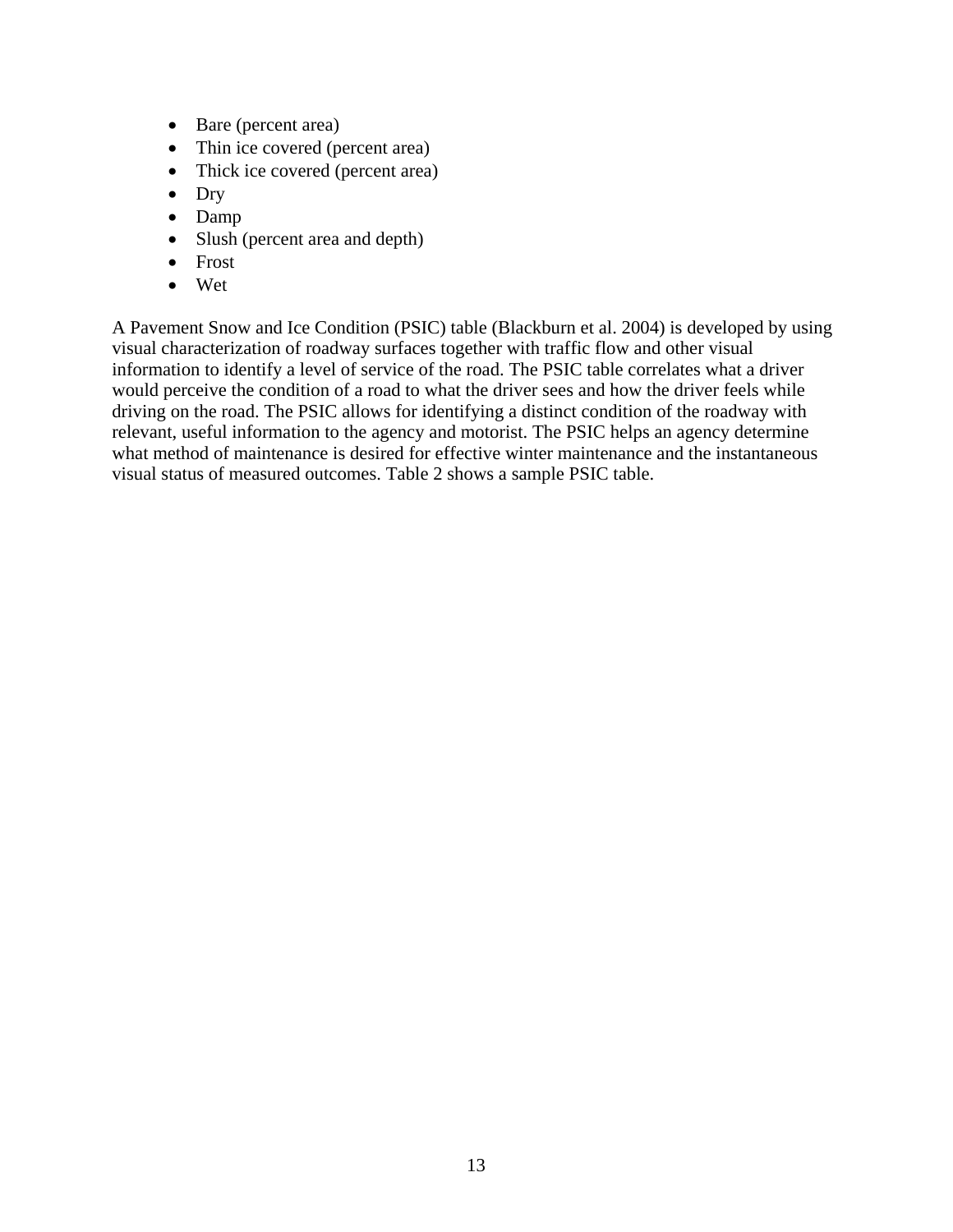- Bare (percent area)
- Thin ice covered (percent area)
- Thick ice covered (percent area)
- Dry
- Damp
- Slush (percent area and depth)
- Frost
- Wet

A Pavement Snow and Ice Condition (PSIC) table (Blackburn et al. 2004) is developed by using visual characterization of roadway surfaces together with traffic flow and other visual information to identify a level of service of the road. The PSIC table correlates what a driver would perceive the condition of a road to what the driver sees and how the driver feels while driving on the road. The PSIC allows for identifying a distinct condition of the roadway with relevant, useful information to the agency and motorist. The PSIC helps an agency determine what method of maintenance is desired for effective winter maintenance and the instantaneous visual status of measured outcomes. Table 2 shows a sample PSIC table.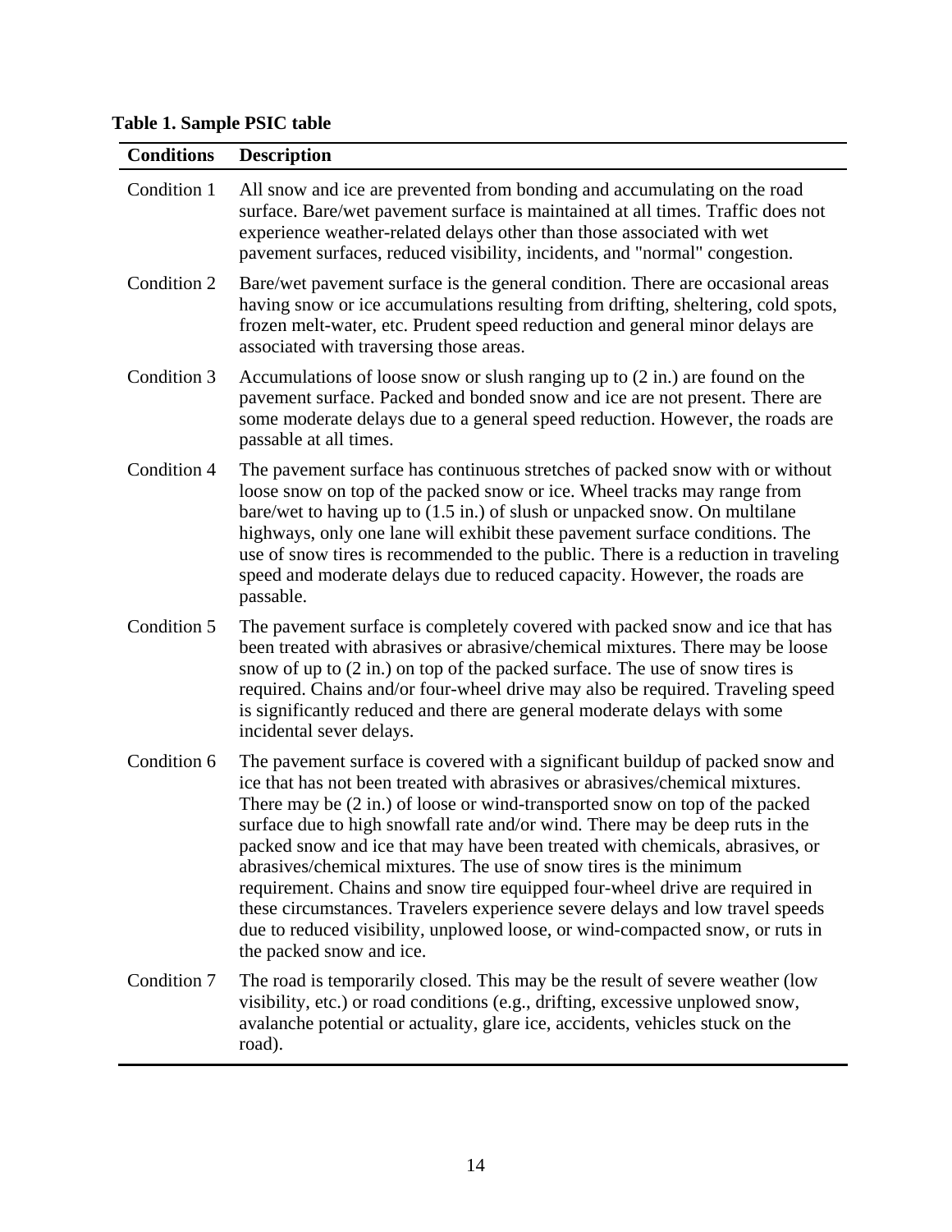**Table 1. Sample PSIC table**

| Conditions | Description |
| --- | --- |
| Condition 1 | All snow and ice are prevented from bonding and accumulating on the road surface. Bare/wet pavement surface is maintained at all times. Traffic does not experience weather-related delays other than those associated with wet pavement surfaces, reduced visibility, incidents, and "normal" congestion. |
| Condition 2 | Bare/wet pavement surface is the general condition. There are occasional areas having snow or ice accumulations resulting from drifting, sheltering, cold spots, frozen melt-water, etc. Prudent speed reduction and general minor delays are associated with traversing those areas. |
| Condition 3 | Accumulations of loose snow or slush ranging up to (2 in.) are found on the pavement surface. Packed and bonded snow and ice are not present. There are some moderate delays due to a general speed reduction. However, the roads are passable at all times. |
| Condition 4 | The pavement surface has continuous stretches of packed snow with or without loose snow on top of the packed snow or ice. Wheel tracks may range from bare/wet to having up to (1.5 in.) of slush or unpacked snow. On multilane highways, only one lane will exhibit these pavement surface conditions. The use of snow tires is recommended to the public. There is a reduction in traveling speed and moderate delays due to reduced capacity. However, the roads are passable. |
| Condition 5 | The pavement surface is completely covered with packed snow and ice that has been treated with abrasives or abrasive/chemical mixtures. There may be loose snow of up to (2 in.) on top of the packed surface. The use of snow tires is required. Chains and/or four-wheel drive may also be required. Traveling speed is significantly reduced and there are general moderate delays with some incidental sever delays. |
| Condition 6 | The pavement surface is covered with a significant buildup of packed snow and ice that has not been treated with abrasives or abrasives/chemical mixtures. There may be (2 in.) of loose or wind-transported snow on top of the packed surface due to high snowfall rate and/or wind. There may be deep ruts in the packed snow and ice that may have been treated with chemicals, abrasives, or abrasives/chemical mixtures. The use of snow tires is the minimum requirement. Chains and snow tire equipped four-wheel drive are required in these circumstances. Travelers experience severe delays and low travel speeds due to reduced visibility, unplowed loose, or wind-compacted snow, or ruts in the packed snow and ice. |
| Condition 7 | The road is temporarily closed. This may be the result of severe weather (low visibility, etc.) or road conditions (e.g., drifting, excessive unplowed snow, avalanche potential or actuality, glare ice, accidents, vehicles stuck on the road). |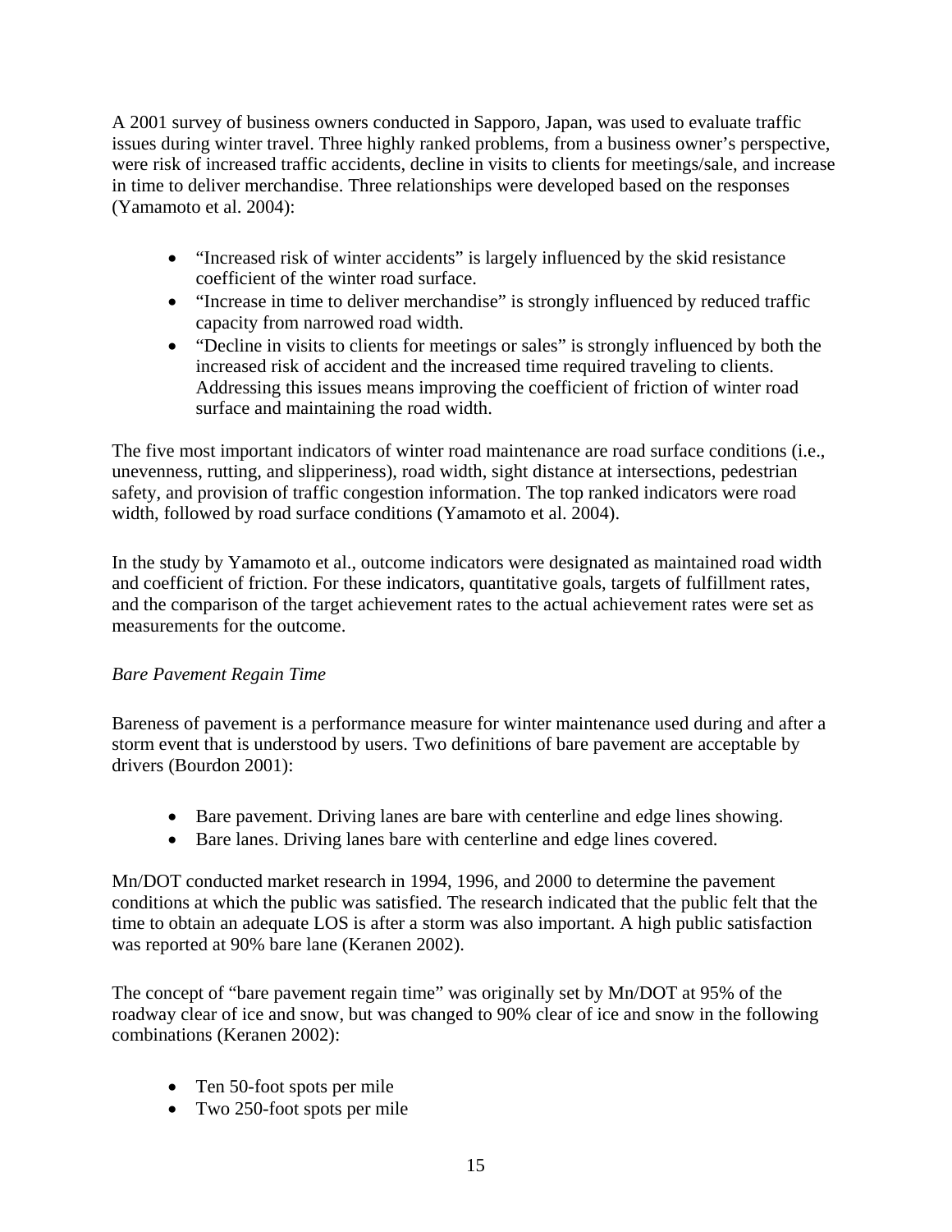A 2001 survey of business owners conducted in Sapporo, Japan, was used to evaluate traffic issues during winter travel. Three highly ranked problems, from a business owner's perspective, were risk of increased traffic accidents, decline in visits to clients for meetings/sale, and increase in time to deliver merchandise. Three relationships were developed based on the responses (Yamamoto et al. 2004):

- "Increased risk of winter accidents" is largely influenced by the skid resistance coefficient of the winter road surface.
- "Increase in time to deliver merchandise" is strongly influenced by reduced traffic capacity from narrowed road width.
- "Decline in visits to clients for meetings or sales" is strongly influenced by both the increased risk of accident and the increased time required traveling to clients. Addressing this issues means improving the coefficient of friction of winter road surface and maintaining the road width.

The five most important indicators of winter road maintenance are road surface conditions (i.e., unevenness, rutting, and slipperiness), road width, sight distance at intersections, pedestrian safety, and provision of traffic congestion information. The top ranked indicators were road width, followed by road surface conditions (Yamamoto et al. 2004).

In the study by Yamamoto et al., outcome indicators were designated as maintained road width and coefficient of friction. For these indicators, quantitative goals, targets of fulfillment rates, and the comparison of the target achievement rates to the actual achievement rates were set as measurements for the outcome.

*Bare Pavement Regain Time*

Bareness of pavement is a performance measure for winter maintenance used during and after a storm event that is understood by users. Two definitions of bare pavement are acceptable by drivers (Bourdon 2001):

- Bare pavement. Driving lanes are bare with centerline and edge lines showing.
- Bare lanes. Driving lanes bare with centerline and edge lines covered.

Mn/DOT conducted market research in 1994, 1996, and 2000 to determine the pavement conditions at which the public was satisfied. The research indicated that the public felt that the time to obtain an adequate LOS is after a storm was also important. A high public satisfaction was reported at 90% bare lane (Keranen 2002).

The concept of "bare pavement regain time" was originally set by Mn/DOT at 95% of the roadway clear of ice and snow, but was changed to 90% clear of ice and snow in the following combinations (Keranen 2002):

- Ten 50-foot spots per mile
- Two 250-foot spots per mile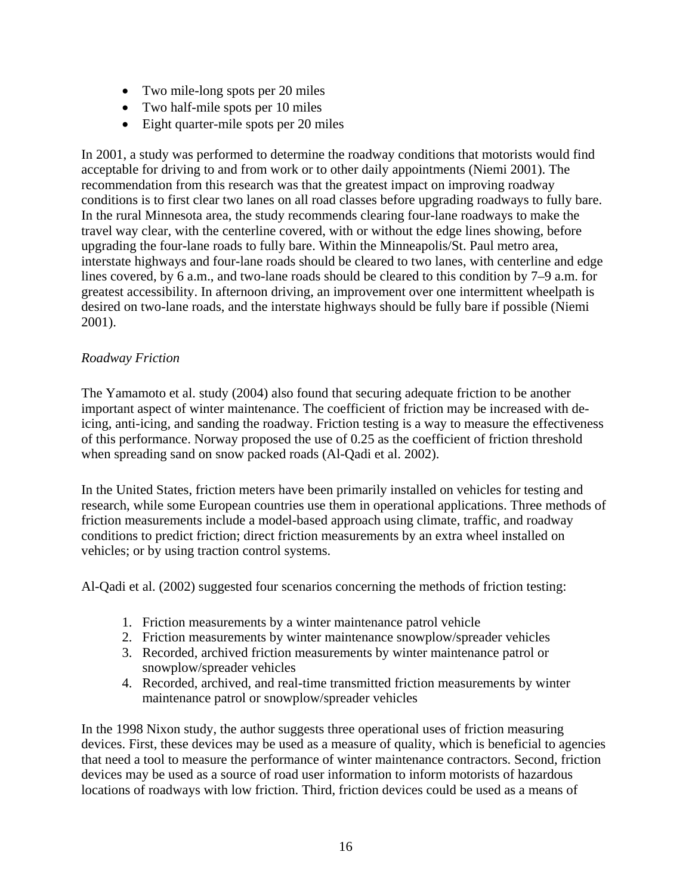- Two mile-long spots per 20 miles
- Two half-mile spots per 10 miles
- Eight quarter-mile spots per 20 miles

In 2001, a study was performed to determine the roadway conditions that motorists would find acceptable for driving to and from work or to other daily appointments (Niemi 2001). The recommendation from this research was that the greatest impact on improving roadway conditions is to first clear two lanes on all road classes before upgrading roadways to fully bare. In the rural Minnesota area, the study recommends clearing four-lane roadways to make the travel way clear, with the centerline covered, with or without the edge lines showing, before upgrading the four-lane roads to fully bare. Within the Minneapolis/St. Paul metro area, interstate highways and four-lane roads should be cleared to two lanes, with centerline and edge lines covered, by 6 a.m., and two-lane roads should be cleared to this condition by 7–9 a.m. for greatest accessibility. In afternoon driving, an improvement over one intermittent wheelpath is desired on two-lane roads, and the interstate highways should be fully bare if possible (Niemi 2001).

*Roadway Friction*

The Yamamoto et al. study (2004) also found that securing adequate friction to be another important aspect of winter maintenance. The coefficient of friction may be increased with de-icing, anti-icing, and sanding the roadway. Friction testing is a way to measure the effectiveness of this performance. Norway proposed the use of 0.25 as the coefficient of friction threshold when spreading sand on snow packed roads (Al-Qadi et al. 2002).

In the United States, friction meters have been primarily installed on vehicles for testing and research, while some European countries use them in operational applications. Three methods of friction measurements include a model-based approach using climate, traffic, and roadway conditions to predict friction; direct friction measurements by an extra wheel installed on vehicles; or by using traction control systems.

Al-Qadi et al. (2002) suggested four scenarios concerning the methods of friction testing:

1. Friction measurements by a winter maintenance patrol vehicle
2. Friction measurements by winter maintenance snowplow/spreader vehicles
3. Recorded, archived friction measurements by winter maintenance patrol or snowplow/spreader vehicles
4. Recorded, archived, and real-time transmitted friction measurements by winter maintenance patrol or snowplow/spreader vehicles

In the 1998 Nixon study, the author suggests three operational uses of friction measuring devices. First, these devices may be used as a measure of quality, which is beneficial to agencies that need a tool to measure the performance of winter maintenance contractors. Second, friction devices may be used as a source of road user information to inform motorists of hazardous locations of roadways with low friction. Third, friction devices could be used as a means of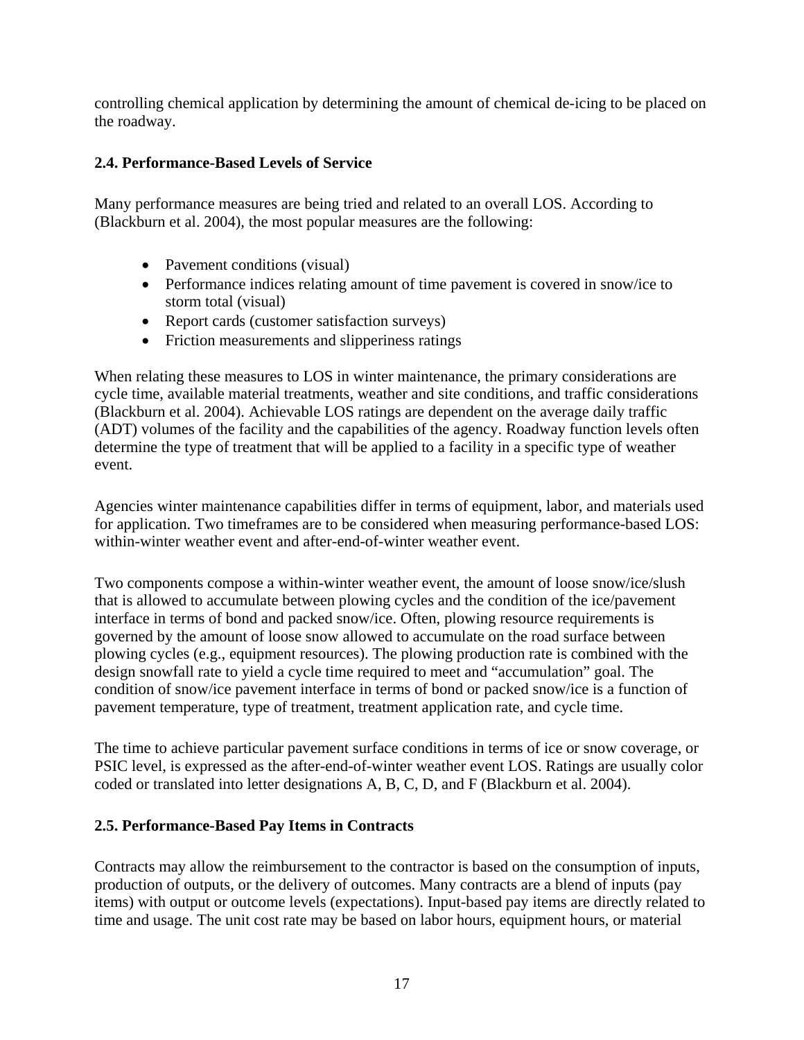controlling chemical application by determining the amount of chemical de-icing to be placed on the roadway.

### 2.4. Performance-Based Levels of Service

Many performance measures are being tried and related to an overall LOS. According to (Blackburn et al. 2004), the most popular measures are the following:

- Pavement conditions (visual)
- Performance indices relating amount of time pavement is covered in snow/ice to storm total (visual)
- Report cards (customer satisfaction surveys)
- Friction measurements and slipperiness ratings

When relating these measures to LOS in winter maintenance, the primary considerations are cycle time, available material treatments, weather and site conditions, and traffic considerations (Blackburn et al. 2004). Achievable LOS ratings are dependent on the average daily traffic (ADT) volumes of the facility and the capabilities of the agency. Roadway function levels often determine the type of treatment that will be applied to a facility in a specific type of weather event.

Agencies winter maintenance capabilities differ in terms of equipment, labor, and materials used for application. Two timeframes are to be considered when measuring performance-based LOS: within-winter weather event and after-end-of-winter weather event.

Two components compose a within-winter weather event, the amount of loose snow/ice/slush that is allowed to accumulate between plowing cycles and the condition of the ice/pavement interface in terms of bond and packed snow/ice. Often, plowing resource requirements is governed by the amount of loose snow allowed to accumulate on the road surface between plowing cycles (e.g., equipment resources). The plowing production rate is combined with the design snowfall rate to yield a cycle time required to meet and "accumulation" goal. The condition of snow/ice pavement interface in terms of bond or packed snow/ice is a function of pavement temperature, type of treatment, treatment application rate, and cycle time.

The time to achieve particular pavement surface conditions in terms of ice or snow coverage, or PSIC level, is expressed as the after-end-of-winter weather event LOS. Ratings are usually color coded or translated into letter designations A, B, C, D, and F (Blackburn et al. 2004).

### 2.5. Performance-Based Pay Items in Contracts

Contracts may allow the reimbursement to the contractor is based on the consumption of inputs, production of outputs, or the delivery of outcomes. Many contracts are a blend of inputs (pay items) with output or outcome levels (expectations). Input-based pay items are directly related to time and usage. The unit cost rate may be based on labor hours, equipment hours, or material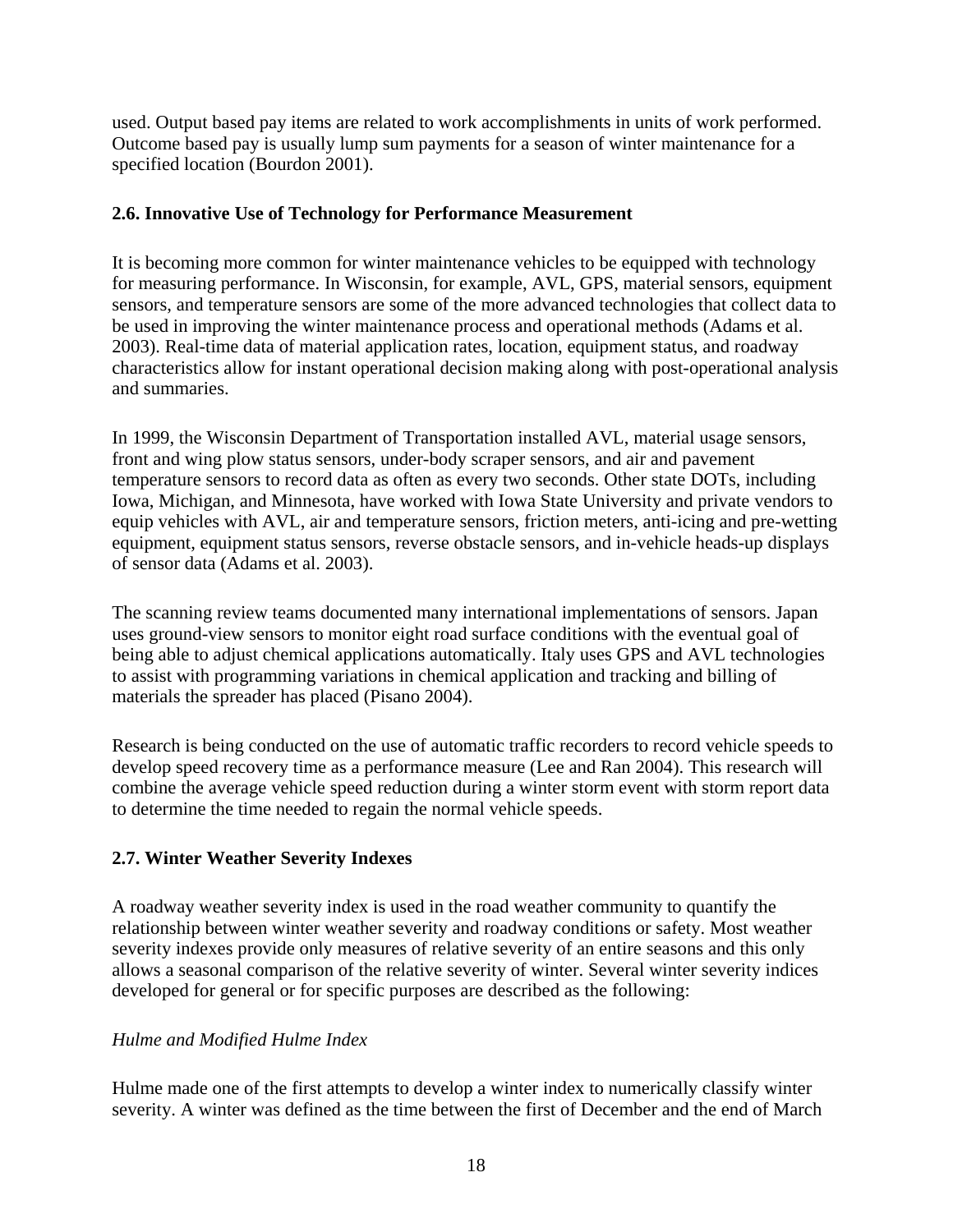used. Output based pay items are related to work accomplishments in units of work performed. Outcome based pay is usually lump sum payments for a season of winter maintenance for a specified location (Bourdon 2001).

### 2.6. Innovative Use of Technology for Performance Measurement

It is becoming more common for winter maintenance vehicles to be equipped with technology for measuring performance. In Wisconsin, for example, AVL, GPS, material sensors, equipment sensors, and temperature sensors are some of the more advanced technologies that collect data to be used in improving the winter maintenance process and operational methods (Adams et al. 2003). Real-time data of material application rates, location, equipment status, and roadway characteristics allow for instant operational decision making along with post-operational analysis and summaries.

In 1999, the Wisconsin Department of Transportation installed AVL, material usage sensors, front and wing plow status sensors, under-body scraper sensors, and air and pavement temperature sensors to record data as often as every two seconds. Other state DOTs, including Iowa, Michigan, and Minnesota, have worked with Iowa State University and private vendors to equip vehicles with AVL, air and temperature sensors, friction meters, anti-icing and pre-wetting equipment, equipment status sensors, reverse obstacle sensors, and in-vehicle heads-up displays of sensor data (Adams et al. 2003).

The scanning review teams documented many international implementations of sensors. Japan uses ground-view sensors to monitor eight road surface conditions with the eventual goal of being able to adjust chemical applications automatically. Italy uses GPS and AVL technologies to assist with programming variations in chemical application and tracking and billing of materials the spreader has placed (Pisano 2004).

Research is being conducted on the use of automatic traffic recorders to record vehicle speeds to develop speed recovery time as a performance measure (Lee and Ran 2004). This research will combine the average vehicle speed reduction during a winter storm event with storm report data to determine the time needed to regain the normal vehicle speeds.

### 2.7. Winter Weather Severity Indexes

A roadway weather severity index is used in the road weather community to quantify the relationship between winter weather severity and roadway conditions or safety. Most weather severity indexes provide only measures of relative severity of an entire seasons and this only allows a seasonal comparison of the relative severity of winter. Several winter severity indices developed for general or for specific purposes are described as the following:

*Hulme and Modified Hulme Index*

Hulme made one of the first attempts to develop a winter index to numerically classify winter severity. A winter was defined as the time between the first of December and the end of March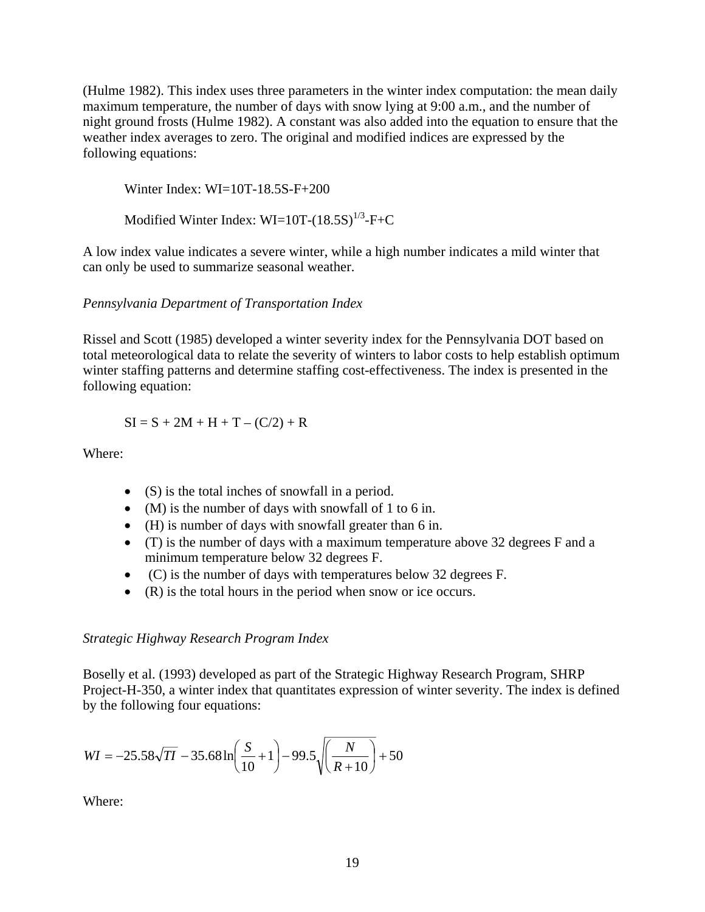(Hulme 1982). This index uses three parameters in the winter index computation: the mean daily maximum temperature, the number of days with snow lying at 9:00 a.m., and the number of night ground frosts (Hulme 1982). A constant was also added into the equation to ensure that the weather index averages to zero. The original and modified indices are expressed by the following equations:

Winter Index: $WI=10T-18.5S-F+200$

Modified Winter Index: $WI=10T-(18.5S)^{1/3}-F+C$

A low index value indicates a severe winter, while a high number indicates a mild winter that can only be used to summarize seasonal weather.

*Pennsylvania Department of Transportation Index*

Rissel and Scott (1985) developed a winter severity index for the Pennsylvania DOT based on total meteorological data to relate the severity of winters to labor costs to help establish optimum winter staffing patterns and determine staffing cost-effectiveness. The index is presented in the following equation:

$$SI = S + 2M + H + T - (C/2) + R$$

Where:

- (S) is the total inches of snowfall in a period.
- (M) is the number of days with snowfall of 1 to 6 in.
- (H) is number of days with snowfall greater than 6 in.
- (T) is the number of days with a maximum temperature above 32 degrees F and a minimum temperature below 32 degrees F.
- (C) is the number of days with temperatures below 32 degrees F.
- (R) is the total hours in the period when snow or ice occurs.

*Strategic Highway Research Program Index*

Boselly et al. (1993) developed as part of the Strategic Highway Research Program, SHRP Project-H-350, a winter index that quantitates expression of winter severity. The index is defined by the following four equations:

$$WI = -25.58\sqrt{TI} - 35.68\ln\left(\frac{S}{10}+1\right) - 99.5\sqrt{\left(\frac{N}{R+10}\right)} + 50$$

Where: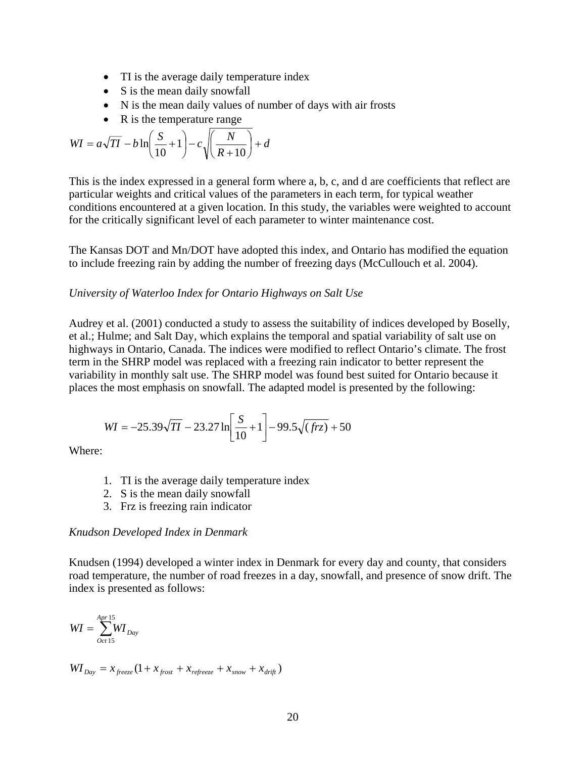- TI is the average daily temperature index
- S is the mean daily snowfall
- N is the mean daily values of number of days with air frosts
- R is the temperature range

$$WI = a\sqrt{TI} - b\ln\left(\frac{S}{10}+1\right) - c\sqrt{\left(\frac{N}{R+10}\right)} + d$$

This is the index expressed in a general form where a, b, c, and d are coefficients that reflect are particular weights and critical values of the parameters in each term, for typical weather conditions encountered at a given location. In this study, the variables were weighted to account for the critically significant level of each parameter to winter maintenance cost.

The Kansas DOT and Mn/DOT have adopted this index, and Ontario has modified the equation to include freezing rain by adding the number of freezing days (McCullouch et al. 2004).

*University of Waterloo Index for Ontario Highways on Salt Use*

Audrey et al. (2001) conducted a study to assess the suitability of indices developed by Boselly, et al.; Hulme; and Salt Day, which explains the temporal and spatial variability of salt use on highways in Ontario, Canada. The indices were modified to reflect Ontario's climate. The frost term in the SHRP model was replaced with a freezing rain indicator to better represent the variability in monthly salt use. The SHRP model was found best suited for Ontario because it places the most emphasis on snowfall. The adapted model is presented by the following:

$$WI = -25.39\sqrt{TI} - 23.27\ln\left[\frac{S}{10}+1\right] - 99.5\sqrt{(frz)} + 50$$

Where:

1. TI is the average daily temperature index
2. S is the mean daily snowfall
3. Frz is freezing rain indicator

*Knudson Developed Index in Denmark*

Knudsen (1994) developed a winter index in Denmark for every day and county, that considers road temperature, the number of road freezes in a day, snowfall, and presence of snow drift. The index is presented as follows:

$$WI = \sum_{Oct\,15}^{Apr\,15} WI_{Day}$$

$$WI_{Day} = x_{freeze}(1 + x_{frost} + x_{refreeze} + x_{snow} + x_{drift})$$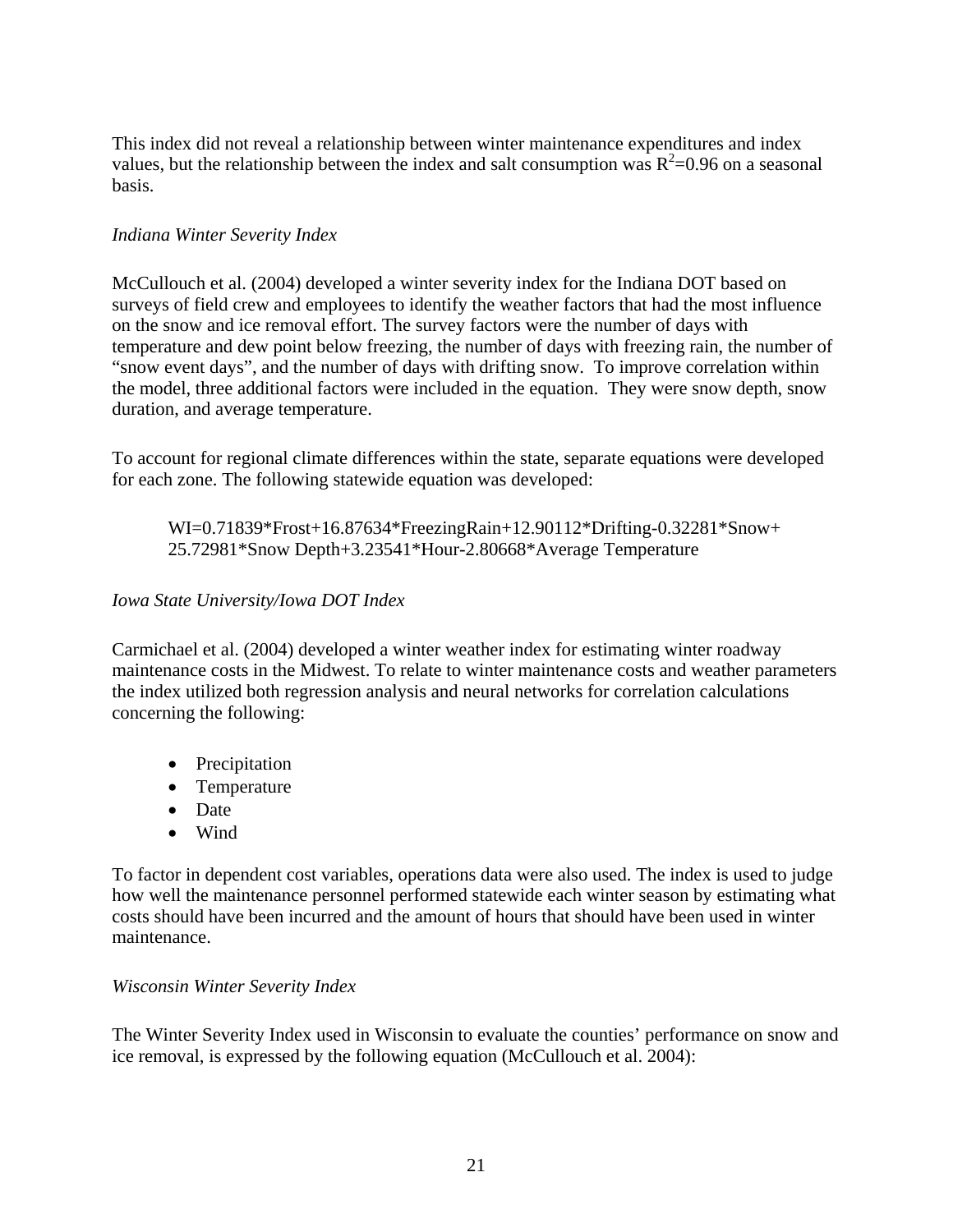This index did not reveal a relationship between winter maintenance expenditures and index values, but the relationship between the index and salt consumption was $R^2$=0.96 on a seasonal basis.

*Indiana Winter Severity Index*

McCullouch et al. (2004) developed a winter severity index for the Indiana DOT based on surveys of field crew and employees to identify the weather factors that had the most influence on the snow and ice removal effort. The survey factors were the number of days with temperature and dew point below freezing, the number of days with freezing rain, the number of "snow event days", and the number of days with drifting snow. To improve correlation within the model, three additional factors were included in the equation. They were snow depth, snow duration, and average temperature.

To account for regional climate differences within the state, separate equations were developed for each zone. The following statewide equation was developed:

$$WI=0.71839*Frost+16.87634*FreezingRain+12.90112*Drifting-0.32281*Snow+25.72981*Snow\ Depth+3.23541*Hour-2.80668*Average\ Temperature$$

*Iowa State University/Iowa DOT Index*

Carmichael et al. (2004) developed a winter weather index for estimating winter roadway maintenance costs in the Midwest. To relate to winter maintenance costs and weather parameters the index utilized both regression analysis and neural networks for correlation calculations concerning the following:

- Precipitation
- Temperature
- Date
- Wind

To factor in dependent cost variables, operations data were also used. The index is used to judge how well the maintenance personnel performed statewide each winter season by estimating what costs should have been incurred and the amount of hours that should have been used in winter maintenance.

*Wisconsin Winter Severity Index*

The Winter Severity Index used in Wisconsin to evaluate the counties' performance on snow and ice removal, is expressed by the following equation (McCullouch et al. 2004):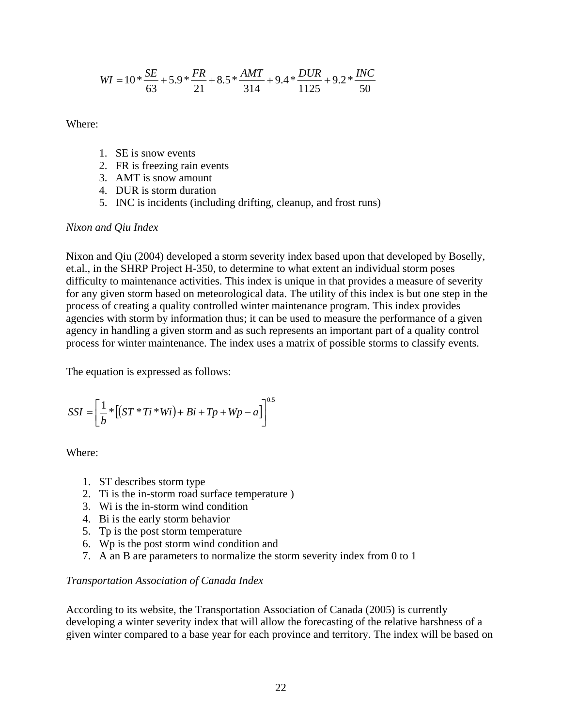$$WI = 10 * \frac{SE}{63} + 5.9 * \frac{FR}{21} + 8.5 * \frac{AMT}{314} + 9.4 * \frac{DUR}{1125} + 9.2 * \frac{INC}{50}$$

Where:

1. SE is snow events
2. FR is freezing rain events
3. AMT is snow amount
4. DUR is storm duration
5. INC is incidents (including drifting, cleanup, and frost runs)

*Nixon and Qiu Index*

Nixon and Qiu (2004) developed a storm severity index based upon that developed by Boselly, et.al., in the SHRP Project H-350, to determine to what extent an individual storm poses difficulty to maintenance activities. This index is unique in that provides a measure of severity for any given storm based on meteorological data. The utility of this index is but one step in the process of creating a quality controlled winter maintenance program. This index provides agencies with storm by information thus; it can be used to measure the performance of a given agency in handling a given storm and as such represents an important part of a quality control process for winter maintenance. The index uses a matrix of possible storms to classify events.

The equation is expressed as follows:

$$SSI = \left[ \frac{1}{b} * \left[ (ST * Ti * Wi) + Bi + Tp + Wp - a \right] \right]^{0.5}$$

Where:

1. ST describes storm type
2. Ti is the in-storm road surface temperature )
3. Wi is the in-storm wind condition
4. Bi is the early storm behavior
5. Tp is the post storm temperature
6. Wp is the post storm wind condition and
7. A an B are parameters to normalize the storm severity index from 0 to 1

*Transportation Association of Canada Index*

According to its website, the Transportation Association of Canada (2005) is currently developing a winter severity index that will allow the forecasting of the relative harshness of a given winter compared to a base year for each province and territory. The index will be based on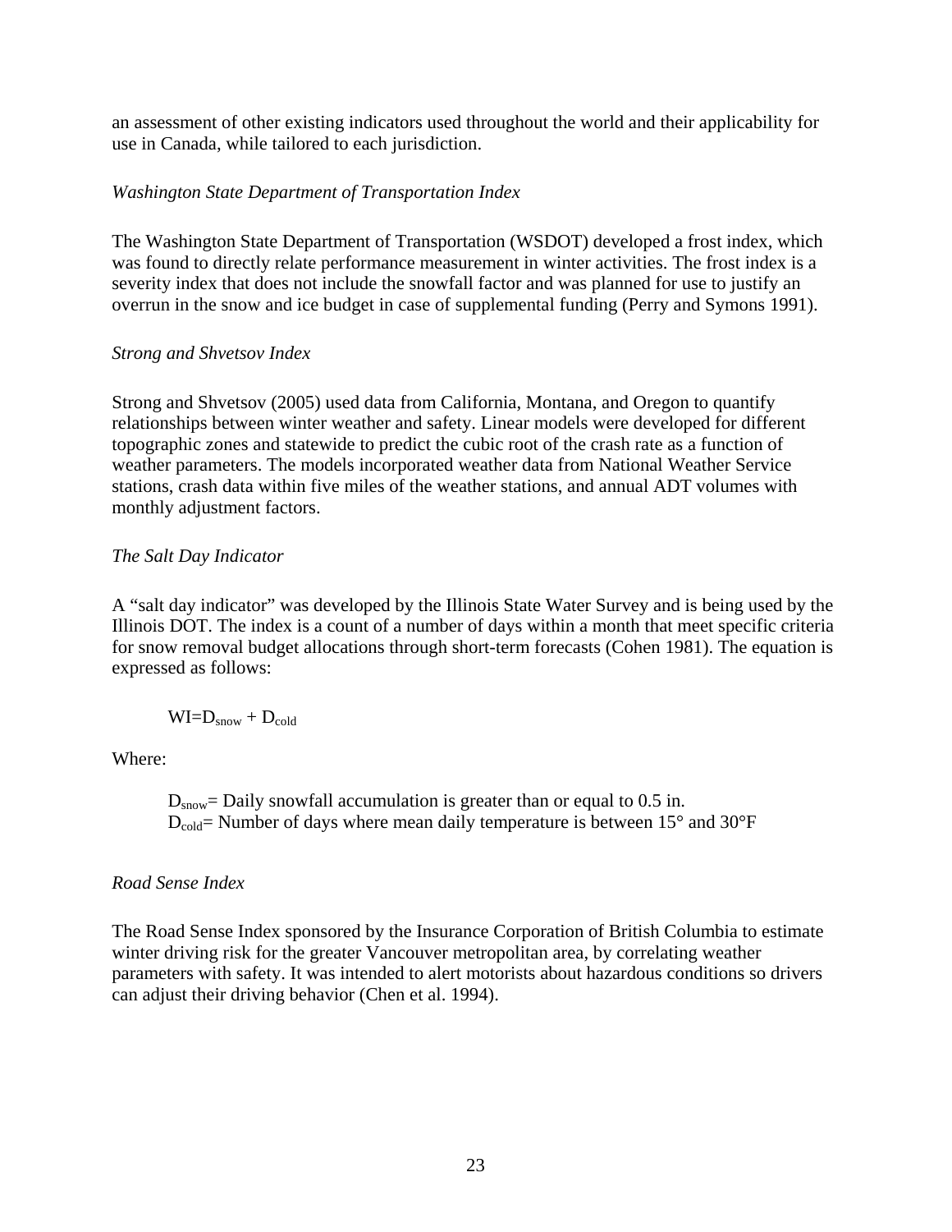an assessment of other existing indicators used throughout the world and their applicability for use in Canada, while tailored to each jurisdiction.

*Washington State Department of Transportation Index*

The Washington State Department of Transportation (WSDOT) developed a frost index, which was found to directly relate performance measurement in winter activities. The frost index is a severity index that does not include the snowfall factor and was planned for use to justify an overrun in the snow and ice budget in case of supplemental funding (Perry and Symons 1991).

*Strong and Shvetsov Index*

Strong and Shvetsov (2005) used data from California, Montana, and Oregon to quantify relationships between winter weather and safety. Linear models were developed for different topographic zones and statewide to predict the cubic root of the crash rate as a function of weather parameters. The models incorporated weather data from National Weather Service stations, crash data within five miles of the weather stations, and annual ADT volumes with monthly adjustment factors.

*The Salt Day Indicator*

A "salt day indicator" was developed by the Illinois State Water Survey and is being used by the Illinois DOT. The index is a count of a number of days within a month that meet specific criteria for snow removal budget allocations through short-term forecasts (Cohen 1981). The equation is expressed as follows:

$$WI = D_{snow} + D_{cold}$$

Where:

$D_{snow}$= Daily snowfall accumulation is greater than or equal to 0.5 in.
$D_{cold}$= Number of days where mean daily temperature is between 15° and 30°F

*Road Sense Index*

The Road Sense Index sponsored by the Insurance Corporation of British Columbia to estimate winter driving risk for the greater Vancouver metropolitan area, by correlating weather parameters with safety. It was intended to alert motorists about hazardous conditions so drivers can adjust their driving behavior (Chen et al. 1994).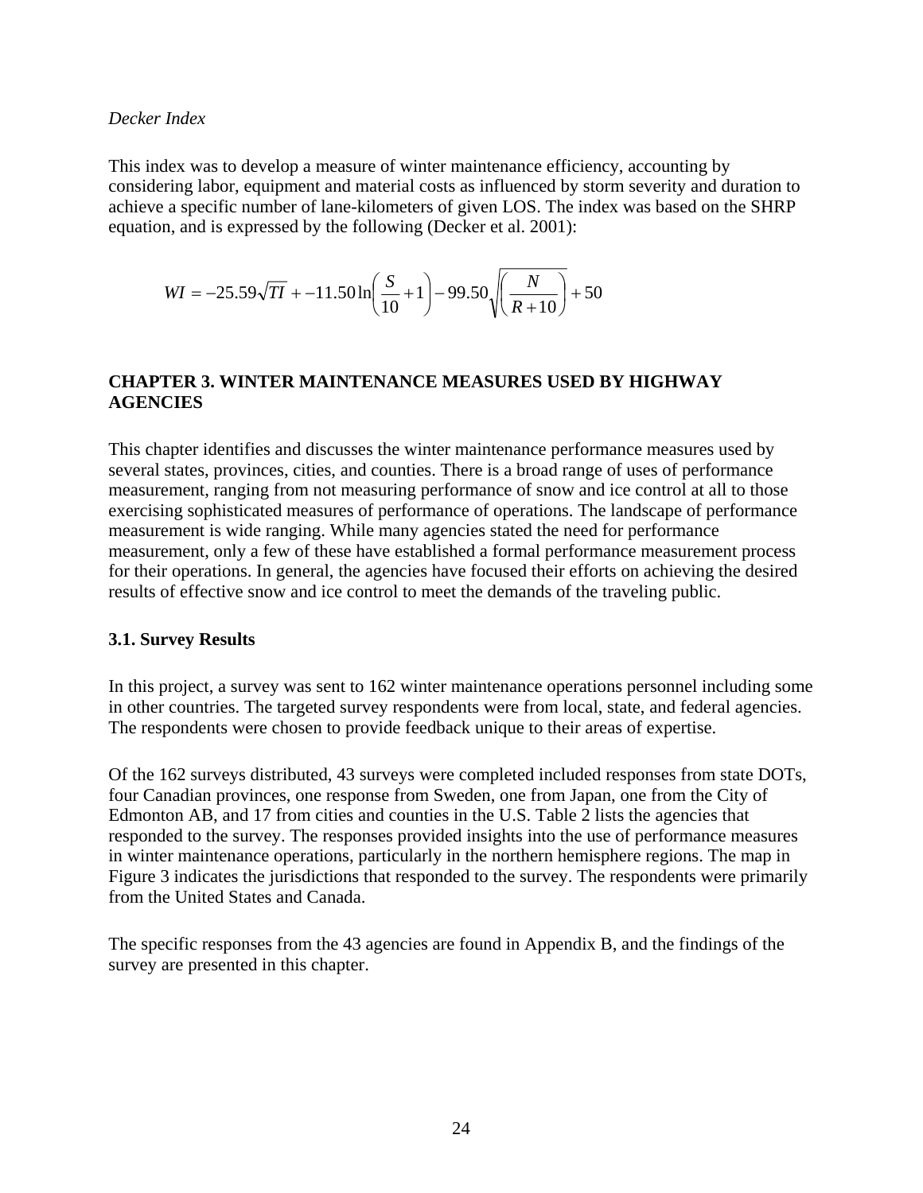*Decker Index*

This index was to develop a measure of winter maintenance efficiency, accounting by considering labor, equipment and material costs as influenced by storm severity and duration to achieve a specific number of lane-kilometers of given LOS. The index was based on the SHRP equation, and is expressed by the following (Decker et al. 2001):

$$WI = -25.59\sqrt{TI} + -11.50\ln\left(\frac{S}{10}+1\right) - 99.50\sqrt{\left(\frac{N}{R+10}\right)} + 50$$

## CHAPTER 3. WINTER MAINTENANCE MEASURES USED BY HIGHWAY AGENCIES

This chapter identifies and discusses the winter maintenance performance measures used by several states, provinces, cities, and counties. There is a broad range of uses of performance measurement, ranging from not measuring performance of snow and ice control at all to those exercising sophisticated measures of performance of operations. The landscape of performance measurement is wide ranging. While many agencies stated the need for performance measurement, only a few of these have established a formal performance measurement process for their operations. In general, the agencies have focused their efforts on achieving the desired results of effective snow and ice control to meet the demands of the traveling public.

### 3.1. Survey Results

In this project, a survey was sent to 162 winter maintenance operations personnel including some in other countries. The targeted survey respondents were from local, state, and federal agencies. The respondents were chosen to provide feedback unique to their areas of expertise.

Of the 162 surveys distributed, 43 surveys were completed included responses from state DOTs, four Canadian provinces, one response from Sweden, one from Japan, one from the City of Edmonton AB, and 17 from cities and counties in the U.S. Table 2 lists the agencies that responded to the survey. The responses provided insights into the use of performance measures in winter maintenance operations, particularly in the northern hemisphere regions. The map in Figure 3 indicates the jurisdictions that responded to the survey. The respondents were primarily from the United States and Canada.

The specific responses from the 43 agencies are found in Appendix B, and the findings of the survey are presented in this chapter.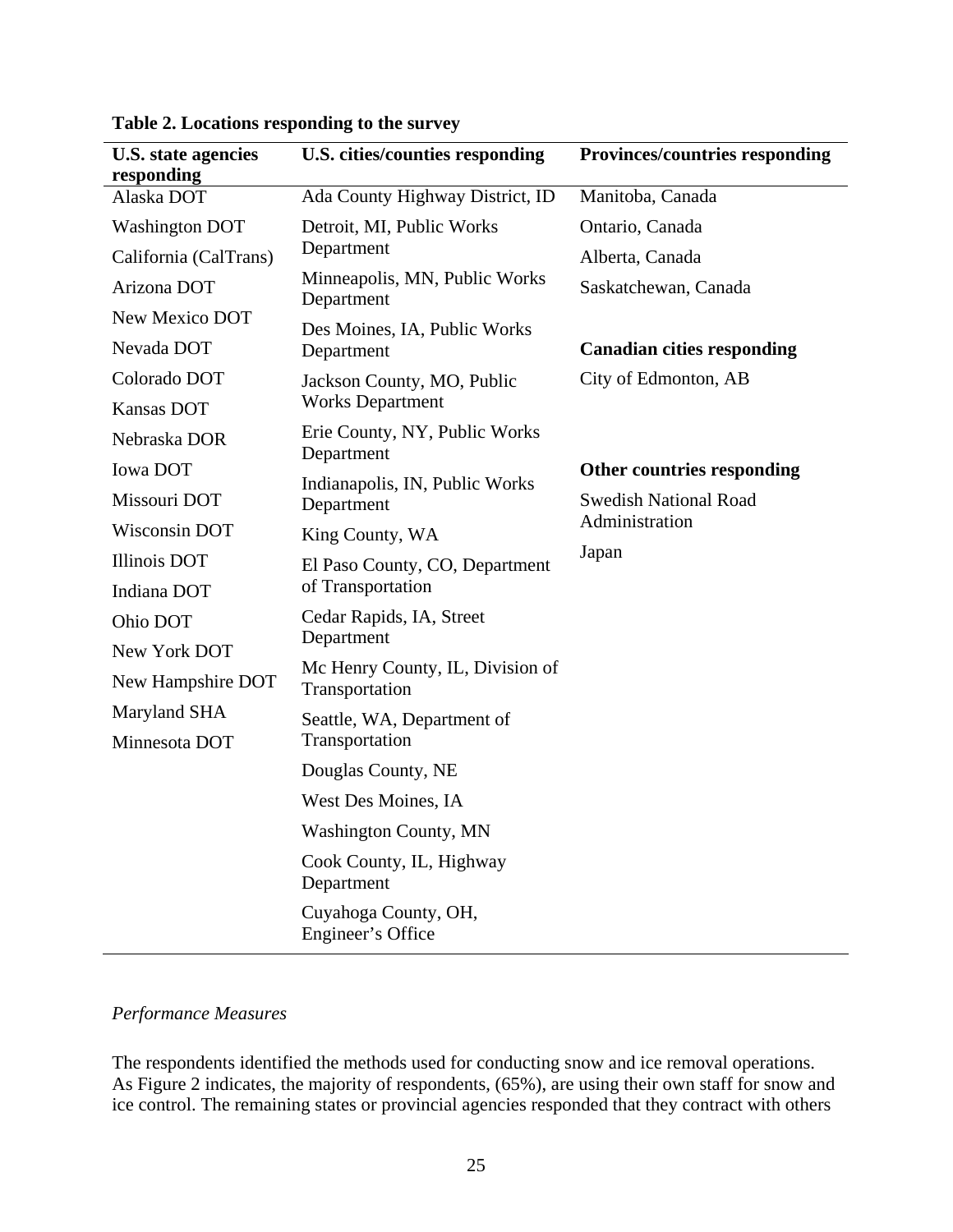**Table 2. Locations responding to the survey**

| U.S. state agencies responding | U.S. cities/counties responding | Provinces/countries responding |
|---|---|---|
| Alaska DOT | Ada County Highway District, ID | Manitoba, Canada |
| Washington DOT | Detroit, MI, Public Works Department | Ontario, Canada |
| California (CalTrans) | Minneapolis, MN, Public Works Department | Alberta, Canada |
| Arizona DOT | Des Moines, IA, Public Works Department | Saskatchewan, Canada |
| New Mexico DOT | Jackson County, MO, Public Works Department | |
| Nevada DOT | Erie County, NY, Public Works Department | **Canadian cities responding** |
| Colorado DOT | Indianapolis, IN, Public Works Department | City of Edmonton, AB |
| Kansas DOT | King County, WA | |
| Nebraska DOR | El Paso County, CO, Department of Transportation | **Other countries responding** |
| Iowa DOT | Cedar Rapids, IA, Street Department | Swedish National Road Administration |
| Missouri DOT | Mc Henry County, IL, Division of Transportation | Japan |
| Wisconsin DOT | Seattle, WA, Department of Transportation | |
| Illinois DOT | Douglas County, NE | |
| Indiana DOT | West Des Moines, IA | |
| Ohio DOT | Washington County, MN | |
| New York DOT | Cook County, IL, Highway Department | |
| New Hampshire DOT | Cuyahoga County, OH, Engineer's Office | |
| Maryland SHA | | |
| Minnesota DOT | | |

*Performance Measures*

The respondents identified the methods used for conducting snow and ice removal operations. As Figure 2 indicates, the majority of respondents, (65%), are using their own staff for snow and ice control. The remaining states or provincial agencies responded that they contract with others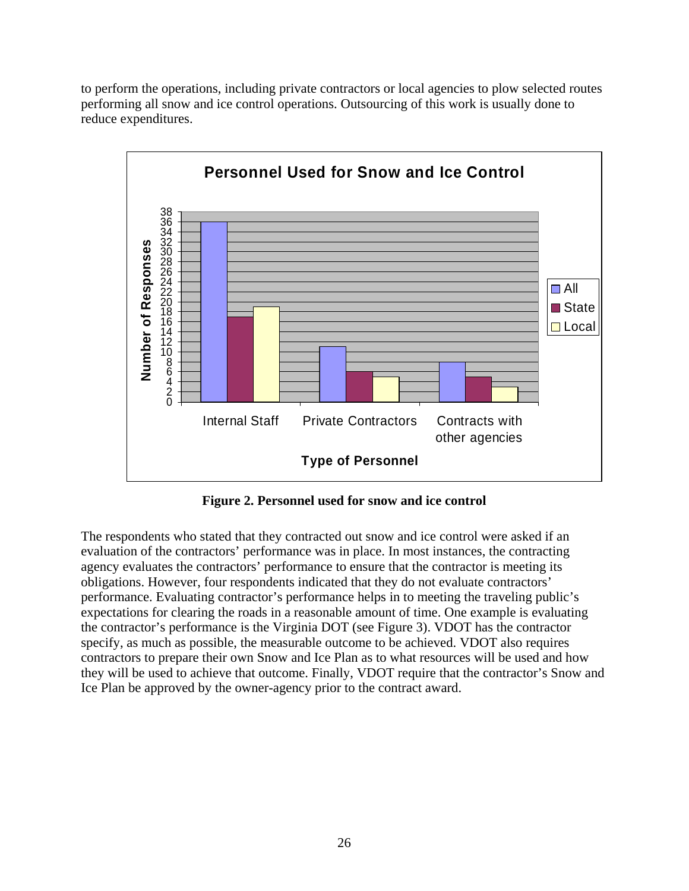to perform the operations, including private contractors or local agencies to plow selected routes performing all snow and ice control operations. Outsourcing of this work is usually done to reduce expenditures.

**Personnel Used for Snow and Ice Control**

| Type of Personnel | All | State | Local |
|---|---|---|---|
| Internal Staff | 36 | 17 | 19 |
| Private Contractors | 11 | 6 | 5 |
| Contracts with other agencies | 8 | 5 | 3 |

**Figure 2. Personnel used for snow and ice control**

The respondents who stated that they contracted out snow and ice control were asked if an evaluation of the contractors' performance was in place. In most instances, the contracting agency evaluates the contractors' performance to ensure that the contractor is meeting its obligations. However, four respondents indicated that they do not evaluate contractors' performance. Evaluating contractor's performance helps in to meeting the traveling public's expectations for clearing the roads in a reasonable amount of time. One example is evaluating the contractor's performance is the Virginia DOT (see Figure 3). VDOT has the contractor specify, as much as possible, the measurable outcome to be achieved. VDOT also requires contractors to prepare their own Snow and Ice Plan as to what resources will be used and how they will be used to achieve that outcome. Finally, VDOT require that the contractor's Snow and Ice Plan be approved by the owner-agency prior to the contract award.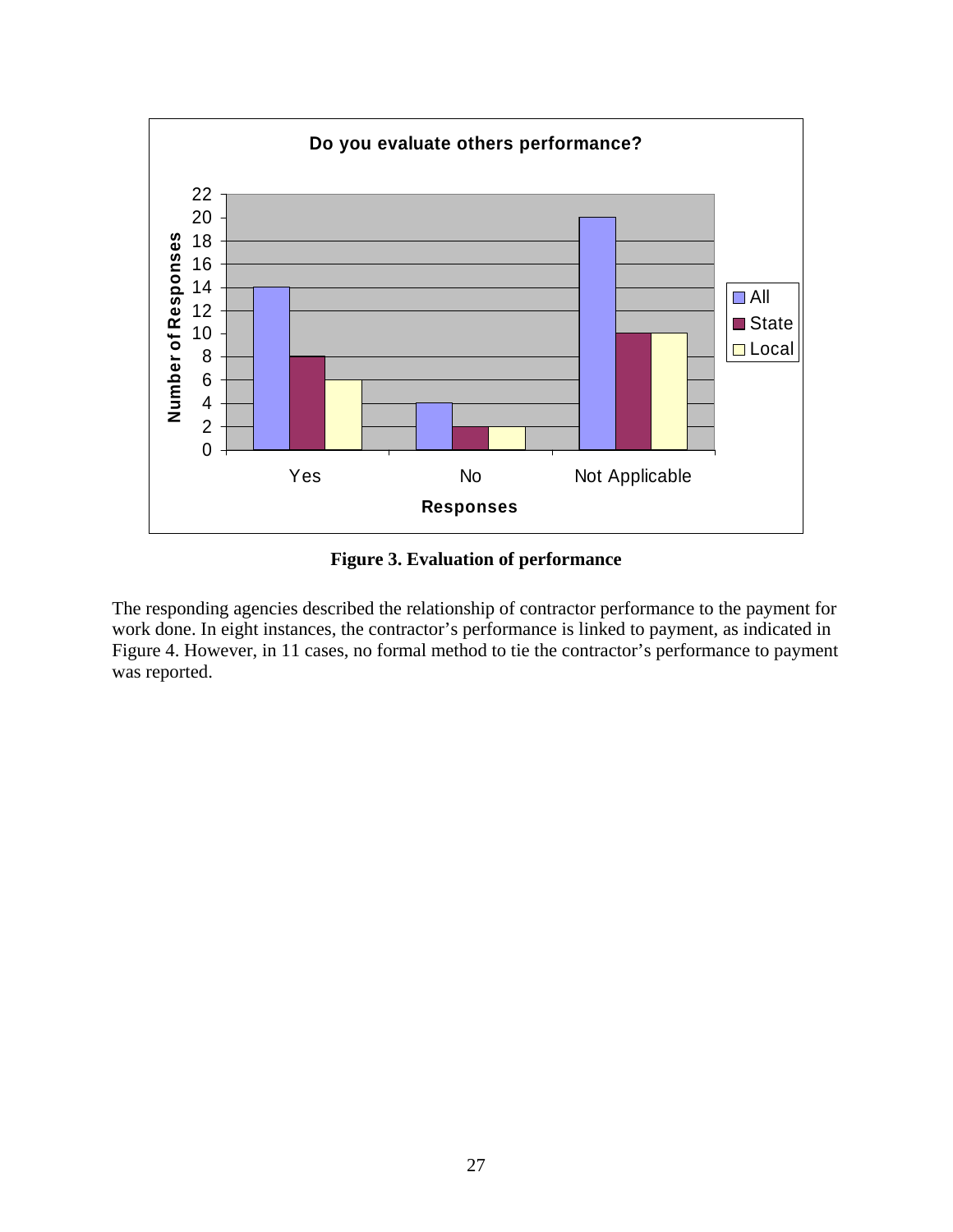**Do you evaluate others performance?**

| Responses | All | State | Local |
|---|---|---|---|
| Yes | 14 | 8 | 6 |
| No | 4 | 2 | 2 |
| Not Applicable | 20 | 10 | 10 |

**Figure 3. Evaluation of performance**

The responding agencies described the relationship of contractor performance to the payment for work done. In eight instances, the contractor's performance is linked to payment, as indicated in Figure 4. However, in 11 cases, no formal method to tie the contractor's performance to payment was reported.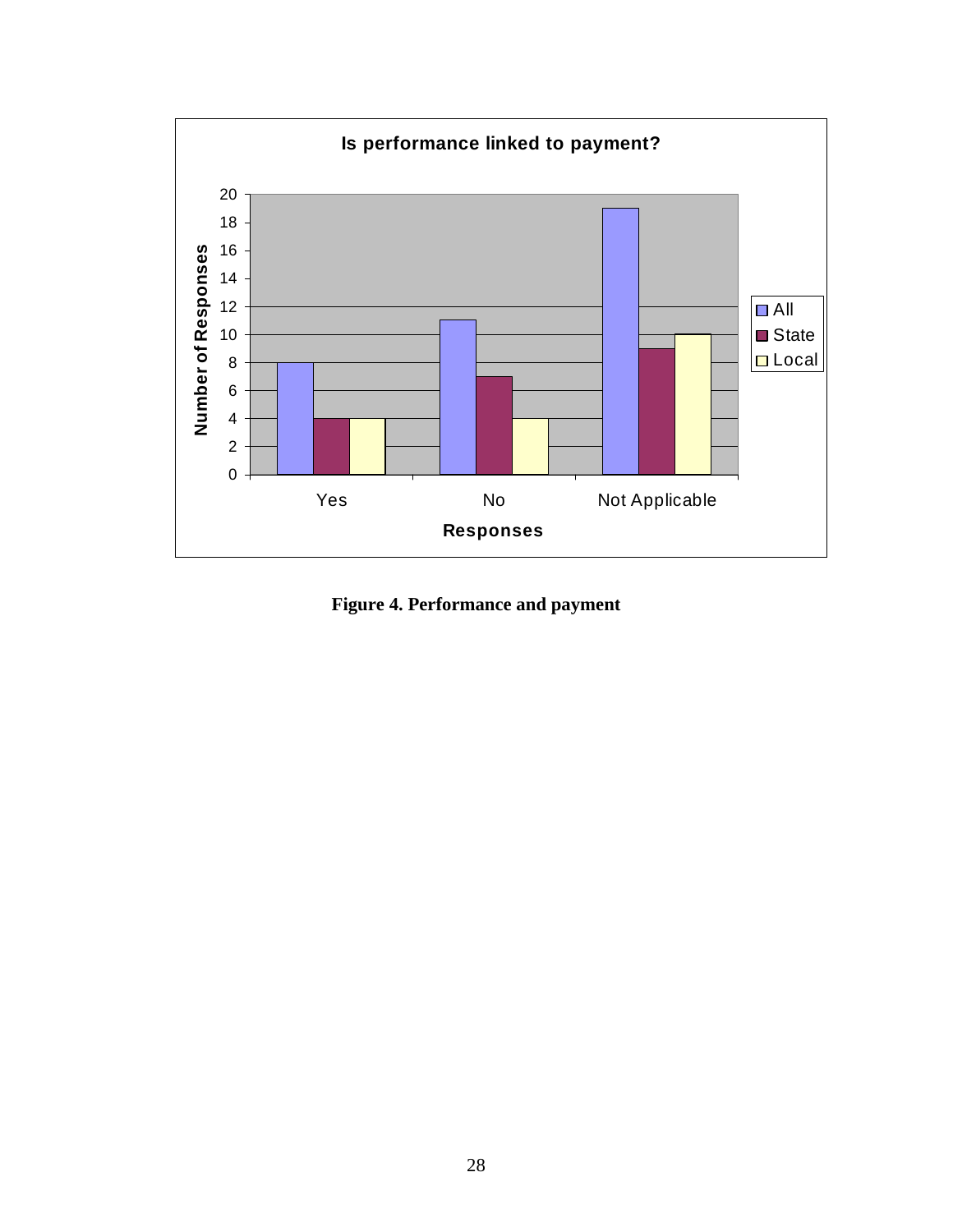**Figure 4. Performance and payment**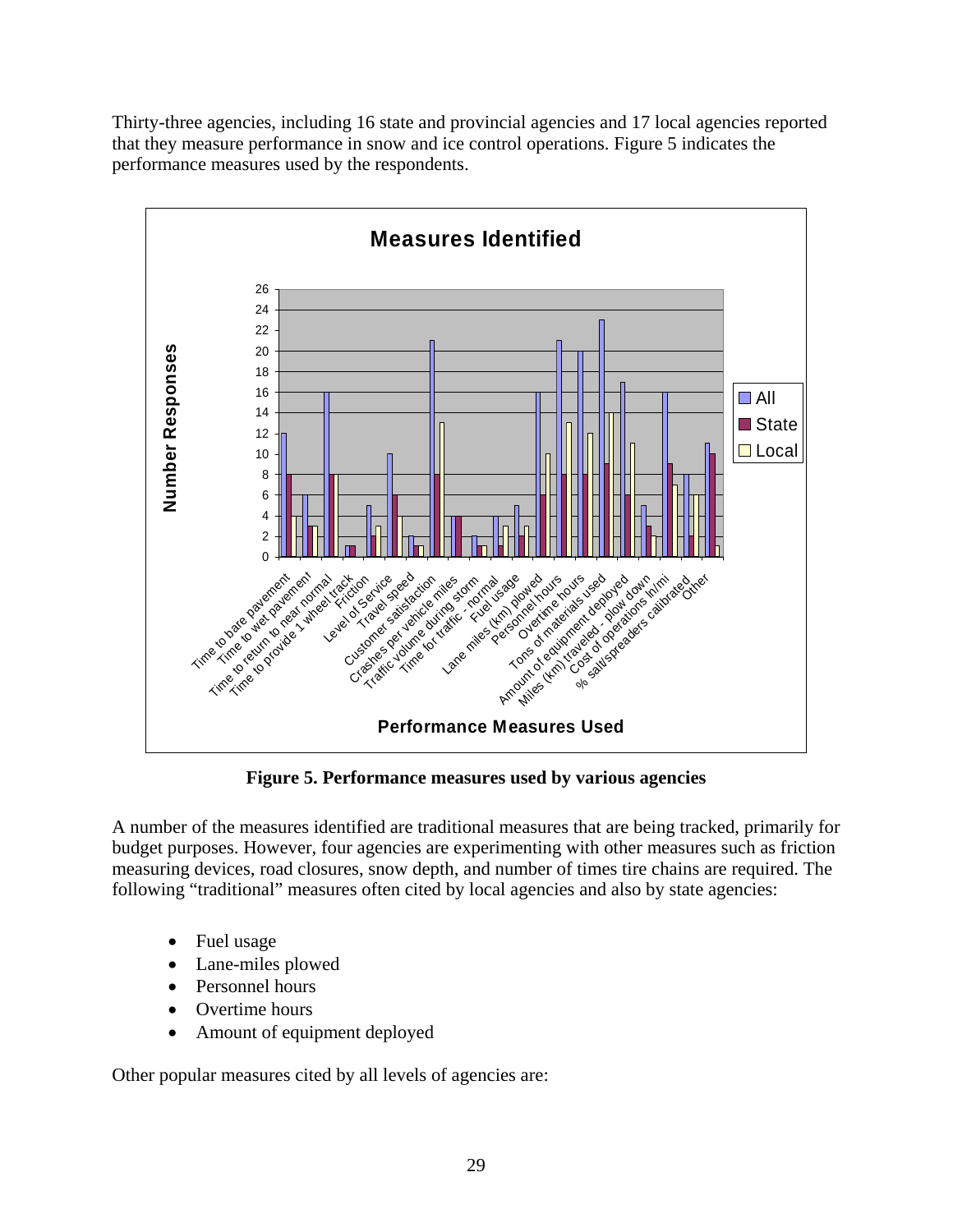Thirty-three agencies, including 16 state and provincial agencies and 17 local agencies reported that they measure performance in snow and ice control operations. Figure 5 indicates the performance measures used by the respondents.

**Figure 5. Performance measures used by various agencies**

A number of the measures identified are traditional measures that are being tracked, primarily for budget purposes. However, four agencies are experimenting with other measures such as friction measuring devices, road closures, snow depth, and number of times tire chains are required. The following "traditional" measures often cited by local agencies and also by state agencies:

- Fuel usage
- Lane-miles plowed
- Personnel hours
- Overtime hours
- Amount of equipment deployed

Other popular measures cited by all levels of agencies are: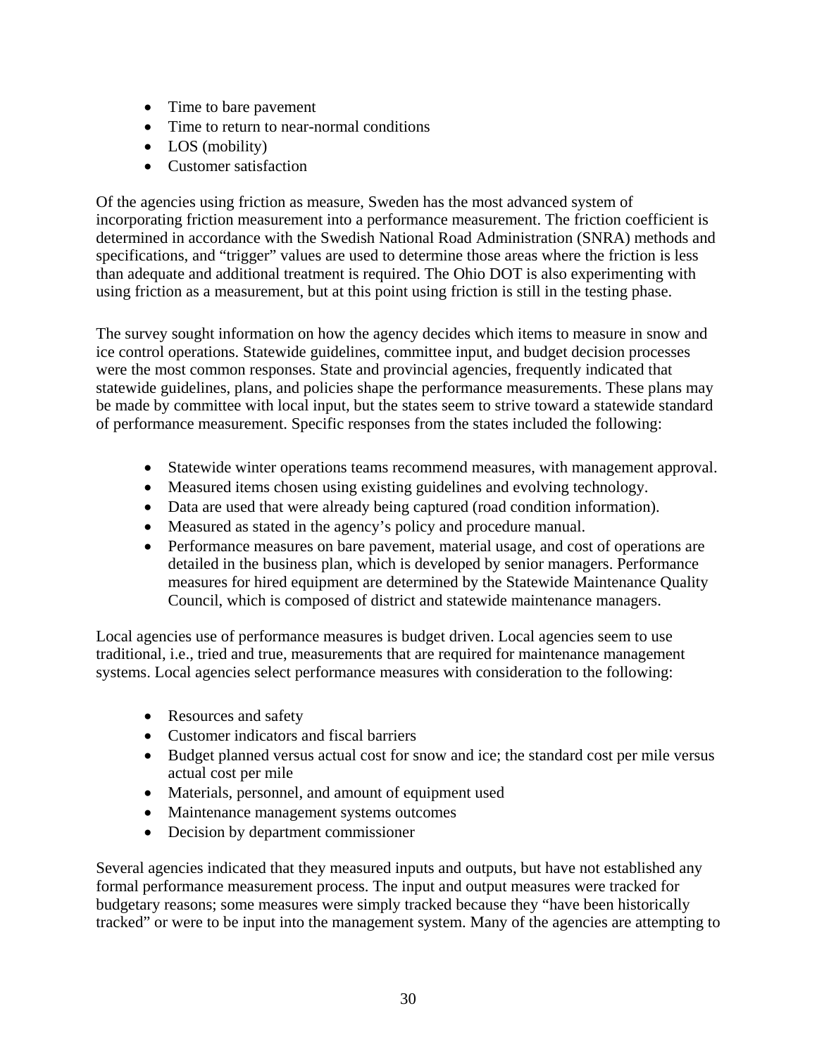- Time to bare pavement
- Time to return to near-normal conditions
- LOS (mobility)
- Customer satisfaction

Of the agencies using friction as measure, Sweden has the most advanced system of incorporating friction measurement into a performance measurement. The friction coefficient is determined in accordance with the Swedish National Road Administration (SNRA) methods and specifications, and "trigger" values are used to determine those areas where the friction is less than adequate and additional treatment is required. The Ohio DOT is also experimenting with using friction as a measurement, but at this point using friction is still in the testing phase.

The survey sought information on how the agency decides which items to measure in snow and ice control operations. Statewide guidelines, committee input, and budget decision processes were the most common responses. State and provincial agencies, frequently indicated that statewide guidelines, plans, and policies shape the performance measurements. These plans may be made by committee with local input, but the states seem to strive toward a statewide standard of performance measurement. Specific responses from the states included the following:

- Statewide winter operations teams recommend measures, with management approval.
- Measured items chosen using existing guidelines and evolving technology.
- Data are used that were already being captured (road condition information).
- Measured as stated in the agency's policy and procedure manual.
- Performance measures on bare pavement, material usage, and cost of operations are detailed in the business plan, which is developed by senior managers. Performance measures for hired equipment are determined by the Statewide Maintenance Quality Council, which is composed of district and statewide maintenance managers.

Local agencies use of performance measures is budget driven. Local agencies seem to use traditional, i.e., tried and true, measurements that are required for maintenance management systems. Local agencies select performance measures with consideration to the following:

- Resources and safety
- Customer indicators and fiscal barriers
- Budget planned versus actual cost for snow and ice; the standard cost per mile versus actual cost per mile
- Materials, personnel, and amount of equipment used
- Maintenance management systems outcomes
- Decision by department commissioner

Several agencies indicated that they measured inputs and outputs, but have not established any formal performance measurement process. The input and output measures were tracked for budgetary reasons; some measures were simply tracked because they "have been historically tracked" or were to be input into the management system. Many of the agencies are attempting to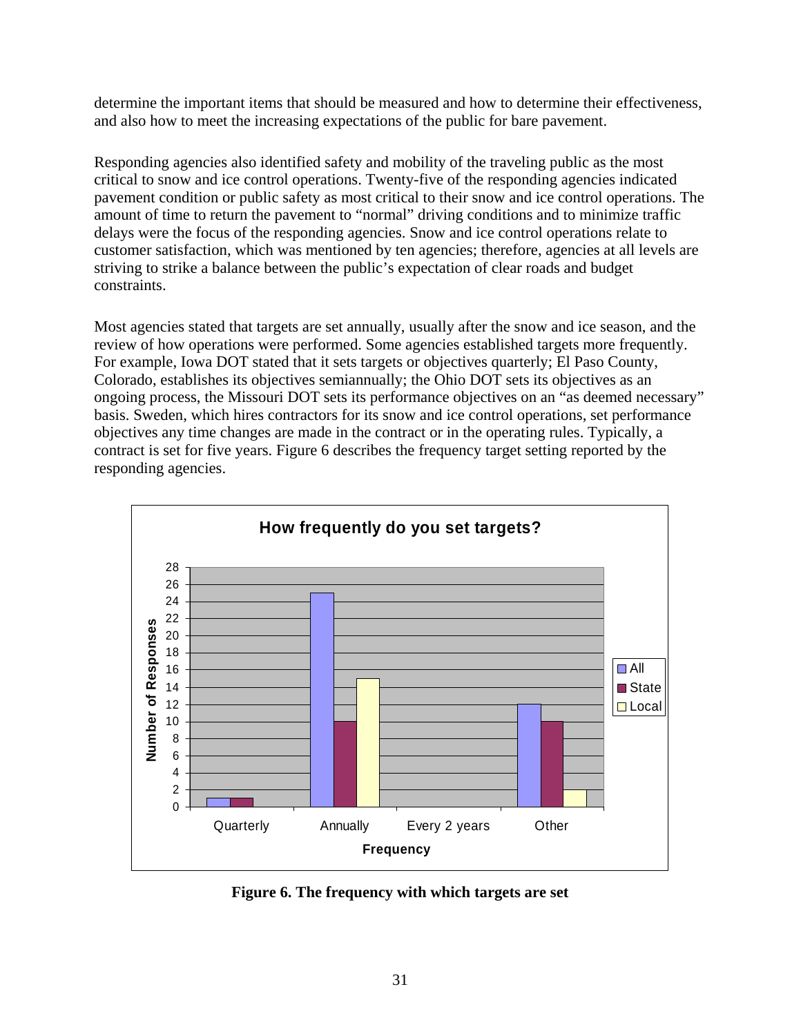determine the important items that should be measured and how to determine their effectiveness, and also how to meet the increasing expectations of the public for bare pavement.

Responding agencies also identified safety and mobility of the traveling public as the most critical to snow and ice control operations. Twenty-five of the responding agencies indicated pavement condition or public safety as most critical to their snow and ice control operations. The amount of time to return the pavement to "normal" driving conditions and to minimize traffic delays were the focus of the responding agencies. Snow and ice control operations relate to customer satisfaction, which was mentioned by ten agencies; therefore, agencies at all levels are striving to strike a balance between the public's expectation of clear roads and budget constraints.

Most agencies stated that targets are set annually, usually after the snow and ice season, and the review of how operations were performed. Some agencies established targets more frequently. For example, Iowa DOT stated that it sets targets or objectives quarterly; El Paso County, Colorado, establishes its objectives semiannually; the Ohio DOT sets its objectives as an ongoing process, the Missouri DOT sets its performance objectives on an "as deemed necessary" basis. Sweden, which hires contractors for its snow and ice control operations, set performance objectives any time changes are made in the contract or in the operating rules. Typically, a contract is set for five years. Figure 6 describes the frequency target setting reported by the responding agencies.

**How frequently do you set targets?**

| Frequency | All | State | Local |
|---|---|---|---|
| Quarterly | 1 | 1 | 0 |
| Annually | 25 | 10 | 15 |
| Every 2 years | 0 | 0 | 0 |
| Other | 12 | 10 | 2 |

**Figure 6. The frequency with which targets are set**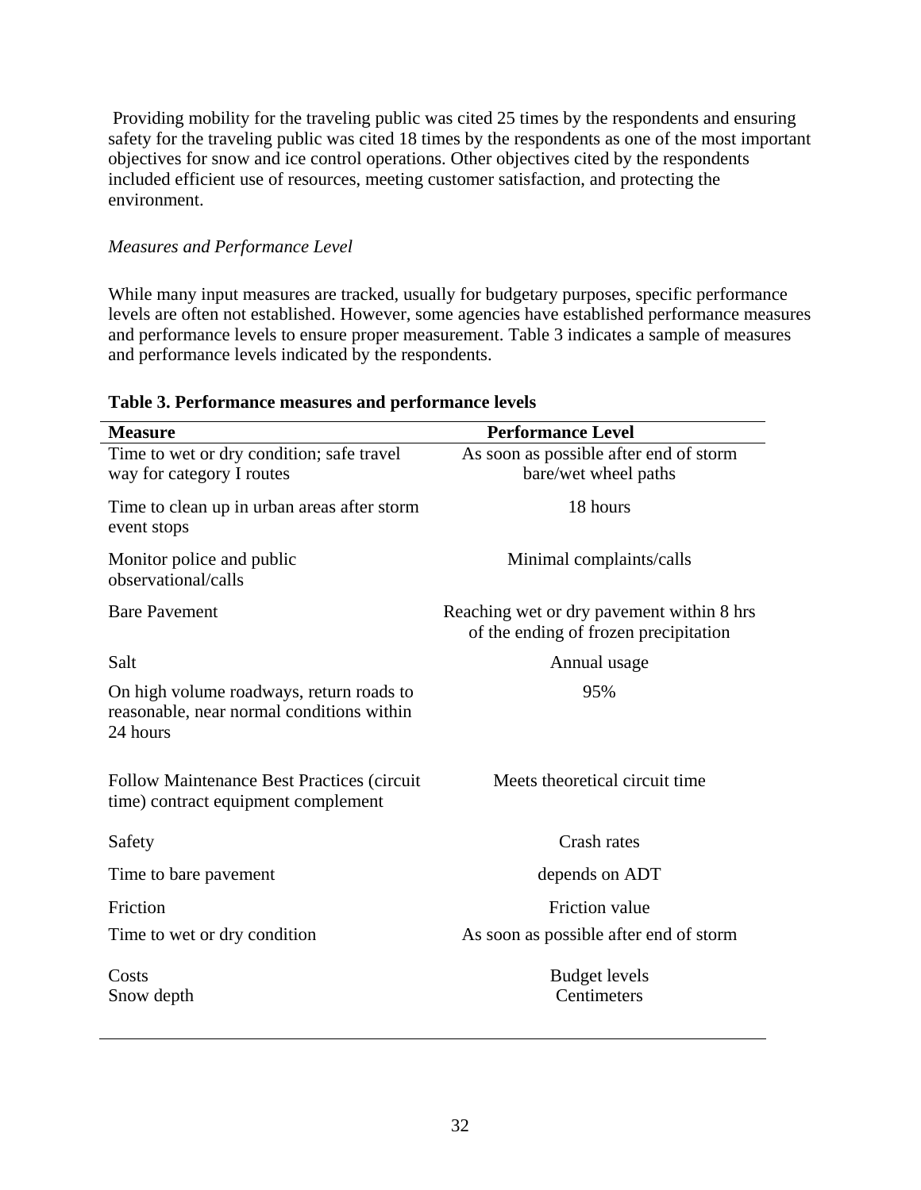Providing mobility for the traveling public was cited 25 times by the respondents and ensuring safety for the traveling public was cited 18 times by the respondents as one of the most important objectives for snow and ice control operations. Other objectives cited by the respondents included efficient use of resources, meeting customer satisfaction, and protecting the environment.

*Measures and Performance Level*

While many input measures are tracked, usually for budgetary purposes, specific performance levels are often not established. However, some agencies have established performance measures and performance levels to ensure proper measurement. Table 3 indicates a sample of measures and performance levels indicated by the respondents.

**Table 3. Performance measures and performance levels**

| Measure | Performance Level |
|---|---|
| Time to wet or dry condition; safe travel way for category I routes | As soon as possible after end of storm bare/wet wheel paths |
| Time to clean up in urban areas after storm event stops | 18 hours |
| Monitor police and public observational/calls | Minimal complaints/calls |
| Bare Pavement | Reaching wet or dry pavement within 8 hrs of the ending of frozen precipitation |
| Salt | Annual usage |
| On high volume roadways, return roads to reasonable, near normal conditions within 24 hours | 95% |
| Follow Maintenance Best Practices (circuit time) contract equipment complement | Meets theoretical circuit time |
| Safety | Crash rates |
| Time to bare pavement | depends on ADT |
| Friction | Friction value |
| Time to wet or dry condition | As soon as possible after end of storm |
| Costs | Budget levels |
| Snow depth | Centimeters |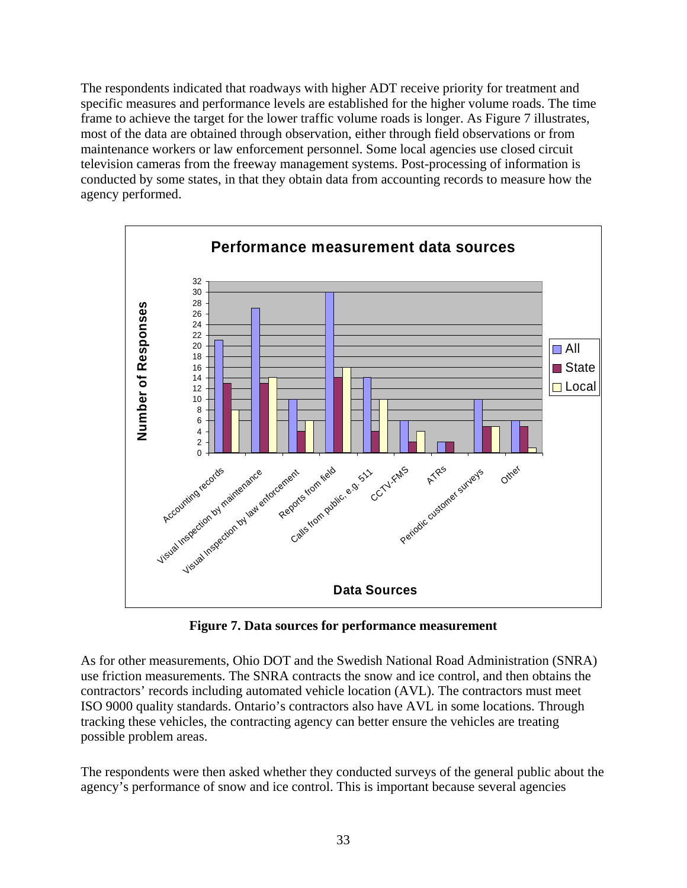The respondents indicated that roadways with higher ADT receive priority for treatment and specific measures and performance levels are established for the higher volume roads. The time frame to achieve the target for the lower traffic volume roads is longer. As Figure 7 illustrates, most of the data are obtained through observation, either through field observations or from maintenance workers or law enforcement personnel. Some local agencies use closed circuit television cameras from the freeway management systems. Post-processing of information is conducted by some states, in that they obtain data from accounting records to measure how the agency performed.

**Figure 7. Data sources for performance measurement**

As for other measurements, Ohio DOT and the Swedish National Road Administration (SNRA) use friction measurements. The SNRA contracts the snow and ice control, and then obtains the contractors' records including automated vehicle location (AVL). The contractors must meet ISO 9000 quality standards. Ontario's contractors also have AVL in some locations. Through tracking these vehicles, the contracting agency can better ensure the vehicles are treating possible problem areas.

The respondents were then asked whether they conducted surveys of the general public about the agency's performance of snow and ice control. This is important because several agencies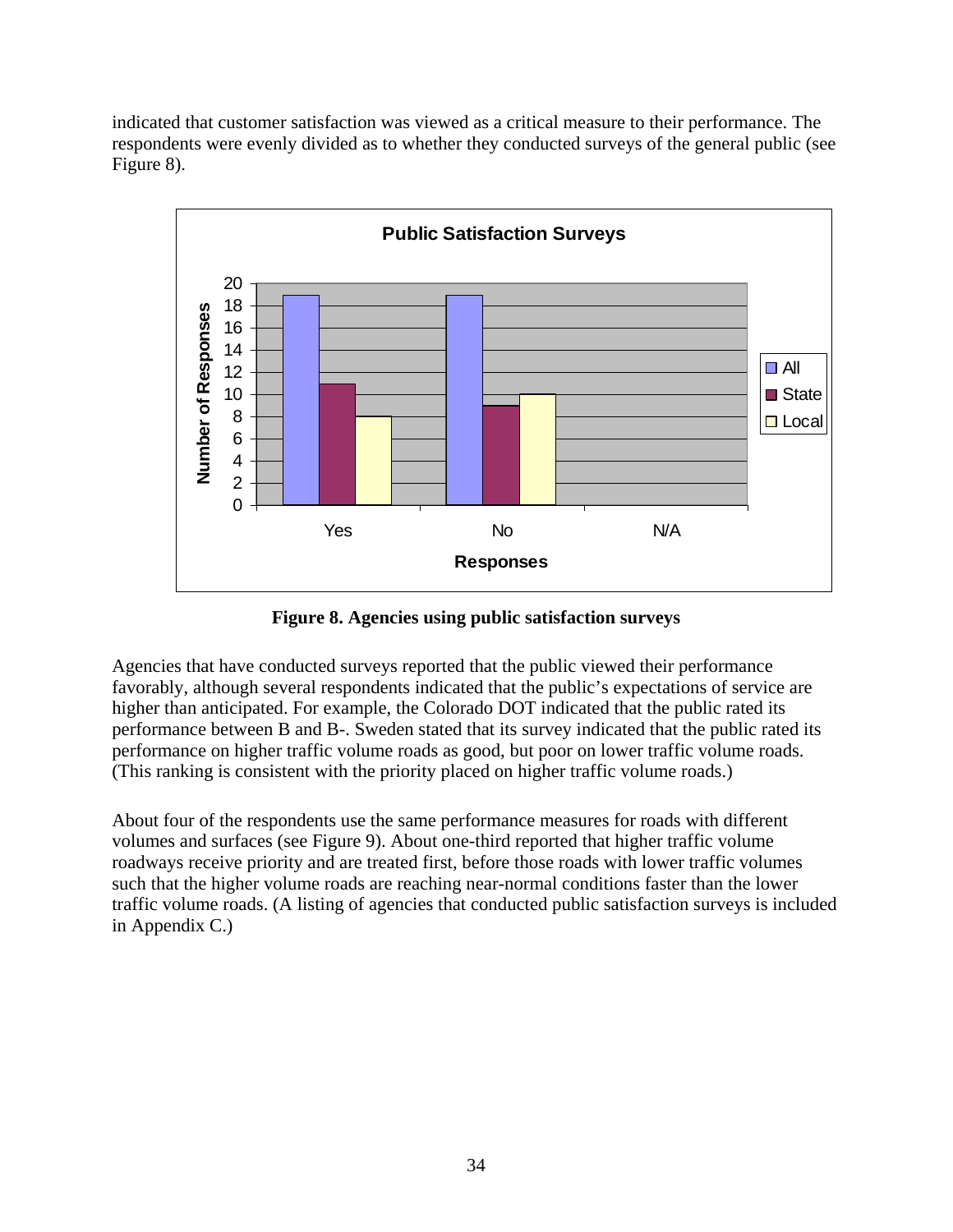indicated that customer satisfaction was viewed as a critical measure to their performance. The respondents were evenly divided as to whether they conducted surveys of the general public (see Figure 8).

**Figure 8. Agencies using public satisfaction surveys**

Agencies that have conducted surveys reported that the public viewed their performance favorably, although several respondents indicated that the public's expectations of service are higher than anticipated. For example, the Colorado DOT indicated that the public rated its performance between B and B-. Sweden stated that its survey indicated that the public rated its performance on higher traffic volume roads as good, but poor on lower traffic volume roads. (This ranking is consistent with the priority placed on higher traffic volume roads.)

About four of the respondents use the same performance measures for roads with different volumes and surfaces (see Figure 9). About one-third reported that higher traffic volume roadways receive priority and are treated first, before those roads with lower traffic volumes such that the higher volume roads are reaching near-normal conditions faster than the lower traffic volume roads. (A listing of agencies that conducted public satisfaction surveys is included in Appendix C.)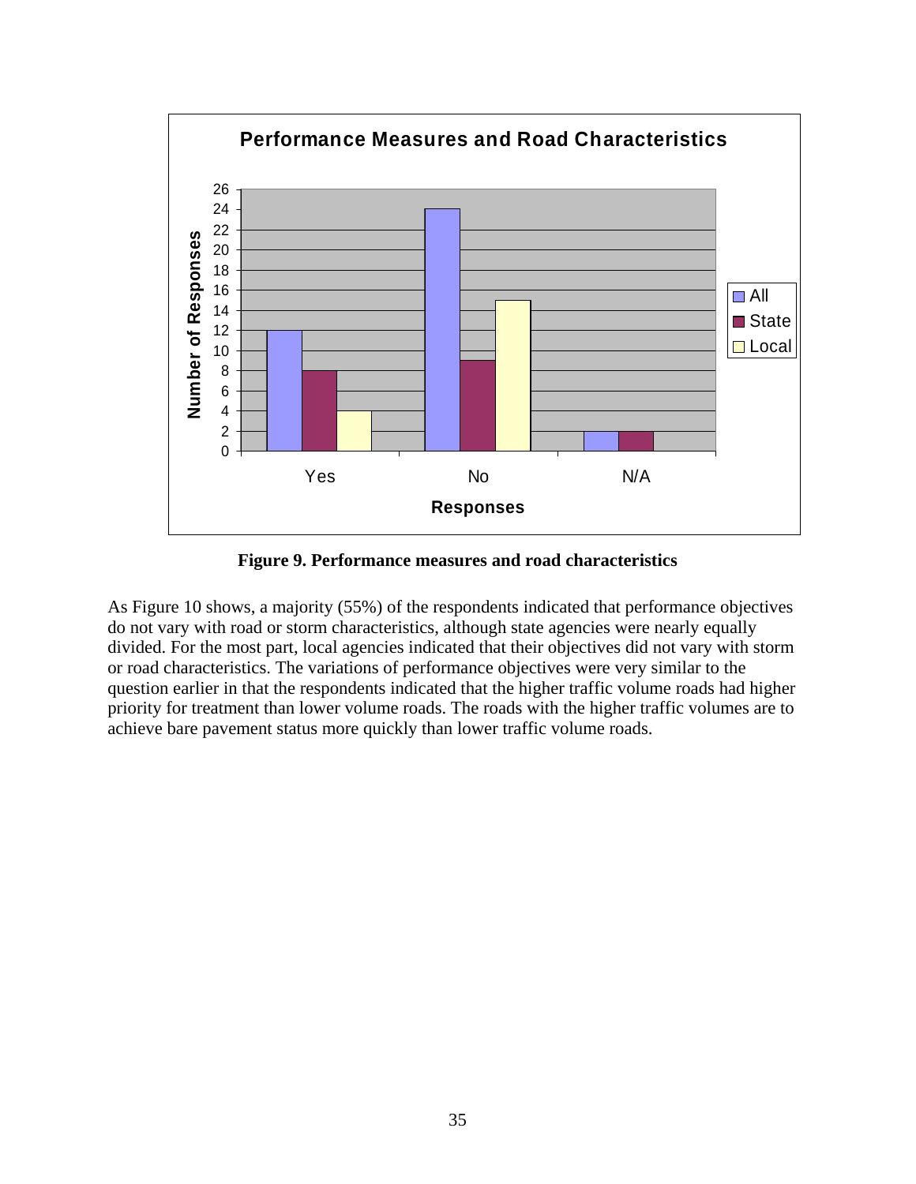**Figure 9. Performance measures and road characteristics**

As Figure 10 shows, a majority (55%) of the respondents indicated that performance objectives do not vary with road or storm characteristics, although state agencies were nearly equally divided. For the most part, local agencies indicated that their objectives did not vary with storm or road characteristics. The variations of performance objectives were very similar to the question earlier in that the respondents indicated that the higher traffic volume roads had higher priority for treatment than lower volume roads. The roads with the higher traffic volumes are to achieve bare pavement status more quickly than lower traffic volume roads.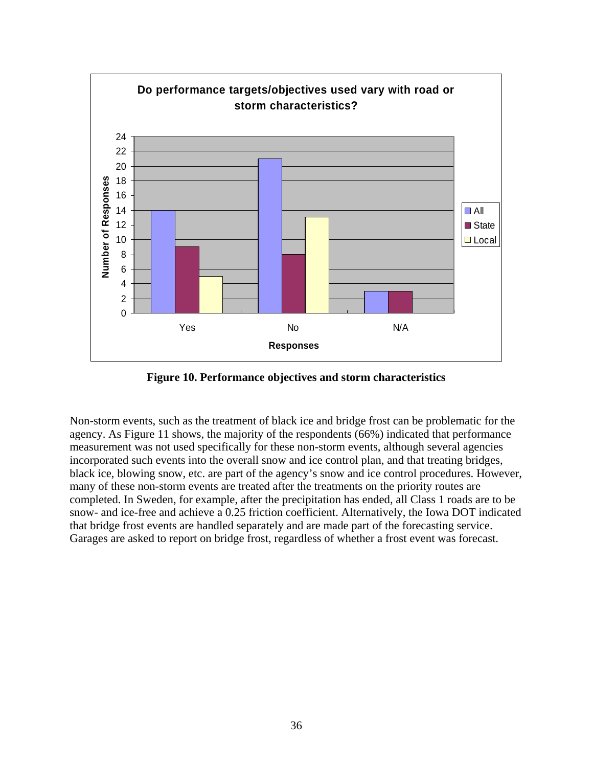**Figure 10. Performance objectives and storm characteristics**

Non-storm events, such as the treatment of black ice and bridge frost can be problematic for the agency. As Figure 11 shows, the majority of the respondents (66%) indicated that performance measurement was not used specifically for these non-storm events, although several agencies incorporated such events into the overall snow and ice control plan, and that treating bridges, black ice, blowing snow, etc. are part of the agency's snow and ice control procedures. However, many of these non-storm events are treated after the treatments on the priority routes are completed. In Sweden, for example, after the precipitation has ended, all Class 1 roads are to be snow- and ice-free and achieve a 0.25 friction coefficient. Alternatively, the Iowa DOT indicated that bridge frost events are handled separately and are made part of the forecasting service. Garages are asked to report on bridge frost, regardless of whether a frost event was forecast.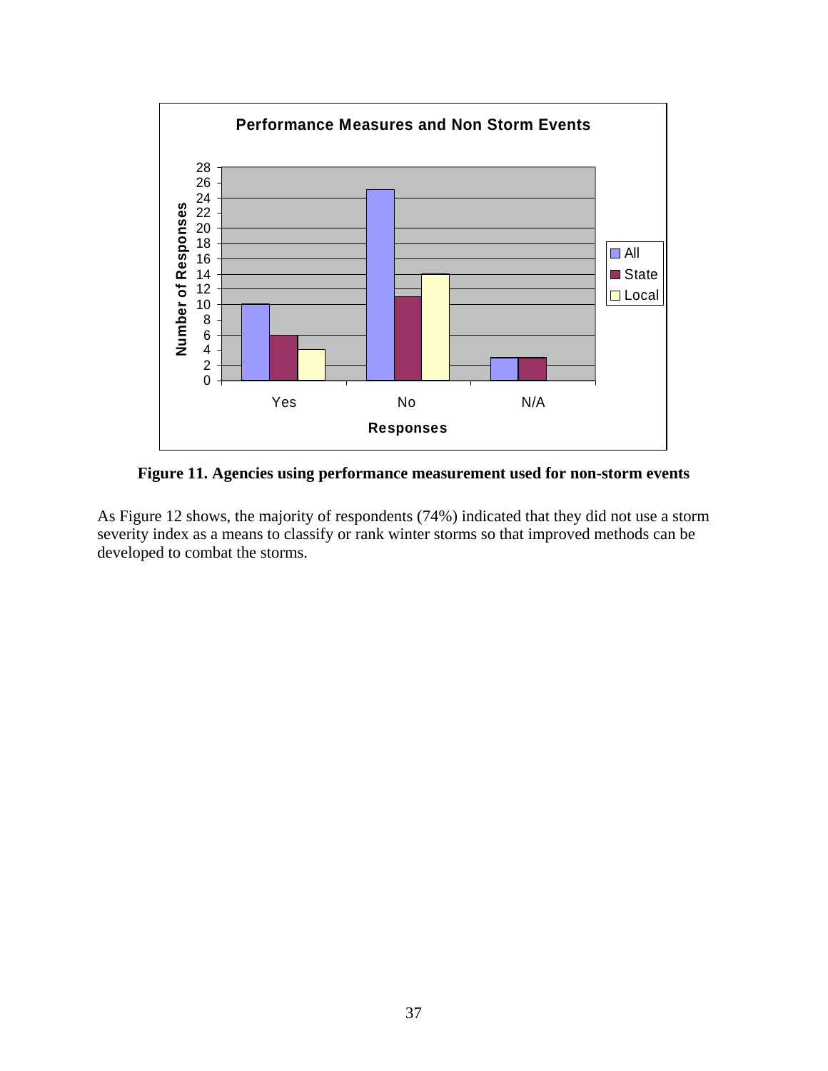**Figure 11. Agencies using performance measurement used for non-storm events**

As Figure 12 shows, the majority of respondents (74%) indicated that they did not use a storm severity index as a means to classify or rank winter storms so that improved methods can be developed to combat the storms.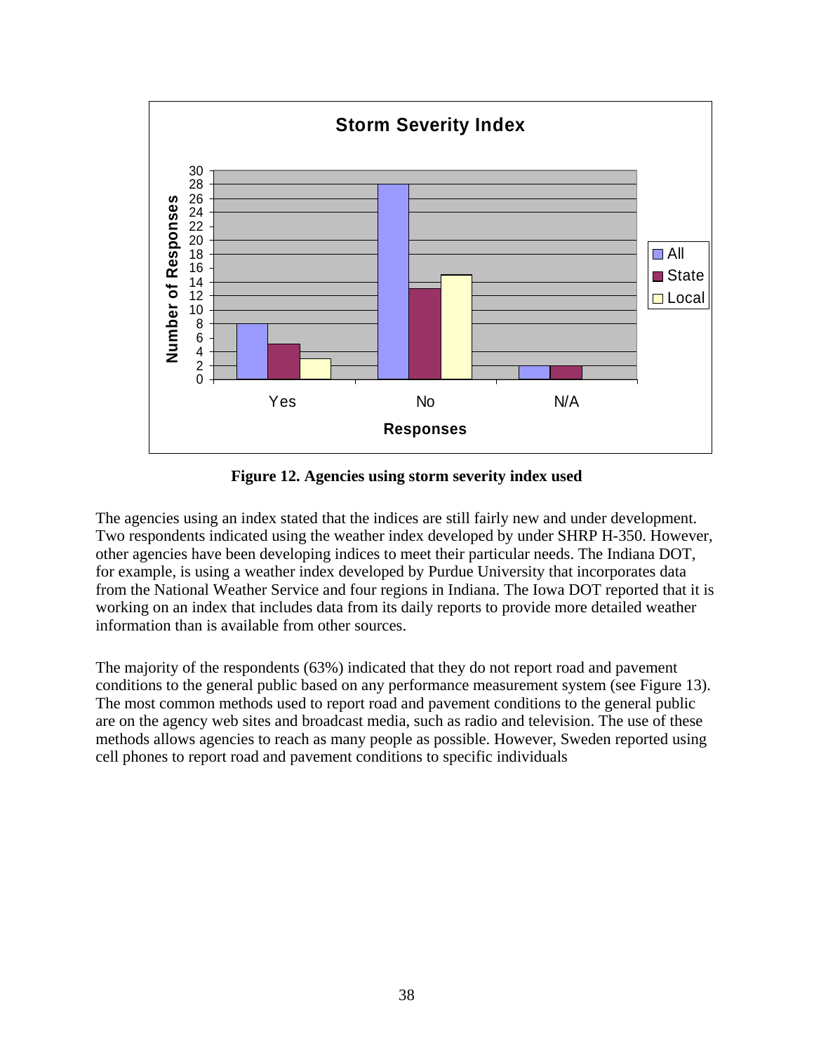**Figure 12. Agencies using storm severity index used**

The agencies using an index stated that the indices are still fairly new and under development. Two respondents indicated using the weather index developed by under SHRP H-350. However, other agencies have been developing indices to meet their particular needs. The Indiana DOT, for example, is using a weather index developed by Purdue University that incorporates data from the National Weather Service and four regions in Indiana. The Iowa DOT reported that it is working on an index that includes data from its daily reports to provide more detailed weather information than is available from other sources.

The majority of the respondents (63%) indicated that they do not report road and pavement conditions to the general public based on any performance measurement system (see Figure 13). The most common methods used to report road and pavement conditions to the general public are on the agency web sites and broadcast media, such as radio and television. The use of these methods allows agencies to reach as many people as possible. However, Sweden reported using cell phones to report road and pavement conditions to specific individuals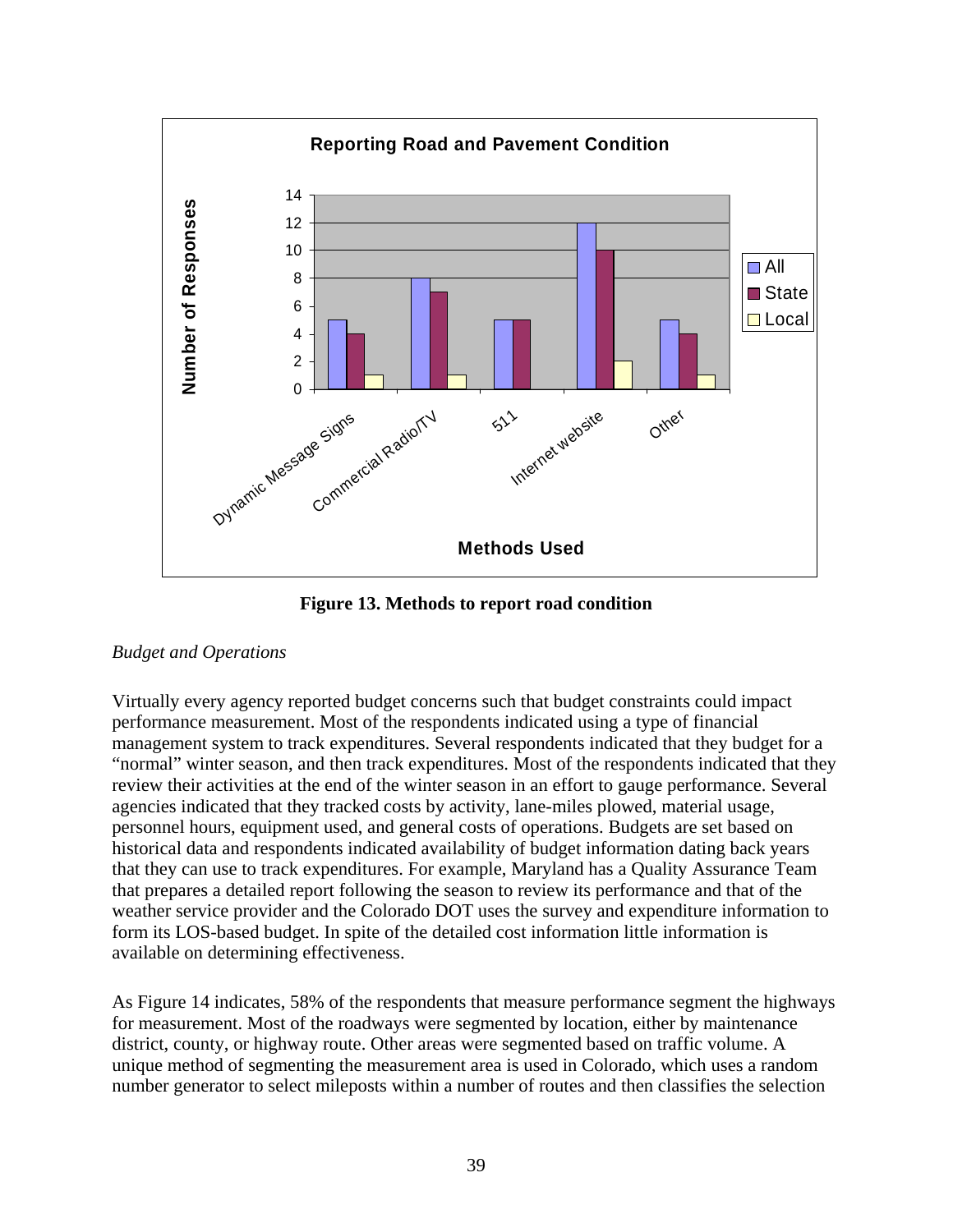**Figure 13. Methods to report road condition**

*Budget and Operations*

Virtually every agency reported budget concerns such that budget constraints could impact performance measurement. Most of the respondents indicated using a type of financial management system to track expenditures. Several respondents indicated that they budget for a "normal" winter season, and then track expenditures. Most of the respondents indicated that they review their activities at the end of the winter season in an effort to gauge performance. Several agencies indicated that they tracked costs by activity, lane-miles plowed, material usage, personnel hours, equipment used, and general costs of operations. Budgets are set based on historical data and respondents indicated availability of budget information dating back years that they can use to track expenditures. For example, Maryland has a Quality Assurance Team that prepares a detailed report following the season to review its performance and that of the weather service provider and the Colorado DOT uses the survey and expenditure information to form its LOS-based budget. In spite of the detailed cost information little information is available on determining effectiveness.

As Figure 14 indicates, 58% of the respondents that measure performance segment the highways for measurement. Most of the roadways were segmented by location, either by maintenance district, county, or highway route. Other areas were segmented based on traffic volume. A unique method of segmenting the measurement area is used in Colorado, which uses a random number generator to select mileposts within a number of routes and then classifies the selection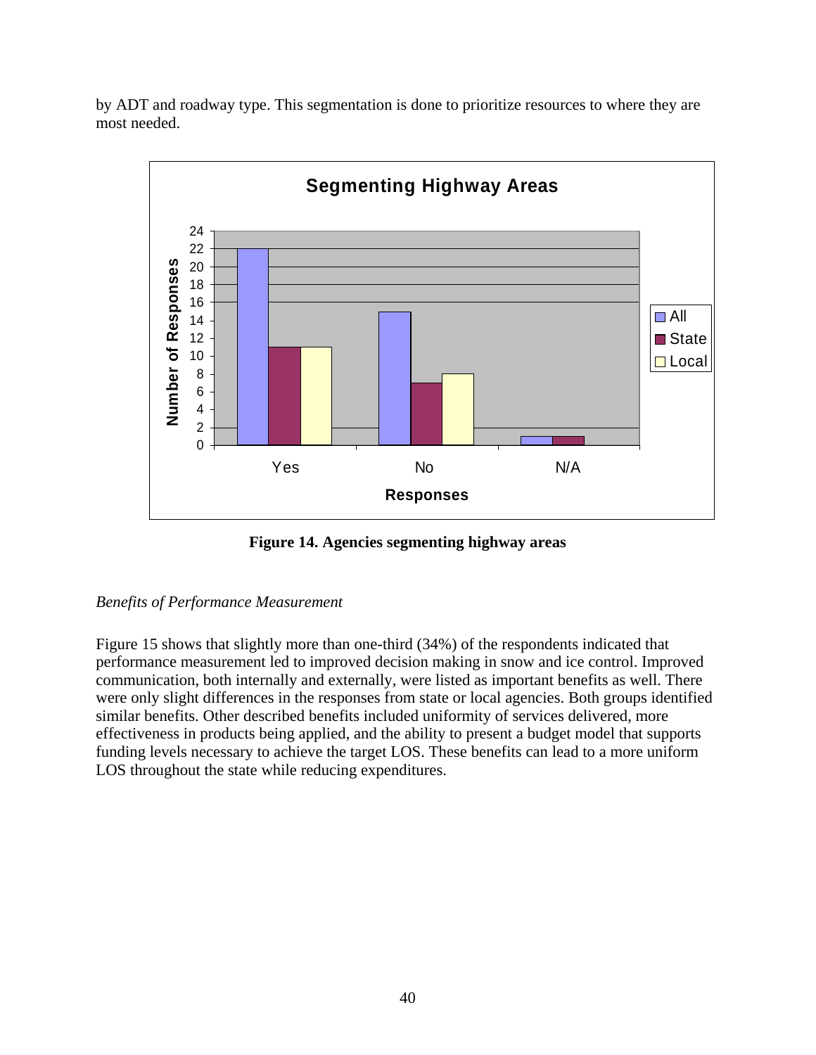by ADT and roadway type. This segmentation is done to prioritize resources to where they are most needed.

Figure 14. Agencies segmenting highway areas

*Benefits of Performance Measurement*

Figure 15 shows that slightly more than one-third (34%) of the respondents indicated that performance measurement led to improved decision making in snow and ice control. Improved communication, both internally and externally, were listed as important benefits as well. There were only slight differences in the responses from state or local agencies. Both groups identified similar benefits. Other described benefits included uniformity of services delivered, more effectiveness in products being applied, and the ability to present a budget model that supports funding levels necessary to achieve the target LOS. These benefits can lead to a more uniform LOS throughout the state while reducing expenditures.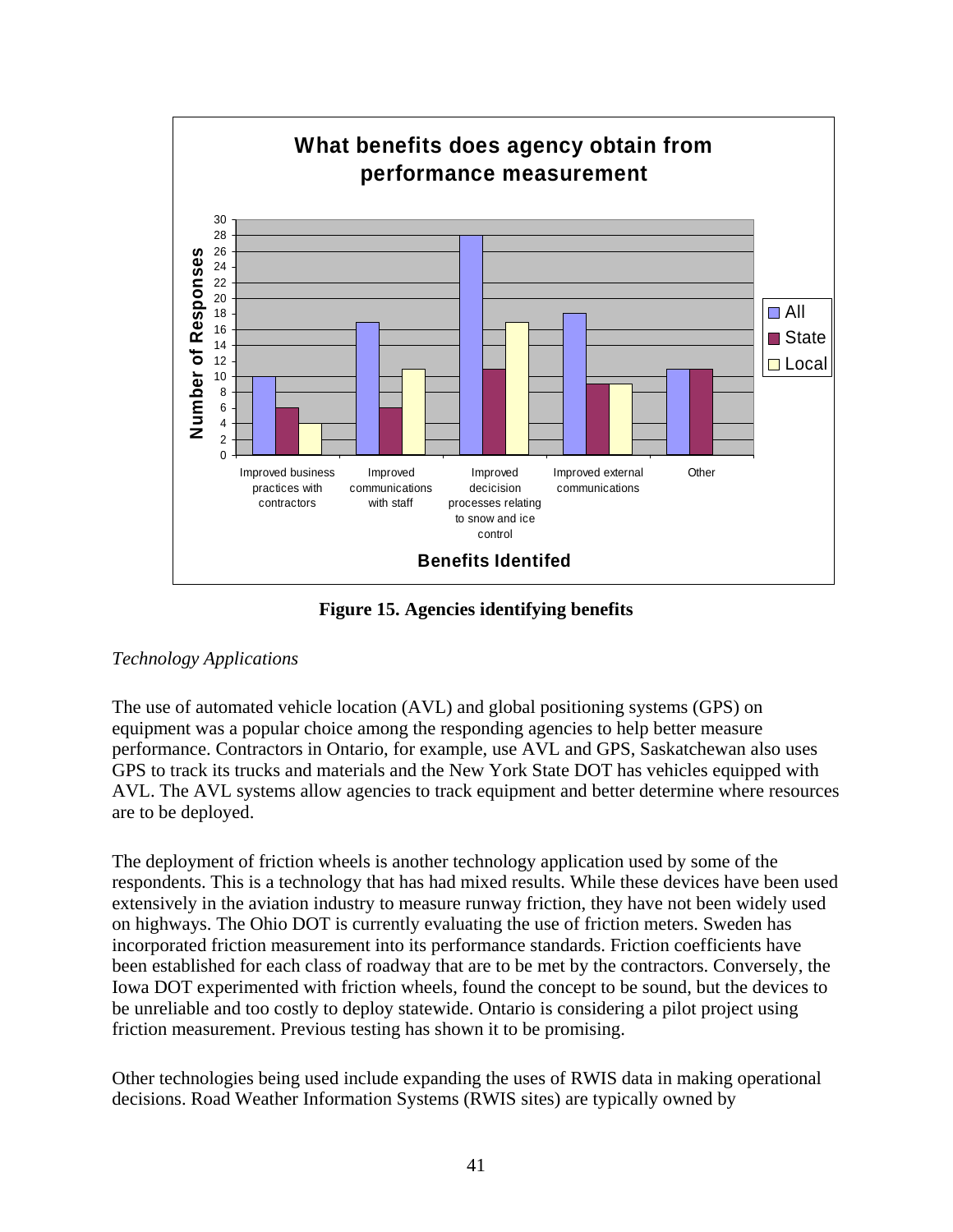**Figure 15. Agencies identifying benefits**

*Technology Applications*

The use of automated vehicle location (AVL) and global positioning systems (GPS) on equipment was a popular choice among the responding agencies to help better measure performance. Contractors in Ontario, for example, use AVL and GPS, Saskatchewan also uses GPS to track its trucks and materials and the New York State DOT has vehicles equipped with AVL. The AVL systems allow agencies to track equipment and better determine where resources are to be deployed.

The deployment of friction wheels is another technology application used by some of the respondents. This is a technology that has had mixed results. While these devices have been used extensively in the aviation industry to measure runway friction, they have not been widely used on highways. The Ohio DOT is currently evaluating the use of friction meters. Sweden has incorporated friction measurement into its performance standards. Friction coefficients have been established for each class of roadway that are to be met by the contractors. Conversely, the Iowa DOT experimented with friction wheels, found the concept to be sound, but the devices to be unreliable and too costly to deploy statewide. Ontario is considering a pilot project using friction measurement. Previous testing has shown it to be promising.

Other technologies being used include expanding the uses of RWIS data in making operational decisions. Road Weather Information Systems (RWIS sites) are typically owned by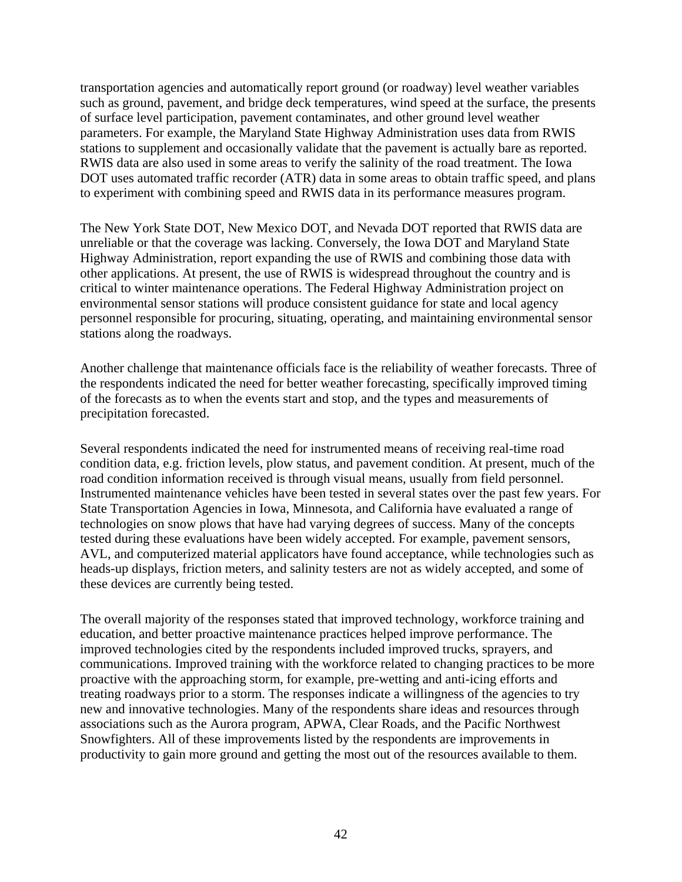transportation agencies and automatically report ground (or roadway) level weather variables such as ground, pavement, and bridge deck temperatures, wind speed at the surface, the presents of surface level participation, pavement contaminates, and other ground level weather parameters. For example, the Maryland State Highway Administration uses data from RWIS stations to supplement and occasionally validate that the pavement is actually bare as reported. RWIS data are also used in some areas to verify the salinity of the road treatment. The Iowa DOT uses automated traffic recorder (ATR) data in some areas to obtain traffic speed, and plans to experiment with combining speed and RWIS data in its performance measures program.

The New York State DOT, New Mexico DOT, and Nevada DOT reported that RWIS data are unreliable or that the coverage was lacking. Conversely, the Iowa DOT and Maryland State Highway Administration, report expanding the use of RWIS and combining those data with other applications. At present, the use of RWIS is widespread throughout the country and is critical to winter maintenance operations. The Federal Highway Administration project on environmental sensor stations will produce consistent guidance for state and local agency personnel responsible for procuring, situating, operating, and maintaining environmental sensor stations along the roadways.

Another challenge that maintenance officials face is the reliability of weather forecasts. Three of the respondents indicated the need for better weather forecasting, specifically improved timing of the forecasts as to when the events start and stop, and the types and measurements of precipitation forecasted.

Several respondents indicated the need for instrumented means of receiving real-time road condition data, e.g. friction levels, plow status, and pavement condition. At present, much of the road condition information received is through visual means, usually from field personnel. Instrumented maintenance vehicles have been tested in several states over the past few years. For State Transportation Agencies in Iowa, Minnesota, and California have evaluated a range of technologies on snow plows that have had varying degrees of success. Many of the concepts tested during these evaluations have been widely accepted. For example, pavement sensors, AVL, and computerized material applicators have found acceptance, while technologies such as heads-up displays, friction meters, and salinity testers are not as widely accepted, and some of these devices are currently being tested.

The overall majority of the responses stated that improved technology, workforce training and education, and better proactive maintenance practices helped improve performance. The improved technologies cited by the respondents included improved trucks, sprayers, and communications. Improved training with the workforce related to changing practices to be more proactive with the approaching storm, for example, pre-wetting and anti-icing efforts and treating roadways prior to a storm. The responses indicate a willingness of the agencies to try new and innovative technologies. Many of the respondents share ideas and resources through associations such as the Aurora program, APWA, Clear Roads, and the Pacific Northwest Snowfighters. All of these improvements listed by the respondents are improvements in productivity to gain more ground and getting the most out of the resources available to them.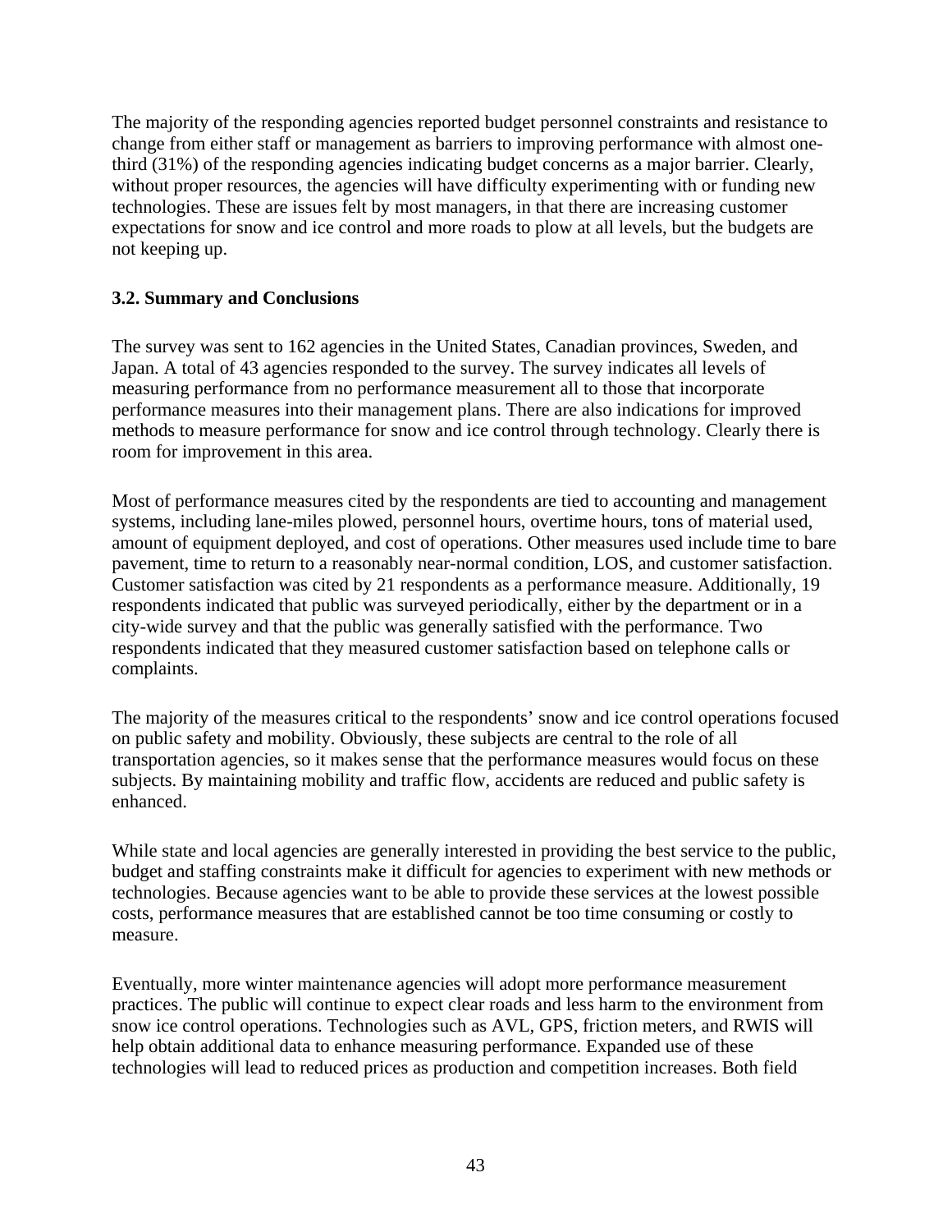The majority of the responding agencies reported budget personnel constraints and resistance to change from either staff or management as barriers to improving performance with almost one-third (31%) of the responding agencies indicating budget concerns as a major barrier. Clearly, without proper resources, the agencies will have difficulty experimenting with or funding new technologies. These are issues felt by most managers, in that there are increasing customer expectations for snow and ice control and more roads to plow at all levels, but the budgets are not keeping up.

### 3.2. Summary and Conclusions

The survey was sent to 162 agencies in the United States, Canadian provinces, Sweden, and Japan. A total of 43 agencies responded to the survey. The survey indicates all levels of measuring performance from no performance measurement all to those that incorporate performance measures into their management plans. There are also indications for improved methods to measure performance for snow and ice control through technology. Clearly there is room for improvement in this area.

Most of performance measures cited by the respondents are tied to accounting and management systems, including lane-miles plowed, personnel hours, overtime hours, tons of material used, amount of equipment deployed, and cost of operations. Other measures used include time to bare pavement, time to return to a reasonably near-normal condition, LOS, and customer satisfaction. Customer satisfaction was cited by 21 respondents as a performance measure. Additionally, 19 respondents indicated that public was surveyed periodically, either by the department or in a city-wide survey and that the public was generally satisfied with the performance. Two respondents indicated that they measured customer satisfaction based on telephone calls or complaints.

The majority of the measures critical to the respondents' snow and ice control operations focused on public safety and mobility. Obviously, these subjects are central to the role of all transportation agencies, so it makes sense that the performance measures would focus on these subjects. By maintaining mobility and traffic flow, accidents are reduced and public safety is enhanced.

While state and local agencies are generally interested in providing the best service to the public, budget and staffing constraints make it difficult for agencies to experiment with new methods or technologies. Because agencies want to be able to provide these services at the lowest possible costs, performance measures that are established cannot be too time consuming or costly to measure.

Eventually, more winter maintenance agencies will adopt more performance measurement practices. The public will continue to expect clear roads and less harm to the environment from snow ice control operations. Technologies such as AVL, GPS, friction meters, and RWIS will help obtain additional data to enhance measuring performance. Expanded use of these technologies will lead to reduced prices as production and competition increases. Both field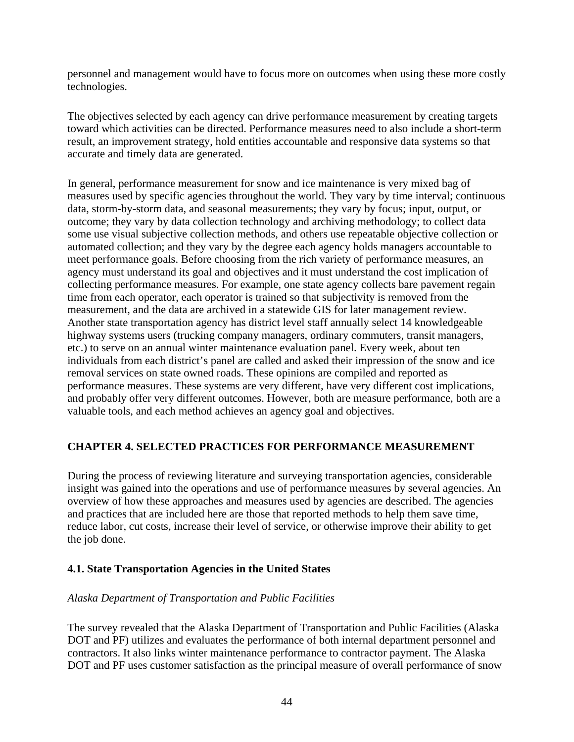personnel and management would have to focus more on outcomes when using these more costly technologies.

The objectives selected by each agency can drive performance measurement by creating targets toward which activities can be directed. Performance measures need to also include a short-term result, an improvement strategy, hold entities accountable and responsive data systems so that accurate and timely data are generated.

In general, performance measurement for snow and ice maintenance is very mixed bag of measures used by specific agencies throughout the world. They vary by time interval; continuous data, storm-by-storm data, and seasonal measurements; they vary by focus; input, output, or outcome; they vary by data collection technology and archiving methodology; to collect data some use visual subjective collection methods, and others use repeatable objective collection or automated collection; and they vary by the degree each agency holds managers accountable to meet performance goals. Before choosing from the rich variety of performance measures, an agency must understand its goal and objectives and it must understand the cost implication of collecting performance measures. For example, one state agency collects bare pavement regain time from each operator, each operator is trained so that subjectivity is removed from the measurement, and the data are archived in a statewide GIS for later management review. Another state transportation agency has district level staff annually select 14 knowledgeable highway systems users (trucking company managers, ordinary commuters, transit managers, etc.) to serve on an annual winter maintenance evaluation panel. Every week, about ten individuals from each district's panel are called and asked their impression of the snow and ice removal services on state owned roads. These opinions are compiled and reported as performance measures. These systems are very different, have very different cost implications, and probably offer very different outcomes. However, both are measure performance, both are a valuable tools, and each method achieves an agency goal and objectives.

## CHAPTER 4. SELECTED PRACTICES FOR PERFORMANCE MEASUREMENT

During the process of reviewing literature and surveying transportation agencies, considerable insight was gained into the operations and use of performance measures by several agencies. An overview of how these approaches and measures used by agencies are described. The agencies and practices that are included here are those that reported methods to help them save time, reduce labor, cut costs, increase their level of service, or otherwise improve their ability to get the job done.

### 4.1. State Transportation Agencies in the United States

*Alaska Department of Transportation and Public Facilities*

The survey revealed that the Alaska Department of Transportation and Public Facilities (Alaska DOT and PF) utilizes and evaluates the performance of both internal department personnel and contractors. It also links winter maintenance performance to contractor payment. The Alaska DOT and PF uses customer satisfaction as the principal measure of overall performance of snow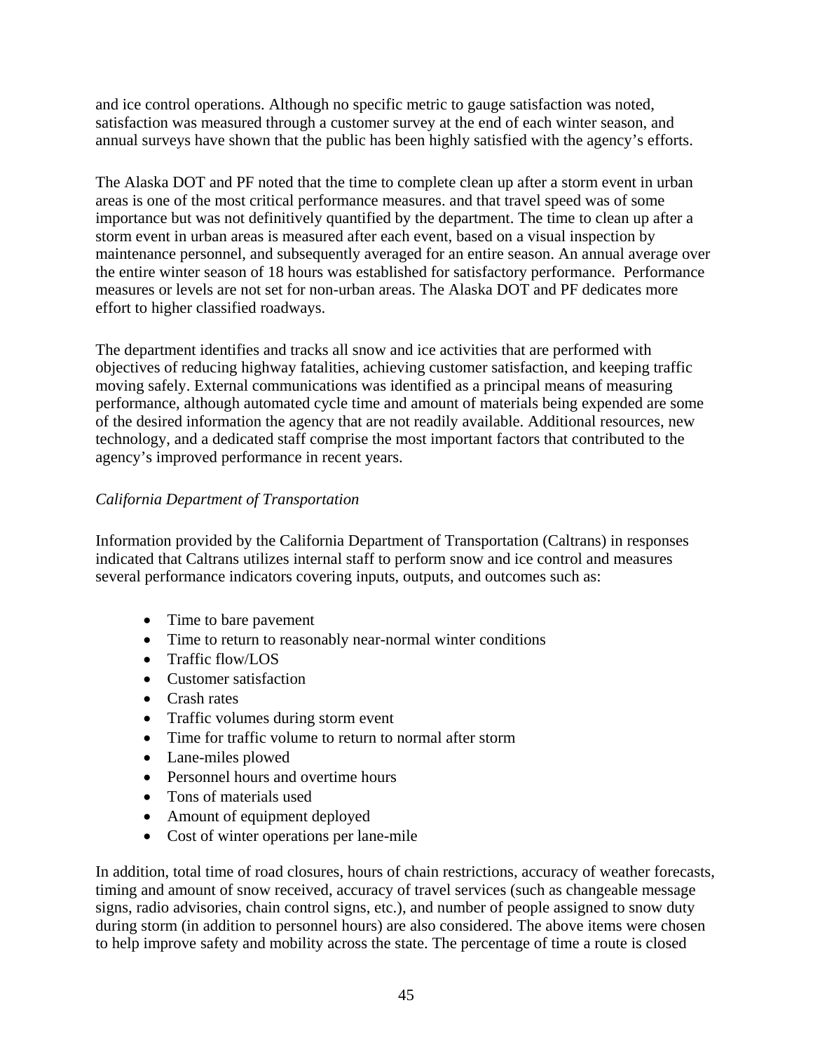and ice control operations. Although no specific metric to gauge satisfaction was noted, satisfaction was measured through a customer survey at the end of each winter season, and annual surveys have shown that the public has been highly satisfied with the agency's efforts.

The Alaska DOT and PF noted that the time to complete clean up after a storm event in urban areas is one of the most critical performance measures. and that travel speed was of some importance but was not definitively quantified by the department. The time to clean up after a storm event in urban areas is measured after each event, based on a visual inspection by maintenance personnel, and subsequently averaged for an entire season. An annual average over the entire winter season of 18 hours was established for satisfactory performance. Performance measures or levels are not set for non-urban areas. The Alaska DOT and PF dedicates more effort to higher classified roadways.

The department identifies and tracks all snow and ice activities that are performed with objectives of reducing highway fatalities, achieving customer satisfaction, and keeping traffic moving safely. External communications was identified as a principal means of measuring performance, although automated cycle time and amount of materials being expended are some of the desired information the agency that are not readily available. Additional resources, new technology, and a dedicated staff comprise the most important factors that contributed to the agency's improved performance in recent years.

*California Department of Transportation*

Information provided by the California Department of Transportation (Caltrans) in responses indicated that Caltrans utilizes internal staff to perform snow and ice control and measures several performance indicators covering inputs, outputs, and outcomes such as:

- Time to bare pavement
- Time to return to reasonably near-normal winter conditions
- Traffic flow/LOS
- Customer satisfaction
- Crash rates
- Traffic volumes during storm event
- Time for traffic volume to return to normal after storm
- Lane-miles plowed
- Personnel hours and overtime hours
- Tons of materials used
- Amount of equipment deployed
- Cost of winter operations per lane-mile

In addition, total time of road closures, hours of chain restrictions, accuracy of weather forecasts, timing and amount of snow received, accuracy of travel services (such as changeable message signs, radio advisories, chain control signs, etc.), and number of people assigned to snow duty during storm (in addition to personnel hours) are also considered. The above items were chosen to help improve safety and mobility across the state. The percentage of time a route is closed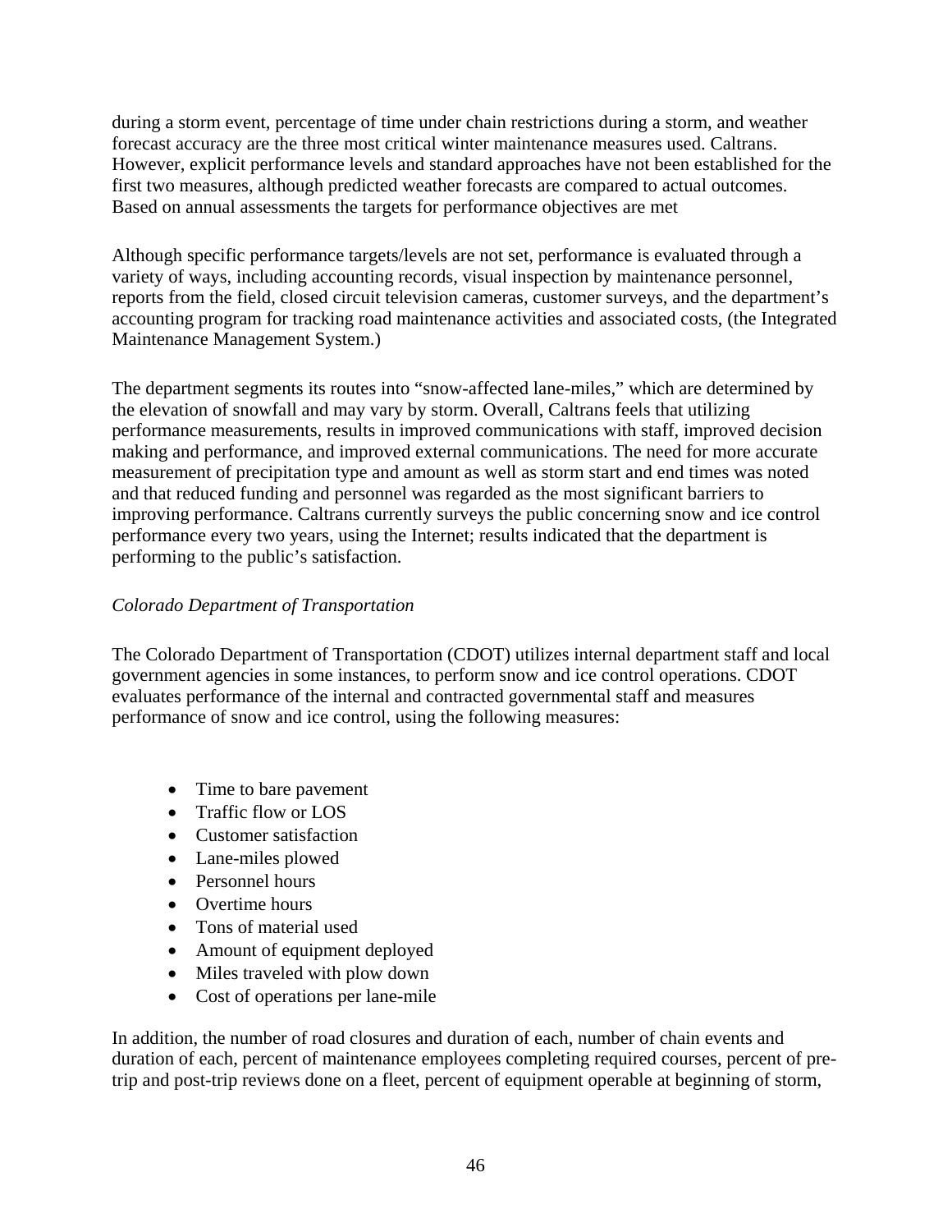during a storm event, percentage of time under chain restrictions during a storm, and weather forecast accuracy are the three most critical winter maintenance measures used. Caltrans. However, explicit performance levels and standard approaches have not been established for the first two measures, although predicted weather forecasts are compared to actual outcomes. Based on annual assessments the targets for performance objectives are met

Although specific performance targets/levels are not set, performance is evaluated through a variety of ways, including accounting records, visual inspection by maintenance personnel, reports from the field, closed circuit television cameras, customer surveys, and the department's accounting program for tracking road maintenance activities and associated costs, (the Integrated Maintenance Management System.)

The department segments its routes into "snow-affected lane-miles," which are determined by the elevation of snowfall and may vary by storm. Overall, Caltrans feels that utilizing performance measurements, results in improved communications with staff, improved decision making and performance, and improved external communications. The need for more accurate measurement of precipitation type and amount as well as storm start and end times was noted and that reduced funding and personnel was regarded as the most significant barriers to improving performance. Caltrans currently surveys the public concerning snow and ice control performance every two years, using the Internet; results indicated that the department is performing to the public's satisfaction.

*Colorado Department of Transportation*

The Colorado Department of Transportation (CDOT) utilizes internal department staff and local government agencies in some instances, to perform snow and ice control operations. CDOT evaluates performance of the internal and contracted governmental staff and measures performance of snow and ice control, using the following measures:

- Time to bare pavement
- Traffic flow or LOS
- Customer satisfaction
- Lane-miles plowed
- Personnel hours
- Overtime hours
- Tons of material used
- Amount of equipment deployed
- Miles traveled with plow down
- Cost of operations per lane-mile

In addition, the number of road closures and duration of each, number of chain events and duration of each, percent of maintenance employees completing required courses, percent of pre-trip and post-trip reviews done on a fleet, percent of equipment operable at beginning of storm,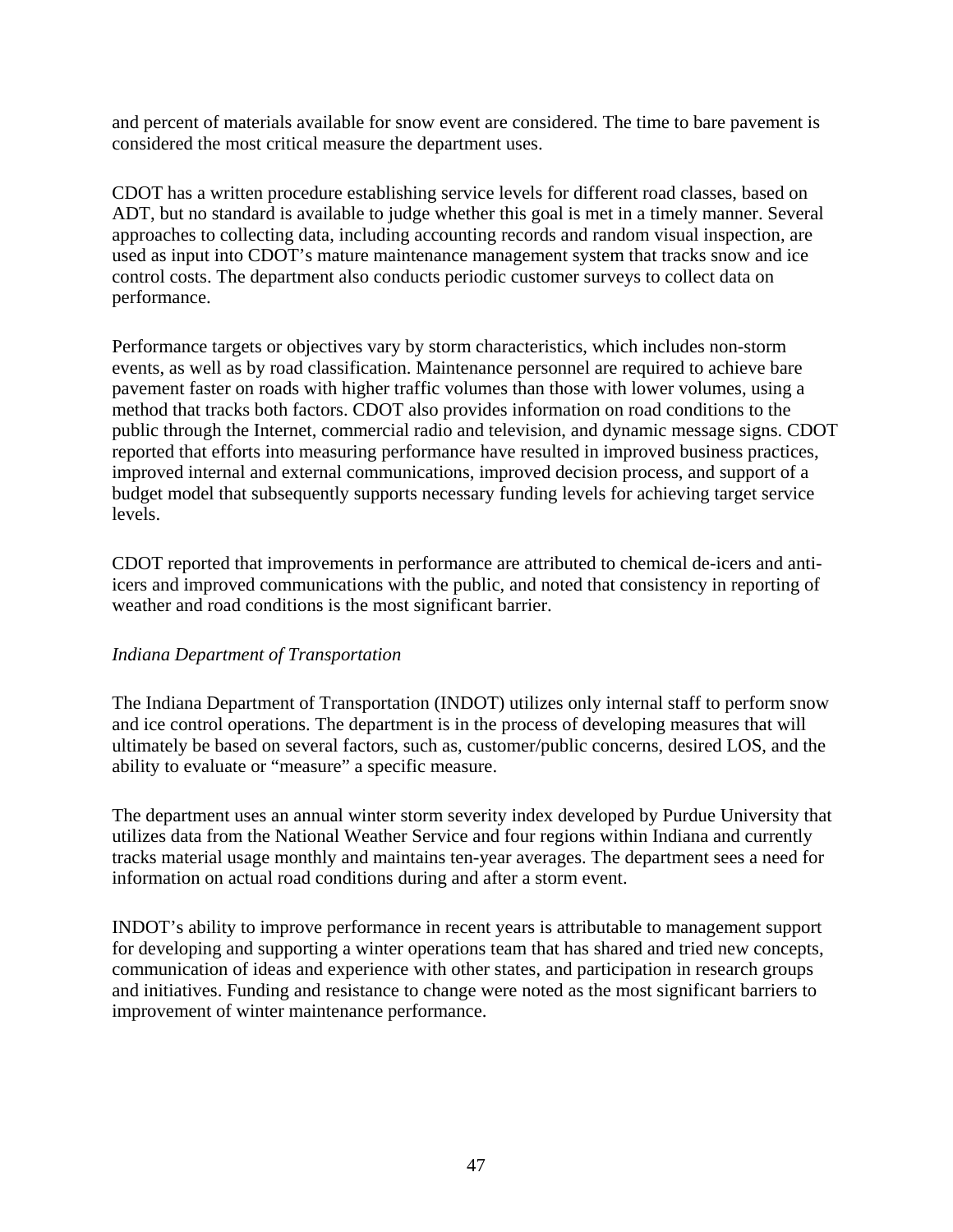and percent of materials available for snow event are considered. The time to bare pavement is considered the most critical measure the department uses.

CDOT has a written procedure establishing service levels for different road classes, based on ADT, but no standard is available to judge whether this goal is met in a timely manner. Several approaches to collecting data, including accounting records and random visual inspection, are used as input into CDOT's mature maintenance management system that tracks snow and ice control costs. The department also conducts periodic customer surveys to collect data on performance.

Performance targets or objectives vary by storm characteristics, which includes non-storm events, as well as by road classification. Maintenance personnel are required to achieve bare pavement faster on roads with higher traffic volumes than those with lower volumes, using a method that tracks both factors. CDOT also provides information on road conditions to the public through the Internet, commercial radio and television, and dynamic message signs. CDOT reported that efforts into measuring performance have resulted in improved business practices, improved internal and external communications, improved decision process, and support of a budget model that subsequently supports necessary funding levels for achieving target service levels.

CDOT reported that improvements in performance are attributed to chemical de-icers and anti-icers and improved communications with the public, and noted that consistency in reporting of weather and road conditions is the most significant barrier.

*Indiana Department of Transportation*

The Indiana Department of Transportation (INDOT) utilizes only internal staff to perform snow and ice control operations. The department is in the process of developing measures that will ultimately be based on several factors, such as, customer/public concerns, desired LOS, and the ability to evaluate or "measure" a specific measure.

The department uses an annual winter storm severity index developed by Purdue University that utilizes data from the National Weather Service and four regions within Indiana and currently tracks material usage monthly and maintains ten-year averages. The department sees a need for information on actual road conditions during and after a storm event.

INDOT's ability to improve performance in recent years is attributable to management support for developing and supporting a winter operations team that has shared and tried new concepts, communication of ideas and experience with other states, and participation in research groups and initiatives. Funding and resistance to change were noted as the most significant barriers to improvement of winter maintenance performance.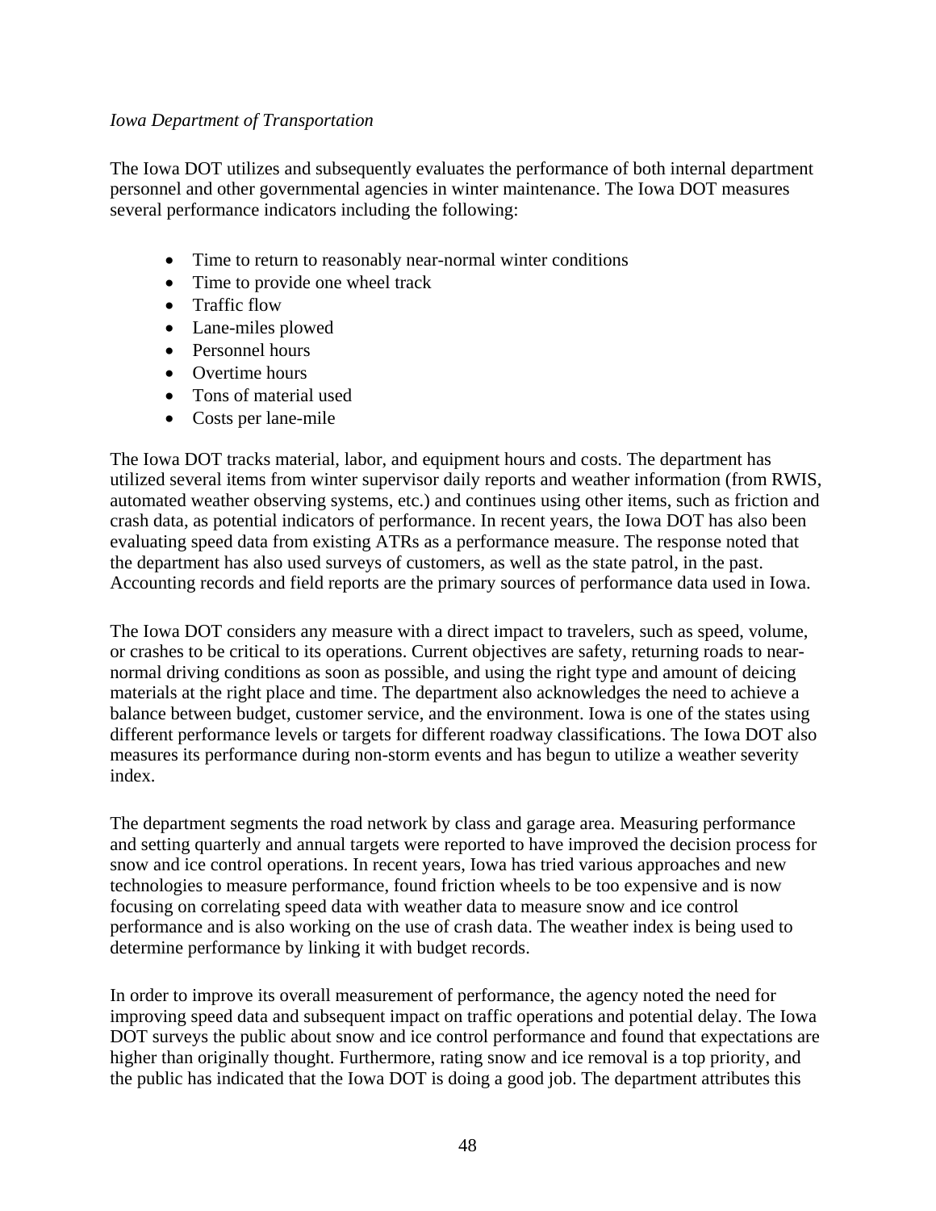*Iowa Department of Transportation*

The Iowa DOT utilizes and subsequently evaluates the performance of both internal department personnel and other governmental agencies in winter maintenance. The Iowa DOT measures several performance indicators including the following:

- Time to return to reasonably near-normal winter conditions
- Time to provide one wheel track
- Traffic flow
- Lane-miles plowed
- Personnel hours
- Overtime hours
- Tons of material used
- Costs per lane-mile

The Iowa DOT tracks material, labor, and equipment hours and costs. The department has utilized several items from winter supervisor daily reports and weather information (from RWIS, automated weather observing systems, etc.) and continues using other items, such as friction and crash data, as potential indicators of performance. In recent years, the Iowa DOT has also been evaluating speed data from existing ATRs as a performance measure. The response noted that the department has also used surveys of customers, as well as the state patrol, in the past. Accounting records and field reports are the primary sources of performance data used in Iowa.

The Iowa DOT considers any measure with a direct impact to travelers, such as speed, volume, or crashes to be critical to its operations. Current objectives are safety, returning roads to near-normal driving conditions as soon as possible, and using the right type and amount of deicing materials at the right place and time. The department also acknowledges the need to achieve a balance between budget, customer service, and the environment. Iowa is one of the states using different performance levels or targets for different roadway classifications. The Iowa DOT also measures its performance during non-storm events and has begun to utilize a weather severity index.

The department segments the road network by class and garage area. Measuring performance and setting quarterly and annual targets were reported to have improved the decision process for snow and ice control operations. In recent years, Iowa has tried various approaches and new technologies to measure performance, found friction wheels to be too expensive and is now focusing on correlating speed data with weather data to measure snow and ice control performance and is also working on the use of crash data. The weather index is being used to determine performance by linking it with budget records.

In order to improve its overall measurement of performance, the agency noted the need for improving speed data and subsequent impact on traffic operations and potential delay. The Iowa DOT surveys the public about snow and ice control performance and found that expectations are higher than originally thought. Furthermore, rating snow and ice removal is a top priority, and the public has indicated that the Iowa DOT is doing a good job. The department attributes this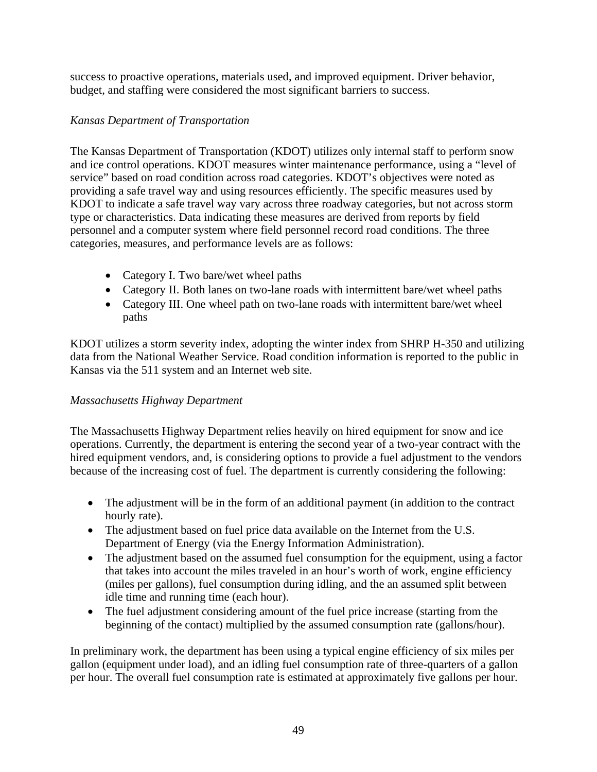success to proactive operations, materials used, and improved equipment. Driver behavior, budget, and staffing were considered the most significant barriers to success.

*Kansas Department of Transportation*

The Kansas Department of Transportation (KDOT) utilizes only internal staff to perform snow and ice control operations. KDOT measures winter maintenance performance, using a "level of service" based on road condition across road categories. KDOT's objectives were noted as providing a safe travel way and using resources efficiently. The specific measures used by KDOT to indicate a safe travel way vary across three roadway categories, but not across storm type or characteristics. Data indicating these measures are derived from reports by field personnel and a computer system where field personnel record road conditions. The three categories, measures, and performance levels are as follows:

- Category I. Two bare/wet wheel paths
- Category II. Both lanes on two-lane roads with intermittent bare/wet wheel paths
- Category III. One wheel path on two-lane roads with intermittent bare/wet wheel paths

KDOT utilizes a storm severity index, adopting the winter index from SHRP H-350 and utilizing data from the National Weather Service. Road condition information is reported to the public in Kansas via the 511 system and an Internet web site.

*Massachusetts Highway Department*

The Massachusetts Highway Department relies heavily on hired equipment for snow and ice operations. Currently, the department is entering the second year of a two-year contract with the hired equipment vendors, and, is considering options to provide a fuel adjustment to the vendors because of the increasing cost of fuel. The department is currently considering the following:

- The adjustment will be in the form of an additional payment (in addition to the contract hourly rate).
- The adjustment based on fuel price data available on the Internet from the U.S. Department of Energy (via the Energy Information Administration).
- The adjustment based on the assumed fuel consumption for the equipment, using a factor that takes into account the miles traveled in an hour's worth of work, engine efficiency (miles per gallons), fuel consumption during idling, and the an assumed split between idle time and running time (each hour).
- The fuel adjustment considering amount of the fuel price increase (starting from the beginning of the contact) multiplied by the assumed consumption rate (gallons/hour).

In preliminary work, the department has been using a typical engine efficiency of six miles per gallon (equipment under load), and an idling fuel consumption rate of three-quarters of a gallon per hour. The overall fuel consumption rate is estimated at approximately five gallons per hour.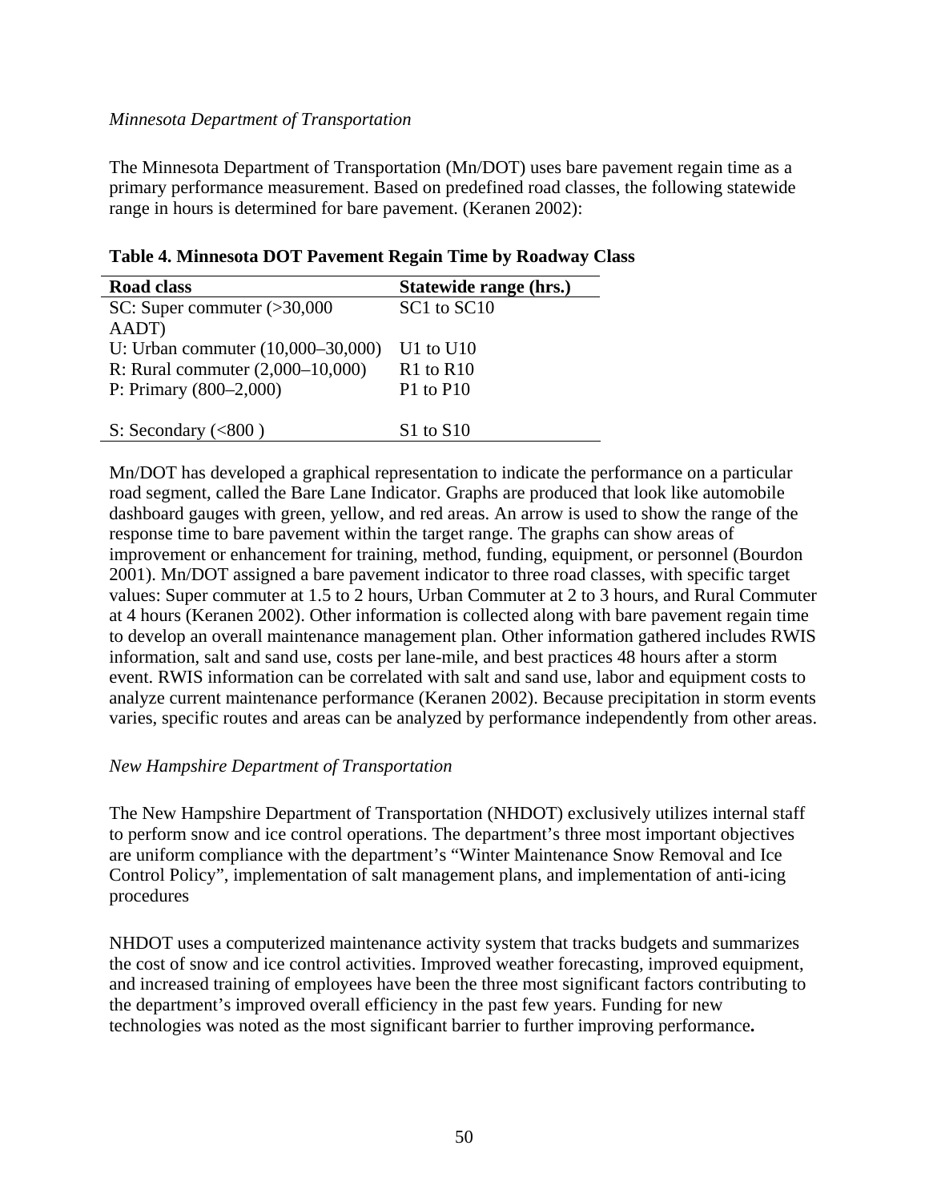*Minnesota Department of Transportation*

The Minnesota Department of Transportation (Mn/DOT) uses bare pavement regain time as a primary performance measurement. Based on predefined road classes, the following statewide range in hours is determined for bare pavement. (Keranen 2002):

**Table 4. Minnesota DOT Pavement Regain Time by Roadway Class**

| Road class | Statewide range (hrs.) |
|---|---|
| SC: Super commuter (>30,000 AADT) | SC1 to SC10 |
| U: Urban commuter (10,000–30,000) | U1 to U10 |
| R: Rural commuter (2,000–10,000) | R1 to R10 |
| P: Primary (800–2,000) | P1 to P10 |
| S: Secondary (<800 ) | S1 to S10 |

Mn/DOT has developed a graphical representation to indicate the performance on a particular road segment, called the Bare Lane Indicator. Graphs are produced that look like automobile dashboard gauges with green, yellow, and red areas. An arrow is used to show the range of the response time to bare pavement within the target range. The graphs can show areas of improvement or enhancement for training, method, funding, equipment, or personnel (Bourdon 2001). Mn/DOT assigned a bare pavement indicator to three road classes, with specific target values: Super commuter at 1.5 to 2 hours, Urban Commuter at 2 to 3 hours, and Rural Commuter at 4 hours (Keranen 2002). Other information is collected along with bare pavement regain time to develop an overall maintenance management plan. Other information gathered includes RWIS information, salt and sand use, costs per lane-mile, and best practices 48 hours after a storm event. RWIS information can be correlated with salt and sand use, labor and equipment costs to analyze current maintenance performance (Keranen 2002). Because precipitation in storm events varies, specific routes and areas can be analyzed by performance independently from other areas.

*New Hampshire Department of Transportation*

The New Hampshire Department of Transportation (NHDOT) exclusively utilizes internal staff to perform snow and ice control operations. The department's three most important objectives are uniform compliance with the department's "Winter Maintenance Snow Removal and Ice Control Policy", implementation of salt management plans, and implementation of anti-icing procedures

NHDOT uses a computerized maintenance activity system that tracks budgets and summarizes the cost of snow and ice control activities. Improved weather forecasting, improved equipment, and increased training of employees have been the three most significant factors contributing to the department's improved overall efficiency in the past few years. Funding for new technologies was noted as the most significant barrier to further improving performance**.**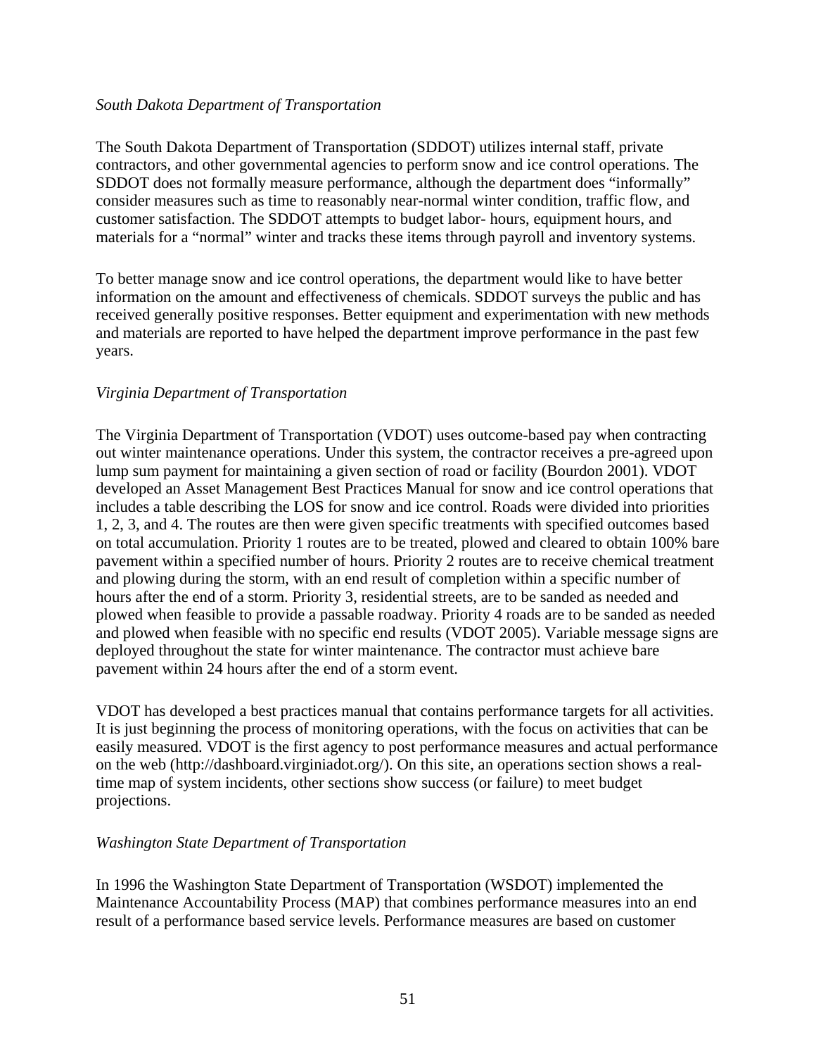*South Dakota Department of Transportation*

The South Dakota Department of Transportation (SDDOT) utilizes internal staff, private contractors, and other governmental agencies to perform snow and ice control operations. The SDDOT does not formally measure performance, although the department does "informally" consider measures such as time to reasonably near-normal winter condition, traffic flow, and customer satisfaction. The SDDOT attempts to budget labor- hours, equipment hours, and materials for a "normal" winter and tracks these items through payroll and inventory systems.

To better manage snow and ice control operations, the department would like to have better information on the amount and effectiveness of chemicals. SDDOT surveys the public and has received generally positive responses. Better equipment and experimentation with new methods and materials are reported to have helped the department improve performance in the past few years.

*Virginia Department of Transportation*

The Virginia Department of Transportation (VDOT) uses outcome-based pay when contracting out winter maintenance operations. Under this system, the contractor receives a pre-agreed upon lump sum payment for maintaining a given section of road or facility (Bourdon 2001). VDOT developed an Asset Management Best Practices Manual for snow and ice control operations that includes a table describing the LOS for snow and ice control. Roads were divided into priorities 1, 2, 3, and 4. The routes are then were given specific treatments with specified outcomes based on total accumulation. Priority 1 routes are to be treated, plowed and cleared to obtain 100% bare pavement within a specified number of hours. Priority 2 routes are to receive chemical treatment and plowing during the storm, with an end result of completion within a specific number of hours after the end of a storm. Priority 3, residential streets, are to be sanded as needed and plowed when feasible to provide a passable roadway. Priority 4 roads are to be sanded as needed and plowed when feasible with no specific end results (VDOT 2005). Variable message signs are deployed throughout the state for winter maintenance. The contractor must achieve bare pavement within 24 hours after the end of a storm event.

VDOT has developed a best practices manual that contains performance targets for all activities. It is just beginning the process of monitoring operations, with the focus on activities that can be easily measured. VDOT is the first agency to post performance measures and actual performance on the web (http://dashboard.virginiadot.org/). On this site, an operations section shows a real-time map of system incidents, other sections show success (or failure) to meet budget projections.

*Washington State Department of Transportation*

In 1996 the Washington State Department of Transportation (WSDOT) implemented the Maintenance Accountability Process (MAP) that combines performance measures into an end result of a performance based service levels. Performance measures are based on customer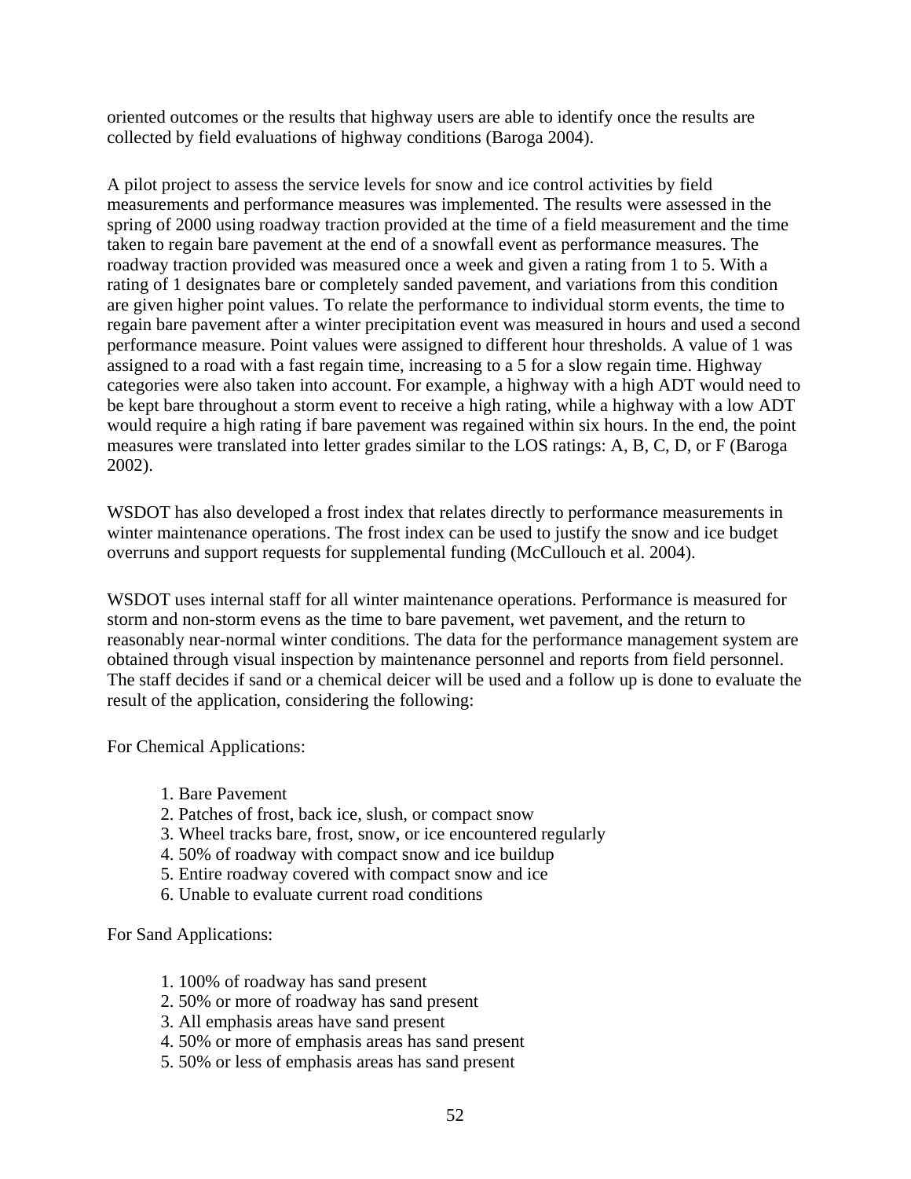oriented outcomes or the results that highway users are able to identify once the results are collected by field evaluations of highway conditions (Baroga 2004).

A pilot project to assess the service levels for snow and ice control activities by field measurements and performance measures was implemented. The results were assessed in the spring of 2000 using roadway traction provided at the time of a field measurement and the time taken to regain bare pavement at the end of a snowfall event as performance measures. The roadway traction provided was measured once a week and given a rating from 1 to 5. With a rating of 1 designates bare or completely sanded pavement, and variations from this condition are given higher point values. To relate the performance to individual storm events, the time to regain bare pavement after a winter precipitation event was measured in hours and used a second performance measure. Point values were assigned to different hour thresholds. A value of 1 was assigned to a road with a fast regain time, increasing to a 5 for a slow regain time. Highway categories were also taken into account. For example, a highway with a high ADT would need to be kept bare throughout a storm event to receive a high rating, while a highway with a low ADT would require a high rating if bare pavement was regained within six hours. In the end, the point measures were translated into letter grades similar to the LOS ratings: A, B, C, D, or F (Baroga 2002).

WSDOT has also developed a frost index that relates directly to performance measurements in winter maintenance operations. The frost index can be used to justify the snow and ice budget overruns and support requests for supplemental funding (McCullouch et al. 2004).

WSDOT uses internal staff for all winter maintenance operations. Performance is measured for storm and non-storm evens as the time to bare pavement, wet pavement, and the return to reasonably near-normal winter conditions. The data for the performance management system are obtained through visual inspection by maintenance personnel and reports from field personnel. The staff decides if sand or a chemical deicer will be used and a follow up is done to evaluate the result of the application, considering the following:

For Chemical Applications:

1. Bare Pavement
2. Patches of frost, back ice, slush, or compact snow
3. Wheel tracks bare, frost, snow, or ice encountered regularly
4. 50% of roadway with compact snow and ice buildup
5. Entire roadway covered with compact snow and ice
6. Unable to evaluate current road conditions

For Sand Applications:

1. 100% of roadway has sand present
2. 50% or more of roadway has sand present
3. All emphasis areas have sand present
4. 50% or more of emphasis areas has sand present
5. 50% or less of emphasis areas has sand present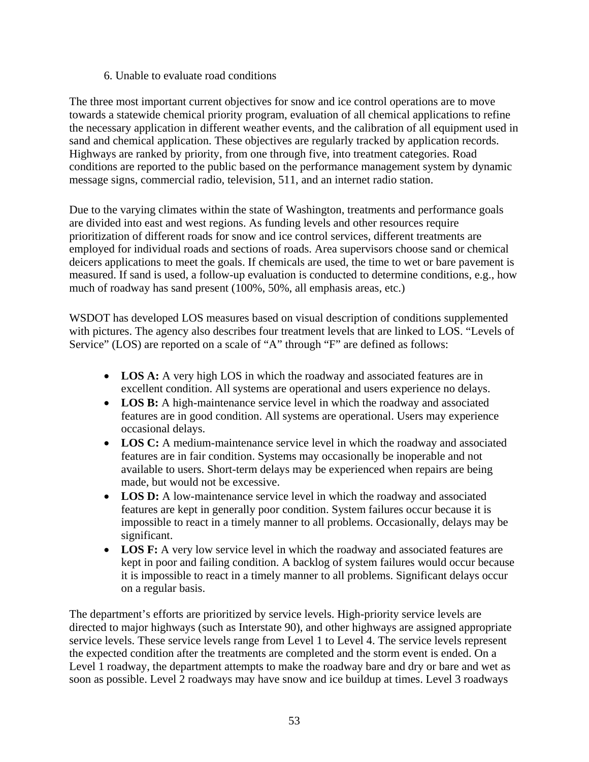6. Unable to evaluate road conditions

The three most important current objectives for snow and ice control operations are to move towards a statewide chemical priority program, evaluation of all chemical applications to refine the necessary application in different weather events, and the calibration of all equipment used in sand and chemical application. These objectives are regularly tracked by application records. Highways are ranked by priority, from one through five, into treatment categories. Road conditions are reported to the public based on the performance management system by dynamic message signs, commercial radio, television, 511, and an internet radio station.

Due to the varying climates within the state of Washington, treatments and performance goals are divided into east and west regions. As funding levels and other resources require prioritization of different roads for snow and ice control services, different treatments are employed for individual roads and sections of roads. Area supervisors choose sand or chemical deicers applications to meet the goals. If chemicals are used, the time to wet or bare pavement is measured. If sand is used, a follow-up evaluation is conducted to determine conditions, e.g., how much of roadway has sand present (100%, 50%, all emphasis areas, etc.)

WSDOT has developed LOS measures based on visual description of conditions supplemented with pictures. The agency also describes four treatment levels that are linked to LOS. "Levels of Service" (LOS) are reported on a scale of "A" through "F" are defined as follows:

- **LOS A:** A very high LOS in which the roadway and associated features are in excellent condition. All systems are operational and users experience no delays.
- **LOS B:** A high-maintenance service level in which the roadway and associated features are in good condition. All systems are operational. Users may experience occasional delays.
- **LOS C:** A medium-maintenance service level in which the roadway and associated features are in fair condition. Systems may occasionally be inoperable and not available to users. Short-term delays may be experienced when repairs are being made, but would not be excessive.
- **LOS D:** A low-maintenance service level in which the roadway and associated features are kept in generally poor condition. System failures occur because it is impossible to react in a timely manner to all problems. Occasionally, delays may be significant.
- **LOS F:** A very low service level in which the roadway and associated features are kept in poor and failing condition. A backlog of system failures would occur because it is impossible to react in a timely manner to all problems. Significant delays occur on a regular basis.

The department's efforts are prioritized by service levels. High-priority service levels are directed to major highways (such as Interstate 90), and other highways are assigned appropriate service levels. These service levels range from Level 1 to Level 4. The service levels represent the expected condition after the treatments are completed and the storm event is ended. On a Level 1 roadway, the department attempts to make the roadway bare and dry or bare and wet as soon as possible. Level 2 roadways may have snow and ice buildup at times. Level 3 roadways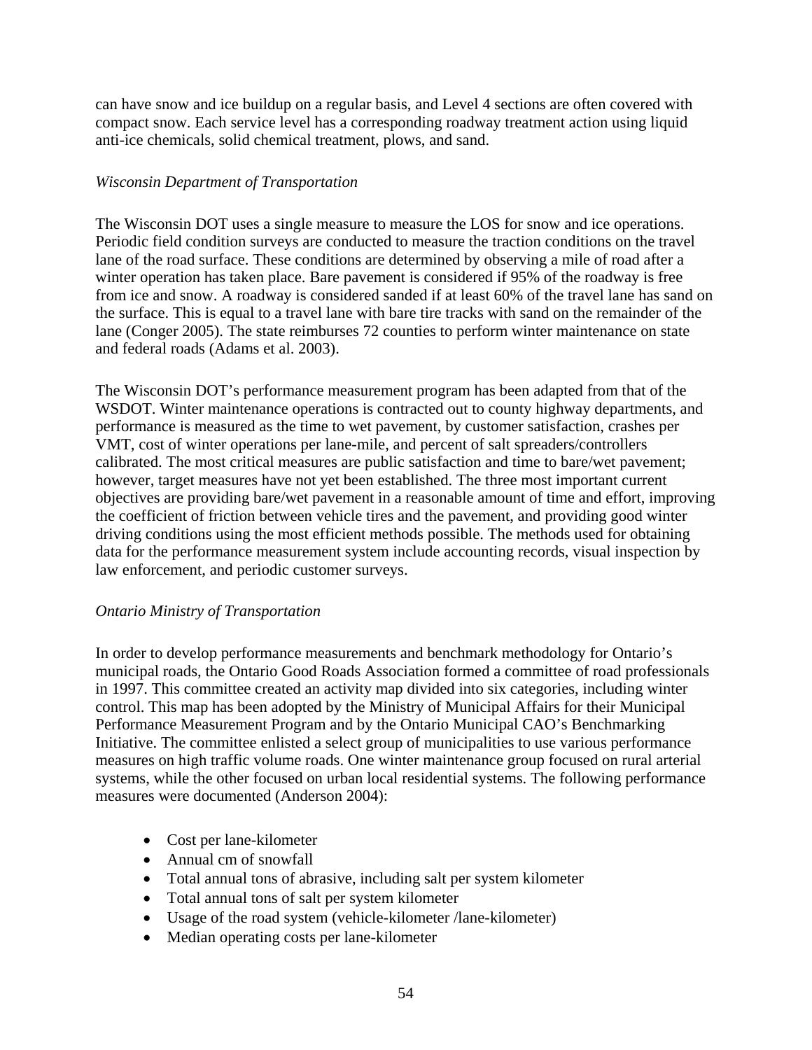can have snow and ice buildup on a regular basis, and Level 4 sections are often covered with compact snow. Each service level has a corresponding roadway treatment action using liquid anti-ice chemicals, solid chemical treatment, plows, and sand.

*Wisconsin Department of Transportation*

The Wisconsin DOT uses a single measure to measure the LOS for snow and ice operations. Periodic field condition surveys are conducted to measure the traction conditions on the travel lane of the road surface. These conditions are determined by observing a mile of road after a winter operation has taken place. Bare pavement is considered if 95% of the roadway is free from ice and snow. A roadway is considered sanded if at least 60% of the travel lane has sand on the surface. This is equal to a travel lane with bare tire tracks with sand on the remainder of the lane (Conger 2005). The state reimburses 72 counties to perform winter maintenance on state and federal roads (Adams et al. 2003).

The Wisconsin DOT's performance measurement program has been adapted from that of the WSDOT. Winter maintenance operations is contracted out to county highway departments, and performance is measured as the time to wet pavement, by customer satisfaction, crashes per VMT, cost of winter operations per lane-mile, and percent of salt spreaders/controllers calibrated. The most critical measures are public satisfaction and time to bare/wet pavement; however, target measures have not yet been established. The three most important current objectives are providing bare/wet pavement in a reasonable amount of time and effort, improving the coefficient of friction between vehicle tires and the pavement, and providing good winter driving conditions using the most efficient methods possible. The methods used for obtaining data for the performance measurement system include accounting records, visual inspection by law enforcement, and periodic customer surveys.

*Ontario Ministry of Transportation*

In order to develop performance measurements and benchmark methodology for Ontario's municipal roads, the Ontario Good Roads Association formed a committee of road professionals in 1997. This committee created an activity map divided into six categories, including winter control. This map has been adopted by the Ministry of Municipal Affairs for their Municipal Performance Measurement Program and by the Ontario Municipal CAO's Benchmarking Initiative. The committee enlisted a select group of municipalities to use various performance measures on high traffic volume roads. One winter maintenance group focused on rural arterial systems, while the other focused on urban local residential systems. The following performance measures were documented (Anderson 2004):

- Cost per lane-kilometer
- Annual cm of snowfall
- Total annual tons of abrasive, including salt per system kilometer
- Total annual tons of salt per system kilometer
- Usage of the road system (vehicle-kilometer /lane-kilometer)
- Median operating costs per lane-kilometer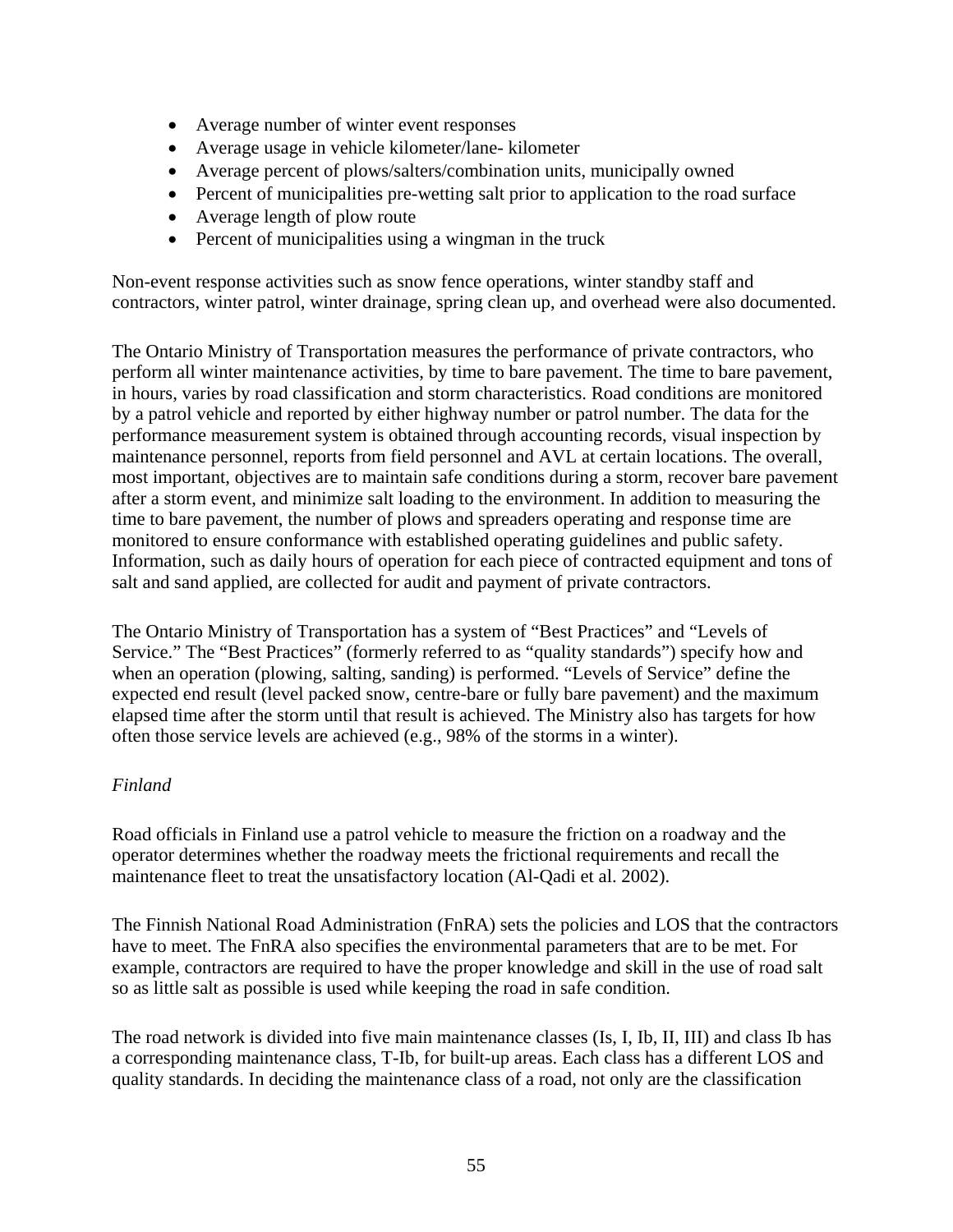- Average number of winter event responses
- Average usage in vehicle kilometer/lane- kilometer
- Average percent of plows/salters/combination units, municipally owned
- Percent of municipalities pre-wetting salt prior to application to the road surface
- Average length of plow route
- Percent of municipalities using a wingman in the truck

Non-event response activities such as snow fence operations, winter standby staff and contractors, winter patrol, winter drainage, spring clean up, and overhead were also documented.

The Ontario Ministry of Transportation measures the performance of private contractors, who perform all winter maintenance activities, by time to bare pavement. The time to bare pavement, in hours, varies by road classification and storm characteristics. Road conditions are monitored by a patrol vehicle and reported by either highway number or patrol number. The data for the performance measurement system is obtained through accounting records, visual inspection by maintenance personnel, reports from field personnel and AVL at certain locations. The overall, most important, objectives are to maintain safe conditions during a storm, recover bare pavement after a storm event, and minimize salt loading to the environment. In addition to measuring the time to bare pavement, the number of plows and spreaders operating and response time are monitored to ensure conformance with established operating guidelines and public safety. Information, such as daily hours of operation for each piece of contracted equipment and tons of salt and sand applied, are collected for audit and payment of private contractors.

The Ontario Ministry of Transportation has a system of "Best Practices" and "Levels of Service." The "Best Practices" (formerly referred to as "quality standards") specify how and when an operation (plowing, salting, sanding) is performed. "Levels of Service" define the expected end result (level packed snow, centre-bare or fully bare pavement) and the maximum elapsed time after the storm until that result is achieved. The Ministry also has targets for how often those service levels are achieved (e.g., 98% of the storms in a winter).

*Finland*

Road officials in Finland use a patrol vehicle to measure the friction on a roadway and the operator determines whether the roadway meets the frictional requirements and recall the maintenance fleet to treat the unsatisfactory location (Al-Qadi et al. 2002).

The Finnish National Road Administration (FnRA) sets the policies and LOS that the contractors have to meet. The FnRA also specifies the environmental parameters that are to be met. For example, contractors are required to have the proper knowledge and skill in the use of road salt so as little salt as possible is used while keeping the road in safe condition.

The road network is divided into five main maintenance classes (Is, I, Ib, II, III) and class Ib has a corresponding maintenance class, T-Ib, for built-up areas. Each class has a different LOS and quality standards. In deciding the maintenance class of a road, not only are the classification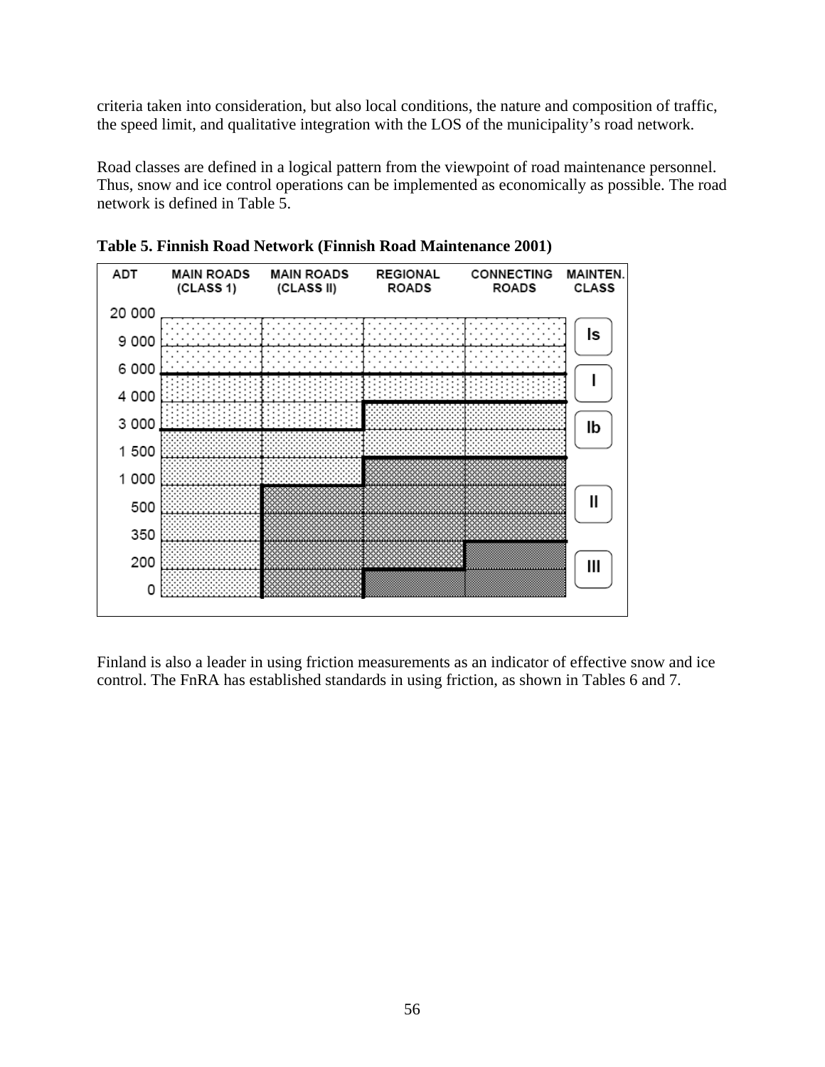criteria taken into consideration, but also local conditions, the nature and composition of traffic, the speed limit, and qualitative integration with the LOS of the municipality's road network.

Road classes are defined in a logical pattern from the viewpoint of road maintenance personnel. Thus, snow and ice control operations can be implemented as economically as possible. The road network is defined in Table 5.

**Table 5. Finnish Road Network (Finnish Road Maintenance 2001)**

| ADT | MAIN ROADS (CLASS 1) | MAIN ROADS (CLASS II) | REGIONAL ROADS | CONNECTING ROADS |
|---|---|---|---|---|
| 9 000 – 20 000 | Is | Is | Is | Is |
| 6 000 – 9 000 | Is | Is | Is | Is |
| 4 000 – 6 000 | I | I | I | I |
| 3 000 – 4 000 | I | I | Ib | Ib |
| 1 500 – 3 000 | Ib | Ib | Ib | Ib |
| 1 000 – 1 500 | Ib | Ib | II | II |
| 500 – 1 000 | Ib | II | II | II |
| 350 – 500 | Ib | II | II | II |
| 200 – 350 | Ib | II | II | III |
| 0 – 200 | Ib | II | III | III |

MAINTEN. CLASS: Is, I, Ib, II, III

Finland is also a leader in using friction measurements as an indicator of effective snow and ice control. The FnRA has established standards in using friction, as shown in Tables 6 and 7.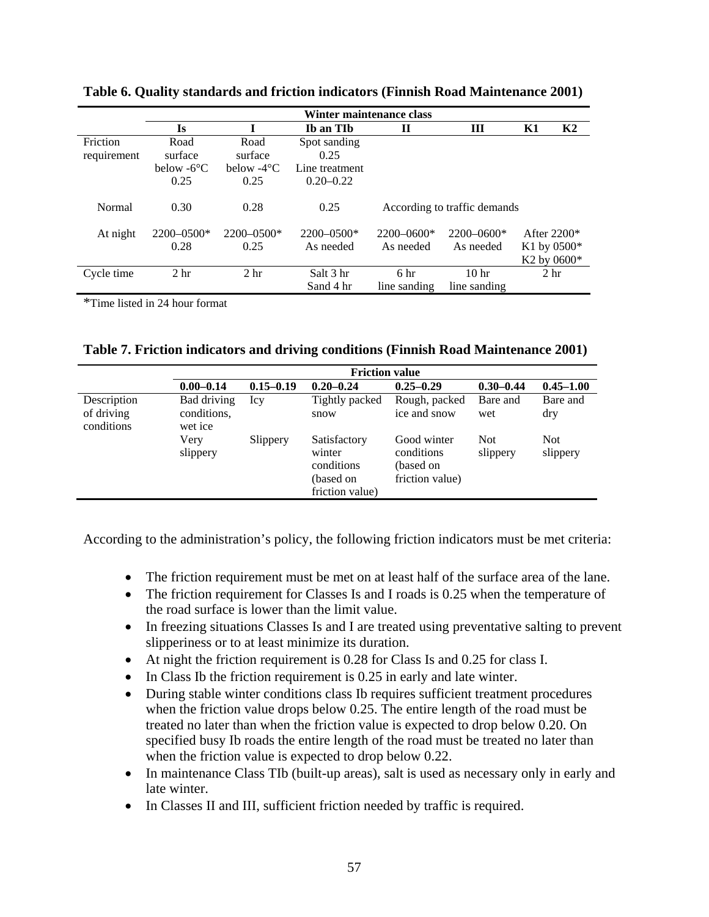**Table 6. Quality standards and friction indicators (Finnish Road Maintenance 2001)**

| | Winter maintenance class | | | | | | |
|---|---|---|---|---|---|---|---|
| | **Is** | **I** | **Ib an TIb** | **II** | **III** | **K1** | **K2** |
| Friction requirement | Road surface below -6°C 0.25 | Road surface below -4°C 0.25 | Spot sanding 0.25 Line treatment 0.20–0.22 | | | | |
| Normal | 0.30 | 0.28 | 0.25 | According to traffic demands | | | |
| At night | 2200–0500* 0.28 | 2200–0500* 0.25 | 2200–0500* As needed | 2200–0600* As needed | 2200–0600* As needed | After 2200* K1 by 0500* K2 by 0600* | |
| Cycle time | 2 hr | 2 hr | Salt 3 hr Sand 4 hr | 6 hr line sanding | 10 hr line sanding | 2 hr | |

*Time listed in 24 hour format

**Table 7. Friction indicators and driving conditions (Finnish Road Maintenance 2001)**

| | Friction value | | | | | |
|---|---|---|---|---|---|---|
| | **0.00–0.14** | **0.15–0.19** | **0.20–0.24** | **0.25–0.29** | **0.30–0.44** | **0.45–1.00** |
| Description of driving conditions | Bad driving conditions, wet ice | Icy | Tightly packed snow | Rough, packed ice and snow | Bare and wet | Bare and dry |
| | Very slippery | Slippery | Satisfactory winter conditions (based on friction value) | Good winter conditions (based on friction value) | Not slippery | Not slippery |

According to the administration's policy, the following friction indicators must be met criteria:

- The friction requirement must be met on at least half of the surface area of the lane.
- The friction requirement for Classes Is and I roads is 0.25 when the temperature of the road surface is lower than the limit value.
- In freezing situations Classes Is and I are treated using preventative salting to prevent slipperiness or to at least minimize its duration.
- At night the friction requirement is 0.28 for Class Is and 0.25 for class I.
- In Class Ib the friction requirement is 0.25 in early and late winter.
- During stable winter conditions class Ib requires sufficient treatment procedures when the friction value drops below 0.25. The entire length of the road must be treated no later than when the friction value is expected to drop below 0.20. On specified busy Ib roads the entire length of the road must be treated no later than when the friction value is expected to drop below 0.22.
- In maintenance Class TIb (built-up areas), salt is used as necessary only in early and late winter.
- In Classes II and III, sufficient friction needed by traffic is required.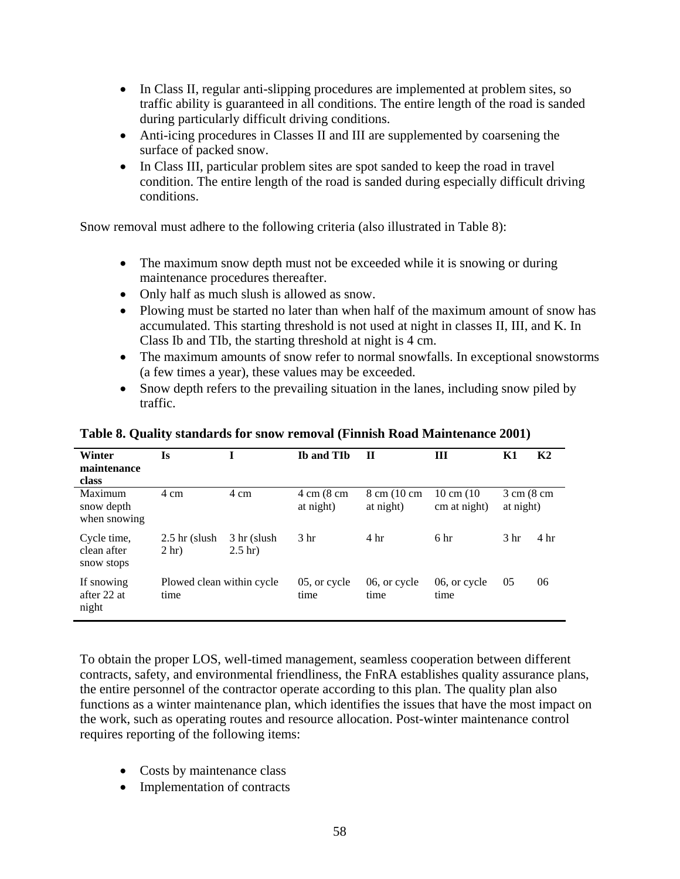- In Class II, regular anti-slipping procedures are implemented at problem sites, so traffic ability is guaranteed in all conditions. The entire length of the road is sanded during particularly difficult driving conditions.
- Anti-icing procedures in Classes II and III are supplemented by coarsening the surface of packed snow.
- In Class III, particular problem sites are spot sanded to keep the road in travel condition. The entire length of the road is sanded during especially difficult driving conditions.

Snow removal must adhere to the following criteria (also illustrated in Table 8):

- The maximum snow depth must not be exceeded while it is snowing or during maintenance procedures thereafter.
- Only half as much slush is allowed as snow.
- Plowing must be started no later than when half of the maximum amount of snow has accumulated. This starting threshold is not used at night in classes II, III, and K. In Class Ib and TIb, the starting threshold at night is 4 cm.
- The maximum amounts of snow refer to normal snowfalls. In exceptional snowstorms (a few times a year), these values may be exceeded.
- Snow depth refers to the prevailing situation in the lanes, including snow piled by traffic.

**Table 8. Quality standards for snow removal (Finnish Road Maintenance 2001)**

| Winter maintenance class | Is | I | Ib and TIb | II | III | K1 | K2 |
|---|---|---|---|---|---|---|---|
| Maximum snow depth when snowing | 4 cm | 4 cm | 4 cm (8 cm at night) | 8 cm (10 cm at night) | 10 cm (10 cm at night) | 3 cm (8 cm at night) | |
| Cycle time, clean after snow stops | 2.5 hr (slush 2 hr) | 3 hr (slush 2.5 hr) | 3 hr | 4 hr | 6 hr | 3 hr | 4 hr |
| If snowing after 22 at night | Plowed clean within cycle time | | 05, or cycle time | 06, or cycle time | 06, or cycle time | 05 | 06 |

To obtain the proper LOS, well-timed management, seamless cooperation between different contracts, safety, and environmental friendliness, the FnRA establishes quality assurance plans, the entire personnel of the contractor operate according to this plan. The quality plan also functions as a winter maintenance plan, which identifies the issues that have the most impact on the work, such as operating routes and resource allocation. Post-winter maintenance control requires reporting of the following items:

- Costs by maintenance class
- Implementation of contracts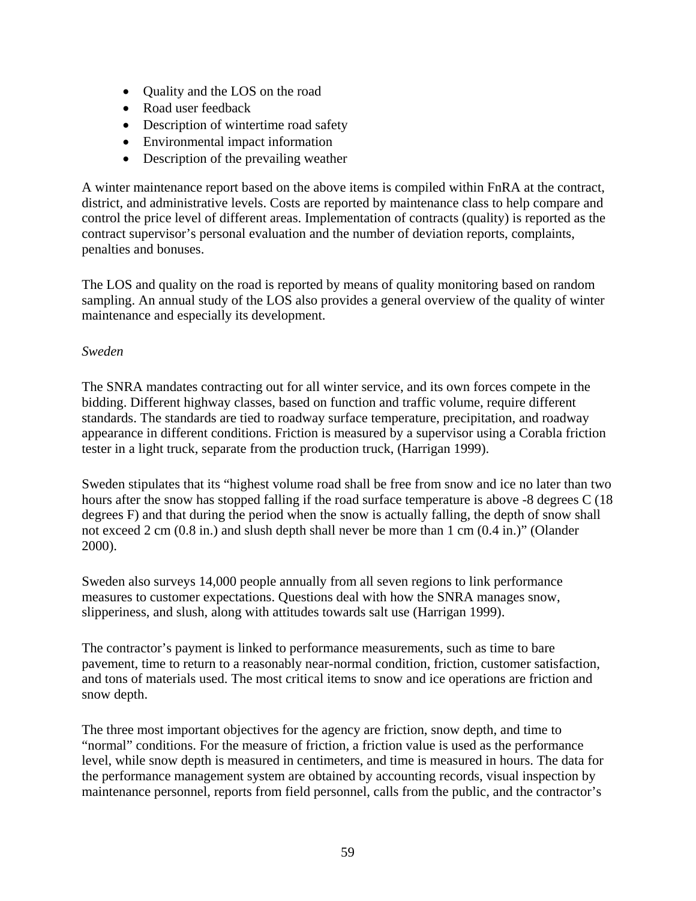- Quality and the LOS on the road
- Road user feedback
- Description of wintertime road safety
- Environmental impact information
- Description of the prevailing weather

A winter maintenance report based on the above items is compiled within FnRA at the contract, district, and administrative levels. Costs are reported by maintenance class to help compare and control the price level of different areas. Implementation of contracts (quality) is reported as the contract supervisor's personal evaluation and the number of deviation reports, complaints, penalties and bonuses.

The LOS and quality on the road is reported by means of quality monitoring based on random sampling. An annual study of the LOS also provides a general overview of the quality of winter maintenance and especially its development.

*Sweden*

The SNRA mandates contracting out for all winter service, and its own forces compete in the bidding. Different highway classes, based on function and traffic volume, require different standards. The standards are tied to roadway surface temperature, precipitation, and roadway appearance in different conditions. Friction is measured by a supervisor using a Corabla friction tester in a light truck, separate from the production truck, (Harrigan 1999).

Sweden stipulates that its "highest volume road shall be free from snow and ice no later than two hours after the snow has stopped falling if the road surface temperature is above -8 degrees C (18 degrees F) and that during the period when the snow is actually falling, the depth of snow shall not exceed 2 cm (0.8 in.) and slush depth shall never be more than 1 cm (0.4 in.)" (Olander 2000).

Sweden also surveys 14,000 people annually from all seven regions to link performance measures to customer expectations. Questions deal with how the SNRA manages snow, slipperiness, and slush, along with attitudes towards salt use (Harrigan 1999).

The contractor's payment is linked to performance measurements, such as time to bare pavement, time to return to a reasonably near-normal condition, friction, customer satisfaction, and tons of materials used. The most critical items to snow and ice operations are friction and snow depth.

The three most important objectives for the agency are friction, snow depth, and time to "normal" conditions. For the measure of friction, a friction value is used as the performance level, while snow depth is measured in centimeters, and time is measured in hours. The data for the performance management system are obtained by accounting records, visual inspection by maintenance personnel, reports from field personnel, calls from the public, and the contractor's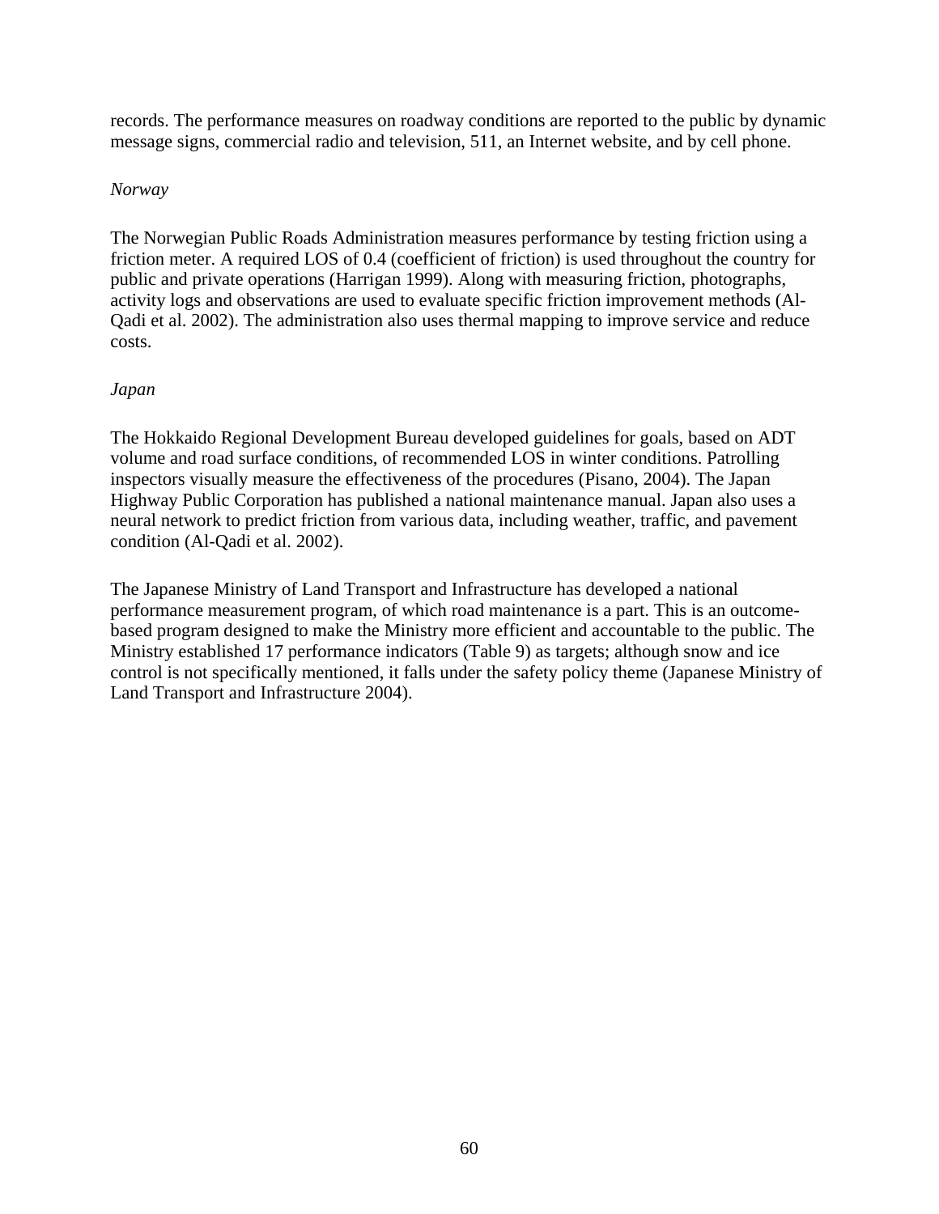records. The performance measures on roadway conditions are reported to the public by dynamic message signs, commercial radio and television, 511, an Internet website, and by cell phone.

*Norway*

The Norwegian Public Roads Administration measures performance by testing friction using a friction meter. A required LOS of 0.4 (coefficient of friction) is used throughout the country for public and private operations (Harrigan 1999). Along with measuring friction, photographs, activity logs and observations are used to evaluate specific friction improvement methods (Al-Qadi et al. 2002). The administration also uses thermal mapping to improve service and reduce costs.

*Japan*

The Hokkaido Regional Development Bureau developed guidelines for goals, based on ADT volume and road surface conditions, of recommended LOS in winter conditions. Patrolling inspectors visually measure the effectiveness of the procedures (Pisano, 2004). The Japan Highway Public Corporation has published a national maintenance manual. Japan also uses a neural network to predict friction from various data, including weather, traffic, and pavement condition (Al-Qadi et al. 2002).

The Japanese Ministry of Land Transport and Infrastructure has developed a national performance measurement program, of which road maintenance is a part. This is an outcome-based program designed to make the Ministry more efficient and accountable to the public. The Ministry established 17 performance indicators (Table 9) as targets; although snow and ice control is not specifically mentioned, it falls under the safety policy theme (Japanese Ministry of Land Transport and Infrastructure 2004).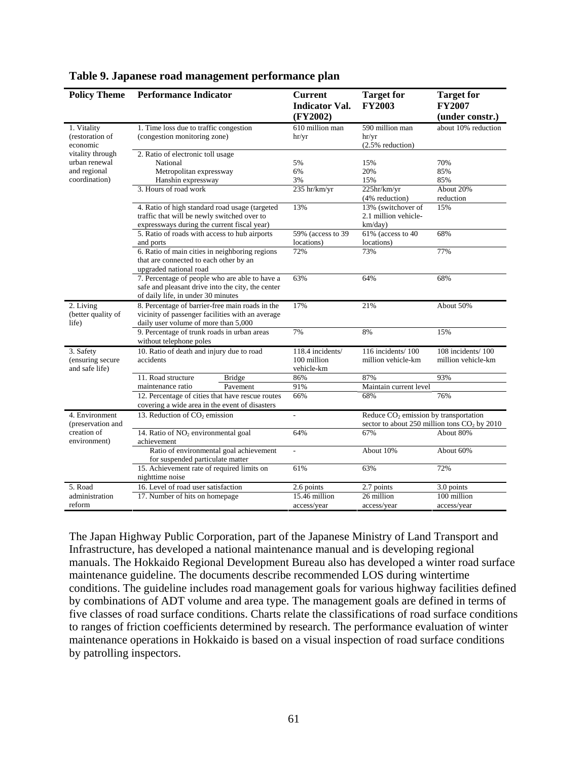**Table 9. Japanese road management performance plan**

| Policy Theme | Performance Indicator | | Current Indicator Val. (FY2002) | Target for FY2003 | Target for FY2007 (under constr.) |
|---|---|---|---|---|---|
| 1. Vitality (restoration of economic vitality through urban renewal and regional coordination) | 1. Time loss due to traffic congestion (congestion monitoring zone) | | 610 million man hr/yr | 590 million man hr/yr (2.5% reduction) | about 10% reduction |
| | 2. Ratio of electronic toll usage | | | | |
| | National | | 5% | 15% | 70% |
| | Metropolitan expressway | | 6% | 20% | 85% |
| | Hanshin expressway | | 3% | 15% | 85% |
| | 3. Hours of road work | | 235 hr/km/yr | 225hr/km/yr (4% reduction) | About 20% reduction |
| | 4. Ratio of high standard road usage (targeted traffic that will be newly switched over to expressways during the current fiscal year) | | 13% | 13% (switchover of 2.1 million vehicle-km/day) | 15% |
| | 5. Ratio of roads with access to hub airports and ports | | 59% (access to 39 locations) | 61% (access to 40 locations) | 68% |
| | 6. Ratio of main cities in neighboring regions that are connected to each other by an upgraded national road | | 72% | 73% | 77% |
| | 7. Percentage of people who are able to have a safe and pleasant drive into the city, the center of daily life, in under 30 minutes | | 63% | 64% | 68% |
| 2. Living (better quality of life) | 8. Percentage of barrier-free main roads in the vicinity of passenger facilities with an average daily user volume of more than 5,000 | | 17% | 21% | About 50% |
| | 9. Percentage of trunk roads in urban areas without telephone poles | | 7% | 8% | 15% |
| 3. Safety (ensuring secure and safe life) | 10. Ratio of death and injury due to road accidents | | 118.4 incidents/ 100 million vehicle-km | 116 incidents/ 100 million vehicle-km | 108 incidents/ 100 million vehicle-km |
| | 11. Road structure maintenance ratio | Bridge | 86% | 87% | 93% |
| | | Pavement | 91% | Maintain current level | |
| | 12. Percentage of cities that have rescue routes covering a wide area in the event of disasters | | 66% | 68% | 76% |
| 4. Environment (preservation and creation of environment) | 13. Reduction of $CO_2$ emission | | - | Reduce $CO_2$ emission by transportation sector to about 250 million tons $CO_2$ by 2010 | |
| | 14. Ratio of $NO_2$ environmental goal achievement | | 64% | 67% | About 80% |
| | Ratio of environmental goal achievement for suspended particulate matter | | - | About 10% | About 60% |
| | 15. Achievement rate of required limits on nighttime noise | | 61% | 63% | 72% |
| 5. Road administration reform | 16. Level of road user satisfaction | | 2.6 points | 2.7 points | 3.0 points |
| | 17. Number of hits on homepage | | 15.46 million access/year | 26 million access/year | 100 million access/year |

The Japan Highway Public Corporation, part of the Japanese Ministry of Land Transport and Infrastructure, has developed a national maintenance manual and is developing regional manuals. The Hokkaido Regional Development Bureau also has developed a winter road surface maintenance guideline. The documents describe recommended LOS during wintertime conditions. The guideline includes road management goals for various highway facilities defined by combinations of ADT volume and area type. The management goals are defined in terms of five classes of road surface conditions. Charts relate the classifications of road surface conditions to ranges of friction coefficients determined by research. The performance evaluation of winter maintenance operations in Hokkaido is based on a visual inspection of road surface conditions by patrolling inspectors.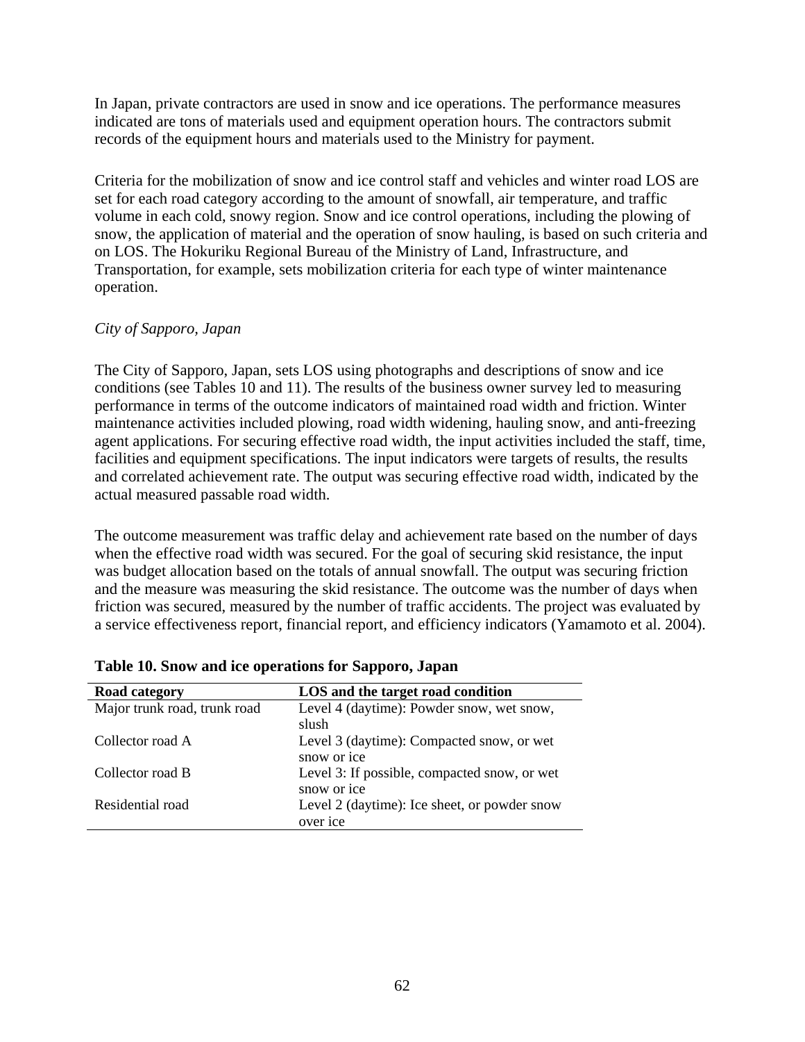In Japan, private contractors are used in snow and ice operations. The performance measures indicated are tons of materials used and equipment operation hours. The contractors submit records of the equipment hours and materials used to the Ministry for payment.

Criteria for the mobilization of snow and ice control staff and vehicles and winter road LOS are set for each road category according to the amount of snowfall, air temperature, and traffic volume in each cold, snowy region. Snow and ice control operations, including the plowing of snow, the application of material and the operation of snow hauling, is based on such criteria and on LOS. The Hokuriku Regional Bureau of the Ministry of Land, Infrastructure, and Transportation, for example, sets mobilization criteria for each type of winter maintenance operation.

*City of Sapporo, Japan*

The City of Sapporo, Japan, sets LOS using photographs and descriptions of snow and ice conditions (see Tables 10 and 11). The results of the business owner survey led to measuring performance in terms of the outcome indicators of maintained road width and friction. Winter maintenance activities included plowing, road width widening, hauling snow, and anti-freezing agent applications. For securing effective road width, the input activities included the staff, time, facilities and equipment specifications. The input indicators were targets of results, the results and correlated achievement rate. The output was securing effective road width, indicated by the actual measured passable road width.

The outcome measurement was traffic delay and achievement rate based on the number of days when the effective road width was secured. For the goal of securing skid resistance, the input was budget allocation based on the totals of annual snowfall. The output was securing friction and the measure was measuring the skid resistance. The outcome was the number of days when friction was secured, measured by the number of traffic accidents. The project was evaluated by a service effectiveness report, financial report, and efficiency indicators (Yamamoto et al. 2004).

**Table 10. Snow and ice operations for Sapporo, Japan**

| Road category | LOS and the target road condition |
|---|---|
| Major trunk road, trunk road | Level 4 (daytime): Powder snow, wet snow, slush |
| Collector road A | Level 3 (daytime): Compacted snow, or wet snow or ice |
| Collector road B | Level 3: If possible, compacted snow, or wet snow or ice |
| Residential road | Level 2 (daytime): Ice sheet, or powder snow over ice |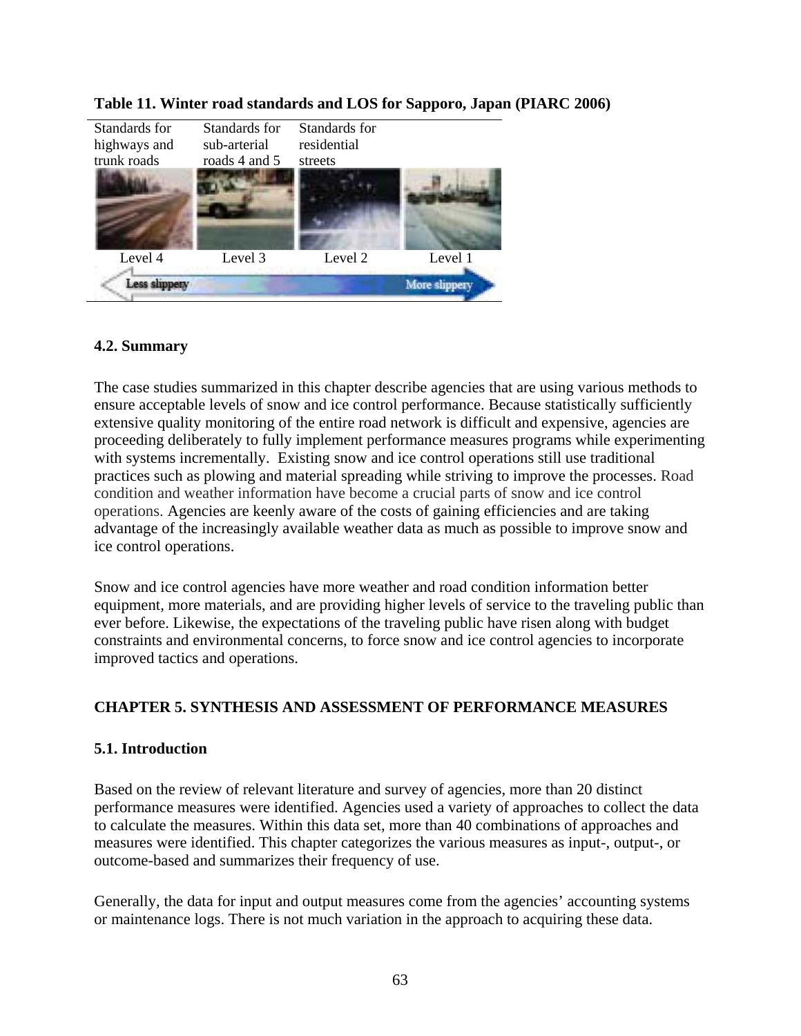**Table 11. Winter road standards and LOS for Sapporo, Japan (PIARC 2006)**

| Standards for highways and trunk roads | Standards for sub-arterial roads 4 and 5 | Standards for residential streets | |
|---|---|---|---|
| Level 4 | Level 3 | Level 2 | Level 1 |
| Less slippery | | | More slippery |

### 4.2. Summary

The case studies summarized in this chapter describe agencies that are using various methods to ensure acceptable levels of snow and ice control performance. Because statistically sufficiently extensive quality monitoring of the entire road network is difficult and expensive, agencies are proceeding deliberately to fully implement performance measures programs while experimenting with systems incrementally. Existing snow and ice control operations still use traditional practices such as plowing and material spreading while striving to improve the processes. Road condition and weather information have become a crucial parts of snow and ice control operations. Agencies are keenly aware of the costs of gaining efficiencies and are taking advantage of the increasingly available weather data as much as possible to improve snow and ice control operations.

Snow and ice control agencies have more weather and road condition information better equipment, more materials, and are providing higher levels of service to the traveling public than ever before. Likewise, the expectations of the traveling public have risen along with budget constraints and environmental concerns, to force snow and ice control agencies to incorporate improved tactics and operations.

## CHAPTER 5. SYNTHESIS AND ASSESSMENT OF PERFORMANCE MEASURES

### 5.1. Introduction

Based on the review of relevant literature and survey of agencies, more than 20 distinct performance measures were identified. Agencies used a variety of approaches to collect the data to calculate the measures. Within this data set, more than 40 combinations of approaches and measures were identified. This chapter categorizes the various measures as input-, output-, or outcome-based and summarizes their frequency of use.

Generally, the data for input and output measures come from the agencies' accounting systems or maintenance logs. There is not much variation in the approach to acquiring these data.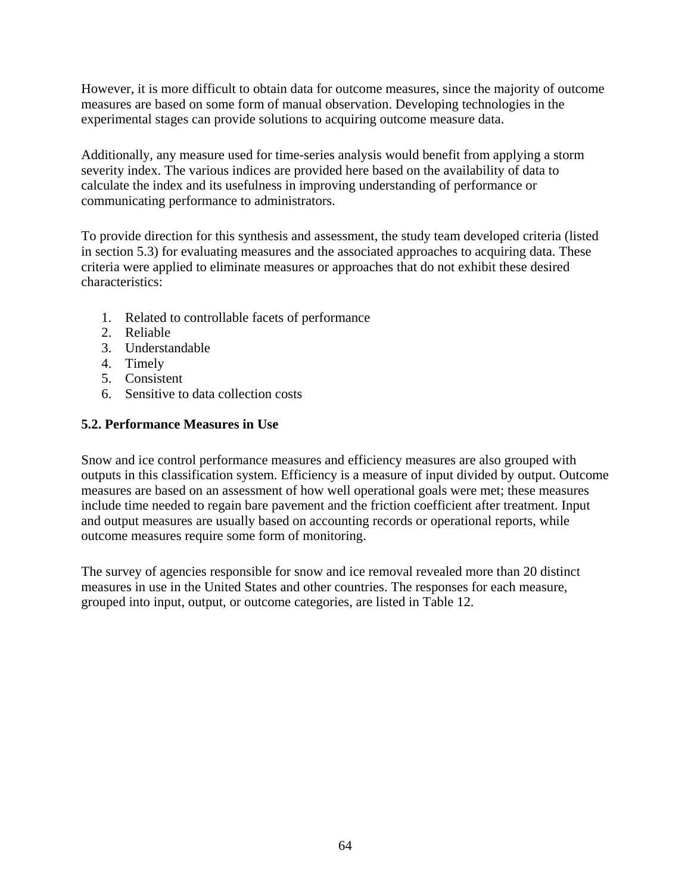However, it is more difficult to obtain data for outcome measures, since the majority of outcome measures are based on some form of manual observation. Developing technologies in the experimental stages can provide solutions to acquiring outcome measure data.

Additionally, any measure used for time-series analysis would benefit from applying a storm severity index. The various indices are provided here based on the availability of data to calculate the index and its usefulness in improving understanding of performance or communicating performance to administrators.

To provide direction for this synthesis and assessment, the study team developed criteria (listed in section 5.3) for evaluating measures and the associated approaches to acquiring data. These criteria were applied to eliminate measures or approaches that do not exhibit these desired characteristics:

1. Related to controllable facets of performance
2. Reliable
3. Understandable
4. Timely
5. Consistent
6. Sensitive to data collection costs

### 5.2. Performance Measures in Use

Snow and ice control performance measures and efficiency measures are also grouped with outputs in this classification system. Efficiency is a measure of input divided by output. Outcome measures are based on an assessment of how well operational goals were met; these measures include time needed to regain bare pavement and the friction coefficient after treatment. Input and output measures are usually based on accounting records or operational reports, while outcome measures require some form of monitoring.

The survey of agencies responsible for snow and ice removal revealed more than 20 distinct measures in use in the United States and other countries. The responses for each measure, grouped into input, output, or outcome categories, are listed in Table 12.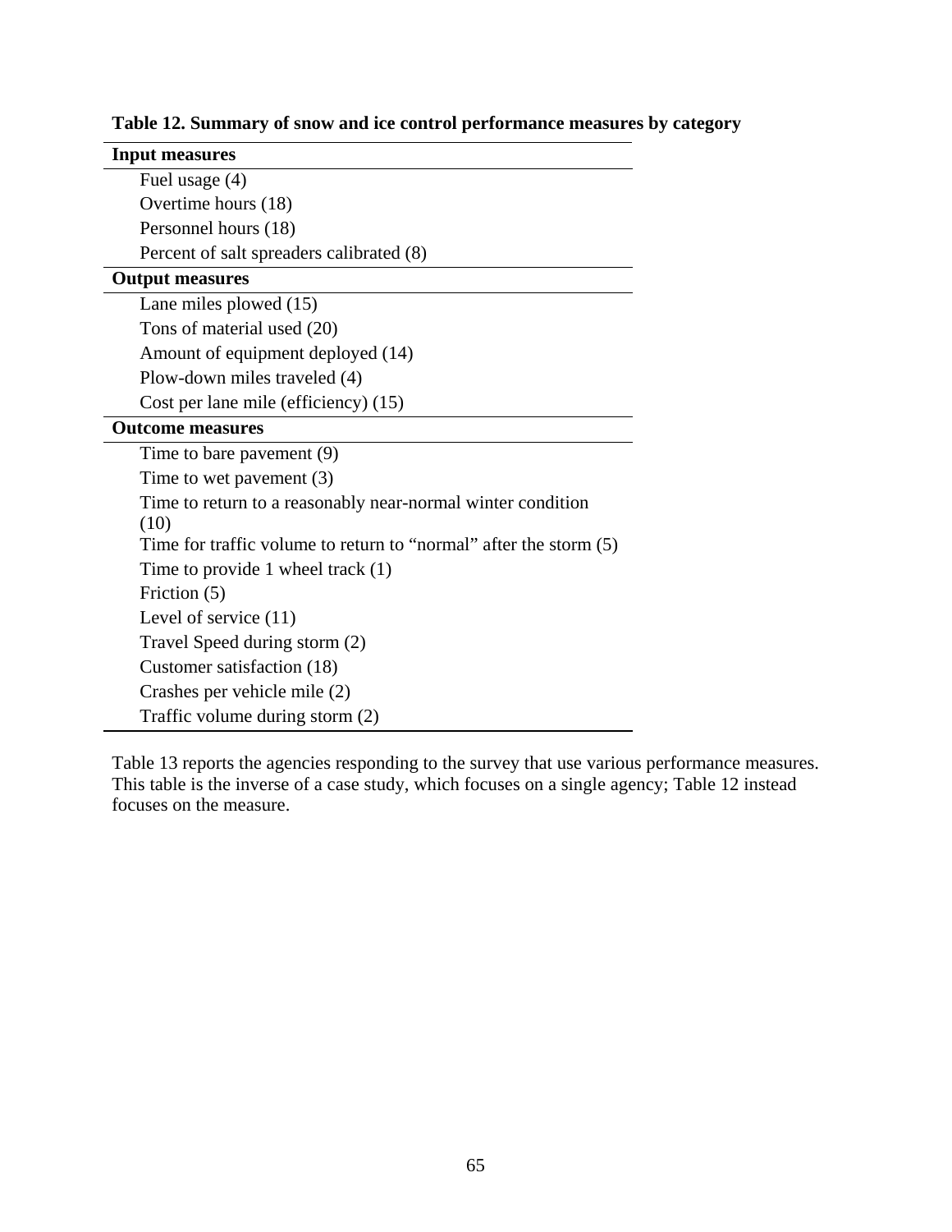**Table 12. Summary of snow and ice control performance measures by category**

| **Input measures** |
|---|
| Fuel usage (4) |
| Overtime hours (18) |
| Personnel hours (18) |
| Percent of salt spreaders calibrated (8) |
| **Output measures** |
| Lane miles plowed (15) |
| Tons of material used (20) |
| Amount of equipment deployed (14) |
| Plow-down miles traveled (4) |
| Cost per lane mile (efficiency) (15) |
| **Outcome measures** |
| Time to bare pavement (9) |
| Time to wet pavement (3) |
| Time to return to a reasonably near-normal winter condition (10) |
| Time for traffic volume to return to "normal" after the storm (5) |
| Time to provide 1 wheel track (1) |
| Friction (5) |
| Level of service (11) |
| Travel Speed during storm (2) |
| Customer satisfaction (18) |
| Crashes per vehicle mile (2) |
| Traffic volume during storm (2) |

Table 13 reports the agencies responding to the survey that use various performance measures. This table is the inverse of a case study, which focuses on a single agency; Table 12 instead focuses on the measure.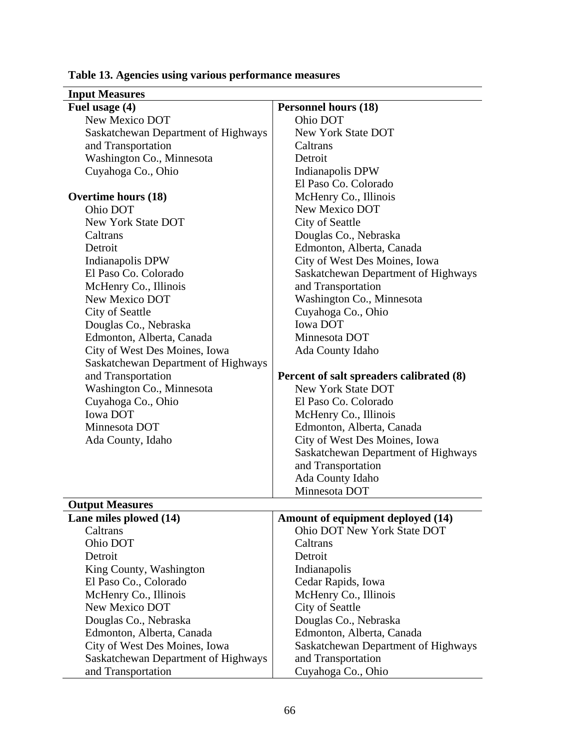**Table 13. Agencies using various performance measures**

| **Input Measures** | |
|---|---|
| **Fuel usage (4)** | **Personnel hours (18)** |
| New Mexico DOT | Ohio DOT |
| Saskatchewan Department of Highways and Transportation | New York State DOT |
| Washington Co., Minnesota | Caltrans |
| Cuyahoga Co., Ohio | Detroit |
| | Indianapolis DPW |
| | El Paso Co. Colorado |
| **Overtime hours (18)** | McHenry Co., Illinois |
| Ohio DOT | New Mexico DOT |
| New York State DOT | City of Seattle |
| Caltrans | Douglas Co., Nebraska |
| Detroit | Edmonton, Alberta, Canada |
| Indianapolis DPW | City of West Des Moines, Iowa |
| El Paso Co. Colorado | Saskatchewan Department of Highways and Transportation |
| McHenry Co., Illinois | Washington Co., Minnesota |
| New Mexico DOT | Cuyahoga Co., Ohio |
| City of Seattle | Iowa DOT |
| Douglas Co., Nebraska | Minnesota DOT |
| Edmonton, Alberta, Canada | Ada County Idaho |
| City of West Des Moines, Iowa | |
| Saskatchewan Department of Highways and Transportation | **Percent of salt spreaders calibrated (8)** |
| Washington Co., Minnesota | New York State DOT |
| Cuyahoga Co., Ohio | El Paso Co. Colorado |
| Iowa DOT | McHenry Co., Illinois |
| Minnesota DOT | Edmonton, Alberta, Canada |
| Ada County, Idaho | City of West Des Moines, Iowa |
| | Saskatchewan Department of Highways and Transportation |
| | Ada County Idaho |
| | Minnesota DOT |
| **Output Measures** | |
| **Lane miles plowed (14)** | **Amount of equipment deployed (14)** |
| Caltrans | Ohio DOT New York State DOT |
| Ohio DOT | Caltrans |
| Detroit | Detroit |
| King County, Washington | Indianapolis |
| El Paso Co., Colorado | Cedar Rapids, Iowa |
| McHenry Co., Illinois | McHenry Co., Illinois |
| New Mexico DOT | City of Seattle |
| Douglas Co., Nebraska | Douglas Co., Nebraska |
| Edmonton, Alberta, Canada | Edmonton, Alberta, Canada |
| City of West Des Moines, Iowa | Saskatchewan Department of Highways and Transportation |
| Saskatchewan Department of Highways and Transportation | Cuyahoga Co., Ohio |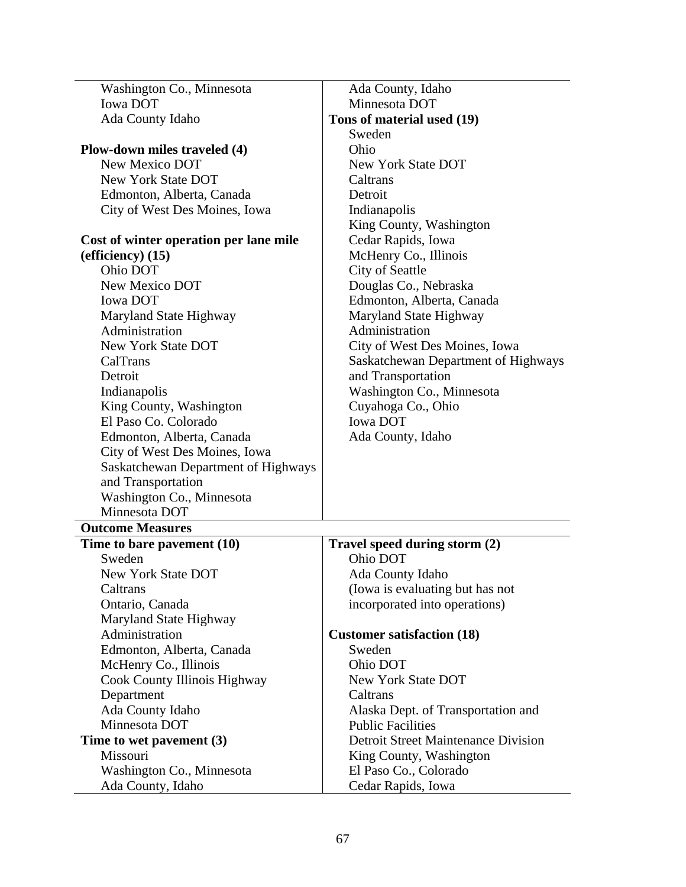Washington Co., Minnesota
Iowa DOT
Ada County Idaho

**Plow-down miles traveled (4)**
New Mexico DOT
New York State DOT
Edmonton, Alberta, Canada
City of West Des Moines, Iowa

**Cost of winter operation per lane mile (efficiency) (15)**
Ohio DOT
New Mexico DOT
Iowa DOT
Maryland State Highway Administration
New York State DOT
CalTrans
Detroit
Indianapolis
King County, Washington
El Paso Co. Colorado
Edmonton, Alberta, Canada
City of West Des Moines, Iowa
Saskatchewan Department of Highways and Transportation
Washington Co., Minnesota
Minnesota DOT

Ada County, Idaho
Minnesota DOT

**Tons of material used (19)**
Sweden
Ohio
New York State DOT
Caltrans
Detroit
Indianapolis
King County, Washington
Cedar Rapids, Iowa
McHenry Co., Illinois
City of Seattle
Douglas Co., Nebraska
Edmonton, Alberta, Canada
Maryland State Highway Administration
City of West Des Moines, Iowa
Saskatchewan Department of Highways and Transportation
Washington Co., Minnesota
Cuyahoga Co., Ohio
Iowa DOT
Ada County, Idaho

**Outcome Measures**

**Time to bare pavement (10)**
Sweden
New York State DOT
Caltrans
Ontario, Canada
Maryland State Highway Administration
Edmonton, Alberta, Canada
McHenry Co., Illinois
Cook County Illinois Highway Department
Ada County Idaho
Minnesota DOT

**Time to wet pavement (3)**
Missouri
Washington Co., Minnesota
Ada County, Idaho

**Travel speed during storm (2)**
Ohio DOT
Ada County Idaho
(Iowa is evaluating but has not incorporated into operations)

**Customer satisfaction (18)**
Sweden
Ohio DOT
New York State DOT
Caltrans
Alaska Dept. of Transportation and Public Facilities
Detroit Street Maintenance Division
King County, Washington
El Paso Co., Colorado
Cedar Rapids, Iowa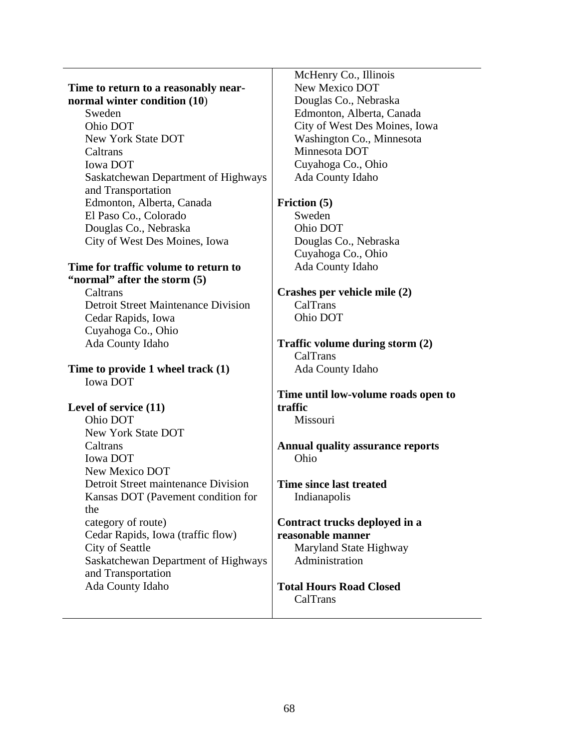**Time to return to a reasonably near-normal winter condition (10)**

- Sweden
- Ohio DOT
- New York State DOT
- Caltrans
- Iowa DOT
- Saskatchewan Department of Highways and Transportation
- Edmonton, Alberta, Canada
- El Paso Co., Colorado
- Douglas Co., Nebraska
- City of West Des Moines, Iowa

**Time for traffic volume to return to "normal" after the storm (5)**

- Caltrans
- Detroit Street Maintenance Division
- Cedar Rapids, Iowa
- Cuyahoga Co., Ohio
- Ada County Idaho

**Time to provide 1 wheel track (1)**

- Iowa DOT

**Level of service (11)**

- Ohio DOT
- New York State DOT
- Caltrans
- Iowa DOT
- New Mexico DOT
- Detroit Street maintenance Division
- Kansas DOT (Pavement condition for the category of route)
- Cedar Rapids, Iowa (traffic flow)
- City of Seattle
- Saskatchewan Department of Highways and Transportation
- Ada County Idaho
- McHenry Co., Illinois
- New Mexico DOT
- Douglas Co., Nebraska
- Edmonton, Alberta, Canada
- City of West Des Moines, Iowa
- Washington Co., Minnesota
- Minnesota DOT
- Cuyahoga Co., Ohio
- Ada County Idaho

**Friction (5)**

- Sweden
- Ohio DOT
- Douglas Co., Nebraska
- Cuyahoga Co., Ohio
- Ada County Idaho

**Crashes per vehicle mile (2)**

- CalTrans
- Ohio DOT

**Traffic volume during storm (2)**

- CalTrans
- Ada County Idaho

**Time until low-volume roads open to traffic**

- Missouri

**Annual quality assurance reports**

- Ohio

**Time since last treated**

- Indianapolis

**Contract trucks deployed in a reasonable manner**

- Maryland State Highway Administration

**Total Hours Road Closed**

- CalTrans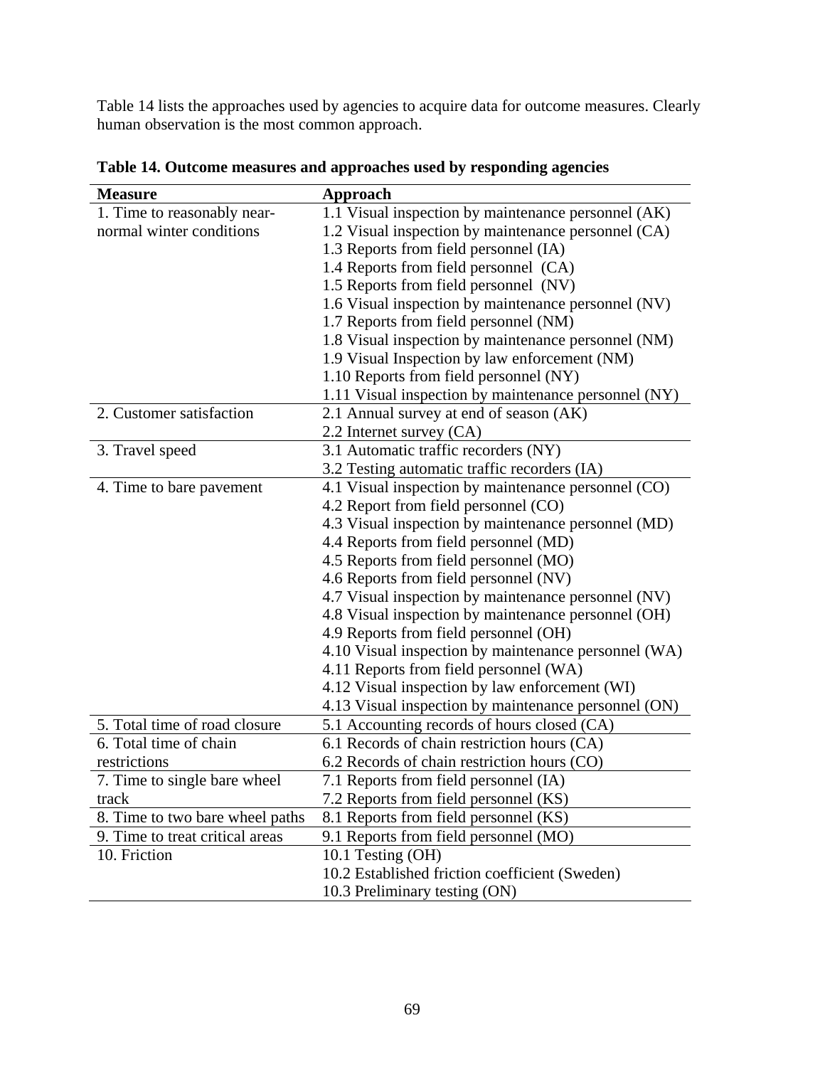Table 14 lists the approaches used by agencies to acquire data for outcome measures. Clearly human observation is the most common approach.

**Table 14. Outcome measures and approaches used by responding agencies**

| Measure | Approach |
|---|---|
| 1. Time to reasonably near-normal winter conditions | 1.1 Visual inspection by maintenance personnel (AK) |
| | 1.2 Visual inspection by maintenance personnel (CA) |
| | 1.3 Reports from field personnel (IA) |
| | 1.4 Reports from field personnel (CA) |
| | 1.5 Reports from field personnel (NV) |
| | 1.6 Visual inspection by maintenance personnel (NV) |
| | 1.7 Reports from field personnel (NM) |
| | 1.8 Visual inspection by maintenance personnel (NM) |
| | 1.9 Visual Inspection by law enforcement (NM) |
| | 1.10 Reports from field personnel (NY) |
| | 1.11 Visual inspection by maintenance personnel (NY) |
| 2. Customer satisfaction | 2.1 Annual survey at end of season (AK) |
| | 2.2 Internet survey (CA) |
| 3. Travel speed | 3.1 Automatic traffic recorders (NY) |
| | 3.2 Testing automatic traffic recorders (IA) |
| 4. Time to bare pavement | 4.1 Visual inspection by maintenance personnel (CO) |
| | 4.2 Report from field personnel (CO) |
| | 4.3 Visual inspection by maintenance personnel (MD) |
| | 4.4 Reports from field personnel (MD) |
| | 4.5 Reports from field personnel (MO) |
| | 4.6 Reports from field personnel (NV) |
| | 4.7 Visual inspection by maintenance personnel (NV) |
| | 4.8 Visual inspection by maintenance personnel (OH) |
| | 4.9 Reports from field personnel (OH) |
| | 4.10 Visual inspection by maintenance personnel (WA) |
| | 4.11 Reports from field personnel (WA) |
| | 4.12 Visual inspection by law enforcement (WI) |
| | 4.13 Visual inspection by maintenance personnel (ON) |
| 5. Total time of road closure | 5.1 Accounting records of hours closed (CA) |
| 6. Total time of chain restrictions | 6.1 Records of chain restriction hours (CA) |
| | 6.2 Records of chain restriction hours (CO) |
| 7. Time to single bare wheel track | 7.1 Reports from field personnel (IA) |
| | 7.2 Reports from field personnel (KS) |
| 8. Time to two bare wheel paths | 8.1 Reports from field personnel (KS) |
| 9. Time to treat critical areas | 9.1 Reports from field personnel (MO) |
| 10. Friction | 10.1 Testing (OH) |
| | 10.2 Established friction coefficient (Sweden) |
| | 10.3 Preliminary testing (ON) |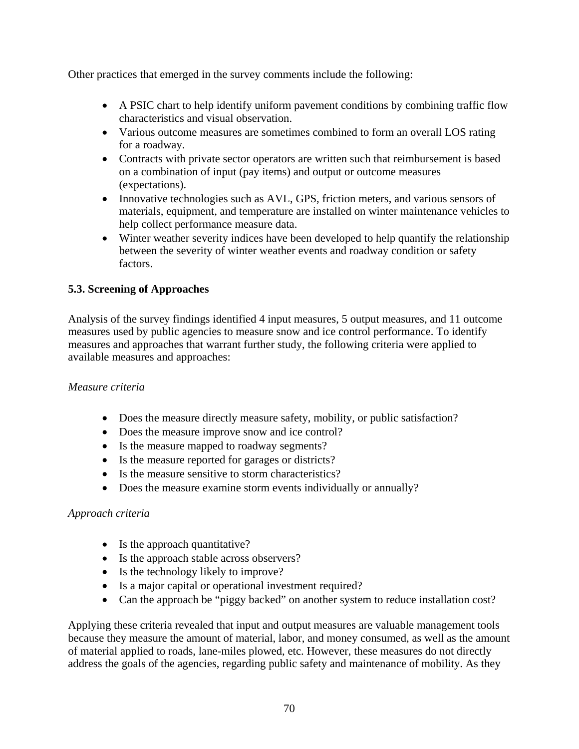Other practices that emerged in the survey comments include the following:

- A PSIC chart to help identify uniform pavement conditions by combining traffic flow characteristics and visual observation.
- Various outcome measures are sometimes combined to form an overall LOS rating for a roadway.
- Contracts with private sector operators are written such that reimbursement is based on a combination of input (pay items) and output or outcome measures (expectations).
- Innovative technologies such as AVL, GPS, friction meters, and various sensors of materials, equipment, and temperature are installed on winter maintenance vehicles to help collect performance measure data.
- Winter weather severity indices have been developed to help quantify the relationship between the severity of winter weather events and roadway condition or safety factors.

### 5.3. Screening of Approaches

Analysis of the survey findings identified 4 input measures, 5 output measures, and 11 outcome measures used by public agencies to measure snow and ice control performance. To identify measures and approaches that warrant further study, the following criteria were applied to available measures and approaches:

*Measure criteria*

- Does the measure directly measure safety, mobility, or public satisfaction?
- Does the measure improve snow and ice control?
- Is the measure mapped to roadway segments?
- Is the measure reported for garages or districts?
- Is the measure sensitive to storm characteristics?
- Does the measure examine storm events individually or annually?

*Approach criteria*

- Is the approach quantitative?
- Is the approach stable across observers?
- Is the technology likely to improve?
- Is a major capital or operational investment required?
- Can the approach be "piggy backed" on another system to reduce installation cost?

Applying these criteria revealed that input and output measures are valuable management tools because they measure the amount of material, labor, and money consumed, as well as the amount of material applied to roads, lane-miles plowed, etc. However, these measures do not directly address the goals of the agencies, regarding public safety and maintenance of mobility. As they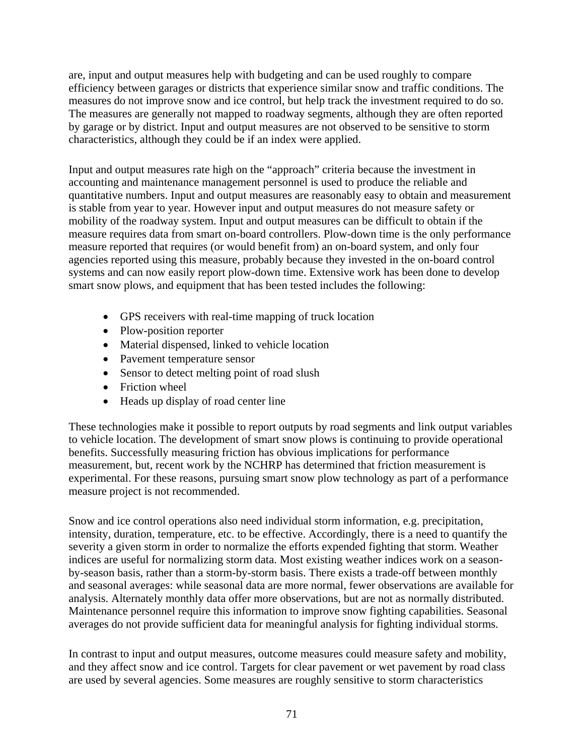are, input and output measures help with budgeting and can be used roughly to compare efficiency between garages or districts that experience similar snow and traffic conditions. The measures do not improve snow and ice control, but help track the investment required to do so. The measures are generally not mapped to roadway segments, although they are often reported by garage or by district. Input and output measures are not observed to be sensitive to storm characteristics, although they could be if an index were applied.

Input and output measures rate high on the "approach" criteria because the investment in accounting and maintenance management personnel is used to produce the reliable and quantitative numbers. Input and output measures are reasonably easy to obtain and measurement is stable from year to year. However input and output measures do not measure safety or mobility of the roadway system. Input and output measures can be difficult to obtain if the measure requires data from smart on-board controllers. Plow-down time is the only performance measure reported that requires (or would benefit from) an on-board system, and only four agencies reported using this measure, probably because they invested in the on-board control systems and can now easily report plow-down time. Extensive work has been done to develop smart snow plows, and equipment that has been tested includes the following:

- GPS receivers with real-time mapping of truck location
- Plow-position reporter
- Material dispensed, linked to vehicle location
- Pavement temperature sensor
- Sensor to detect melting point of road slush
- Friction wheel
- Heads up display of road center line

These technologies make it possible to report outputs by road segments and link output variables to vehicle location. The development of smart snow plows is continuing to provide operational benefits. Successfully measuring friction has obvious implications for performance measurement, but, recent work by the NCHRP has determined that friction measurement is experimental. For these reasons, pursuing smart snow plow technology as part of a performance measure project is not recommended.

Snow and ice control operations also need individual storm information, e.g. precipitation, intensity, duration, temperature, etc. to be effective. Accordingly, there is a need to quantify the severity a given storm in order to normalize the efforts expended fighting that storm. Weather indices are useful for normalizing storm data. Most existing weather indices work on a season-by-season basis, rather than a storm-by-storm basis. There exists a trade-off between monthly and seasonal averages: while seasonal data are more normal, fewer observations are available for analysis. Alternately monthly data offer more observations, but are not as normally distributed. Maintenance personnel require this information to improve snow fighting capabilities. Seasonal averages do not provide sufficient data for meaningful analysis for fighting individual storms.

In contrast to input and output measures, outcome measures could measure safety and mobility, and they affect snow and ice control. Targets for clear pavement or wet pavement by road class are used by several agencies. Some measures are roughly sensitive to storm characteristics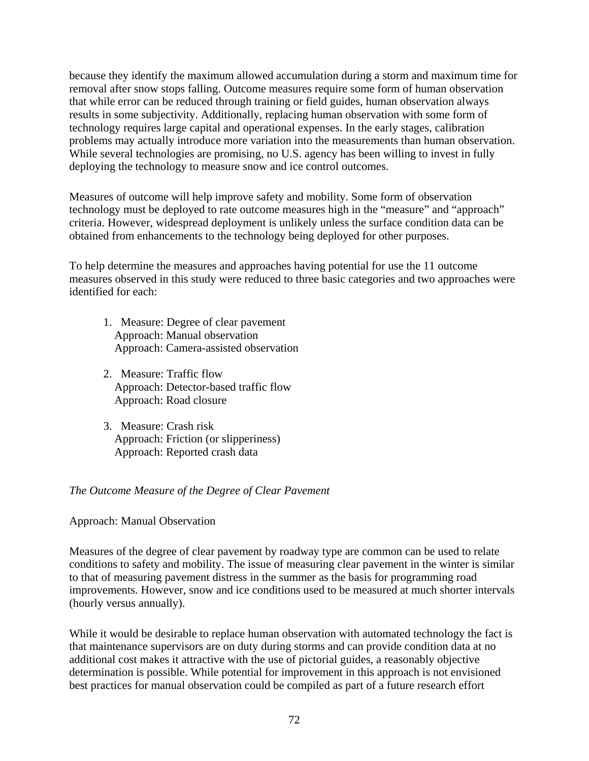because they identify the maximum allowed accumulation during a storm and maximum time for removal after snow stops falling. Outcome measures require some form of human observation that while error can be reduced through training or field guides, human observation always results in some subjectivity. Additionally, replacing human observation with some form of technology requires large capital and operational expenses. In the early stages, calibration problems may actually introduce more variation into the measurements than human observation. While several technologies are promising, no U.S. agency has been willing to invest in fully deploying the technology to measure snow and ice control outcomes.

Measures of outcome will help improve safety and mobility. Some form of observation technology must be deployed to rate outcome measures high in the "measure" and "approach" criteria. However, widespread deployment is unlikely unless the surface condition data can be obtained from enhancements to the technology being deployed for other purposes.

To help determine the measures and approaches having potential for use the 11 outcome measures observed in this study were reduced to three basic categories and two approaches were identified for each:

1. Measure: Degree of clear pavement
   Approach: Manual observation
   Approach: Camera-assisted observation

2. Measure: Traffic flow
   Approach: Detector-based traffic flow
   Approach: Road closure

3. Measure: Crash risk
   Approach: Friction (or slipperiness)
   Approach: Reported crash data

*The Outcome Measure of the Degree of Clear Pavement*

Approach: Manual Observation

Measures of the degree of clear pavement by roadway type are common can be used to relate conditions to safety and mobility. The issue of measuring clear pavement in the winter is similar to that of measuring pavement distress in the summer as the basis for programming road improvements. However, snow and ice conditions used to be measured at much shorter intervals (hourly versus annually).

While it would be desirable to replace human observation with automated technology the fact is that maintenance supervisors are on duty during storms and can provide condition data at no additional cost makes it attractive with the use of pictorial guides, a reasonably objective determination is possible. While potential for improvement in this approach is not envisioned best practices for manual observation could be compiled as part of a future research effort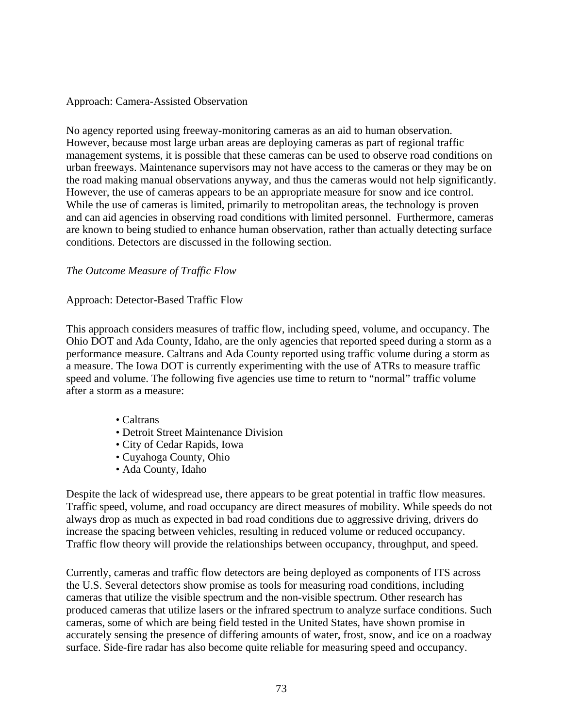Approach: Camera-Assisted Observation

No agency reported using freeway-monitoring cameras as an aid to human observation. However, because most large urban areas are deploying cameras as part of regional traffic management systems, it is possible that these cameras can be used to observe road conditions on urban freeways. Maintenance supervisors may not have access to the cameras or they may be on the road making manual observations anyway, and thus the cameras would not help significantly. However, the use of cameras appears to be an appropriate measure for snow and ice control. While the use of cameras is limited, primarily to metropolitan areas, the technology is proven and can aid agencies in observing road conditions with limited personnel. Furthermore, cameras are known to being studied to enhance human observation, rather than actually detecting surface conditions. Detectors are discussed in the following section.

*The Outcome Measure of Traffic Flow*

Approach: Detector-Based Traffic Flow

This approach considers measures of traffic flow, including speed, volume, and occupancy. The Ohio DOT and Ada County, Idaho, are the only agencies that reported speed during a storm as a performance measure. Caltrans and Ada County reported using traffic volume during a storm as a measure. The Iowa DOT is currently experimenting with the use of ATRs to measure traffic speed and volume. The following five agencies use time to return to "normal" traffic volume after a storm as a measure:

- Caltrans
- Detroit Street Maintenance Division
- City of Cedar Rapids, Iowa
- Cuyahoga County, Ohio
- Ada County, Idaho

Despite the lack of widespread use, there appears to be great potential in traffic flow measures. Traffic speed, volume, and road occupancy are direct measures of mobility. While speeds do not always drop as much as expected in bad road conditions due to aggressive driving, drivers do increase the spacing between vehicles, resulting in reduced volume or reduced occupancy. Traffic flow theory will provide the relationships between occupancy, throughput, and speed.

Currently, cameras and traffic flow detectors are being deployed as components of ITS across the U.S. Several detectors show promise as tools for measuring road conditions, including cameras that utilize the visible spectrum and the non-visible spectrum. Other research has produced cameras that utilize lasers or the infrared spectrum to analyze surface conditions. Such cameras, some of which are being field tested in the United States, have shown promise in accurately sensing the presence of differing amounts of water, frost, snow, and ice on a roadway surface. Side-fire radar has also become quite reliable for measuring speed and occupancy.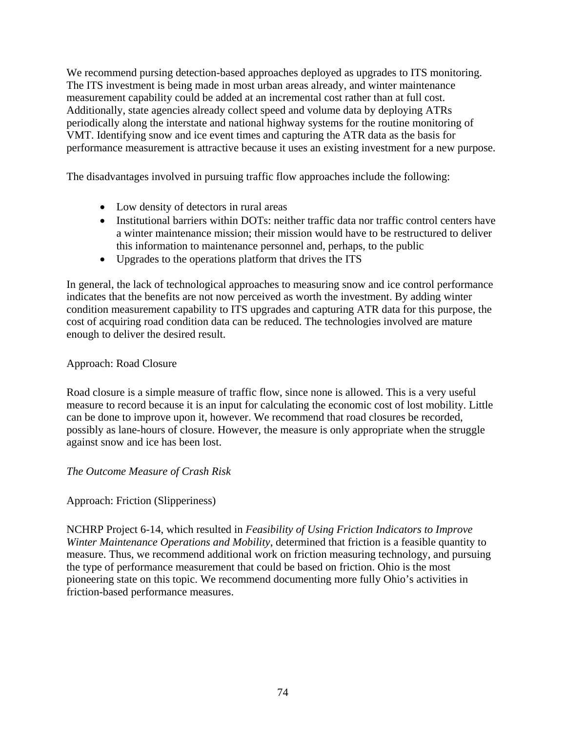We recommend pursing detection-based approaches deployed as upgrades to ITS monitoring. The ITS investment is being made in most urban areas already, and winter maintenance measurement capability could be added at an incremental cost rather than at full cost. Additionally, state agencies already collect speed and volume data by deploying ATRs periodically along the interstate and national highway systems for the routine monitoring of VMT. Identifying snow and ice event times and capturing the ATR data as the basis for performance measurement is attractive because it uses an existing investment for a new purpose.

The disadvantages involved in pursuing traffic flow approaches include the following:

- Low density of detectors in rural areas
- Institutional barriers within DOTs: neither traffic data nor traffic control centers have a winter maintenance mission; their mission would have to be restructured to deliver this information to maintenance personnel and, perhaps, to the public
- Upgrades to the operations platform that drives the ITS

In general, the lack of technological approaches to measuring snow and ice control performance indicates that the benefits are not now perceived as worth the investment. By adding winter condition measurement capability to ITS upgrades and capturing ATR data for this purpose, the cost of acquiring road condition data can be reduced. The technologies involved are mature enough to deliver the desired result.

Approach: Road Closure

Road closure is a simple measure of traffic flow, since none is allowed. This is a very useful measure to record because it is an input for calculating the economic cost of lost mobility. Little can be done to improve upon it, however. We recommend that road closures be recorded, possibly as lane-hours of closure. However, the measure is only appropriate when the struggle against snow and ice has been lost.

*The Outcome Measure of Crash Risk*

Approach: Friction (Slipperiness)

NCHRP Project 6-14, which resulted in *Feasibility of Using Friction Indicators to Improve Winter Maintenance Operations and Mobility*, determined that friction is a feasible quantity to measure. Thus, we recommend additional work on friction measuring technology, and pursuing the type of performance measurement that could be based on friction. Ohio is the most pioneering state on this topic. We recommend documenting more fully Ohio's activities in friction-based performance measures.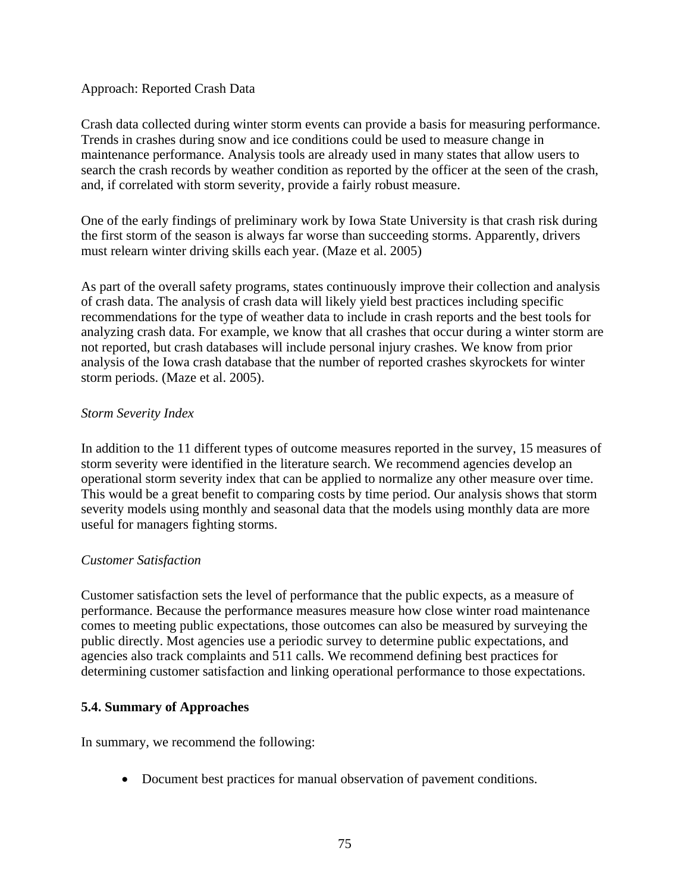Approach: Reported Crash Data

Crash data collected during winter storm events can provide a basis for measuring performance. Trends in crashes during snow and ice conditions could be used to measure change in maintenance performance. Analysis tools are already used in many states that allow users to search the crash records by weather condition as reported by the officer at the seen of the crash, and, if correlated with storm severity, provide a fairly robust measure.

One of the early findings of preliminary work by Iowa State University is that crash risk during the first storm of the season is always far worse than succeeding storms. Apparently, drivers must relearn winter driving skills each year. (Maze et al. 2005)

As part of the overall safety programs, states continuously improve their collection and analysis of crash data. The analysis of crash data will likely yield best practices including specific recommendations for the type of weather data to include in crash reports and the best tools for analyzing crash data. For example, we know that all crashes that occur during a winter storm are not reported, but crash databases will include personal injury crashes. We know from prior analysis of the Iowa crash database that the number of reported crashes skyrockets for winter storm periods. (Maze et al. 2005).

*Storm Severity Index*

In addition to the 11 different types of outcome measures reported in the survey, 15 measures of storm severity were identified in the literature search. We recommend agencies develop an operational storm severity index that can be applied to normalize any other measure over time. This would be a great benefit to comparing costs by time period. Our analysis shows that storm severity models using monthly and seasonal data that the models using monthly data are more useful for managers fighting storms.

*Customer Satisfaction*

Customer satisfaction sets the level of performance that the public expects, as a measure of performance. Because the performance measures measure how close winter road maintenance comes to meeting public expectations, those outcomes can also be measured by surveying the public directly. Most agencies use a periodic survey to determine public expectations, and agencies also track complaints and 511 calls. We recommend defining best practices for determining customer satisfaction and linking operational performance to those expectations.

### 5.4. Summary of Approaches

In summary, we recommend the following:

- Document best practices for manual observation of pavement conditions.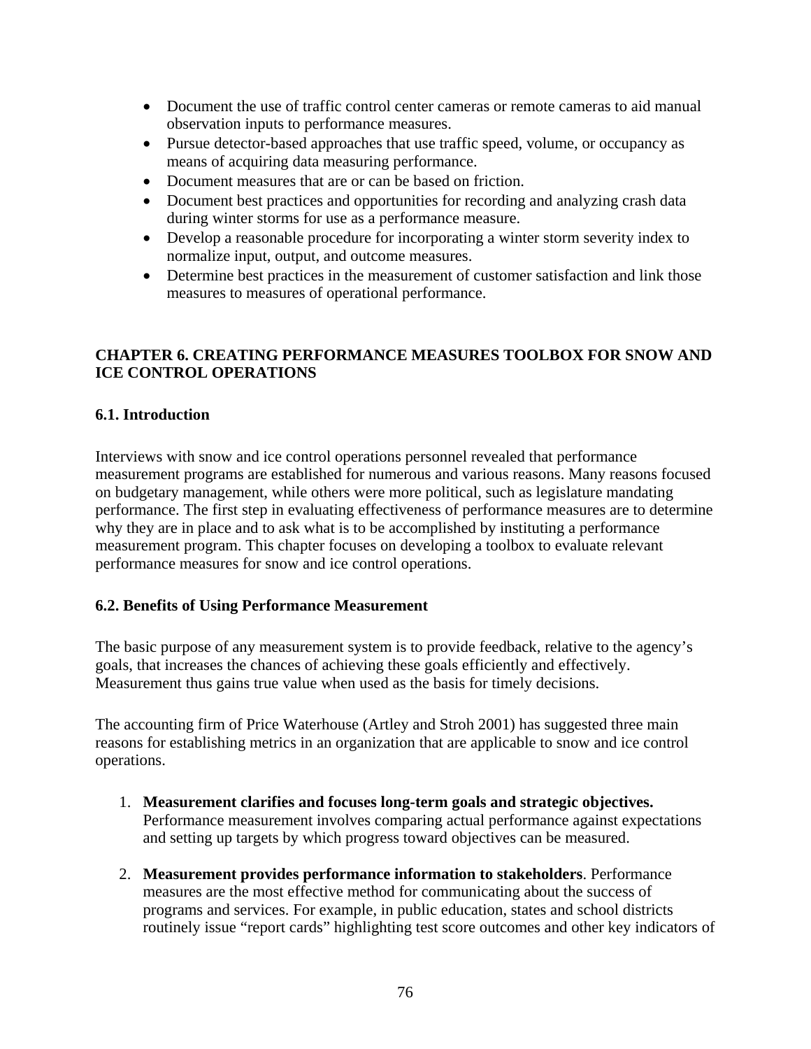- Document the use of traffic control center cameras or remote cameras to aid manual observation inputs to performance measures.
- Pursue detector-based approaches that use traffic speed, volume, or occupancy as means of acquiring data measuring performance.
- Document measures that are or can be based on friction.
- Document best practices and opportunities for recording and analyzing crash data during winter storms for use as a performance measure.
- Develop a reasonable procedure for incorporating a winter storm severity index to normalize input, output, and outcome measures.
- Determine best practices in the measurement of customer satisfaction and link those measures to measures of operational performance.

# CHAPTER 6. CREATING PERFORMANCE MEASURES TOOLBOX FOR SNOW AND ICE CONTROL OPERATIONS

## 6.1. Introduction

Interviews with snow and ice control operations personnel revealed that performance measurement programs are established for numerous and various reasons. Many reasons focused on budgetary management, while others were more political, such as legislature mandating performance. The first step in evaluating effectiveness of performance measures are to determine why they are in place and to ask what is to be accomplished by instituting a performance measurement program. This chapter focuses on developing a toolbox to evaluate relevant performance measures for snow and ice control operations.

## 6.2. Benefits of Using Performance Measurement

The basic purpose of any measurement system is to provide feedback, relative to the agency's goals, that increases the chances of achieving these goals efficiently and effectively. Measurement thus gains true value when used as the basis for timely decisions.

The accounting firm of Price Waterhouse (Artley and Stroh 2001) has suggested three main reasons for establishing metrics in an organization that are applicable to snow and ice control operations.

1. **Measurement clarifies and focuses long-term goals and strategic objectives.** Performance measurement involves comparing actual performance against expectations and setting up targets by which progress toward objectives can be measured.

2. **Measurement provides performance information to stakeholders**. Performance measures are the most effective method for communicating about the success of programs and services. For example, in public education, states and school districts routinely issue "report cards" highlighting test score outcomes and other key indicators of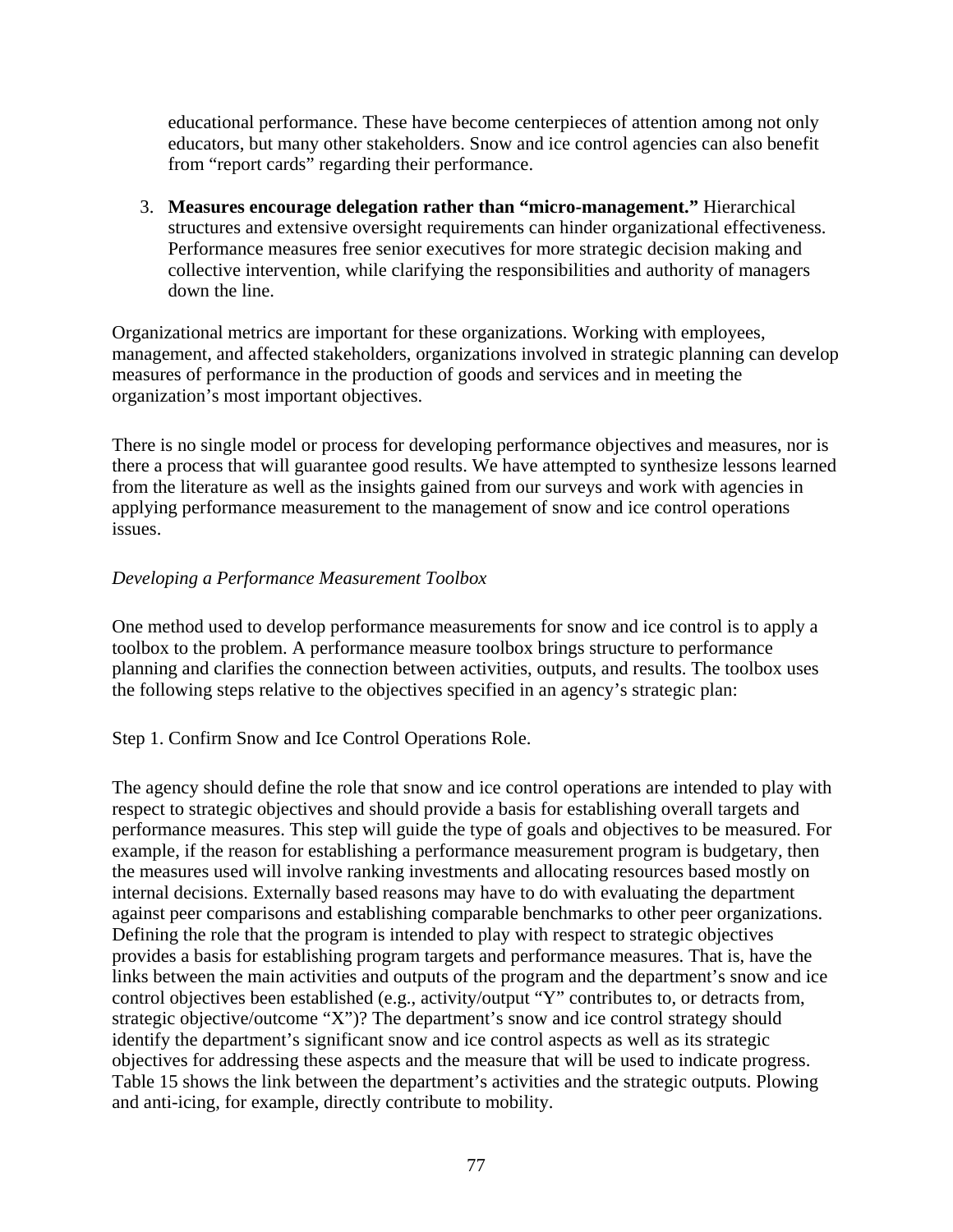educational performance. These have become centerpieces of attention among not only educators, but many other stakeholders. Snow and ice control agencies can also benefit from "report cards" regarding their performance.

3. **Measures encourage delegation rather than "micro-management."** Hierarchical structures and extensive oversight requirements can hinder organizational effectiveness. Performance measures free senior executives for more strategic decision making and collective intervention, while clarifying the responsibilities and authority of managers down the line.

Organizational metrics are important for these organizations. Working with employees, management, and affected stakeholders, organizations involved in strategic planning can develop measures of performance in the production of goods and services and in meeting the organization's most important objectives.

There is no single model or process for developing performance objectives and measures, nor is there a process that will guarantee good results. We have attempted to synthesize lessons learned from the literature as well as the insights gained from our surveys and work with agencies in applying performance measurement to the management of snow and ice control operations issues.

*Developing a Performance Measurement Toolbox*

One method used to develop performance measurements for snow and ice control is to apply a toolbox to the problem. A performance measure toolbox brings structure to performance planning and clarifies the connection between activities, outputs, and results. The toolbox uses the following steps relative to the objectives specified in an agency's strategic plan:

Step 1. Confirm Snow and Ice Control Operations Role.

The agency should define the role that snow and ice control operations are intended to play with respect to strategic objectives and should provide a basis for establishing overall targets and performance measures. This step will guide the type of goals and objectives to be measured. For example, if the reason for establishing a performance measurement program is budgetary, then the measures used will involve ranking investments and allocating resources based mostly on internal decisions. Externally based reasons may have to do with evaluating the department against peer comparisons and establishing comparable benchmarks to other peer organizations. Defining the role that the program is intended to play with respect to strategic objectives provides a basis for establishing program targets and performance measures. That is, have the links between the main activities and outputs of the program and the department's snow and ice control objectives been established (e.g., activity/output "Y" contributes to, or detracts from, strategic objective/outcome "X")? The department's snow and ice control strategy should identify the department's significant snow and ice control aspects as well as its strategic objectives for addressing these aspects and the measure that will be used to indicate progress. Table 15 shows the link between the department's activities and the strategic outputs. Plowing and anti-icing, for example, directly contribute to mobility.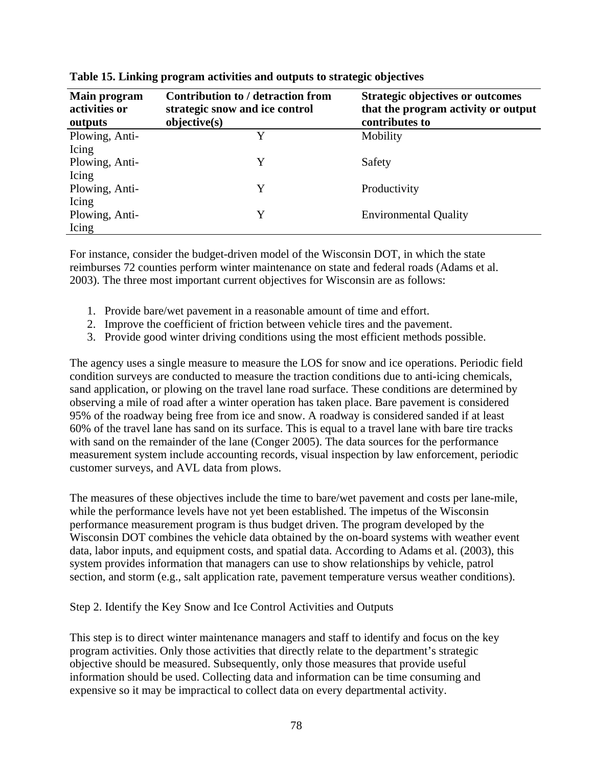**Table 15. Linking program activities and outputs to strategic objectives**

| Main program activities or outputs | Contribution to / detraction from strategic snow and ice control objective(s) | Strategic objectives or outcomes that the program activity or output contributes to |
|---|---|---|
| Plowing, Anti-Icing | Y | Mobility |
| Plowing, Anti-Icing | Y | Safety |
| Plowing, Anti-Icing | Y | Productivity |
| Plowing, Anti-Icing | Y | Environmental Quality |

For instance, consider the budget-driven model of the Wisconsin DOT, in which the state reimburses 72 counties perform winter maintenance on state and federal roads (Adams et al. 2003). The three most important current objectives for Wisconsin are as follows:

1. Provide bare/wet pavement in a reasonable amount of time and effort.
2. Improve the coefficient of friction between vehicle tires and the pavement.
3. Provide good winter driving conditions using the most efficient methods possible.

The agency uses a single measure to measure the LOS for snow and ice operations. Periodic field condition surveys are conducted to measure the traction conditions due to anti-icing chemicals, sand application, or plowing on the travel lane road surface. These conditions are determined by observing a mile of road after a winter operation has taken place. Bare pavement is considered 95% of the roadway being free from ice and snow. A roadway is considered sanded if at least 60% of the travel lane has sand on its surface. This is equal to a travel lane with bare tire tracks with sand on the remainder of the lane (Conger 2005). The data sources for the performance measurement system include accounting records, visual inspection by law enforcement, periodic customer surveys, and AVL data from plows.

The measures of these objectives include the time to bare/wet pavement and costs per lane-mile, while the performance levels have not yet been established. The impetus of the Wisconsin performance measurement program is thus budget driven. The program developed by the Wisconsin DOT combines the vehicle data obtained by the on-board systems with weather event data, labor inputs, and equipment costs, and spatial data. According to Adams et al. (2003), this system provides information that managers can use to show relationships by vehicle, patrol section, and storm (e.g., salt application rate, pavement temperature versus weather conditions).

Step 2. Identify the Key Snow and Ice Control Activities and Outputs

This step is to direct winter maintenance managers and staff to identify and focus on the key program activities. Only those activities that directly relate to the department's strategic objective should be measured. Subsequently, only those measures that provide useful information should be used. Collecting data and information can be time consuming and expensive so it may be impractical to collect data on every departmental activity.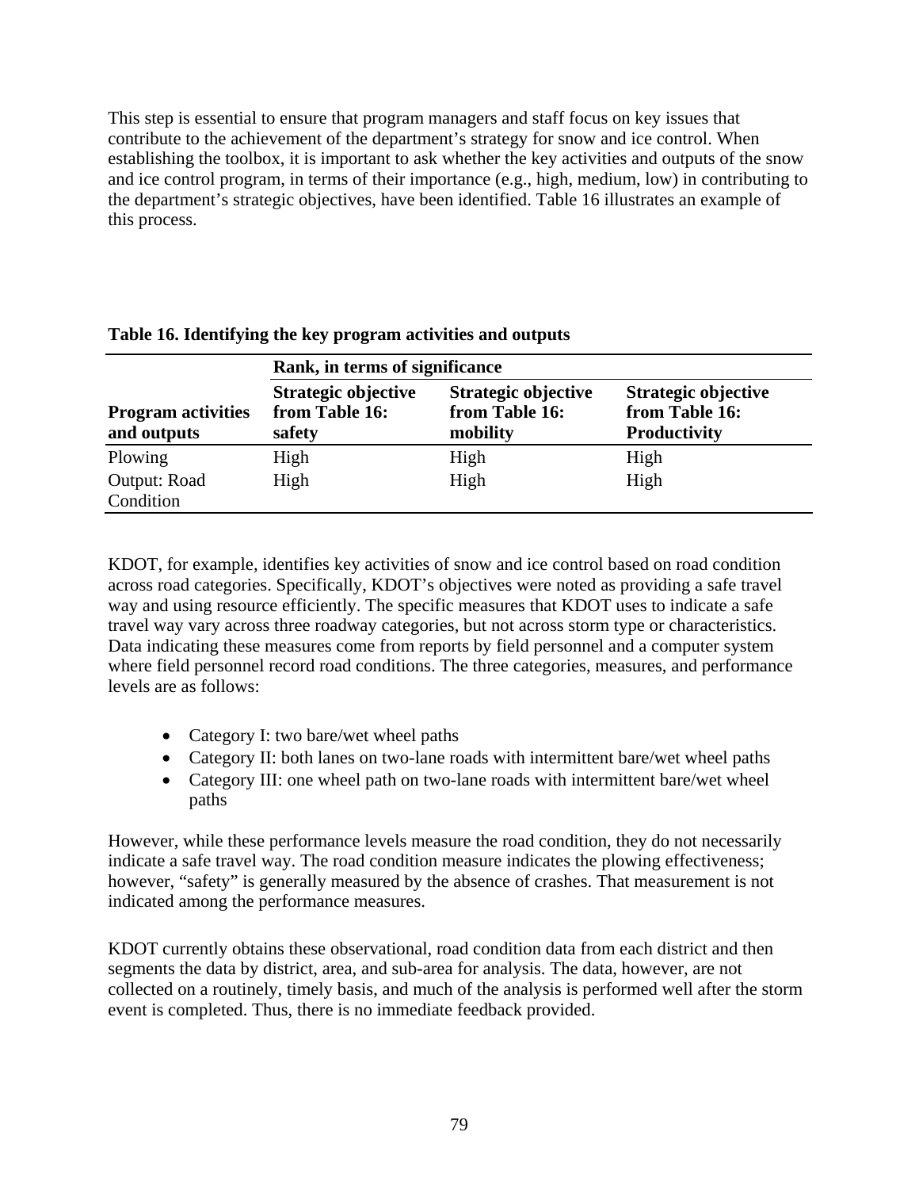This step is essential to ensure that program managers and staff focus on key issues that contribute to the achievement of the department's strategy for snow and ice control. When establishing the toolbox, it is important to ask whether the key activities and outputs of the snow and ice control program, in terms of their importance (e.g., high, medium, low) in contributing to the department's strategic objectives, have been identified. Table 16 illustrates an example of this process.

**Table 16. Identifying the key program activities and outputs**

| | Rank, in terms of significance | | |
|---|---|---|---|
| **Program activities and outputs** | **Strategic objective from Table 16: safety** | **Strategic objective from Table 16: mobility** | **Strategic objective from Table 16: Productivity** |
| Plowing | High | High | High |
| Output: Road Condition | High | High | High |

KDOT, for example, identifies key activities of snow and ice control based on road condition across road categories. Specifically, KDOT's objectives were noted as providing a safe travel way and using resource efficiently. The specific measures that KDOT uses to indicate a safe travel way vary across three roadway categories, but not across storm type or characteristics. Data indicating these measures come from reports by field personnel and a computer system where field personnel record road conditions. The three categories, measures, and performance levels are as follows:

- Category I: two bare/wet wheel paths
- Category II: both lanes on two-lane roads with intermittent bare/wet wheel paths
- Category III: one wheel path on two-lane roads with intermittent bare/wet wheel paths

However, while these performance levels measure the road condition, they do not necessarily indicate a safe travel way. The road condition measure indicates the plowing effectiveness; however, "safety" is generally measured by the absence of crashes. That measurement is not indicated among the performance measures.

KDOT currently obtains these observational, road condition data from each district and then segments the data by district, area, and sub-area for analysis. The data, however, are not collected on a routinely, timely basis, and much of the analysis is performed well after the storm event is completed. Thus, there is no immediate feedback provided.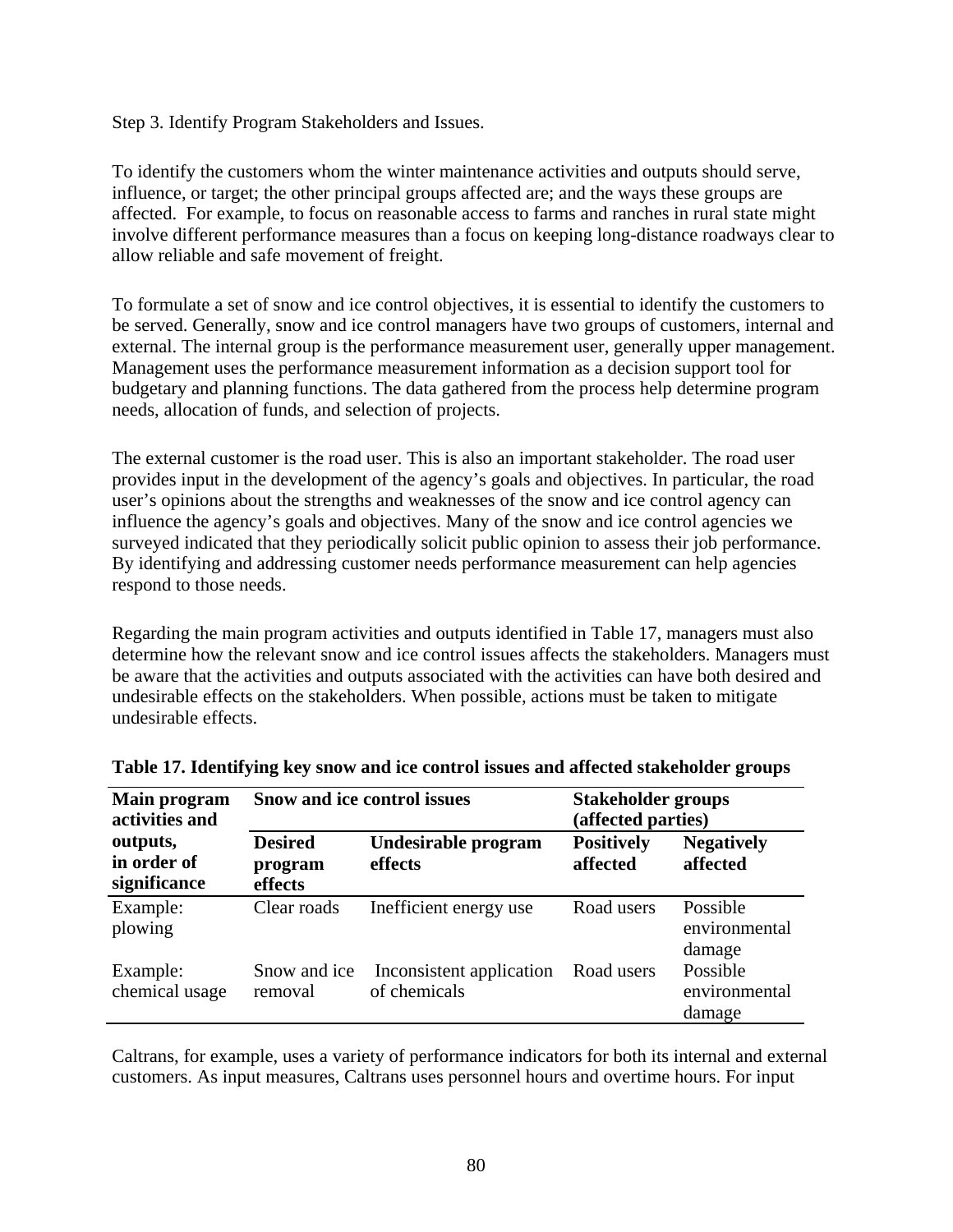Step 3. Identify Program Stakeholders and Issues.

To identify the customers whom the winter maintenance activities and outputs should serve, influence, or target; the other principal groups affected are; and the ways these groups are affected. For example, to focus on reasonable access to farms and ranches in rural state might involve different performance measures than a focus on keeping long-distance roadways clear to allow reliable and safe movement of freight.

To formulate a set of snow and ice control objectives, it is essential to identify the customers to be served. Generally, snow and ice control managers have two groups of customers, internal and external. The internal group is the performance measurement user, generally upper management. Management uses the performance measurement information as a decision support tool for budgetary and planning functions. The data gathered from the process help determine program needs, allocation of funds, and selection of projects.

The external customer is the road user. This is also an important stakeholder. The road user provides input in the development of the agency's goals and objectives. In particular, the road user's opinions about the strengths and weaknesses of the snow and ice control agency can influence the agency's goals and objectives. Many of the snow and ice control agencies we surveyed indicated that they periodically solicit public opinion to assess their job performance. By identifying and addressing customer needs performance measurement can help agencies respond to those needs.

Regarding the main program activities and outputs identified in Table 17, managers must also determine how the relevant snow and ice control issues affects the stakeholders. Managers must be aware that the activities and outputs associated with the activities can have both desired and undesirable effects on the stakeholders. When possible, actions must be taken to mitigate undesirable effects.

**Table 17. Identifying key snow and ice control issues and affected stakeholder groups**

| **Main program activities and outputs, in order of significance** | **Snow and ice control issues** | | **Stakeholder groups (affected parties)** | |
|---|---|---|---|---|
| | **Desired program effects** | **Undesirable program effects** | **Positively affected** | **Negatively affected** |
| Example: plowing | Clear roads | Inefficient energy use | Road users | Possible environmental damage |
| Example: chemical usage | Snow and ice removal | Inconsistent application of chemicals | Road users | Possible environmental damage |

Caltrans, for example, uses a variety of performance indicators for both its internal and external customers. As input measures, Caltrans uses personnel hours and overtime hours. For input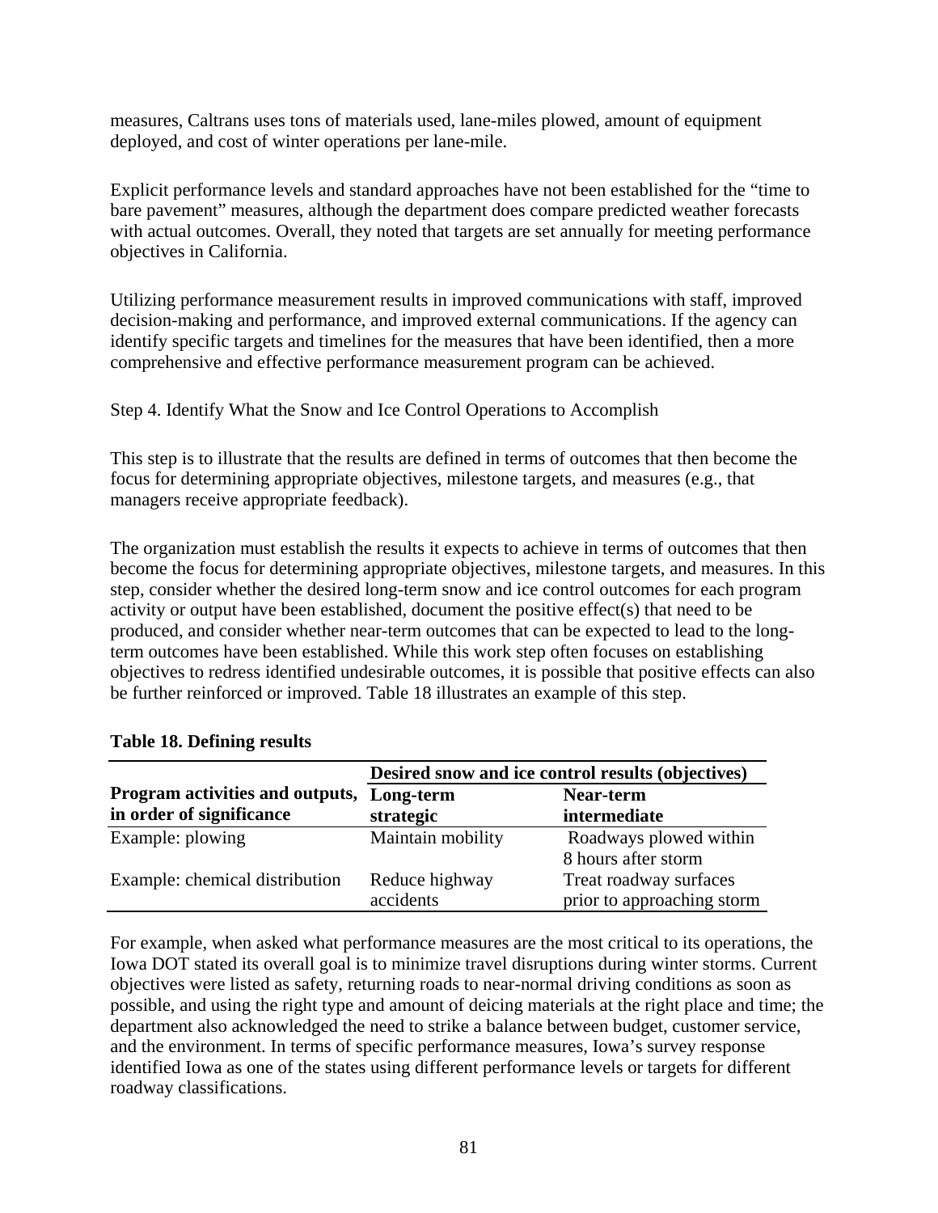measures, Caltrans uses tons of materials used, lane-miles plowed, amount of equipment deployed, and cost of winter operations per lane-mile.

Explicit performance levels and standard approaches have not been established for the "time to bare pavement" measures, although the department does compare predicted weather forecasts with actual outcomes. Overall, they noted that targets are set annually for meeting performance objectives in California.

Utilizing performance measurement results in improved communications with staff, improved decision-making and performance, and improved external communications. If the agency can identify specific targets and timelines for the measures that have been identified, then a more comprehensive and effective performance measurement program can be achieved.

Step 4. Identify What the Snow and Ice Control Operations to Accomplish

This step is to illustrate that the results are defined in terms of outcomes that then become the focus for determining appropriate objectives, milestone targets, and measures (e.g., that managers receive appropriate feedback).

The organization must establish the results it expects to achieve in terms of outcomes that then become the focus for determining appropriate objectives, milestone targets, and measures. In this step, consider whether the desired long-term snow and ice control outcomes for each program activity or output have been established, document the positive effect(s) that need to be produced, and consider whether near-term outcomes that can be expected to lead to the long-term outcomes have been established. While this work step often focuses on establishing objectives to redress identified undesirable outcomes, it is possible that positive effects can also be further reinforced or improved. Table 18 illustrates an example of this step.

**Table 18. Defining results**

| | **Desired snow and ice control results (objectives)** | |
|---|---|---|
| **Program activities and outputs, in order of significance** | **Long-term strategic** | **Near-term intermediate** |
| Example: plowing | Maintain mobility | Roadways plowed within 8 hours after storm |
| Example: chemical distribution | Reduce highway accidents | Treat roadway surfaces prior to approaching storm |

For example, when asked what performance measures are the most critical to its operations, the Iowa DOT stated its overall goal is to minimize travel disruptions during winter storms. Current objectives were listed as safety, returning roads to near-normal driving conditions as soon as possible, and using the right type and amount of deicing materials at the right place and time; the department also acknowledged the need to strike a balance between budget, customer service, and the environment. In terms of specific performance measures, Iowa's survey response identified Iowa as one of the states using different performance levels or targets for different roadway classifications.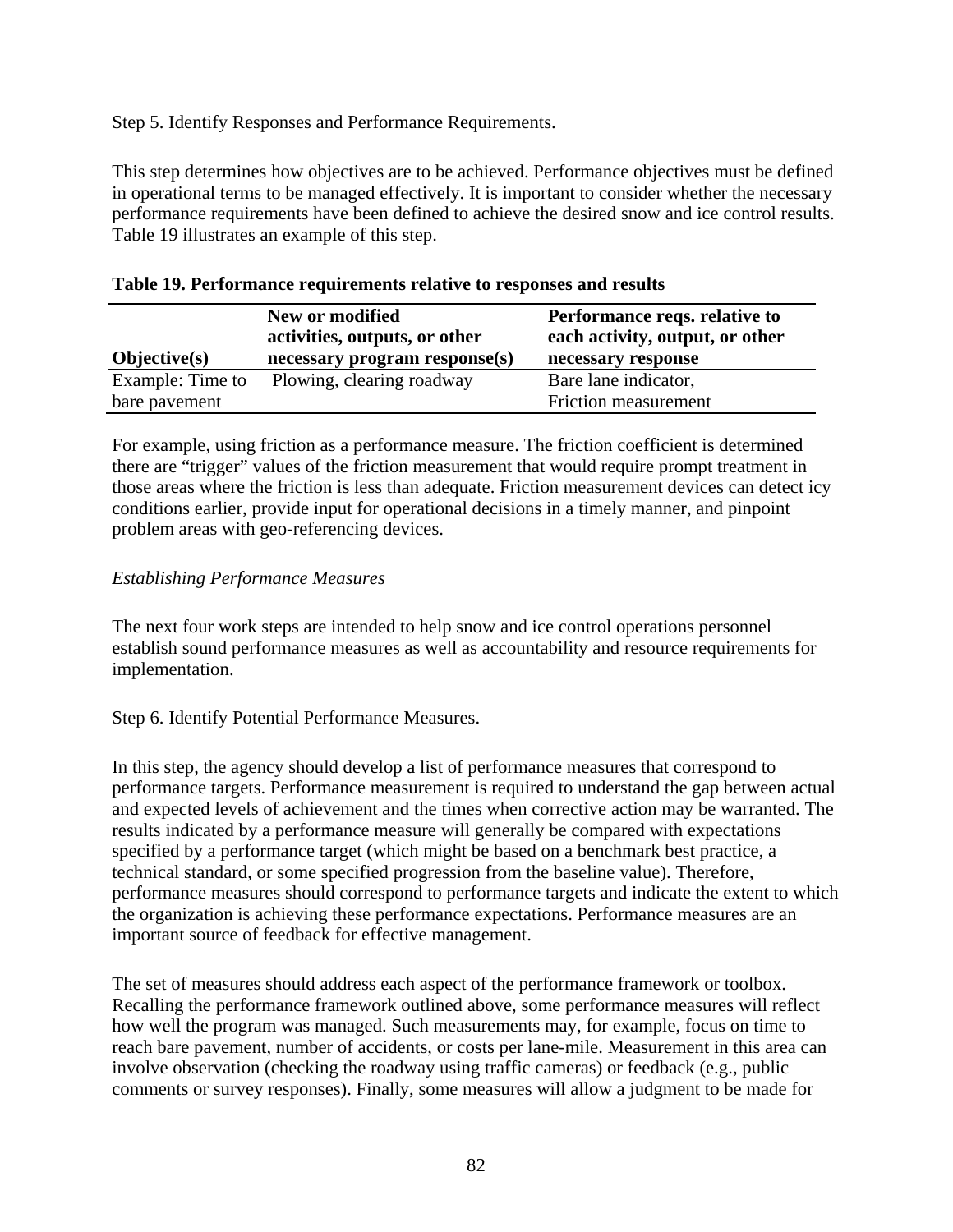Step 5. Identify Responses and Performance Requirements.

This step determines how objectives are to be achieved. Performance objectives must be defined in operational terms to be managed effectively. It is important to consider whether the necessary performance requirements have been defined to achieve the desired snow and ice control results. Table 19 illustrates an example of this step.

**Table 19. Performance requirements relative to responses and results**

| Objective(s) | New or modified activities, outputs, or other necessary program response(s) | Performance reqs. relative to each activity, output, or other necessary response |
|---|---|---|
| Example: Time to bare pavement | Plowing, clearing roadway | Bare lane indicator, Friction measurement |

For example, using friction as a performance measure. The friction coefficient is determined there are "trigger" values of the friction measurement that would require prompt treatment in those areas where the friction is less than adequate. Friction measurement devices can detect icy conditions earlier, provide input for operational decisions in a timely manner, and pinpoint problem areas with geo-referencing devices.

*Establishing Performance Measures*

The next four work steps are intended to help snow and ice control operations personnel establish sound performance measures as well as accountability and resource requirements for implementation.

Step 6. Identify Potential Performance Measures.

In this step, the agency should develop a list of performance measures that correspond to performance targets. Performance measurement is required to understand the gap between actual and expected levels of achievement and the times when corrective action may be warranted. The results indicated by a performance measure will generally be compared with expectations specified by a performance target (which might be based on a benchmark best practice, a technical standard, or some specified progression from the baseline value). Therefore, performance measures should correspond to performance targets and indicate the extent to which the organization is achieving these performance expectations. Performance measures are an important source of feedback for effective management.

The set of measures should address each aspect of the performance framework or toolbox. Recalling the performance framework outlined above, some performance measures will reflect how well the program was managed. Such measurements may, for example, focus on time to reach bare pavement, number of accidents, or costs per lane-mile. Measurement in this area can involve observation (checking the roadway using traffic cameras) or feedback (e.g., public comments or survey responses). Finally, some measures will allow a judgment to be made for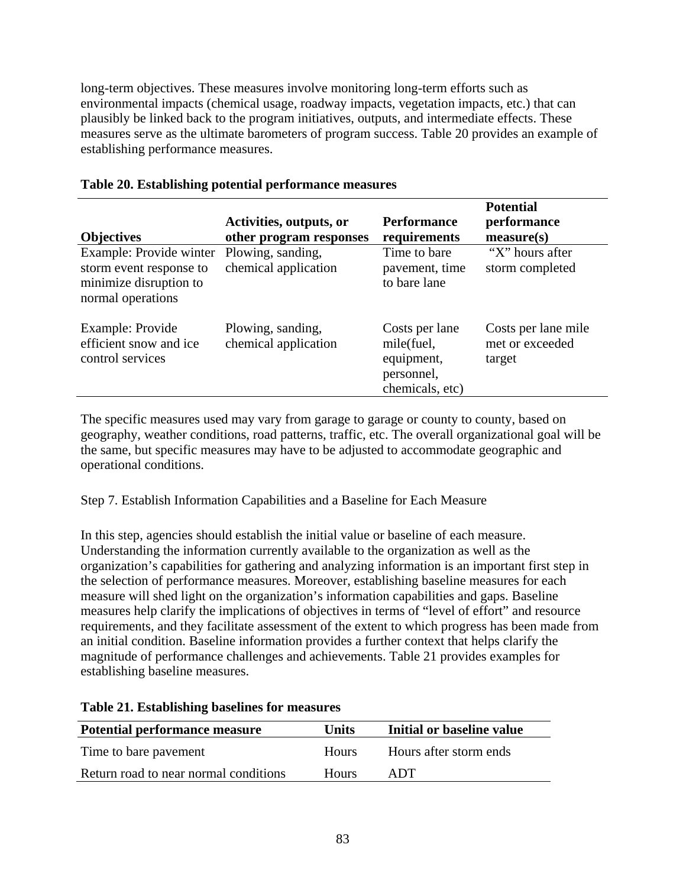long-term objectives. These measures involve monitoring long-term efforts such as environmental impacts (chemical usage, roadway impacts, vegetation impacts, etc.) that can plausibly be linked back to the program initiatives, outputs, and intermediate effects. These measures serve as the ultimate barometers of program success. Table 20 provides an example of establishing performance measures.

**Table 20. Establishing potential performance measures**

| Objectives | Activities, outputs, or other program responses | Performance requirements | Potential performance measure(s) |
|---|---|---|---|
| Example: Provide winter storm event response to minimize disruption to normal operations | Plowing, sanding, chemical application | Time to bare pavement, time to bare lane | "X" hours after storm completed |
| Example: Provide efficient snow and ice control services | Plowing, sanding, chemical application | Costs per lane mile(fuel, equipment, personnel, chemicals, etc) | Costs per lane mile met or exceeded target |

The specific measures used may vary from garage to garage or county to county, based on geography, weather conditions, road patterns, traffic, etc. The overall organizational goal will be the same, but specific measures may have to be adjusted to accommodate geographic and operational conditions.

Step 7. Establish Information Capabilities and a Baseline for Each Measure

In this step, agencies should establish the initial value or baseline of each measure. Understanding the information currently available to the organization as well as the organization's capabilities for gathering and analyzing information is an important first step in the selection of performance measures. Moreover, establishing baseline measures for each measure will shed light on the organization's information capabilities and gaps. Baseline measures help clarify the implications of objectives in terms of "level of effort" and resource requirements, and they facilitate assessment of the extent to which progress has been made from an initial condition. Baseline information provides a further context that helps clarify the magnitude of performance challenges and achievements. Table 21 provides examples for establishing baseline measures.

**Table 21. Establishing baselines for measures**

| Potential performance measure | Units | Initial or baseline value |
|---|---|---|
| Time to bare pavement | Hours | Hours after storm ends |
| Return road to near normal conditions | Hours | ADT |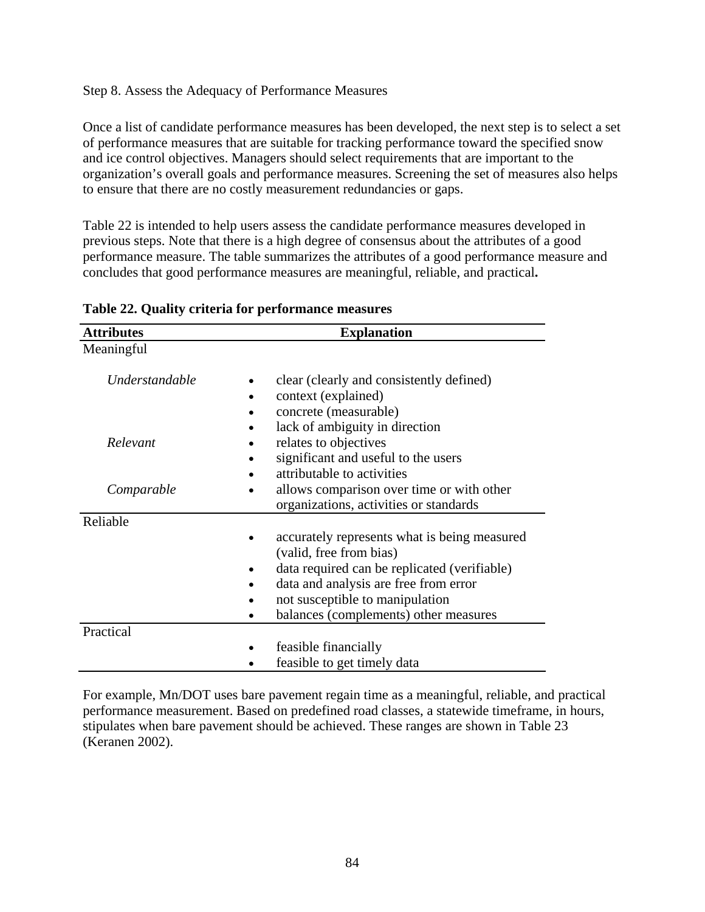Step 8. Assess the Adequacy of Performance Measures

Once a list of candidate performance measures has been developed, the next step is to select a set of performance measures that are suitable for tracking performance toward the specified snow and ice control objectives. Managers should select requirements that are important to the organization's overall goals and performance measures. Screening the set of measures also helps to ensure that there are no costly measurement redundancies or gaps.

Table 22 is intended to help users assess the candidate performance measures developed in previous steps. Note that there is a high degree of consensus about the attributes of a good performance measure. The table summarizes the attributes of a good performance measure and concludes that good performance measures are meaningful, reliable, and practical**.**

**Table 22. Quality criteria for performance measures**

| Attributes | Explanation |
|---|---|
| Meaningful | |
| *Understandable* | • clear (clearly and consistently defined)<br>• context (explained)<br>• concrete (measurable)<br>• lack of ambiguity in direction |
| *Relevant* | • relates to objectives<br>• significant and useful to the users<br>• attributable to activities |
| *Comparable* | • allows comparison over time or with other organizations, activities or standards |
| Reliable | • accurately represents what is being measured (valid, free from bias)<br>• data required can be replicated (verifiable)<br>• data and analysis are free from error<br>• not susceptible to manipulation<br>• balances (complements) other measures |
| Practical | • feasible financially<br>• feasible to get timely data |

For example, Mn/DOT uses bare pavement regain time as a meaningful, reliable, and practical performance measurement. Based on predefined road classes, a statewide timeframe, in hours, stipulates when bare pavement should be achieved. These ranges are shown in Table 23 (Keranen 2002).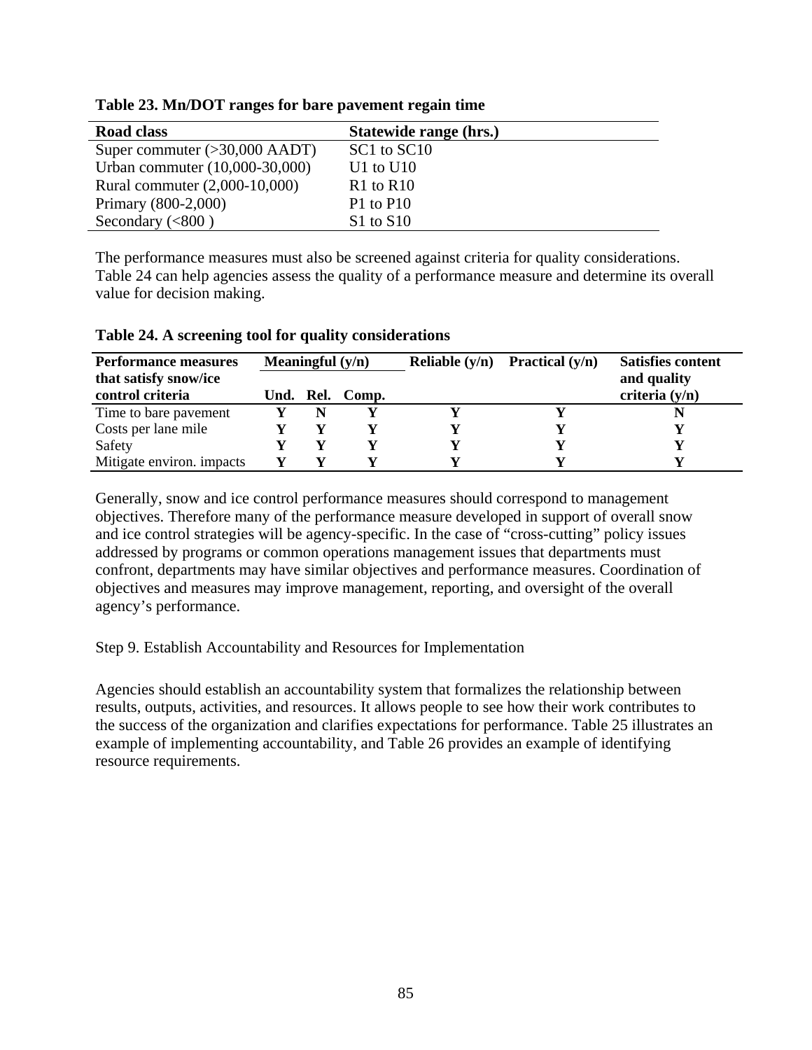**Table 23. Mn/DOT ranges for bare pavement regain time**

| Road class | Statewide range (hrs.) |
|---|---|
| Super commuter (>30,000 AADT) | SC1 to SC10 |
| Urban commuter (10,000-30,000) | U1 to U10 |
| Rural commuter (2,000-10,000) | R1 to R10 |
| Primary (800-2,000) | P1 to P10 |
| Secondary (<800 ) | S1 to S10 |

The performance measures must also be screened against criteria for quality considerations. Table 24 can help agencies assess the quality of a performance measure and determine its overall value for decision making.

**Table 24. A screening tool for quality considerations**

| Performance measures that satisfy snow/ice control criteria | Meaningful (y/n) | | | Reliable (y/n) | Practical (y/n) | Satisfies content and quality criteria (y/n) |
|---|---|---|---|---|---|---|
| | Und. | Rel. | Comp. | | | |
| Time to bare pavement | **Y** | **N** | **Y** | **Y** | **Y** | **N** |
| Costs per lane mile | **Y** | **Y** | **Y** | **Y** | **Y** | **Y** |
| Safety | **Y** | **Y** | **Y** | **Y** | **Y** | **Y** |
| Mitigate environ. impacts | **Y** | **Y** | **Y** | **Y** | **Y** | **Y** |

Generally, snow and ice control performance measures should correspond to management objectives. Therefore many of the performance measure developed in support of overall snow and ice control strategies will be agency-specific. In the case of "cross-cutting" policy issues addressed by programs or common operations management issues that departments must confront, departments may have similar objectives and performance measures. Coordination of objectives and measures may improve management, reporting, and oversight of the overall agency's performance.

Step 9. Establish Accountability and Resources for Implementation

Agencies should establish an accountability system that formalizes the relationship between results, outputs, activities, and resources. It allows people to see how their work contributes to the success of the organization and clarifies expectations for performance. Table 25 illustrates an example of implementing accountability, and Table 26 provides an example of identifying resource requirements.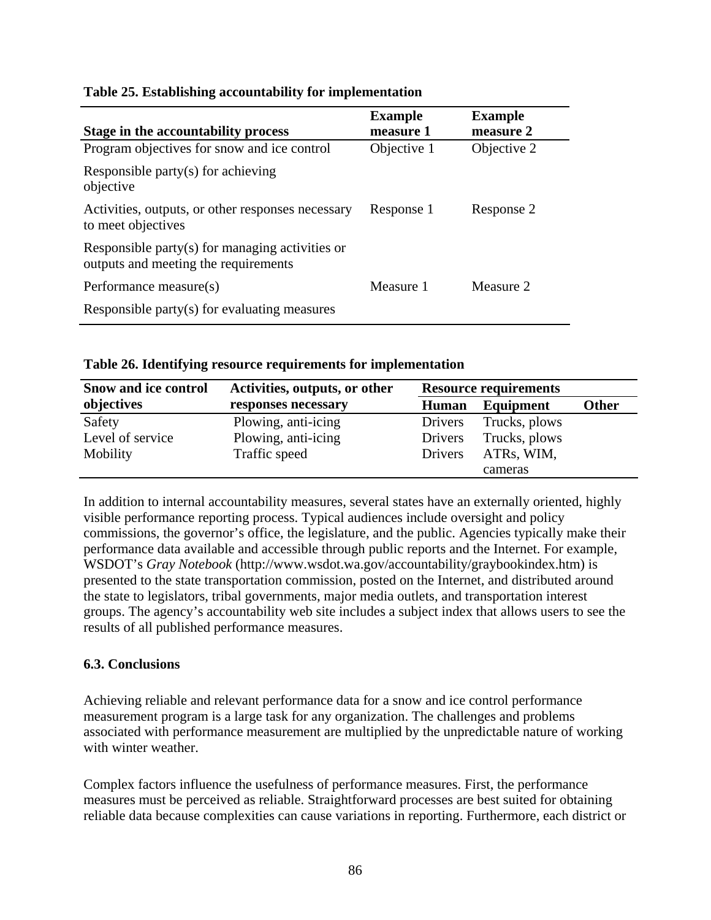**Table 25. Establishing accountability for implementation**

| Stage in the accountability process | Example measure 1 | Example measure 2 |
|---|---|---|
| Program objectives for snow and ice control | Objective 1 | Objective 2 |
| Responsible party(s) for achieving objective | | |
| Activities, outputs, or other responses necessary to meet objectives | Response 1 | Response 2 |
| Responsible party(s) for managing activities or outputs and meeting the requirements | | |
| Performance measure(s) | Measure 1 | Measure 2 |
| Responsible party(s) for evaluating measures | | |

**Table 26. Identifying resource requirements for implementation**

| Snow and ice control objectives | Activities, outputs, or other responses necessary | Resource requirements | | |
|---|---|---|---|---|
| | | Human | Equipment | Other |
| Safety | Plowing, anti-icing | Drivers | Trucks, plows | |
| Level of service | Plowing, anti-icing | Drivers | Trucks, plows | |
| Mobility | Traffic speed | Drivers | ATRs, WIM, cameras | |

In addition to internal accountability measures, several states have an externally oriented, highly visible performance reporting process. Typical audiences include oversight and policy commissions, the governor's office, the legislature, and the public. Agencies typically make their performance data available and accessible through public reports and the Internet. For example, WSDOT's *Gray Notebook* (http://www.wsdot.wa.gov/accountability/graybookindex.htm) is presented to the state transportation commission, posted on the Internet, and distributed around the state to legislators, tribal governments, major media outlets, and transportation interest groups. The agency's accountability web site includes a subject index that allows users to see the results of all published performance measures.

### 6.3. Conclusions

Achieving reliable and relevant performance data for a snow and ice control performance measurement program is a large task for any organization. The challenges and problems associated with performance measurement are multiplied by the unpredictable nature of working with winter weather.

Complex factors influence the usefulness of performance measures. First, the performance measures must be perceived as reliable. Straightforward processes are best suited for obtaining reliable data because complexities can cause variations in reporting. Furthermore, each district or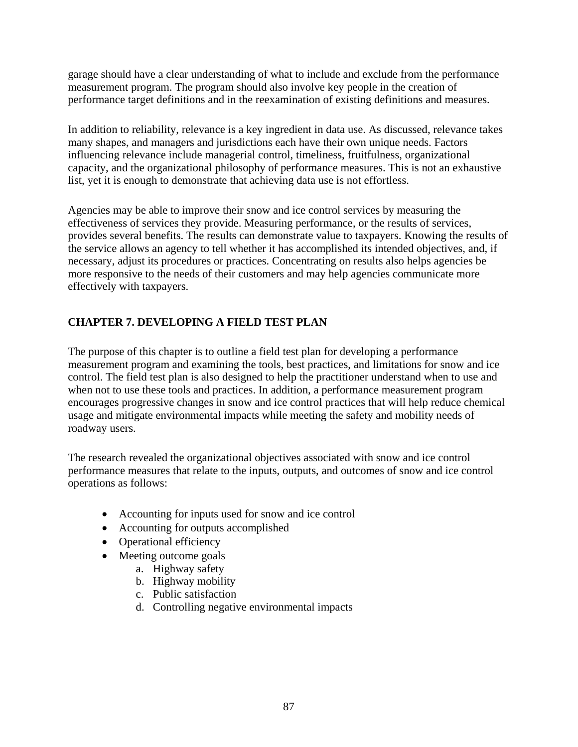garage should have a clear understanding of what to include and exclude from the performance measurement program. The program should also involve key people in the creation of performance target definitions and in the reexamination of existing definitions and measures.

In addition to reliability, relevance is a key ingredient in data use. As discussed, relevance takes many shapes, and managers and jurisdictions each have their own unique needs. Factors influencing relevance include managerial control, timeliness, fruitfulness, organizational capacity, and the organizational philosophy of performance measures. This is not an exhaustive list, yet it is enough to demonstrate that achieving data use is not effortless.

Agencies may be able to improve their snow and ice control services by measuring the effectiveness of services they provide. Measuring performance, or the results of services, provides several benefits. The results can demonstrate value to taxpayers. Knowing the results of the service allows an agency to tell whether it has accomplished its intended objectives, and, if necessary, adjust its procedures or practices. Concentrating on results also helps agencies be more responsive to the needs of their customers and may help agencies communicate more effectively with taxpayers.

## CHAPTER 7. DEVELOPING A FIELD TEST PLAN

The purpose of this chapter is to outline a field test plan for developing a performance measurement program and examining the tools, best practices, and limitations for snow and ice control. The field test plan is also designed to help the practitioner understand when to use and when not to use these tools and practices. In addition, a performance measurement program encourages progressive changes in snow and ice control practices that will help reduce chemical usage and mitigate environmental impacts while meeting the safety and mobility needs of roadway users.

The research revealed the organizational objectives associated with snow and ice control performance measures that relate to the inputs, outputs, and outcomes of snow and ice control operations as follows:

- Accounting for inputs used for snow and ice control
- Accounting for outputs accomplished
- Operational efficiency
- Meeting outcome goals
    a. Highway safety
    b. Highway mobility
    c. Public satisfaction
    d. Controlling negative environmental impacts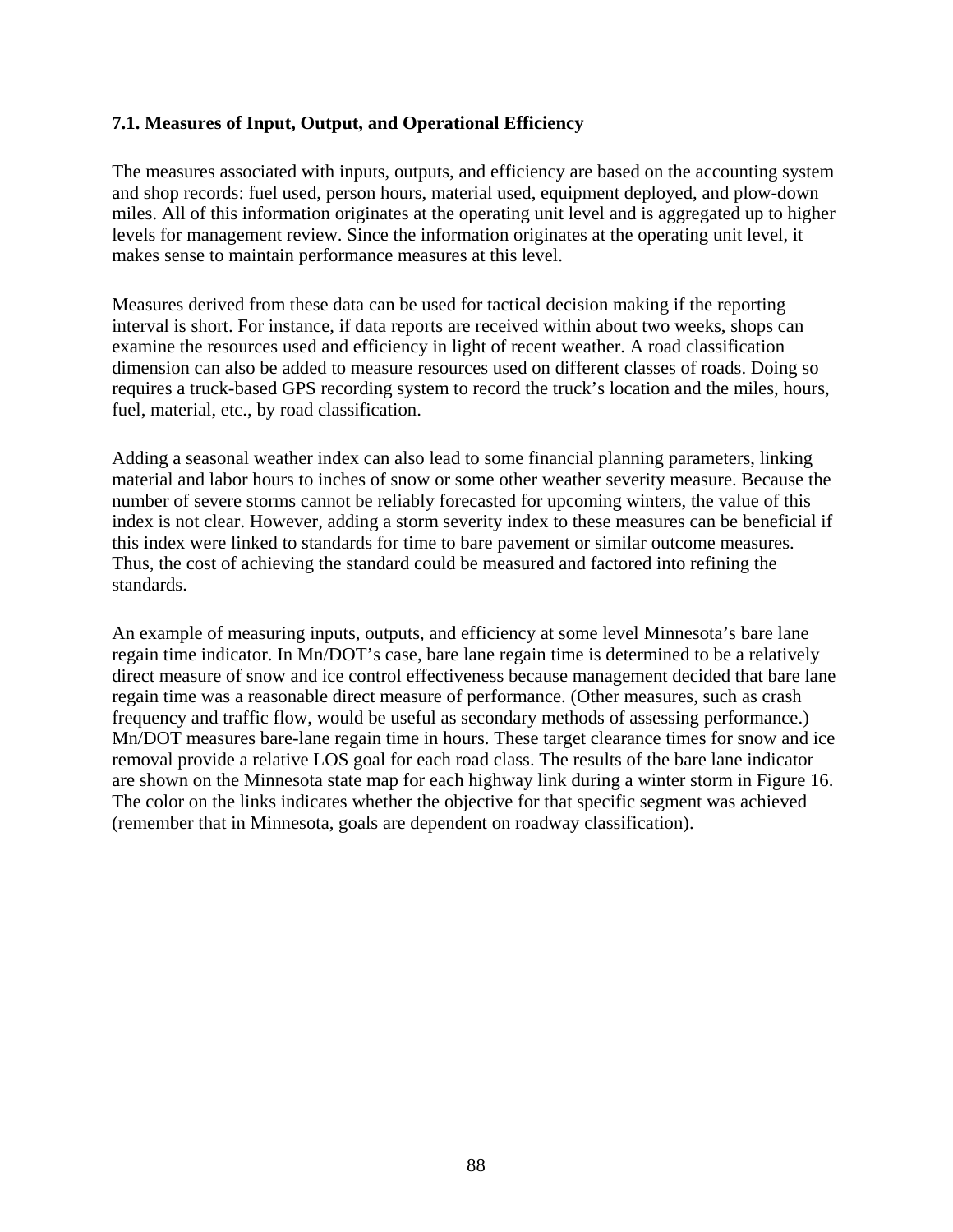### 7.1. Measures of Input, Output, and Operational Efficiency

The measures associated with inputs, outputs, and efficiency are based on the accounting system and shop records: fuel used, person hours, material used, equipment deployed, and plow-down miles. All of this information originates at the operating unit level and is aggregated up to higher levels for management review. Since the information originates at the operating unit level, it makes sense to maintain performance measures at this level.

Measures derived from these data can be used for tactical decision making if the reporting interval is short. For instance, if data reports are received within about two weeks, shops can examine the resources used and efficiency in light of recent weather. A road classification dimension can also be added to measure resources used on different classes of roads. Doing so requires a truck-based GPS recording system to record the truck's location and the miles, hours, fuel, material, etc., by road classification.

Adding a seasonal weather index can also lead to some financial planning parameters, linking material and labor hours to inches of snow or some other weather severity measure. Because the number of severe storms cannot be reliably forecasted for upcoming winters, the value of this index is not clear. However, adding a storm severity index to these measures can be beneficial if this index were linked to standards for time to bare pavement or similar outcome measures. Thus, the cost of achieving the standard could be measured and factored into refining the standards.

An example of measuring inputs, outputs, and efficiency at some level Minnesota's bare lane regain time indicator. In Mn/DOT's case, bare lane regain time is determined to be a relatively direct measure of snow and ice control effectiveness because management decided that bare lane regain time was a reasonable direct measure of performance. (Other measures, such as crash frequency and traffic flow, would be useful as secondary methods of assessing performance.) Mn/DOT measures bare-lane regain time in hours. These target clearance times for snow and ice removal provide a relative LOS goal for each road class. The results of the bare lane indicator are shown on the Minnesota state map for each highway link during a winter storm in Figure 16. The color on the links indicates whether the objective for that specific segment was achieved (remember that in Minnesota, goals are dependent on roadway classification).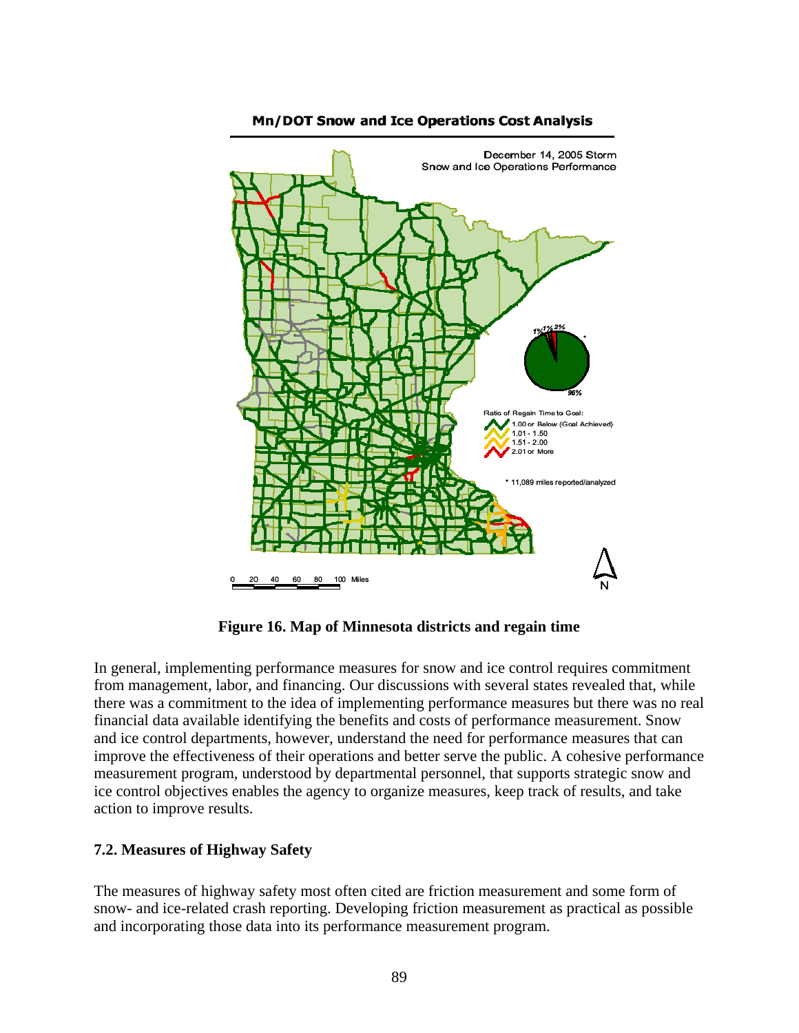**Figure 16. Map of Minnesota districts and regain time**

In general, implementing performance measures for snow and ice control requires commitment from management, labor, and financing. Our discussions with several states revealed that, while there was a commitment to the idea of implementing performance measures but there was no real financial data available identifying the benefits and costs of performance measurement. Snow and ice control departments, however, understand the need for performance measures that can improve the effectiveness of their operations and better serve the public. A cohesive performance measurement program, understood by departmental personnel, that supports strategic snow and ice control objectives enables the agency to organize measures, keep track of results, and take action to improve results.

### 7.2. Measures of Highway Safety

The measures of highway safety most often cited are friction measurement and some form of snow- and ice-related crash reporting. Developing friction measurement as practical as possible and incorporating those data into its performance measurement program.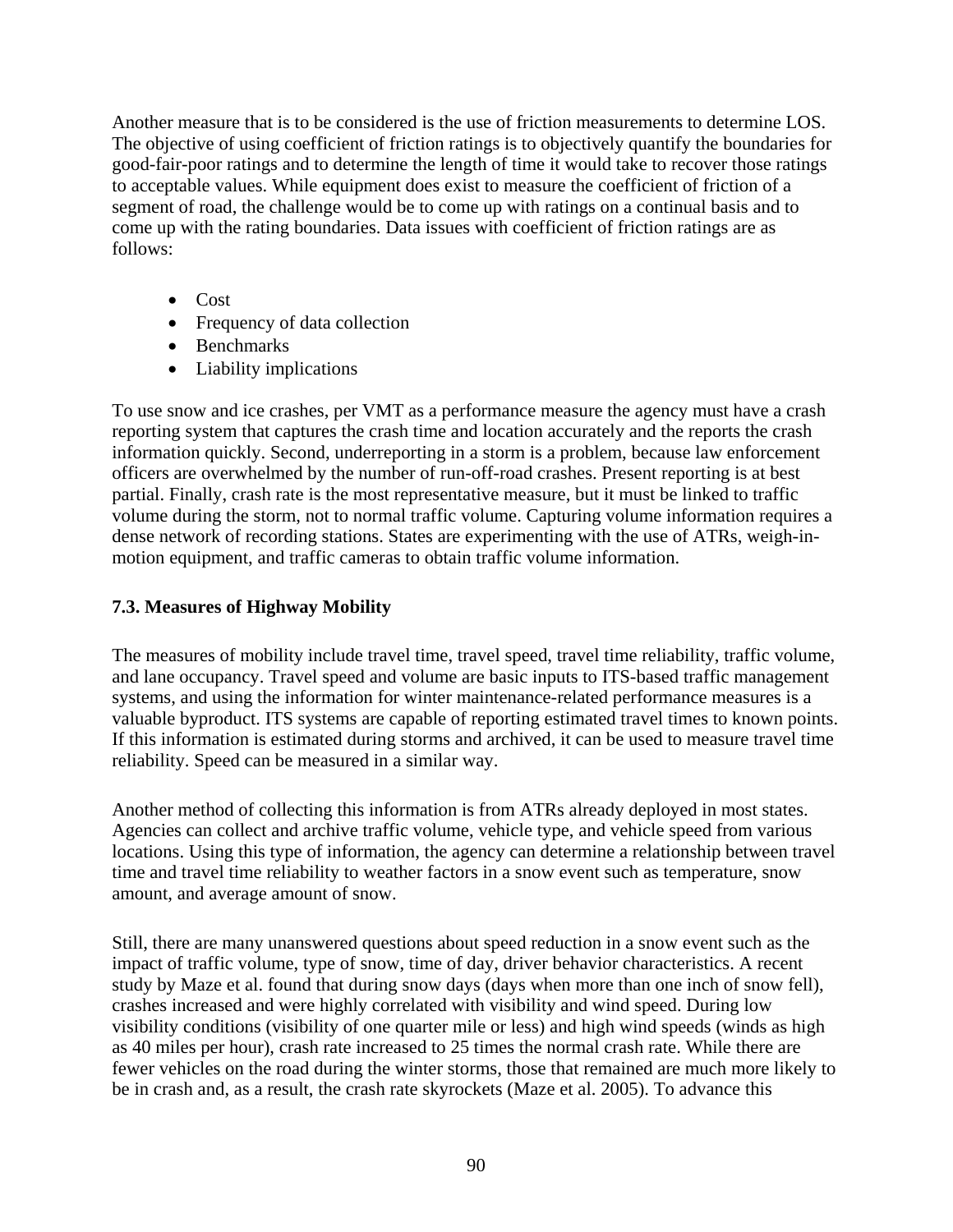Another measure that is to be considered is the use of friction measurements to determine LOS. The objective of using coefficient of friction ratings is to objectively quantify the boundaries for good-fair-poor ratings and to determine the length of time it would take to recover those ratings to acceptable values. While equipment does exist to measure the coefficient of friction of a segment of road, the challenge would be to come up with ratings on a continual basis and to come up with the rating boundaries. Data issues with coefficient of friction ratings are as follows:

- Cost
- Frequency of data collection
- Benchmarks
- Liability implications

To use snow and ice crashes, per VMT as a performance measure the agency must have a crash reporting system that captures the crash time and location accurately and the reports the crash information quickly. Second, underreporting in a storm is a problem, because law enforcement officers are overwhelmed by the number of run-off-road crashes. Present reporting is at best partial. Finally, crash rate is the most representative measure, but it must be linked to traffic volume during the storm, not to normal traffic volume. Capturing volume information requires a dense network of recording stations. States are experimenting with the use of ATRs, weigh-in-motion equipment, and traffic cameras to obtain traffic volume information.

### 7.3. Measures of Highway Mobility

The measures of mobility include travel time, travel speed, travel time reliability, traffic volume, and lane occupancy. Travel speed and volume are basic inputs to ITS-based traffic management systems, and using the information for winter maintenance-related performance measures is a valuable byproduct. ITS systems are capable of reporting estimated travel times to known points. If this information is estimated during storms and archived, it can be used to measure travel time reliability. Speed can be measured in a similar way.

Another method of collecting this information is from ATRs already deployed in most states. Agencies can collect and archive traffic volume, vehicle type, and vehicle speed from various locations. Using this type of information, the agency can determine a relationship between travel time and travel time reliability to weather factors in a snow event such as temperature, snow amount, and average amount of snow.

Still, there are many unanswered questions about speed reduction in a snow event such as the impact of traffic volume, type of snow, time of day, driver behavior characteristics. A recent study by Maze et al. found that during snow days (days when more than one inch of snow fell), crashes increased and were highly correlated with visibility and wind speed. During low visibility conditions (visibility of one quarter mile or less) and high wind speeds (winds as high as 40 miles per hour), crash rate increased to 25 times the normal crash rate. While there are fewer vehicles on the road during the winter storms, those that remained are much more likely to be in crash and, as a result, the crash rate skyrockets (Maze et al. 2005). To advance this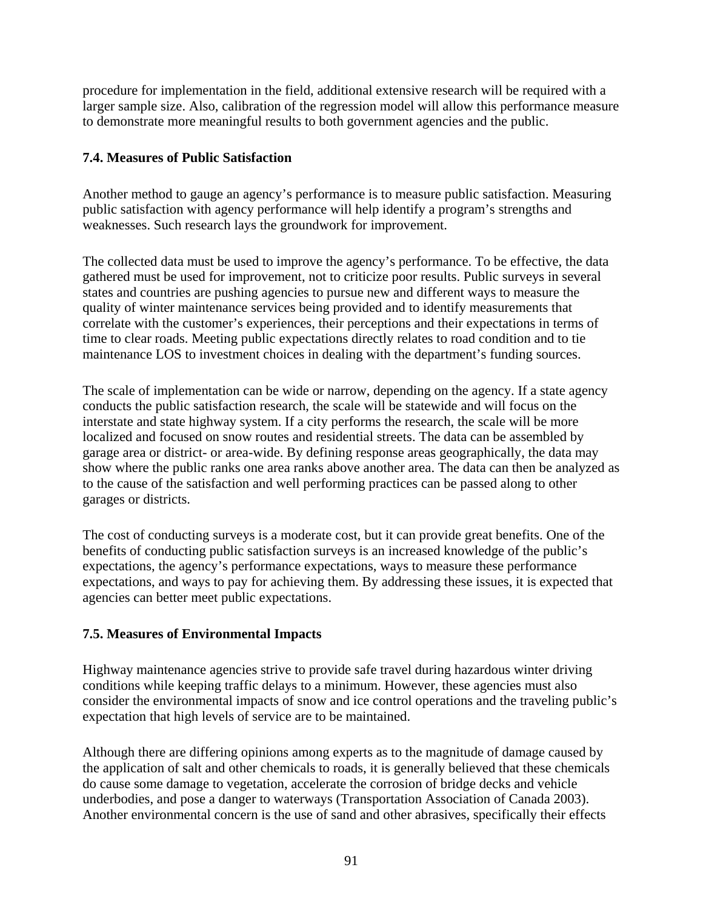procedure for implementation in the field, additional extensive research will be required with a larger sample size. Also, calibration of the regression model will allow this performance measure to demonstrate more meaningful results to both government agencies and the public.

### 7.4. Measures of Public Satisfaction

Another method to gauge an agency's performance is to measure public satisfaction. Measuring public satisfaction with agency performance will help identify a program's strengths and weaknesses. Such research lays the groundwork for improvement.

The collected data must be used to improve the agency's performance. To be effective, the data gathered must be used for improvement, not to criticize poor results. Public surveys in several states and countries are pushing agencies to pursue new and different ways to measure the quality of winter maintenance services being provided and to identify measurements that correlate with the customer's experiences, their perceptions and their expectations in terms of time to clear roads. Meeting public expectations directly relates to road condition and to tie maintenance LOS to investment choices in dealing with the department's funding sources.

The scale of implementation can be wide or narrow, depending on the agency. If a state agency conducts the public satisfaction research, the scale will be statewide and will focus on the interstate and state highway system. If a city performs the research, the scale will be more localized and focused on snow routes and residential streets. The data can be assembled by garage area or district- or area-wide. By defining response areas geographically, the data may show where the public ranks one area ranks above another area. The data can then be analyzed as to the cause of the satisfaction and well performing practices can be passed along to other garages or districts.

The cost of conducting surveys is a moderate cost, but it can provide great benefits. One of the benefits of conducting public satisfaction surveys is an increased knowledge of the public's expectations, the agency's performance expectations, ways to measure these performance expectations, and ways to pay for achieving them. By addressing these issues, it is expected that agencies can better meet public expectations.

### 7.5. Measures of Environmental Impacts

Highway maintenance agencies strive to provide safe travel during hazardous winter driving conditions while keeping traffic delays to a minimum. However, these agencies must also consider the environmental impacts of snow and ice control operations and the traveling public's expectation that high levels of service are to be maintained.

Although there are differing opinions among experts as to the magnitude of damage caused by the application of salt and other chemicals to roads, it is generally believed that these chemicals do cause some damage to vegetation, accelerate the corrosion of bridge decks and vehicle underbodies, and pose a danger to waterways (Transportation Association of Canada 2003). Another environmental concern is the use of sand and other abrasives, specifically their effects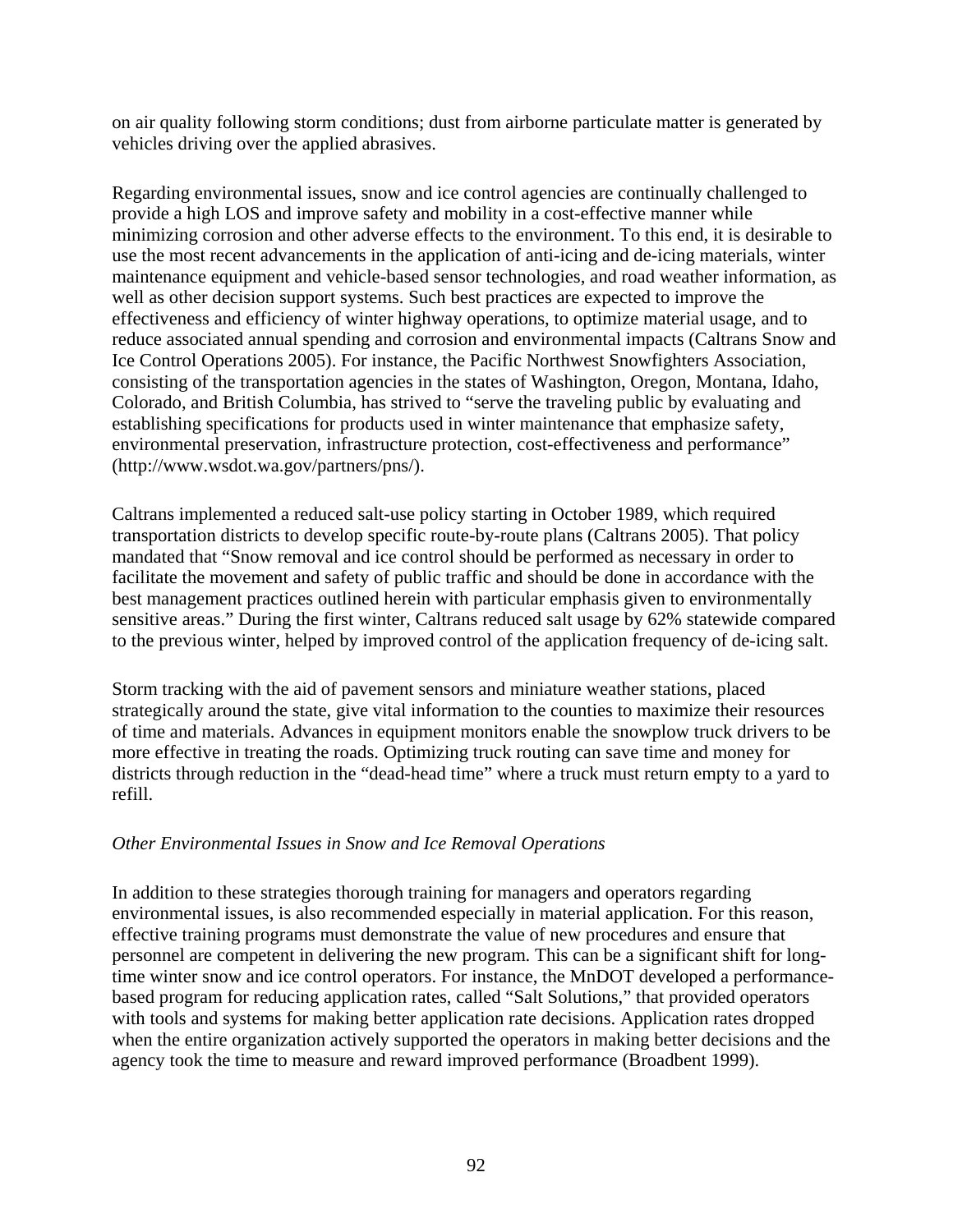on air quality following storm conditions; dust from airborne particulate matter is generated by vehicles driving over the applied abrasives.

Regarding environmental issues, snow and ice control agencies are continually challenged to provide a high LOS and improve safety and mobility in a cost-effective manner while minimizing corrosion and other adverse effects to the environment. To this end, it is desirable to use the most recent advancements in the application of anti-icing and de-icing materials, winter maintenance equipment and vehicle-based sensor technologies, and road weather information, as well as other decision support systems. Such best practices are expected to improve the effectiveness and efficiency of winter highway operations, to optimize material usage, and to reduce associated annual spending and corrosion and environmental impacts (Caltrans Snow and Ice Control Operations 2005). For instance, the Pacific Northwest Snowfighters Association, consisting of the transportation agencies in the states of Washington, Oregon, Montana, Idaho, Colorado, and British Columbia, has strived to "serve the traveling public by evaluating and establishing specifications for products used in winter maintenance that emphasize safety, environmental preservation, infrastructure protection, cost-effectiveness and performance" (http://www.wsdot.wa.gov/partners/pns/).

Caltrans implemented a reduced salt-use policy starting in October 1989, which required transportation districts to develop specific route-by-route plans (Caltrans 2005). That policy mandated that "Snow removal and ice control should be performed as necessary in order to facilitate the movement and safety of public traffic and should be done in accordance with the best management practices outlined herein with particular emphasis given to environmentally sensitive areas." During the first winter, Caltrans reduced salt usage by 62% statewide compared to the previous winter, helped by improved control of the application frequency of de-icing salt.

Storm tracking with the aid of pavement sensors and miniature weather stations, placed strategically around the state, give vital information to the counties to maximize their resources of time and materials. Advances in equipment monitors enable the snowplow truck drivers to be more effective in treating the roads. Optimizing truck routing can save time and money for districts through reduction in the "dead-head time" where a truck must return empty to a yard to refill.

*Other Environmental Issues in Snow and Ice Removal Operations*

In addition to these strategies thorough training for managers and operators regarding environmental issues, is also recommended especially in material application. For this reason, effective training programs must demonstrate the value of new procedures and ensure that personnel are competent in delivering the new program. This can be a significant shift for long-time winter snow and ice control operators. For instance, the MnDOT developed a performance-based program for reducing application rates, called "Salt Solutions," that provided operators with tools and systems for making better application rate decisions. Application rates dropped when the entire organization actively supported the operators in making better decisions and the agency took the time to measure and reward improved performance (Broadbent 1999).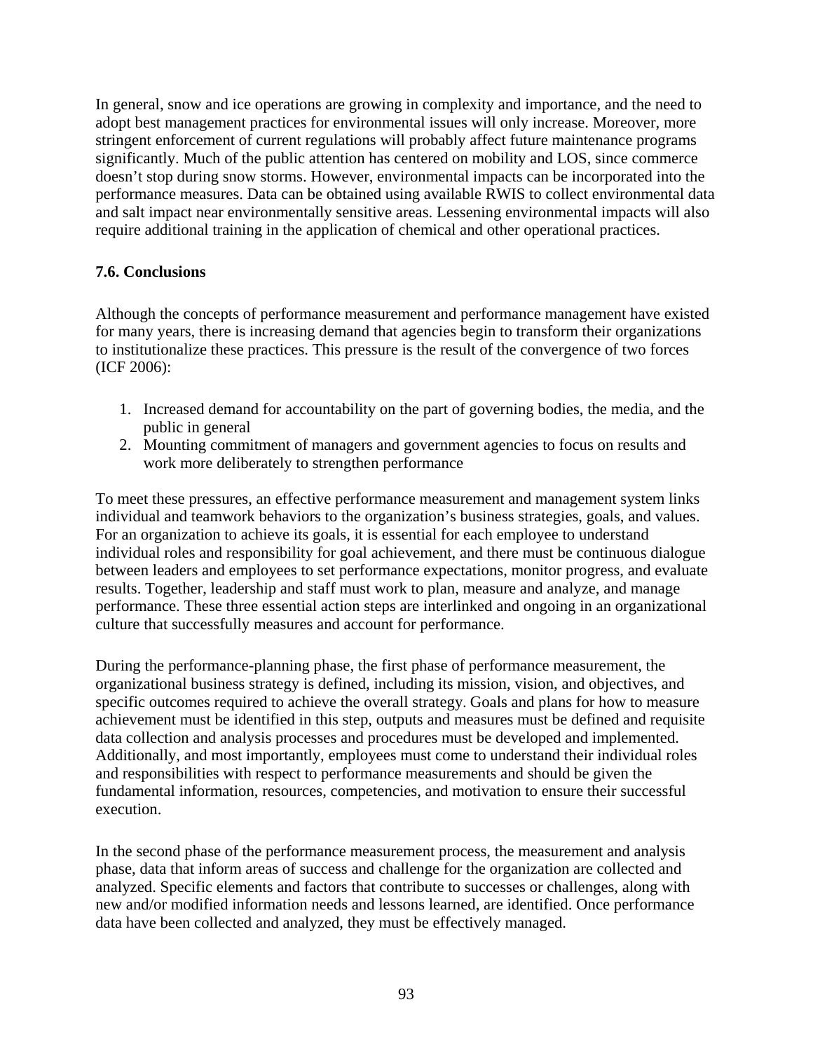In general, snow and ice operations are growing in complexity and importance, and the need to adopt best management practices for environmental issues will only increase. Moreover, more stringent enforcement of current regulations will probably affect future maintenance programs significantly. Much of the public attention has centered on mobility and LOS, since commerce doesn't stop during snow storms. However, environmental impacts can be incorporated into the performance measures. Data can be obtained using available RWIS to collect environmental data and salt impact near environmentally sensitive areas. Lessening environmental impacts will also require additional training in the application of chemical and other operational practices.

### 7.6. Conclusions

Although the concepts of performance measurement and performance management have existed for many years, there is increasing demand that agencies begin to transform their organizations to institutionalize these practices. This pressure is the result of the convergence of two forces (ICF 2006):

1. Increased demand for accountability on the part of governing bodies, the media, and the public in general
2. Mounting commitment of managers and government agencies to focus on results and work more deliberately to strengthen performance

To meet these pressures, an effective performance measurement and management system links individual and teamwork behaviors to the organization's business strategies, goals, and values. For an organization to achieve its goals, it is essential for each employee to understand individual roles and responsibility for goal achievement, and there must be continuous dialogue between leaders and employees to set performance expectations, monitor progress, and evaluate results. Together, leadership and staff must work to plan, measure and analyze, and manage performance. These three essential action steps are interlinked and ongoing in an organizational culture that successfully measures and account for performance.

During the performance-planning phase, the first phase of performance measurement, the organizational business strategy is defined, including its mission, vision, and objectives, and specific outcomes required to achieve the overall strategy. Goals and plans for how to measure achievement must be identified in this step, outputs and measures must be defined and requisite data collection and analysis processes and procedures must be developed and implemented. Additionally, and most importantly, employees must come to understand their individual roles and responsibilities with respect to performance measurements and should be given the fundamental information, resources, competencies, and motivation to ensure their successful execution.

In the second phase of the performance measurement process, the measurement and analysis phase, data that inform areas of success and challenge for the organization are collected and analyzed. Specific elements and factors that contribute to successes or challenges, along with new and/or modified information needs and lessons learned, are identified. Once performance data have been collected and analyzed, they must be effectively managed.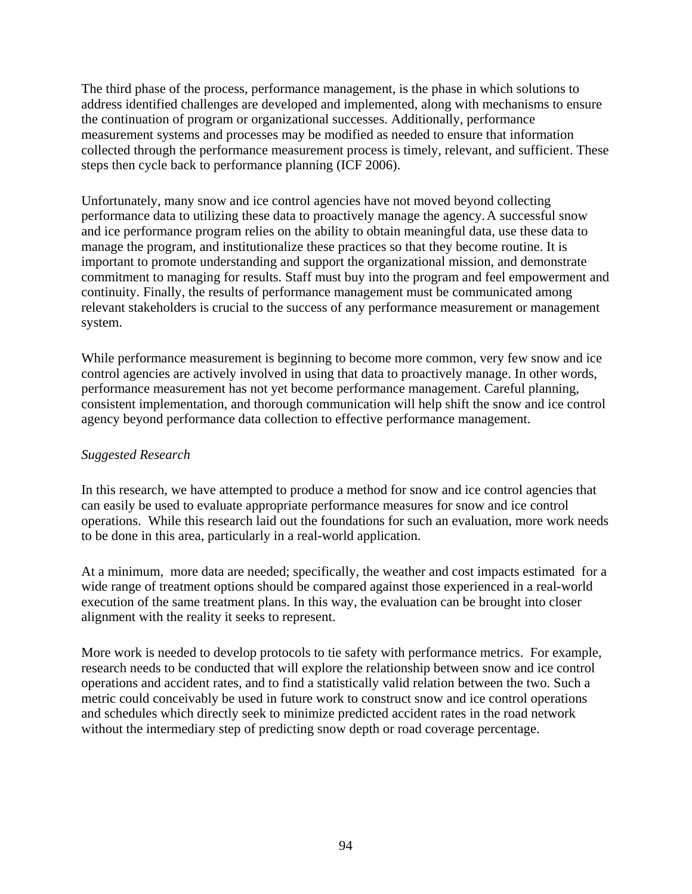The third phase of the process, performance management, is the phase in which solutions to address identified challenges are developed and implemented, along with mechanisms to ensure the continuation of program or organizational successes. Additionally, performance measurement systems and processes may be modified as needed to ensure that information collected through the performance measurement process is timely, relevant, and sufficient. These steps then cycle back to performance planning (ICF 2006).

Unfortunately, many snow and ice control agencies have not moved beyond collecting performance data to utilizing these data to proactively manage the agency. A successful snow and ice performance program relies on the ability to obtain meaningful data, use these data to manage the program, and institutionalize these practices so that they become routine. It is important to promote understanding and support the organizational mission, and demonstrate commitment to managing for results. Staff must buy into the program and feel empowerment and continuity. Finally, the results of performance management must be communicated among relevant stakeholders is crucial to the success of any performance measurement or management system.

While performance measurement is beginning to become more common, very few snow and ice control agencies are actively involved in using that data to proactively manage. In other words, performance measurement has not yet become performance management. Careful planning, consistent implementation, and thorough communication will help shift the snow and ice control agency beyond performance data collection to effective performance management.

*Suggested Research*

In this research, we have attempted to produce a method for snow and ice control agencies that can easily be used to evaluate appropriate performance measures for snow and ice control operations. While this research laid out the foundations for such an evaluation, more work needs to be done in this area, particularly in a real-world application.

At a minimum, more data are needed; specifically, the weather and cost impacts estimated for a wide range of treatment options should be compared against those experienced in a real-world execution of the same treatment plans. In this way, the evaluation can be brought into closer alignment with the reality it seeks to represent.

More work is needed to develop protocols to tie safety with performance metrics. For example, research needs to be conducted that will explore the relationship between snow and ice control operations and accident rates, and to find a statistically valid relation between the two. Such a metric could conceivably be used in future work to construct snow and ice control operations and schedules which directly seek to minimize predicted accident rates in the road network without the intermediary step of predicting snow depth or road coverage percentage.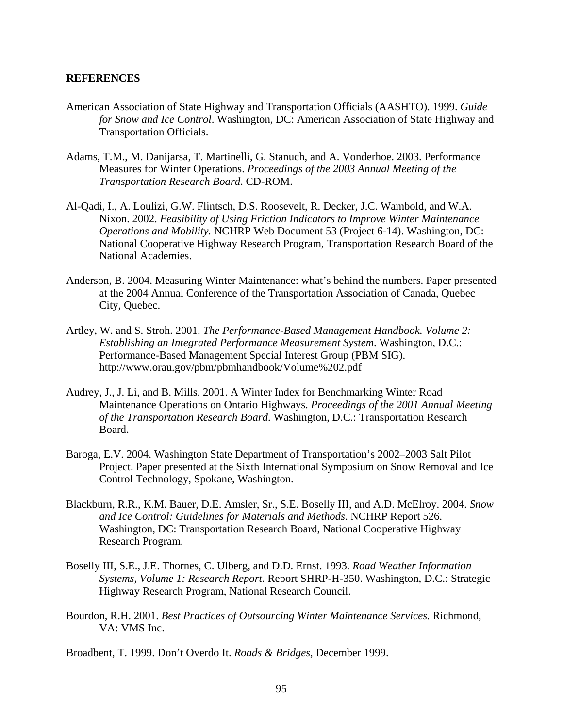## REFERENCES

American Association of State Highway and Transportation Officials (AASHTO). 1999. *Guide for Snow and Ice Control*. Washington, DC: American Association of State Highway and Transportation Officials.

Adams, T.M., M. Danijarsa, T. Martinelli, G. Stanuch, and A. Vonderhoe. 2003. Performance Measures for Winter Operations. *Proceedings of the 2003 Annual Meeting of the Transportation Research Board*. CD-ROM.

Al-Qadi, I., A. Loulizi, G.W. Flintsch, D.S. Roosevelt, R. Decker, J.C. Wambold, and W.A. Nixon. 2002. *Feasibility of Using Friction Indicators to Improve Winter Maintenance Operations and Mobility.* NCHRP Web Document 53 (Project 6-14). Washington, DC: National Cooperative Highway Research Program, Transportation Research Board of the National Academies.

Anderson, B. 2004. Measuring Winter Maintenance: what's behind the numbers. Paper presented at the 2004 Annual Conference of the Transportation Association of Canada, Quebec City, Quebec.

Artley, W. and S. Stroh. 2001. *The Performance-Based Management Handbook. Volume 2: Establishing an Integrated Performance Measurement System*. Washington, D.C.: Performance-Based Management Special Interest Group (PBM SIG). http://www.orau.gov/pbm/pbmhandbook/Volume%202.pdf

Audrey, J., J. Li, and B. Mills. 2001. A Winter Index for Benchmarking Winter Road Maintenance Operations on Ontario Highways. *Proceedings of the 2001 Annual Meeting of the Transportation Research Board*. Washington, D.C.: Transportation Research Board.

Baroga, E.V. 2004. Washington State Department of Transportation's 2002–2003 Salt Pilot Project. Paper presented at the Sixth International Symposium on Snow Removal and Ice Control Technology, Spokane, Washington.

Blackburn, R.R., K.M. Bauer, D.E. Amsler, Sr., S.E. Boselly III, and A.D. McElroy. 2004. *Snow and Ice Control: Guidelines for Materials and Methods*. NCHRP Report 526. Washington, DC: Transportation Research Board, National Cooperative Highway Research Program.

Boselly III, S.E., J.E. Thornes, C. Ulberg, and D.D. Ernst. 1993. *Road Weather Information Systems, Volume 1: Research Report*. Report SHRP-H-350. Washington, D.C.: Strategic Highway Research Program, National Research Council.

Bourdon, R.H. 2001. *Best Practices of Outsourcing Winter Maintenance Services.* Richmond, VA: VMS Inc.

Broadbent, T. 1999. Don't Overdo It. *Roads & Bridges*, December 1999.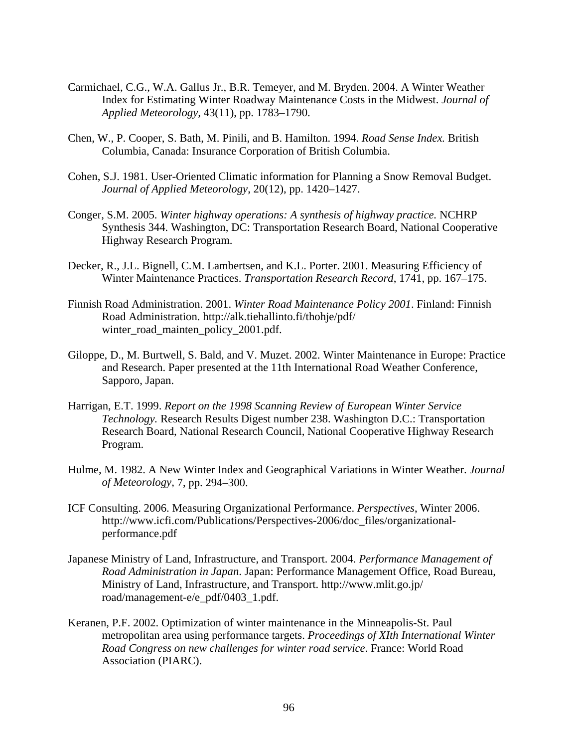Carmichael, C.G., W.A. Gallus Jr., B.R. Temeyer, and M. Bryden. 2004. A Winter Weather Index for Estimating Winter Roadway Maintenance Costs in the Midwest. *Journal of Applied Meteorology*, 43(11), pp. 1783–1790.

Chen, W., P. Cooper, S. Bath, M. Pinili, and B. Hamilton. 1994. *Road Sense Index.* British Columbia, Canada: Insurance Corporation of British Columbia.

Cohen, S.J. 1981. User-Oriented Climatic information for Planning a Snow Removal Budget. *Journal of Applied Meteorology*, 20(12), pp. 1420–1427.

Conger, S.M. 2005. *Winter highway operations: A synthesis of highway practice.* NCHRP Synthesis 344. Washington, DC: Transportation Research Board, National Cooperative Highway Research Program.

Decker, R., J.L. Bignell, C.M. Lambertsen, and K.L. Porter. 2001. Measuring Efficiency of Winter Maintenance Practices. *Transportation Research Record*, 1741, pp. 167–175.

Finnish Road Administration. 2001. *Winter Road Maintenance Policy 2001*. Finland: Finnish Road Administration. http://alk.tiehallinto.fi/thohje/pdf/winter_road_mainten_policy_2001.pdf.

Giloppe, D., M. Burtwell, S. Bald, and V. Muzet. 2002. Winter Maintenance in Europe: Practice and Research. Paper presented at the 11th International Road Weather Conference, Sapporo, Japan.

Harrigan, E.T. 1999. *Report on the 1998 Scanning Review of European Winter Service Technology.* Research Results Digest number 238. Washington D.C.: Transportation Research Board, National Research Council, National Cooperative Highway Research Program.

Hulme, M. 1982. A New Winter Index and Geographical Variations in Winter Weather. *Journal of Meteorology*, 7, pp. 294–300.

ICF Consulting. 2006. Measuring Organizational Performance. *Perspectives*, Winter 2006. http://www.icfi.com/Publications/Perspectives-2006/doc_files/organizational-performance.pdf

Japanese Ministry of Land, Infrastructure, and Transport. 2004. *Performance Management of Road Administration in Japan*. Japan: Performance Management Office, Road Bureau, Ministry of Land, Infrastructure, and Transport. http://www.mlit.go.jp/road/management-e/e_pdf/0403_1.pdf.

Keranen, P.F. 2002. Optimization of winter maintenance in the Minneapolis-St. Paul metropolitan area using performance targets. *Proceedings of XIth International Winter Road Congress on new challenges for winter road service*. France: World Road Association (PIARC).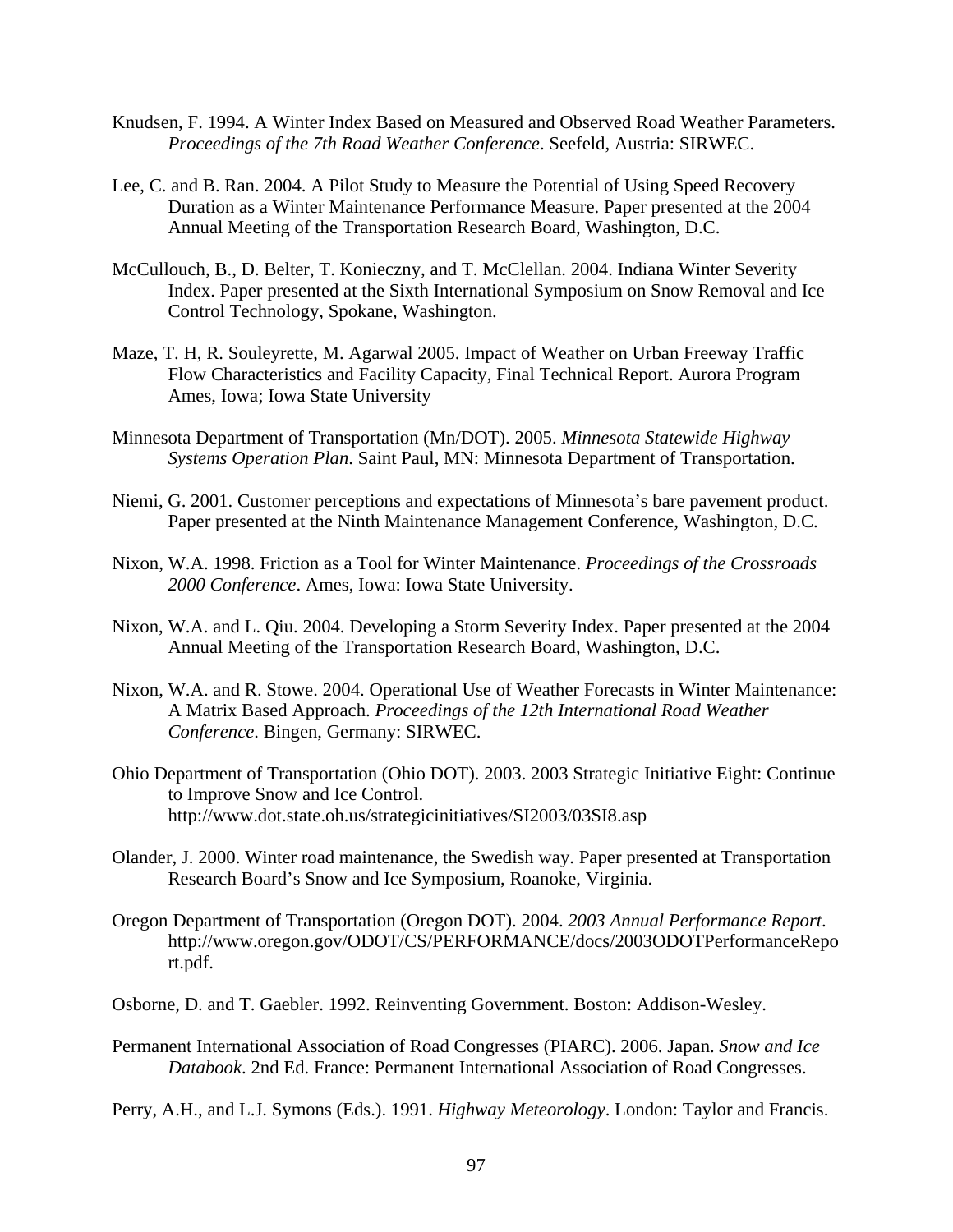Knudsen, F. 1994. A Winter Index Based on Measured and Observed Road Weather Parameters. *Proceedings of the 7th Road Weather Conference*. Seefeld, Austria: SIRWEC.

Lee, C. and B. Ran. 2004. A Pilot Study to Measure the Potential of Using Speed Recovery Duration as a Winter Maintenance Performance Measure. Paper presented at the 2004 Annual Meeting of the Transportation Research Board, Washington, D.C.

McCullouch, B., D. Belter, T. Konieczny, and T. McClellan. 2004. Indiana Winter Severity Index. Paper presented at the Sixth International Symposium on Snow Removal and Ice Control Technology, Spokane, Washington.

Maze, T. H, R. Souleyrette, M. Agarwal 2005. Impact of Weather on Urban Freeway Traffic Flow Characteristics and Facility Capacity, Final Technical Report. Aurora Program Ames, Iowa; Iowa State University

Minnesota Department of Transportation (Mn/DOT). 2005. *Minnesota Statewide Highway Systems Operation Plan*. Saint Paul, MN: Minnesota Department of Transportation.

Niemi, G. 2001. Customer perceptions and expectations of Minnesota's bare pavement product. Paper presented at the Ninth Maintenance Management Conference, Washington, D.C.

Nixon, W.A. 1998. Friction as a Tool for Winter Maintenance. *Proceedings of the Crossroads 2000 Conference*. Ames, Iowa: Iowa State University.

Nixon, W.A. and L. Qiu. 2004. Developing a Storm Severity Index. Paper presented at the 2004 Annual Meeting of the Transportation Research Board, Washington, D.C.

Nixon, W.A. and R. Stowe. 2004. Operational Use of Weather Forecasts in Winter Maintenance: A Matrix Based Approach. *Proceedings of the 12th International Road Weather Conference*. Bingen, Germany: SIRWEC.

Ohio Department of Transportation (Ohio DOT). 2003. 2003 Strategic Initiative Eight: Continue to Improve Snow and Ice Control. http://www.dot.state.oh.us/strategicinitiatives/SI2003/03SI8.asp

Olander, J. 2000. Winter road maintenance, the Swedish way. Paper presented at Transportation Research Board's Snow and Ice Symposium, Roanoke, Virginia.

Oregon Department of Transportation (Oregon DOT). 2004. *2003 Annual Performance Report*. http://www.oregon.gov/ODOT/CS/PERFORMANCE/docs/2003ODOTPerformanceReport.pdf.

Osborne, D. and T. Gaebler. 1992. Reinventing Government. Boston: Addison-Wesley.

Permanent International Association of Road Congresses (PIARC). 2006. Japan. *Snow and Ice Databook*. 2nd Ed. France: Permanent International Association of Road Congresses.

Perry, A.H., and L.J. Symons (Eds.). 1991. *Highway Meteorology*. London: Taylor and Francis.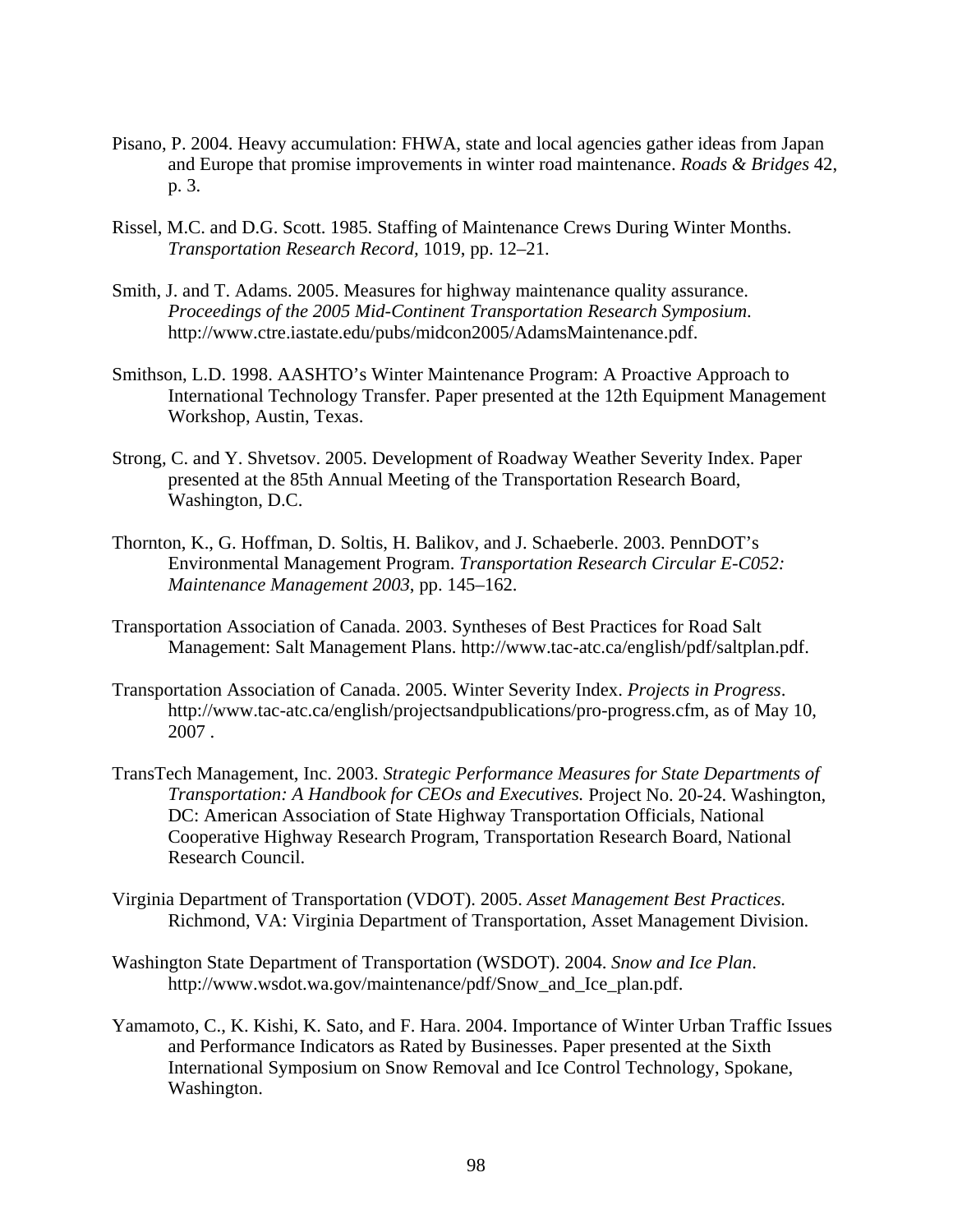Pisano, P. 2004. Heavy accumulation: FHWA, state and local agencies gather ideas from Japan and Europe that promise improvements in winter road maintenance. *Roads & Bridges* 42, p. 3.

Rissel, M.C. and D.G. Scott. 1985. Staffing of Maintenance Crews During Winter Months. *Transportation Research Record,* 1019, pp. 12–21.

Smith, J. and T. Adams. 2005. Measures for highway maintenance quality assurance. *Proceedings of the 2005 Mid-Continent Transportation Research Symposium*. http://www.ctre.iastate.edu/pubs/midcon2005/AdamsMaintenance.pdf.

Smithson, L.D. 1998. AASHTO's Winter Maintenance Program: A Proactive Approach to International Technology Transfer. Paper presented at the 12th Equipment Management Workshop, Austin, Texas.

Strong, C. and Y. Shvetsov. 2005. Development of Roadway Weather Severity Index. Paper presented at the 85th Annual Meeting of the Transportation Research Board, Washington, D.C.

Thornton, K., G. Hoffman, D. Soltis, H. Balikov, and J. Schaeberle. 2003. PennDOT's Environmental Management Program. *Transportation Research Circular E-C052: Maintenance Management 2003*, pp. 145–162.

Transportation Association of Canada. 2003. Syntheses of Best Practices for Road Salt Management: Salt Management Plans. http://www.tac-atc.ca/english/pdf/saltplan.pdf.

Transportation Association of Canada. 2005. Winter Severity Index. *Projects in Progress*. http://www.tac-atc.ca/english/projectsandpublications/pro-progress.cfm, as of May 10, 2007 .

TransTech Management, Inc. 2003. *Strategic Performance Measures for State Departments of Transportation: A Handbook for CEOs and Executives.* Project No. 20-24. Washington, DC: American Association of State Highway Transportation Officials, National Cooperative Highway Research Program, Transportation Research Board, National Research Council.

Virginia Department of Transportation (VDOT). 2005. *Asset Management Best Practices.* Richmond, VA: Virginia Department of Transportation, Asset Management Division.

Washington State Department of Transportation (WSDOT). 2004. *Snow and Ice Plan*. http://www.wsdot.wa.gov/maintenance/pdf/Snow_and_Ice_plan.pdf.

Yamamoto, C., K. Kishi, K. Sato, and F. Hara. 2004. Importance of Winter Urban Traffic Issues and Performance Indicators as Rated by Businesses. Paper presented at the Sixth International Symposium on Snow Removal and Ice Control Technology, Spokane, Washington.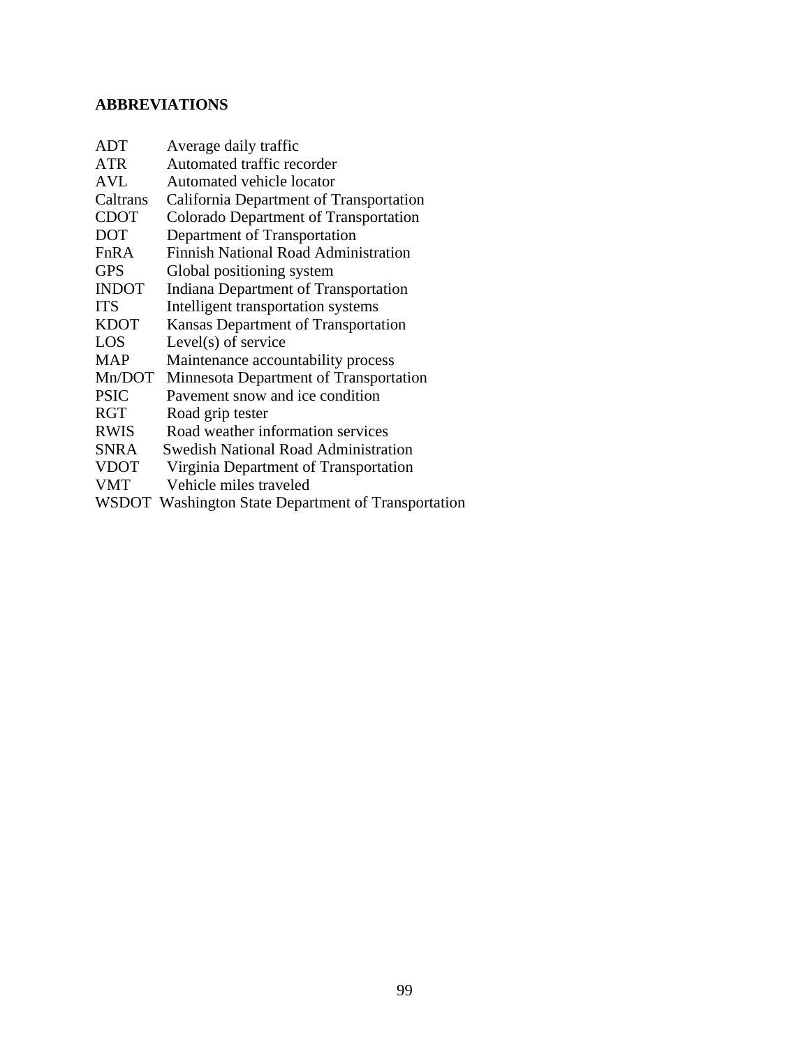**ABBREVIATIONS**

| | |
|---|---|
| ADT | Average daily traffic |
| ATR | Automated traffic recorder |
| AVL | Automated vehicle locator |
| Caltrans | California Department of Transportation |
| CDOT | Colorado Department of Transportation |
| DOT | Department of Transportation |
| FnRA | Finnish National Road Administration |
| GPS | Global positioning system |
| INDOT | Indiana Department of Transportation |
| ITS | Intelligent transportation systems |
| KDOT | Kansas Department of Transportation |
| LOS | Level(s) of service |
| MAP | Maintenance accountability process |
| Mn/DOT | Minnesota Department of Transportation |
| PSIC | Pavement snow and ice condition |
| RGT | Road grip tester |
| RWIS | Road weather information services |
| SNRA | Swedish National Road Administration |
| VDOT | Virginia Department of Transportation |
| VMT | Vehicle miles traveled |
| WSDOT | Washington State Department of Transportation |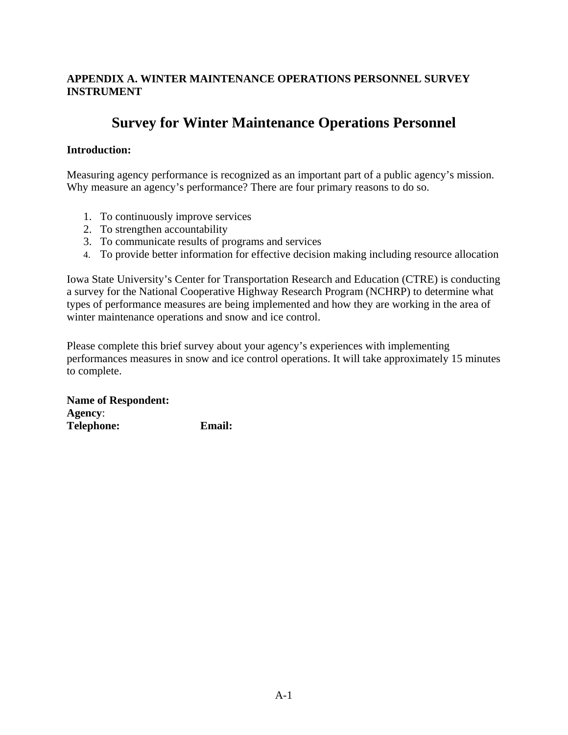**APPENDIX A. WINTER MAINTENANCE OPERATIONS PERSONNEL SURVEY INSTRUMENT**

# Survey for Winter Maintenance Operations Personnel

**Introduction:**

Measuring agency performance is recognized as an important part of a public agency's mission. Why measure an agency's performance? There are four primary reasons to do so.

1. To continuously improve services
2. To strengthen accountability
3. To communicate results of programs and services
4. To provide better information for effective decision making including resource allocation

Iowa State University's Center for Transportation Research and Education (CTRE) is conducting a survey for the National Cooperative Highway Research Program (NCHRP) to determine what types of performance measures are being implemented and how they are working in the area of winter maintenance operations and snow and ice control.

Please complete this brief survey about your agency's experiences with implementing performances measures in snow and ice control operations. It will take approximately 15 minutes to complete.

**Name of Respondent:**
**Agency**:
**Telephone:** **Email:**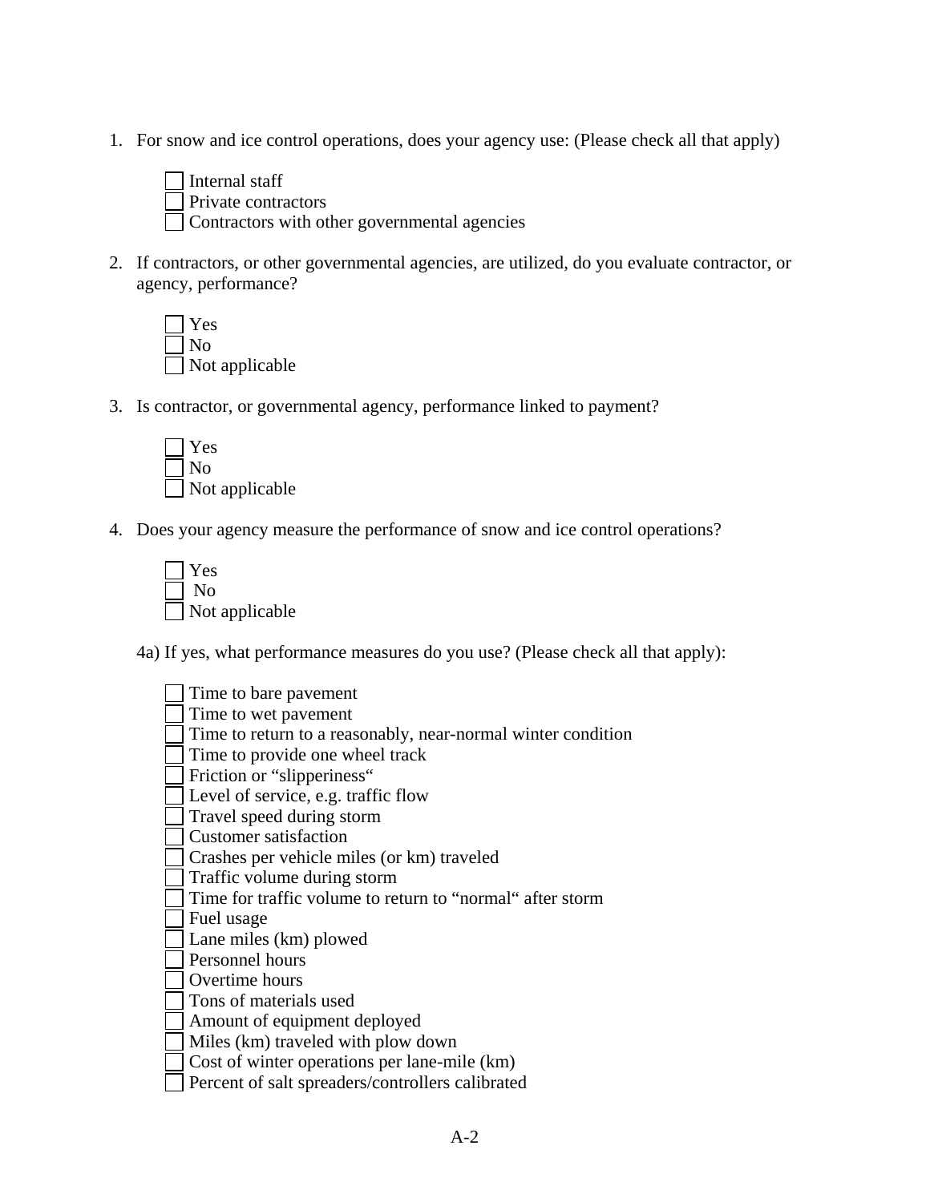1. For snow and ice control operations, does your agency use: (Please check all that apply)

   ☐ Internal staff
   ☐ Private contractors
   ☐ Contractors with other governmental agencies

2. If contractors, or other governmental agencies, are utilized, do you evaluate contractor, or agency, performance?

   ☐ Yes
   ☐ No
   ☐ Not applicable

3. Is contractor, or governmental agency, performance linked to payment?

   ☐ Yes
   ☐ No
   ☐ Not applicable

4. Does your agency measure the performance of snow and ice control operations?

   ☐ Yes
   ☐ No
   ☐ Not applicable

   4a) If yes, what performance measures do you use? (Please check all that apply):

   ☐ Time to bare pavement
   ☐ Time to wet pavement
   ☐ Time to return to a reasonably, near-normal winter condition
   ☐ Time to provide one wheel track
   ☐ Friction or "slipperiness"
   ☐ Level of service, e.g. traffic flow
   ☐ Travel speed during storm
   ☐ Customer satisfaction
   ☐ Crashes per vehicle miles (or km) traveled
   ☐ Traffic volume during storm
   ☐ Time for traffic volume to return to "normal" after storm
   ☐ Fuel usage
   ☐ Lane miles (km) plowed
   ☐ Personnel hours
   ☐ Overtime hours
   ☐ Tons of materials used
   ☐ Amount of equipment deployed
   ☐ Miles (km) traveled with plow down
   ☐ Cost of winter operations per lane-mile (km)
   ☐ Percent of salt spreaders/controllers calibrated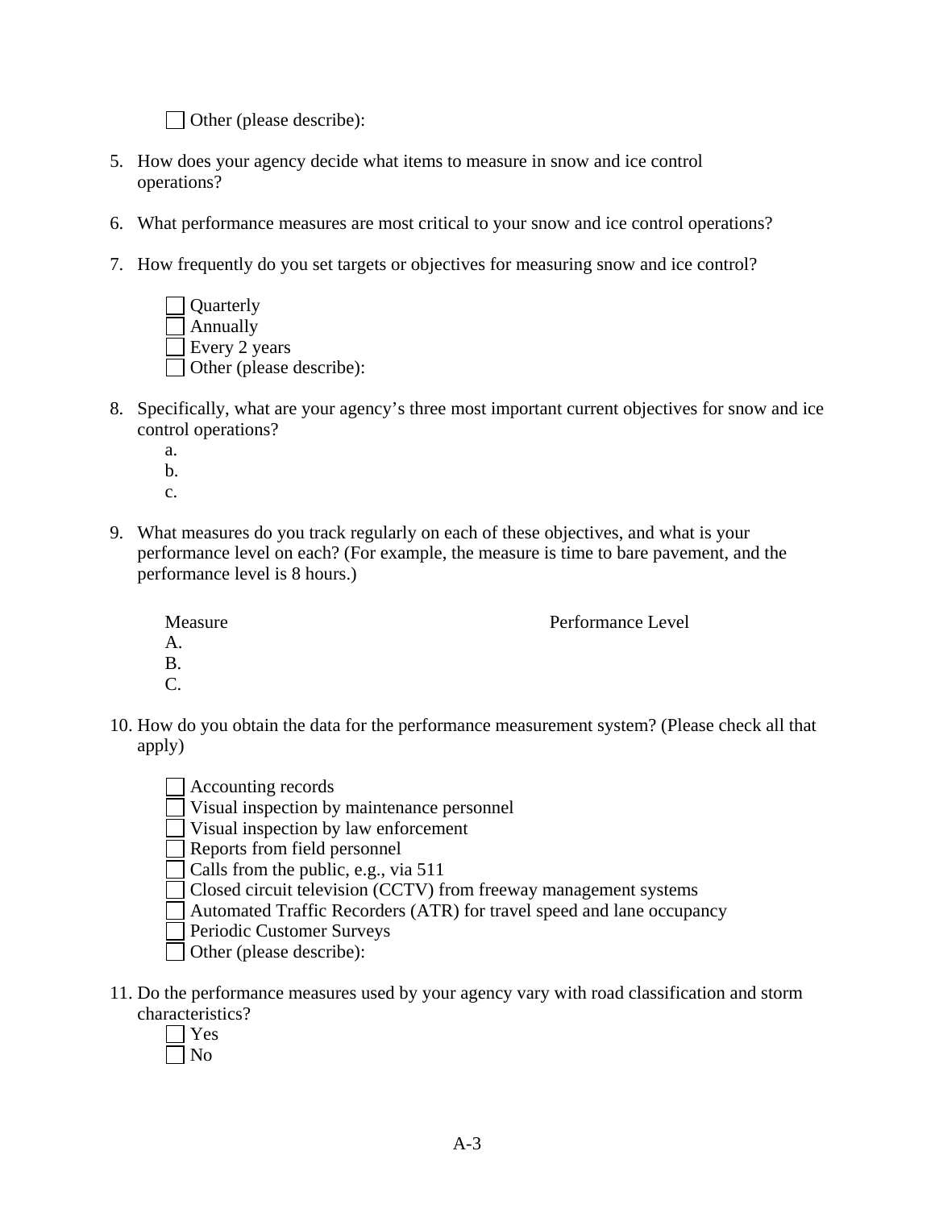☐ Other (please describe):

5. How does your agency decide what items to measure in snow and ice control operations?

6. What performance measures are most critical to your snow and ice control operations?

7. How frequently do you set targets or objectives for measuring snow and ice control?

   ☐ Quarterly
   ☐ Annually
   ☐ Every 2 years
   ☐ Other (please describe):

8. Specifically, what are your agency's three most important current objectives for snow and ice control operations?
   a.
   b.
   c.

9. What measures do you track regularly on each of these objectives, and what is your performance level on each? (For example, the measure is time to bare pavement, and the performance level is 8 hours.)

| Measure | Performance Level |
| --- | --- |
| A. | |
| B. | |
| C. | |

10. How do you obtain the data for the performance measurement system? (Please check all that apply)

    ☐ Accounting records
    ☐ Visual inspection by maintenance personnel
    ☐ Visual inspection by law enforcement
    ☐ Reports from field personnel
    ☐ Calls from the public, e.g., via 511
    ☐ Closed circuit television (CCTV) from freeway management systems
    ☐ Automated Traffic Recorders (ATR) for travel speed and lane occupancy
    ☐ Periodic Customer Surveys
    ☐ Other (please describe):

11. Do the performance measures used by your agency vary with road classification and storm characteristics?
    ☐ Yes
    ☐ No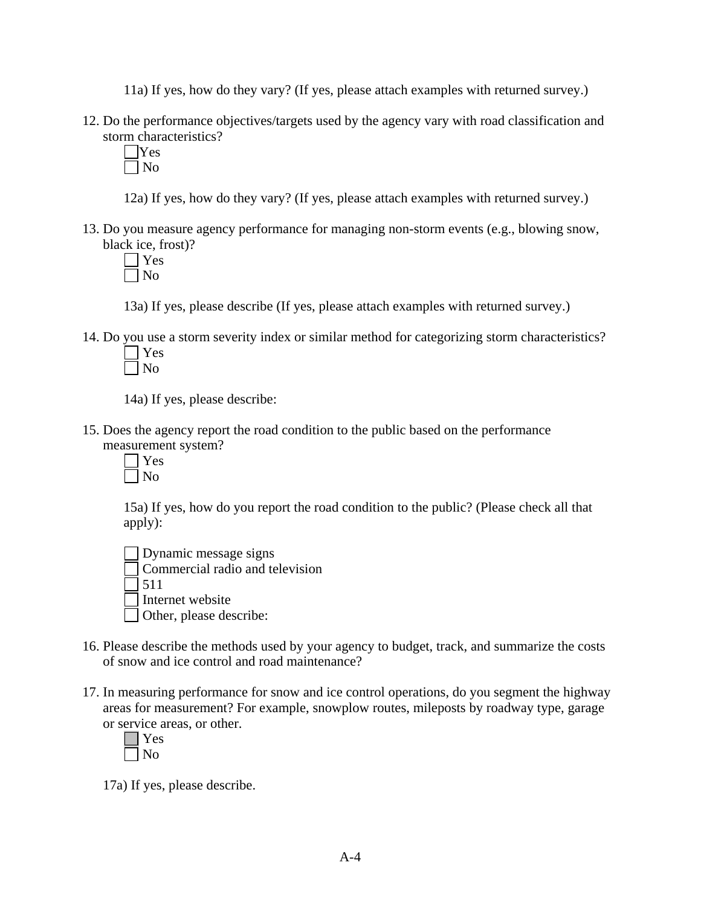11a) If yes, how do they vary? (If yes, please attach examples with returned survey.)

12. Do the performance objectives/targets used by the agency vary with road classification and storm characteristics?
    - ☐ Yes
    - ☐ No

    12a) If yes, how do they vary? (If yes, please attach examples with returned survey.)

13. Do you measure agency performance for managing non-storm events (e.g., blowing snow, black ice, frost)?
    - ☐ Yes
    - ☐ No

    13a) If yes, please describe (If yes, please attach examples with returned survey.)

14. Do you use a storm severity index or similar method for categorizing storm characteristics?
    - ☐ Yes
    - ☐ No

    14a) If yes, please describe:

15. Does the agency report the road condition to the public based on the performance measurement system?
    - ☐ Yes
    - ☐ No

    15a) If yes, how do you report the road condition to the public? (Please check all that apply):

    - ☐ Dynamic message signs
    - ☐ Commercial radio and television
    - ☐ 511
    - ☐ Internet website
    - ☐ Other, please describe:

16. Please describe the methods used by your agency to budget, track, and summarize the costs of snow and ice control and road maintenance?

17. In measuring performance for snow and ice control operations, do you segment the highway areas for measurement? For example, snowplow routes, mileposts by roadway type, garage or service areas, or other.
    - ☐ Yes
    - ☐ No

17a) If yes, please describe.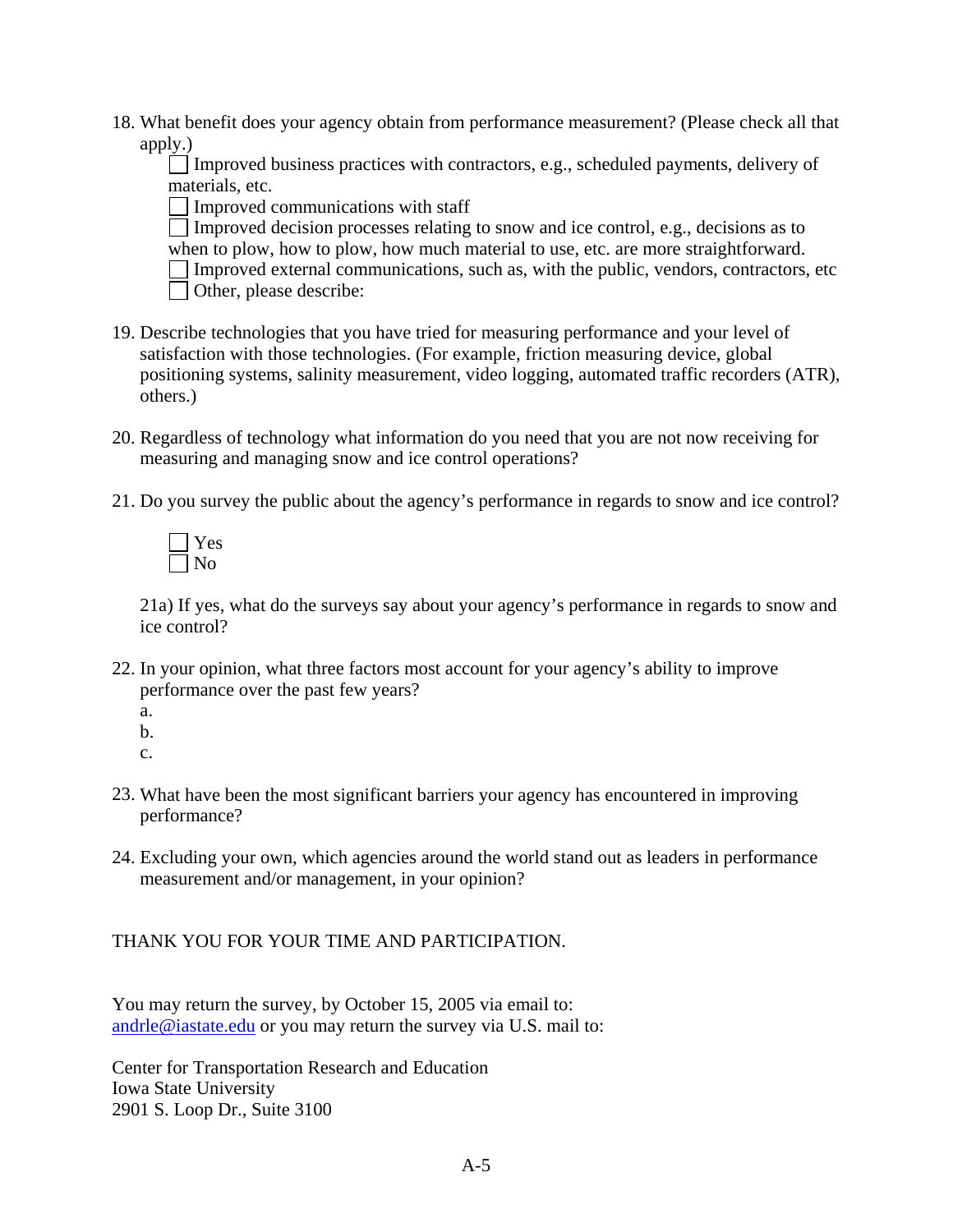18. What benefit does your agency obtain from performance measurement? (Please check all that apply.)

    ☐ Improved business practices with contractors, e.g., scheduled payments, delivery of materials, etc.
    ☐ Improved communications with staff
    ☐ Improved decision processes relating to snow and ice control, e.g., decisions as to when to plow, how to plow, how much material to use, etc. are more straightforward.
    ☐ Improved external communications, such as, with the public, vendors, contractors, etc
    ☐ Other, please describe:

19. Describe technologies that you have tried for measuring performance and your level of satisfaction with those technologies. (For example, friction measuring device, global positioning systems, salinity measurement, video logging, automated traffic recorders (ATR), others.)

20. Regardless of technology what information do you need that you are not now receiving for measuring and managing snow and ice control operations?

21. Do you survey the public about the agency's performance in regards to snow and ice control?

    ☐ Yes
    ☐ No

    21a) If yes, what do the surveys say about your agency's performance in regards to snow and ice control?

22. In your opinion, what three factors most account for your agency's ability to improve performance over the past few years?

    a.
    b.
    c.

23. What have been the most significant barriers your agency has encountered in improving performance?

24. Excluding your own, which agencies around the world stand out as leaders in performance measurement and/or management, in your opinion?

THANK YOU FOR YOUR TIME AND PARTICIPATION.

You may return the survey, by October 15, 2005 via email to: andrle@iastate.edu or you may return the survey via U.S. mail to:

Center for Transportation Research and Education
Iowa State University
2901 S. Loop Dr., Suite 3100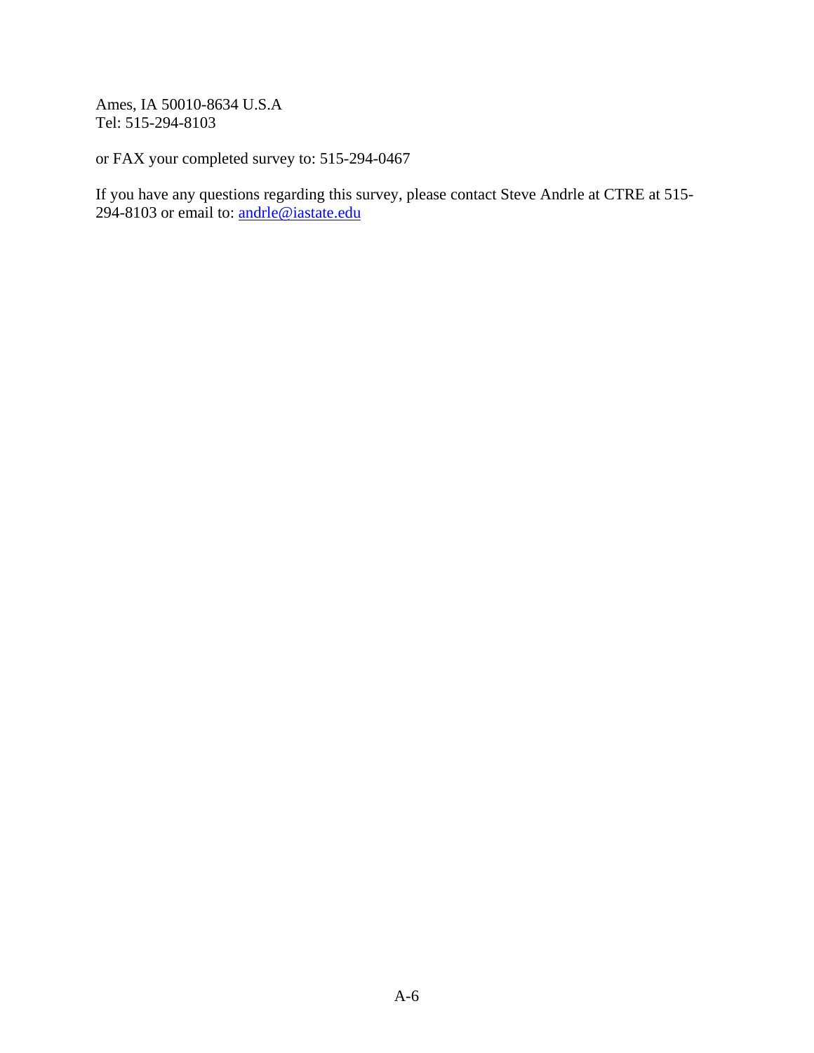Ames, IA 50010-8634 U.S.A
Tel: 515-294-8103

or FAX your completed survey to: 515-294-0467

If you have any questions regarding this survey, please contact Steve Andrle at CTRE at 515-294-8103 or email to: andrle@iastate.edu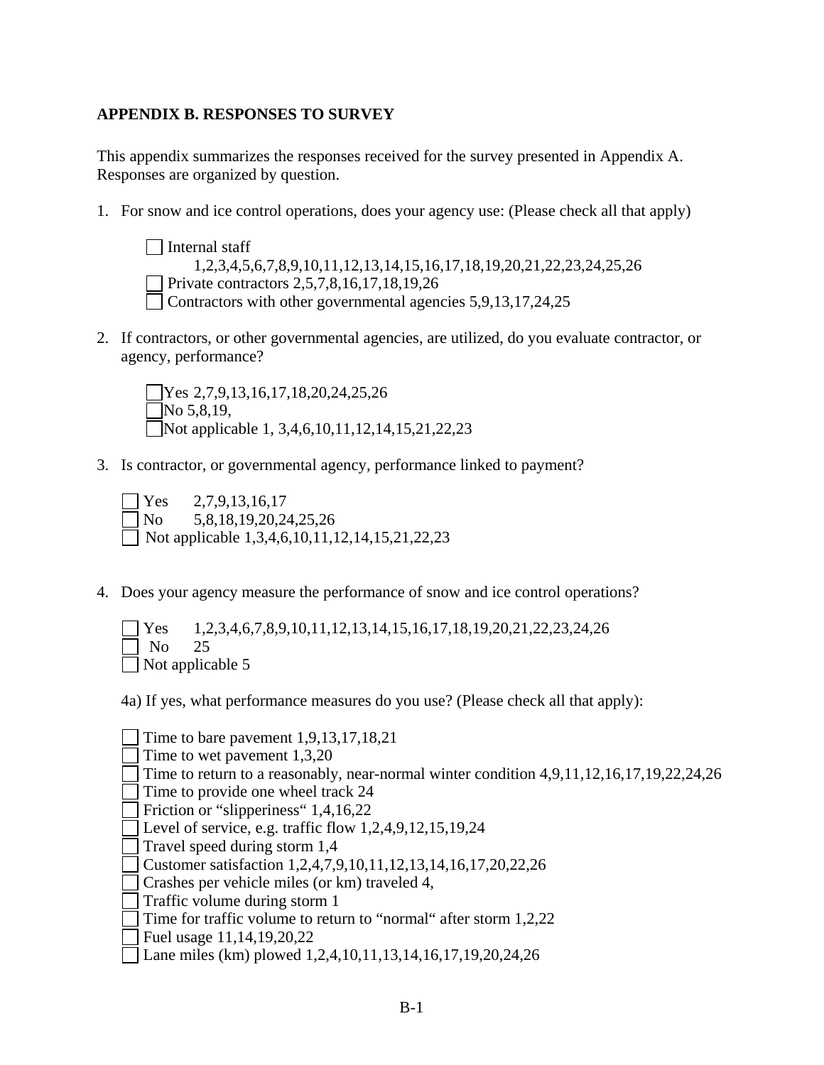**APPENDIX B. RESPONSES TO SURVEY**

This appendix summarizes the responses received for the survey presented in Appendix A. Responses are organized by question.

1. For snow and ice control operations, does your agency use: (Please check all that apply)

   - ☐ Internal staff 1,2,3,4,5,6,7,8,9,10,11,12,13,14,15,16,17,18,19,20,21,22,23,24,25,26
   - ☐ Private contractors 2,5,7,8,16,17,18,19,26
   - ☐ Contractors with other governmental agencies 5,9,13,17,24,25

2. If contractors, or other governmental agencies, are utilized, do you evaluate contractor, or agency, performance?

   - ☐ Yes 2,7,9,13,16,17,18,20,24,25,26
   - ☐ No 5,8,19,
   - ☐ Not applicable 1, 3,4,6,10,11,12,14,15,21,22,23

3. Is contractor, or governmental agency, performance linked to payment?

   - ☐ Yes 2,7,9,13,16,17
   - ☐ No 5,8,18,19,20,24,25,26
   - ☐ Not applicable 1,3,4,6,10,11,12,14,15,21,22,23

4. Does your agency measure the performance of snow and ice control operations?

   - ☐ Yes 1,2,3,4,6,7,8,9,10,11,12,13,14,15,16,17,18,19,20,21,22,23,24,26
   - ☐ No 25
   - ☐ Not applicable 5

   4a) If yes, what performance measures do you use? (Please check all that apply):

   - ☐ Time to bare pavement 1,9,13,17,18,21
   - ☐ Time to wet pavement 1,3,20
   - ☐ Time to return to a reasonably, near-normal winter condition 4,9,11,12,16,17,19,22,24,26
   - ☐ Time to provide one wheel track 24
   - ☐ Friction or "slipperiness" 1,4,16,22
   - ☐ Level of service, e.g. traffic flow 1,2,4,9,12,15,19,24
   - ☐ Travel speed during storm 1,4
   - ☐ Customer satisfaction 1,2,4,7,9,10,11,12,13,14,16,17,20,22,26
   - ☐ Crashes per vehicle miles (or km) traveled 4,
   - ☐ Traffic volume during storm 1
   - ☐ Time for traffic volume to return to "normal" after storm 1,2,22
   - ☐ Fuel usage 11,14,19,20,22
   - ☐ Lane miles (km) plowed 1,2,4,10,11,13,14,16,17,19,20,24,26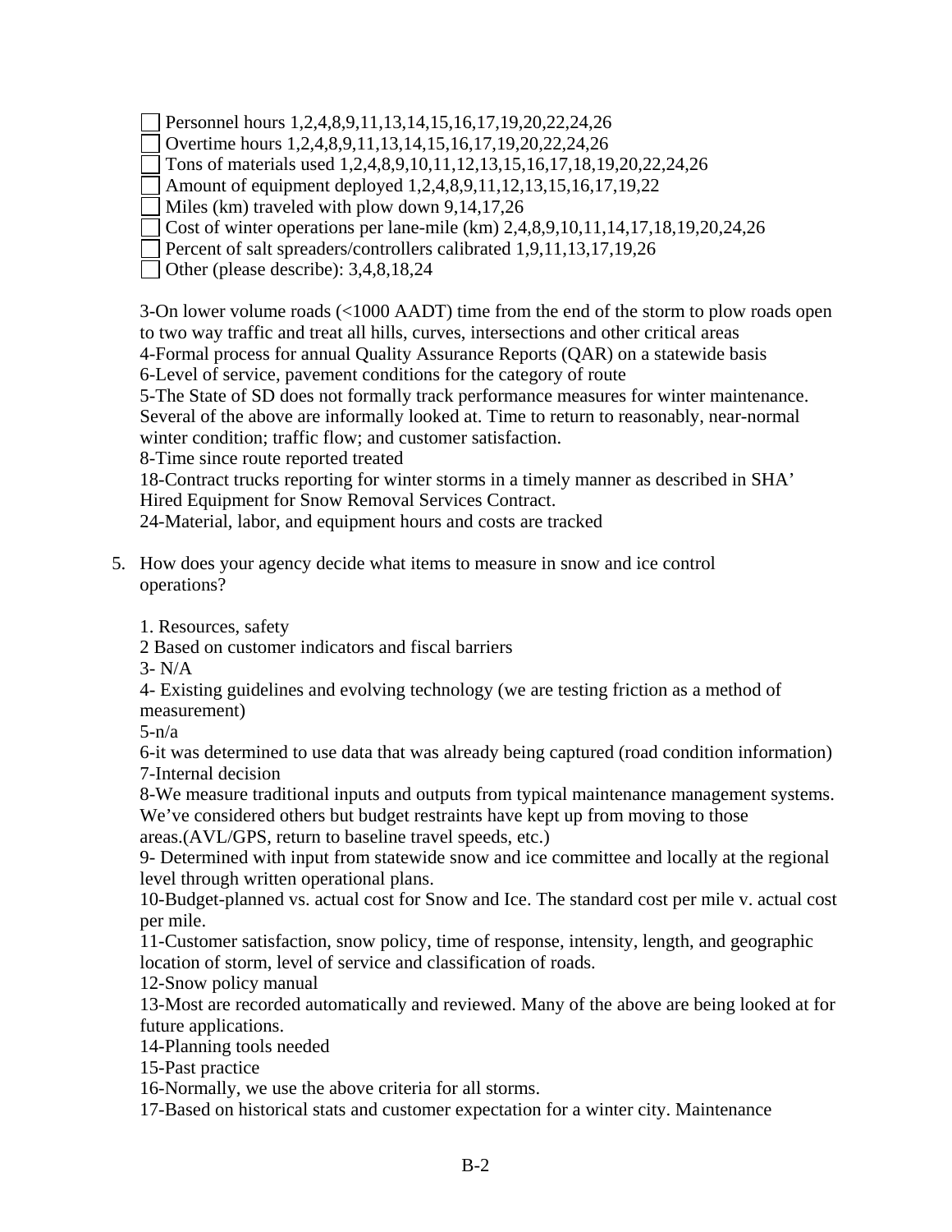- [ ] Personnel hours 1,2,4,8,9,11,13,14,15,16,17,19,20,22,24,26
- [ ] Overtime hours 1,2,4,8,9,11,13,14,15,16,17,19,20,22,24,26
- [ ] Tons of materials used 1,2,4,8,9,10,11,12,13,15,16,17,18,19,20,22,24,26
- [ ] Amount of equipment deployed 1,2,4,8,9,11,12,13,15,16,17,19,22
- [ ] Miles (km) traveled with plow down 9,14,17,26
- [ ] Cost of winter operations per lane-mile (km) 2,4,8,9,10,11,14,17,18,19,20,24,26
- [ ] Percent of salt spreaders/controllers calibrated 1,9,11,13,17,19,26
- [ ] Other (please describe): 3,4,8,18,24

3-On lower volume roads (<1000 AADT) time from the end of the storm to plow roads open to two way traffic and treat all hills, curves, intersections and other critical areas
4-Formal process for annual Quality Assurance Reports (QAR) on a statewide basis
6-Level of service, pavement conditions for the category of route
5-The State of SD does not formally track performance measures for winter maintenance. Several of the above are informally looked at. Time to return to reasonably, near-normal winter condition; traffic flow; and customer satisfaction.
8-Time since route reported treated
18-Contract trucks reporting for winter storms in a timely manner as described in SHA' Hired Equipment for Snow Removal Services Contract.
24-Material, labor, and equipment hours and costs are tracked

5. How does your agency decide what items to measure in snow and ice control operations?

1. Resources, safety
2 Based on customer indicators and fiscal barriers
3- N/A
4- Existing guidelines and evolving technology (we are testing friction as a method of measurement)
5-n/a
6-it was determined to use data that was already being captured (road condition information)
7-Internal decision
8-We measure traditional inputs and outputs from typical maintenance management systems. We've considered others but budget restraints have kept up from moving to those areas.(AVL/GPS, return to baseline travel speeds, etc.)
9- Determined with input from statewide snow and ice committee and locally at the regional level through written operational plans.
10-Budget-planned vs. actual cost for Snow and Ice. The standard cost per mile v. actual cost per mile.
11-Customer satisfaction, snow policy, time of response, intensity, length, and geographic location of storm, level of service and classification of roads.
12-Snow policy manual
13-Most are recorded automatically and reviewed. Many of the above are being looked at for future applications.
14-Planning tools needed
15-Past practice
16-Normally, we use the above criteria for all storms.
17-Based on historical stats and customer expectation for a winter city. Maintenance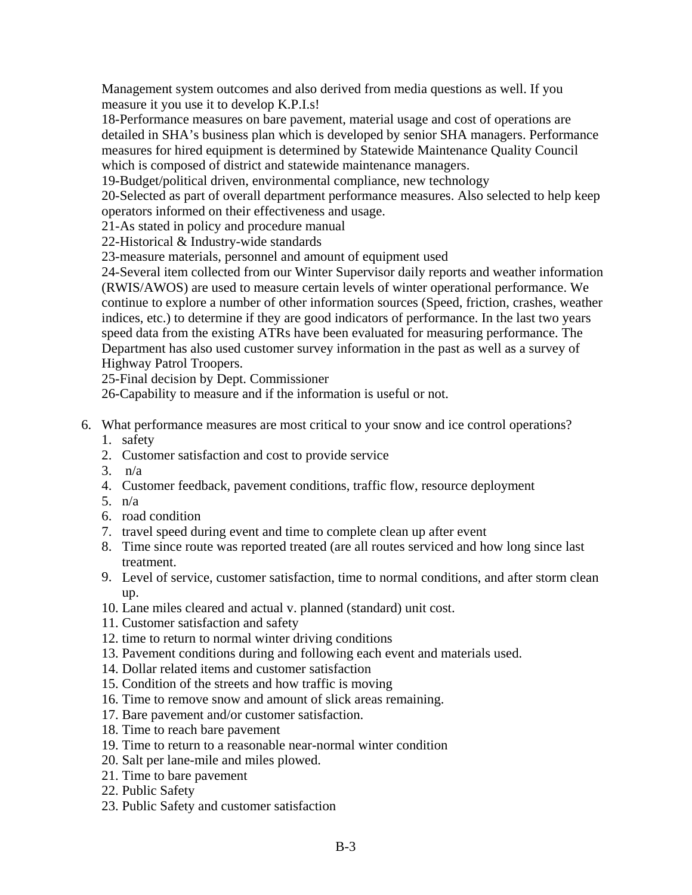Management system outcomes and also derived from media questions as well. If you measure it you use it to develop K.P.I.s!

18-Performance measures on bare pavement, material usage and cost of operations are detailed in SHA's business plan which is developed by senior SHA managers. Performance measures for hired equipment is determined by Statewide Maintenance Quality Council which is composed of district and statewide maintenance managers.

19-Budget/political driven, environmental compliance, new technology

20-Selected as part of overall department performance measures. Also selected to help keep operators informed on their effectiveness and usage.

21-As stated in policy and procedure manual

22-Historical & Industry-wide standards

23-measure materials, personnel and amount of equipment used

24-Several item collected from our Winter Supervisor daily reports and weather information (RWIS/AWOS) are used to measure certain levels of winter operational performance. We continue to explore a number of other information sources (Speed, friction, crashes, weather indices, etc.) to determine if they are good indicators of performance. In the last two years speed data from the existing ATRs have been evaluated for measuring performance. The Department has also used customer survey information in the past as well as a survey of Highway Patrol Troopers.

25-Final decision by Dept. Commissioner

26-Capability to measure and if the information is useful or not.

6. What performance measures are most critical to your snow and ice control operations?
    1. safety
    2. Customer satisfaction and cost to provide service
    3. n/a
    4. Customer feedback, pavement conditions, traffic flow, resource deployment
    5. n/a
    6. road condition
    7. travel speed during event and time to complete clean up after event
    8. Time since route was reported treated (are all routes serviced and how long since last treatment.
    9. Level of service, customer satisfaction, time to normal conditions, and after storm clean up.
    10. Lane miles cleared and actual v. planned (standard) unit cost.
    11. Customer satisfaction and safety
    12. time to return to normal winter driving conditions
    13. Pavement conditions during and following each event and materials used.
    14. Dollar related items and customer satisfaction
    15. Condition of the streets and how traffic is moving
    16. Time to remove snow and amount of slick areas remaining.
    17. Bare pavement and/or customer satisfaction.
    18. Time to reach bare pavement
    19. Time to return to a reasonable near-normal winter condition
    20. Salt per lane-mile and miles plowed.
    21. Time to bare pavement
    22. Public Safety
    23. Public Safety and customer satisfaction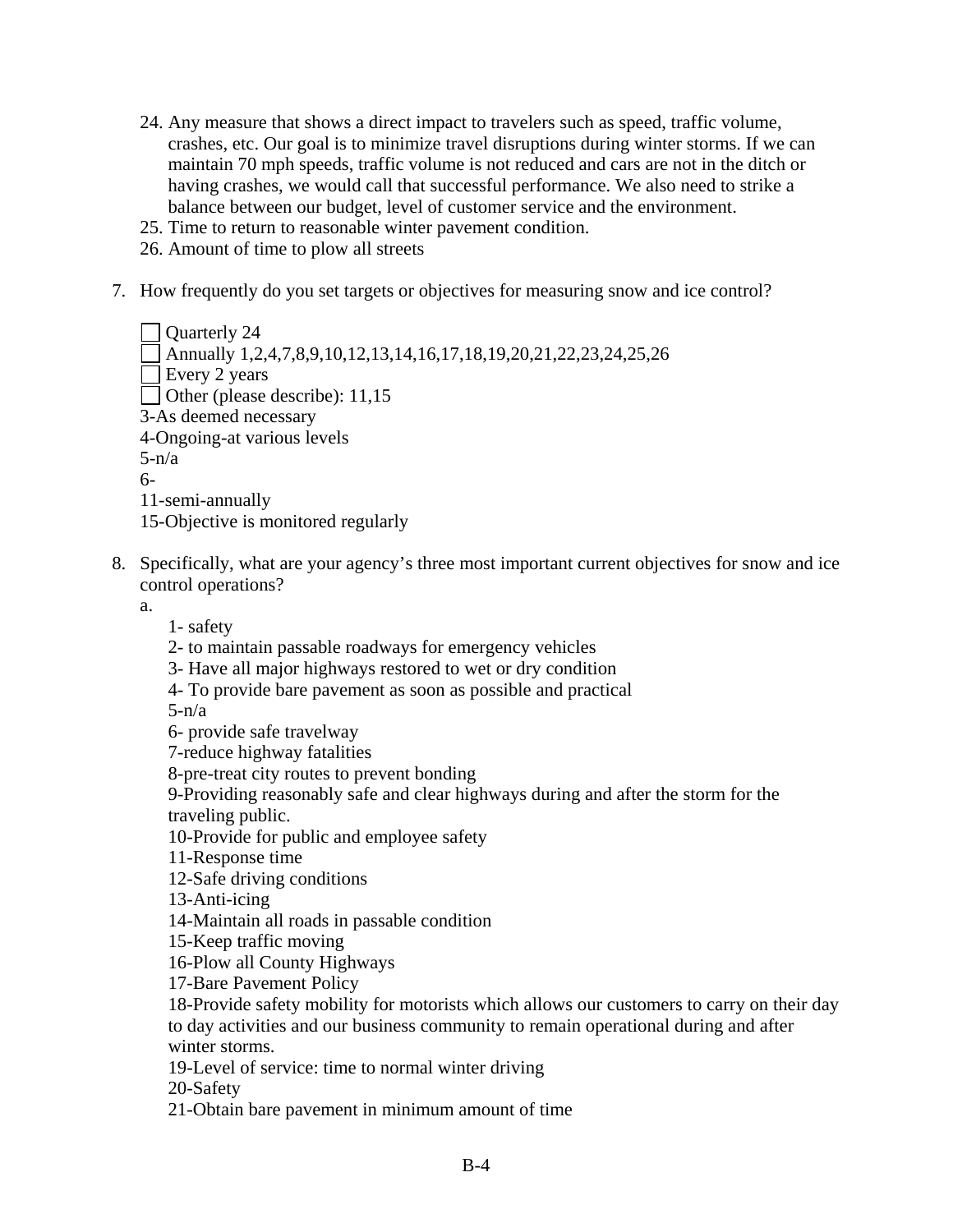24. Any measure that shows a direct impact to travelers such as speed, traffic volume, crashes, etc. Our goal is to minimize travel disruptions during winter storms. If we can maintain 70 mph speeds, traffic volume is not reduced and cars are not in the ditch or having crashes, we would call that successful performance. We also need to strike a balance between our budget, level of customer service and the environment.
25. Time to return to reasonable winter pavement condition.
26. Amount of time to plow all streets

7. How frequently do you set targets or objectives for measuring snow and ice control?

   ☐ Quarterly 24
   ☐ Annually 1,2,4,7,8,9,10,12,13,14,16,17,18,19,20,21,22,23,24,25,26
   ☐ Every 2 years
   ☐ Other (please describe): 11,15
   3-As deemed necessary
   4-Ongoing-at various levels
   5-n/a
   6-
   11-semi-annually
   15-Objective is monitored regularly

8. Specifically, what are your agency's three most important current objectives for snow and ice control operations?

   a.
   1- safety
   2- to maintain passable roadways for emergency vehicles
   3- Have all major highways restored to wet or dry condition
   4- To provide bare pavement as soon as possible and practical
   5-n/a
   6- provide safe travelway
   7-reduce highway fatalities
   8-pre-treat city routes to prevent bonding
   9-Providing reasonably safe and clear highways during and after the storm for the traveling public.
   10-Provide for public and employee safety
   11-Response time
   12-Safe driving conditions
   13-Anti-icing
   14-Maintain all roads in passable condition
   15-Keep traffic moving
   16-Plow all County Highways
   17-Bare Pavement Policy
   18-Provide safety mobility for motorists which allows our customers to carry on their day to day activities and our business community to remain operational during and after winter storms.
   19-Level of service: time to normal winter driving
   20-Safety
   21-Obtain bare pavement in minimum amount of time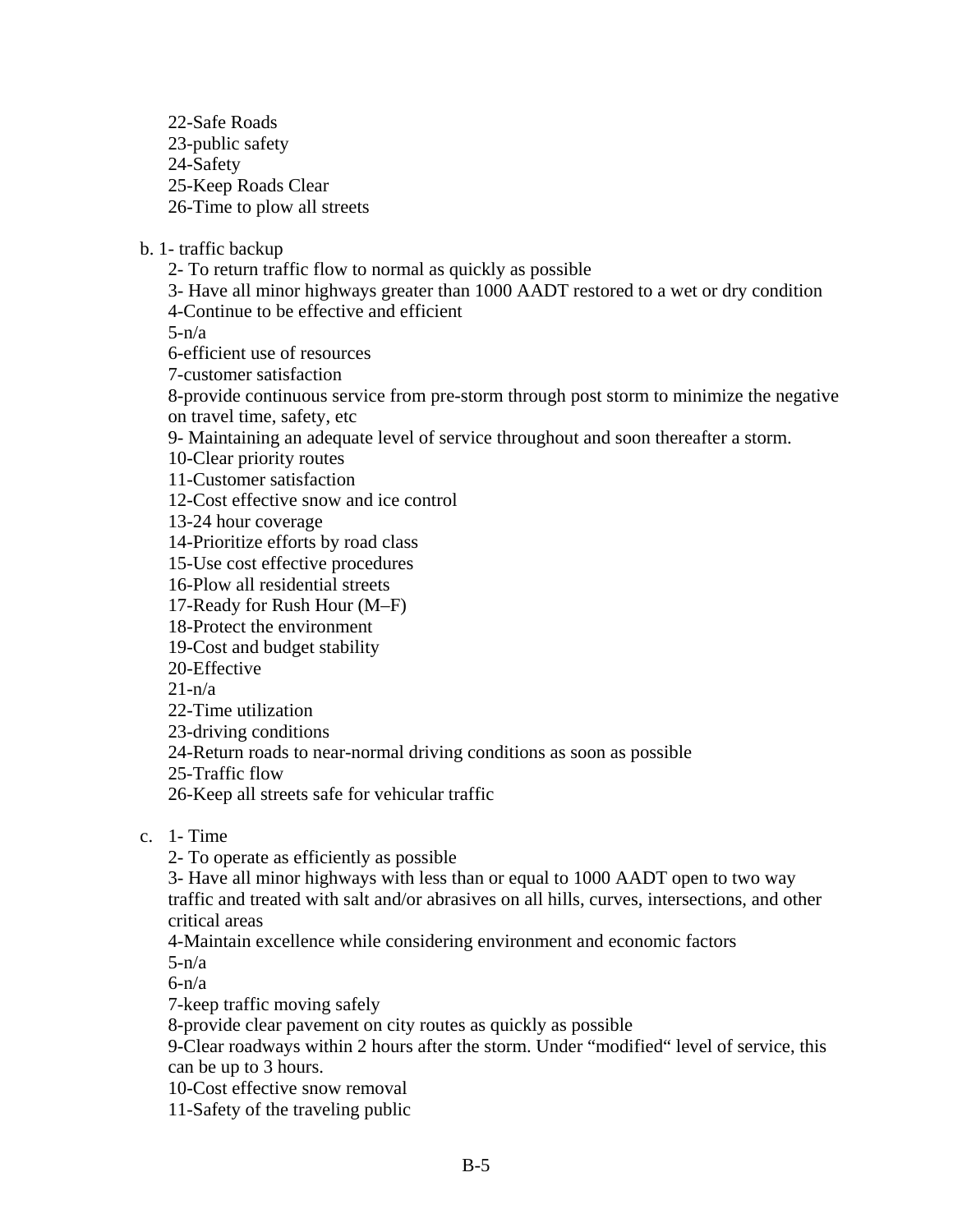22-Safe Roads
23-public safety
24-Safety
25-Keep Roads Clear
26-Time to plow all streets

b. 1- traffic backup
2- To return traffic flow to normal as quickly as possible
3- Have all minor highways greater than 1000 AADT restored to a wet or dry condition
4-Continue to be effective and efficient
5-n/a
6-efficient use of resources
7-customer satisfaction
8-provide continuous service from pre-storm through post storm to minimize the negative on travel time, safety, etc
9- Maintaining an adequate level of service throughout and soon thereafter a storm.
10-Clear priority routes
11-Customer satisfaction
12-Cost effective snow and ice control
13-24 hour coverage
14-Prioritize efforts by road class
15-Use cost effective procedures
16-Plow all residential streets
17-Ready for Rush Hour (M–F)
18-Protect the environment
19-Cost and budget stability
20-Effective
21-n/a
22-Time utilization
23-driving conditions
24-Return roads to near-normal driving conditions as soon as possible
25-Traffic flow
26-Keep all streets safe for vehicular traffic

c. 1- Time
2- To operate as efficiently as possible
3- Have all minor highways with less than or equal to 1000 AADT open to two way traffic and treated with salt and/or abrasives on all hills, curves, intersections, and other critical areas
4-Maintain excellence while considering environment and economic factors
5-n/a
6-n/a
7-keep traffic moving safely
8-provide clear pavement on city routes as quickly as possible
9-Clear roadways within 2 hours after the storm. Under "modified" level of service, this can be up to 3 hours.
10-Cost effective snow removal
11-Safety of the traveling public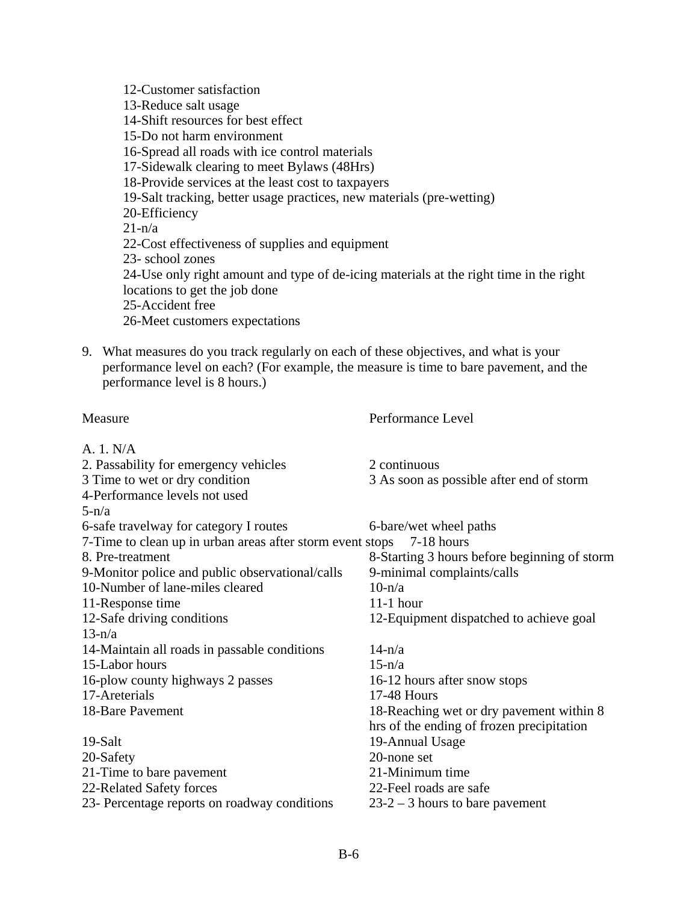12-Customer satisfaction
13-Reduce salt usage
14-Shift resources for best effect
15-Do not harm environment
16-Spread all roads with ice control materials
17-Sidewalk clearing to meet Bylaws (48Hrs)
18-Provide services at the least cost to taxpayers
19-Salt tracking, better usage practices, new materials (pre-wetting)
20-Efficiency
21-n/a
22-Cost effectiveness of supplies and equipment
23- school zones
24-Use only right amount and type of de-icing materials at the right time in the right locations to get the job done
25-Accident free
26-Meet customers expectations

9. What measures do you track regularly on each of these objectives, and what is your performance level on each? (For example, the measure is time to bare pavement, and the performance level is 8 hours.)

| Measure | Performance Level |
|---|---|
| A. 1. N/A | |
| 2. Passability for emergency vehicles | 2 continuous |
| 3 Time to wet or dry condition | 3 As soon as possible after end of storm |
| 4-Performance levels not used | |
| 5-n/a | |
| 6-safe travelway for category I routes | 6-bare/wet wheel paths |
| 7-Time to clean up in urban areas after storm event stops | 7-18 hours |
| 8. Pre-treatment | 8-Starting 3 hours before beginning of storm |
| 9-Monitor police and public observational/calls | 9-minimal complaints/calls |
| 10-Number of lane-miles cleared | 10-n/a |
| 11-Response time | 11-1 hour |
| 12-Safe driving conditions | 12-Equipment dispatched to achieve goal |
| 13-n/a | |
| 14-Maintain all roads in passable conditions | 14-n/a |
| 15-Labor hours | 15-n/a |
| 16-plow county highways 2 passes | 16-12 hours after snow stops |
| 17-Areterials | 17-48 Hours |
| 18-Bare Pavement | 18-Reaching wet or dry pavement within 8 hrs of the ending of frozen precipitation |
| 19-Salt | 19-Annual Usage |
| 20-Safety | 20-none set |
| 21-Time to bare pavement | 21-Minimum time |
| 22-Related Safety forces | 22-Feel roads are safe |
| 23- Percentage reports on roadway conditions | 23-2 – 3 hours to bare pavement |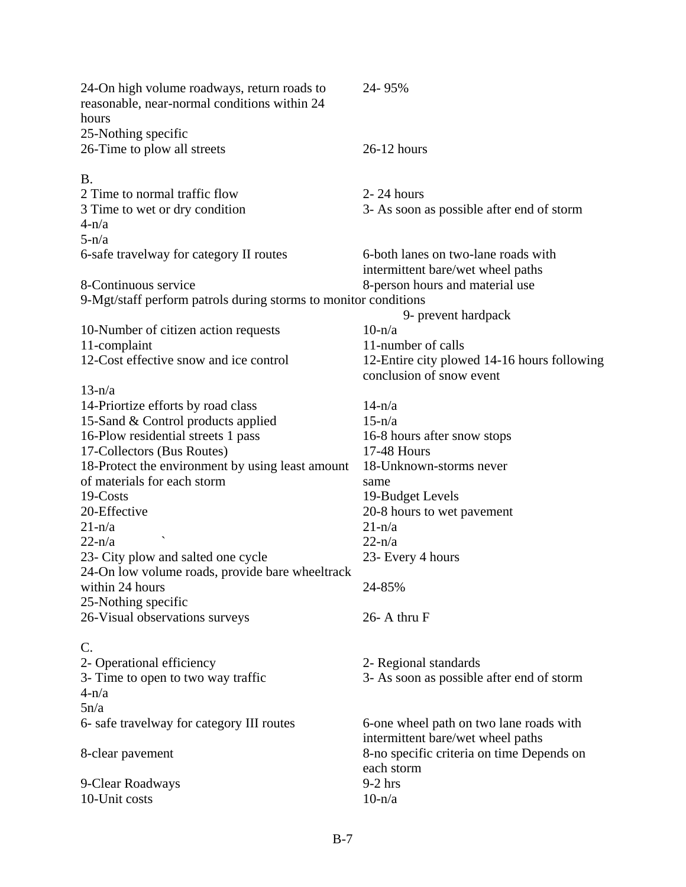| | |
|---|---|
| 24-On high volume roadways, return roads to reasonable, near-normal conditions within 24 hours | 24- 95% |
| 25-Nothing specific | |
| 26-Time to plow all streets | 26-12 hours |

B.

| | |
|---|---|
| 2 Time to normal traffic flow | 2- 24 hours |
| 3 Time to wet or dry condition | 3- As soon as possible after end of storm |
| 4-n/a | |
| 5-n/a | |
| 6-safe travelway for category II routes | 6-both lanes on two-lane roads with intermittent bare/wet wheel paths |
| 8-Continuous service | 8-person hours and material use |
| 9-Mgt/staff perform patrols during storms to monitor conditions | 9- prevent hardpack |
| 10-Number of citizen action requests | 10-n/a |
| 11-complaint | 11-number of calls |
| 12-Cost effective snow and ice control | 12-Entire city plowed 14-16 hours following conclusion of snow event |
| 13-n/a | |
| 14-Priortize efforts by road class | 14-n/a |
| 15-Sand & Control products applied | 15-n/a |
| 16-Plow residential streets 1 pass | 16-8 hours after snow stops |
| 17-Collectors (Bus Routes) | 17-48 Hours |
| 18-Protect the environment by using least amount of materials for each storm | 18-Unknown-storms never same |
| 19-Costs | 19-Budget Levels |
| 20-Effective | 20-8 hours to wet pavement |
| 21-n/a | 21-n/a |
| 22-n/a ` | 22-n/a |
| 23- City plow and salted one cycle | 23- Every 4 hours |
| 24-On low volume roads, provide bare wheeltrack within 24 hours | 24-85% |
| 25-Nothing specific | |
| 26-Visual observations surveys | 26- A thru F |

C.

| | |
|---|---|
| 2- Operational efficiency | 2- Regional standards |
| 3- Time to open to two way traffic | 3- As soon as possible after end of storm |
| 4-n/a | |
| 5n/a | |
| 6- safe travelway for category III routes | 6-one wheel path on two lane roads with intermittent bare/wet wheel paths |
| 8-clear pavement | 8-no specific criteria on time Depends on each storm |
| 9-Clear Roadways | 9-2 hrs |
| 10-Unit costs | 10-n/a |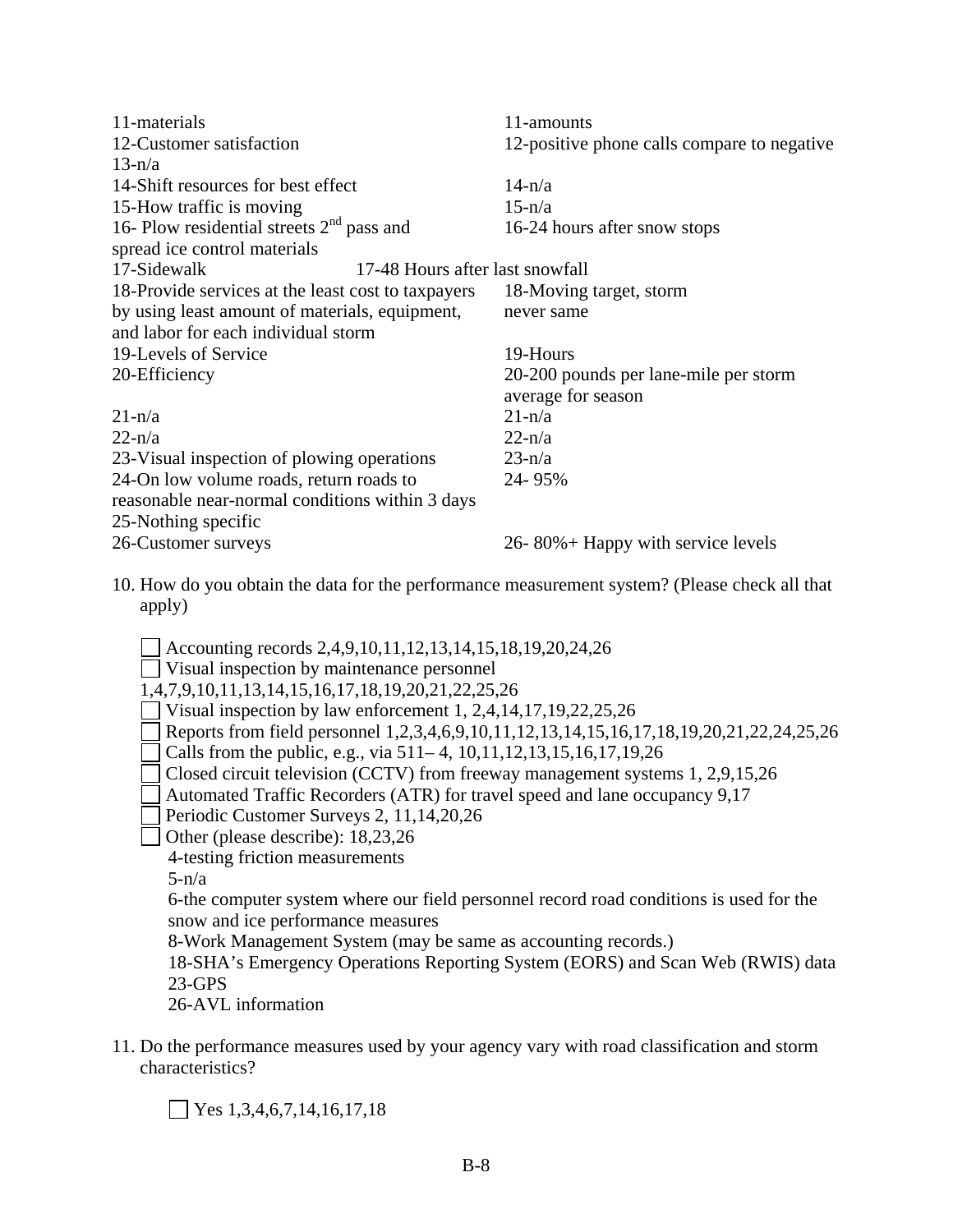| | |
|---|---|
| 11-materials | 11-amounts |
| 12-Customer satisfaction | 12-positive phone calls compare to negative |
| 13-n/a | |
| 14-Shift resources for best effect | 14-n/a |
| 15-How traffic is moving | 15-n/a |
| 16- Plow residential streets 2nd pass and spread ice control materials | 16-24 hours after snow stops |
| 17-Sidewalk | 17-48 Hours after last snowfall |
| 18-Provide services at the least cost to taxpayers by using least amount of materials, equipment, and labor for each individual storm | 18-Moving target, storm never same |
| 19-Levels of Service | 19-Hours |
| 20-Efficiency | 20-200 pounds per lane-mile per storm average for season |
| 21-n/a | 21-n/a |
| 22-n/a | 22-n/a |
| 23-Visual inspection of plowing operations | 23-n/a |
| 24-On low volume roads, return roads to reasonable near-normal conditions within 3 days | 24- 95% |
| 25-Nothing specific | |
| 26-Customer surveys | 26- 80%+ Happy with service levels |

10. How do you obtain the data for the performance measurement system? (Please check all that apply)

- ☐ Accounting records 2,4,9,10,11,12,13,14,15,18,19,20,24,26
- ☐ Visual inspection by maintenance personnel 1,4,7,9,10,11,13,14,15,16,17,18,19,20,21,22,25,26
- ☐ Visual inspection by law enforcement 1, 2,4,14,17,19,22,25,26
- ☐ Reports from field personnel 1,2,3,4,6,9,10,11,12,13,14,15,16,17,18,19,20,21,22,24,25,26
- ☐ Calls from the public, e.g., via 511– 4, 10,11,12,13,15,16,17,19,26
- ☐ Closed circuit television (CCTV) from freeway management systems 1, 2,9,15,26
- ☐ Automated Traffic Recorders (ATR) for travel speed and lane occupancy 9,17
- ☐ Periodic Customer Surveys 2, 11,14,20,26
- ☐ Other (please describe): 18,23,26

  4-testing friction measurements

  5-n/a

  6-the computer system where our field personnel record road conditions is used for the snow and ice performance measures

  8-Work Management System (may be same as accounting records.)

  18-SHA's Emergency Operations Reporting System (EORS) and Scan Web (RWIS) data

  23-GPS

  26-AVL information

11. Do the performance measures used by your agency vary with road classification and storm characteristics?

- ☐ Yes 1,3,4,6,7,14,16,17,18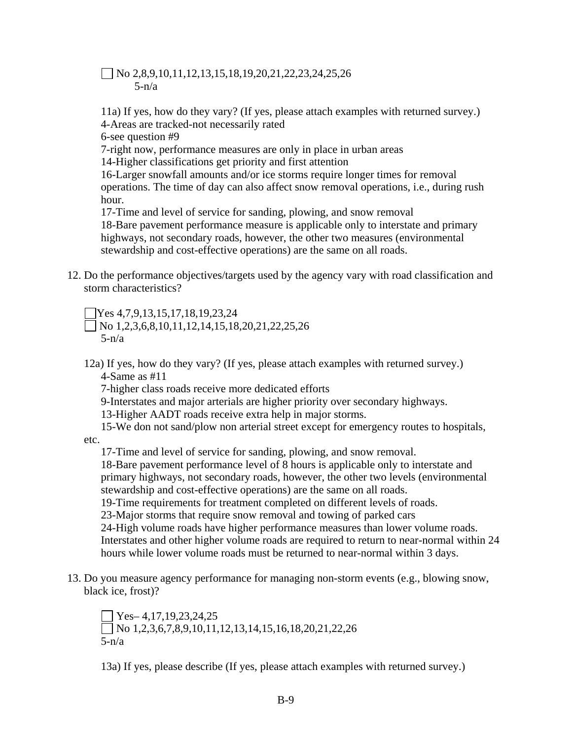☐ No 2,8,9,10,11,12,13,15,18,19,20,21,22,23,24,25,26
5-n/a

11a) If yes, how do they vary? (If yes, please attach examples with returned survey.)
4-Areas are tracked-not necessarily rated
6-see question #9
7-right now, performance measures are only in place in urban areas
14-Higher classifications get priority and first attention
16-Larger snowfall amounts and/or ice storms require longer times for removal operations. The time of day can also affect snow removal operations, i.e., during rush hour.
17-Time and level of service for sanding, plowing, and snow removal
18-Bare pavement performance measure is applicable only to interstate and primary highways, not secondary roads, however, the other two measures (environmental stewardship and cost-effective operations) are the same on all roads.

12. Do the performance objectives/targets used by the agency vary with road classification and storm characteristics?

☐ Yes 4,7,9,13,15,17,18,19,23,24
☐ No 1,2,3,6,8,10,11,12,14,15,18,20,21,22,25,26
5-n/a

12a) If yes, how do they vary? (If yes, please attach examples with returned survey.)
4-Same as #11
7-higher class roads receive more dedicated efforts
9-Interstates and major arterials are higher priority over secondary highways.
13-Higher AADT roads receive extra help in major storms.
15-We don not sand/plow non arterial street except for emergency routes to hospitals, etc.
17-Time and level of service for sanding, plowing, and snow removal.
18-Bare pavement performance level of 8 hours is applicable only to interstate and primary highways, not secondary roads, however, the other two levels (environmental stewardship and cost-effective operations) are the same on all roads.
19-Time requirements for treatment completed on different levels of roads.
23-Major storms that require snow removal and towing of parked cars
24-High volume roads have higher performance measures than lower volume roads. Interstates and other higher volume roads are required to return to near-normal within 24 hours while lower volume roads must be returned to near-normal within 3 days.

13. Do you measure agency performance for managing non-storm events (e.g., blowing snow, black ice, frost)?

☐ Yes– 4,17,19,23,24,25
☐ No 1,2,3,6,7,8,9,10,11,12,13,14,15,16,18,20,21,22,26
5-n/a

13a) If yes, please describe (If yes, please attach examples with returned survey.)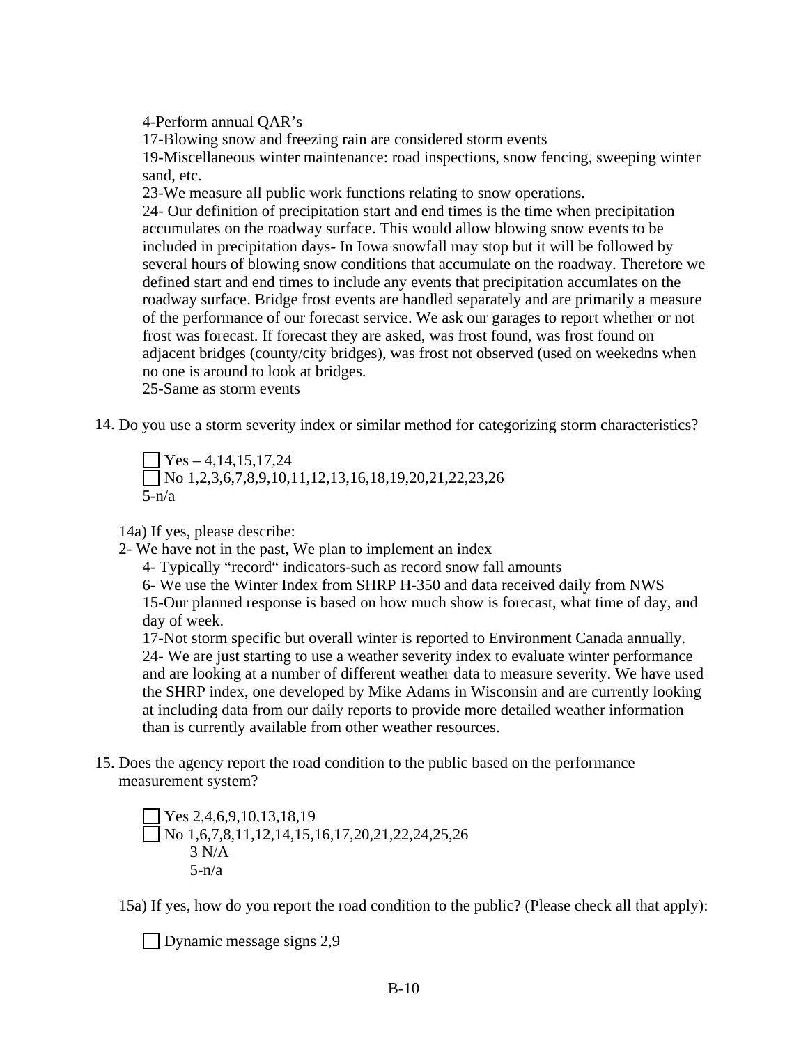4-Perform annual QAR's

17-Blowing snow and freezing rain are considered storm events

19-Miscellaneous winter maintenance: road inspections, snow fencing, sweeping winter sand, etc.

23-We measure all public work functions relating to snow operations.

24- Our definition of precipitation start and end times is the time when precipitation accumulates on the roadway surface. This would allow blowing snow events to be included in precipitation days- In Iowa snowfall may stop but it will be followed by several hours of blowing snow conditions that accumulate on the roadway. Therefore we defined start and end times to include any events that precipitation accumlates on the roadway surface. Bridge frost events are handled separately and are primarily a measure of the performance of our forecast service. We ask our garages to report whether or not frost was forecast. If forecast they are asked, was frost found, was frost found on adjacent bridges (county/city bridges), was frost not observed (used on weekedns when no one is around to look at bridges.

25-Same as storm events

14. Do you use a storm severity index or similar method for categorizing storm characteristics?

☐ Yes – 4,14,15,17,24
☐ No 1,2,3,6,7,8,9,10,11,12,13,16,18,19,20,21,22,23,26
5-n/a

14a) If yes, please describe:

2- We have not in the past, We plan to implement an index

4- Typically "record" indicators-such as record snow fall amounts

6- We use the Winter Index from SHRP H-350 and data received daily from NWS

15-Our planned response is based on how much show is forecast, what time of day, and day of week.

17-Not storm specific but overall winter is reported to Environment Canada annually.

24- We are just starting to use a weather severity index to evaluate winter performance and are looking at a number of different weather data to measure severity. We have used the SHRP index, one developed by Mike Adams in Wisconsin and are currently looking at including data from our daily reports to provide more detailed weather information than is currently available from other weather resources.

15. Does the agency report the road condition to the public based on the performance measurement system?

☐ Yes 2,4,6,9,10,13,18,19
☐ No 1,6,7,8,11,12,14,15,16,17,20,21,22,24,25,26
3 N/A
5-n/a

15a) If yes, how do you report the road condition to the public? (Please check all that apply):

☐ Dynamic message signs 2,9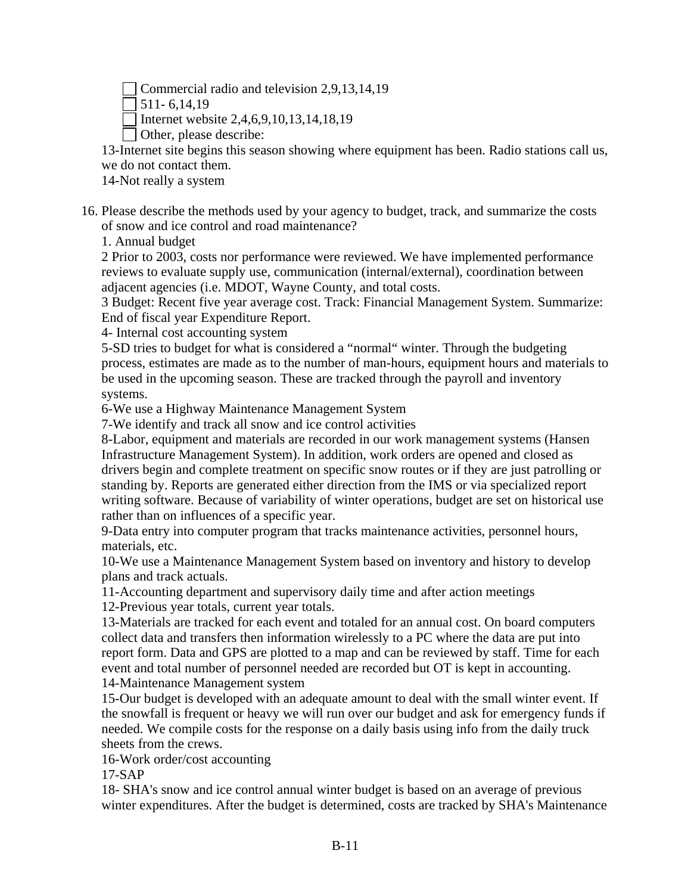- [ ] Commercial radio and television 2,9,13,14,19
- [ ] 511- 6,14,19
- [ ] Internet website 2,4,6,9,10,13,14,18,19
- [ ] Other, please describe:

13-Internet site begins this season showing where equipment has been. Radio stations call us, we do not contact them.
14-Not really a system

16. Please describe the methods used by your agency to budget, track, and summarize the costs of snow and ice control and road maintenance?

1. Annual budget

2 Prior to 2003, costs nor performance were reviewed. We have implemented performance reviews to evaluate supply use, communication (internal/external), coordination between adjacent agencies (i.e. MDOT, Wayne County, and total costs.

3 Budget: Recent five year average cost. Track: Financial Management System. Summarize: End of fiscal year Expenditure Report.

4- Internal cost accounting system

5-SD tries to budget for what is considered a "normal" winter. Through the budgeting process, estimates are made as to the number of man-hours, equipment hours and materials to be used in the upcoming season. These are tracked through the payroll and inventory systems.

6-We use a Highway Maintenance Management System

7-We identify and track all snow and ice control activities

8-Labor, equipment and materials are recorded in our work management systems (Hansen Infrastructure Management System). In addition, work orders are opened and closed as drivers begin and complete treatment on specific snow routes or if they are just patrolling or standing by. Reports are generated either direction from the IMS or via specialized report writing software. Because of variability of winter operations, budget are set on historical use rather than on influences of a specific year.

9-Data entry into computer program that tracks maintenance activities, personnel hours, materials, etc.

10-We use a Maintenance Management System based on inventory and history to develop plans and track actuals.

11-Accounting department and supervisory daily time and after action meetings

12-Previous year totals, current year totals.

13-Materials are tracked for each event and totaled for an annual cost. On board computers collect data and transfers then information wirelessly to a PC where the data are put into report form. Data and GPS are plotted to a map and can be reviewed by staff. Time for each event and total number of personnel needed are recorded but OT is kept in accounting.

14-Maintenance Management system

15-Our budget is developed with an adequate amount to deal with the small winter event. If the snowfall is frequent or heavy we will run over our budget and ask for emergency funds if needed. We compile costs for the response on a daily basis using info from the daily truck sheets from the crews.

16-Work order/cost accounting

17-SAP

18- SHA's snow and ice control annual winter budget is based on an average of previous winter expenditures. After the budget is determined, costs are tracked by SHA's Maintenance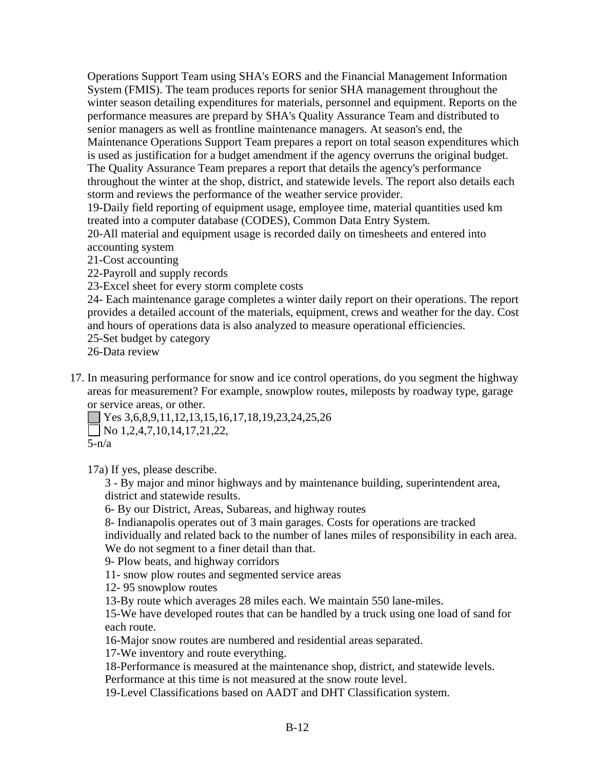Operations Support Team using SHA's EORS and the Financial Management Information System (FMIS). The team produces reports for senior SHA management throughout the winter season detailing expenditures for materials, personnel and equipment. Reports on the performance measures are prepard by SHA's Quality Assurance Team and distributed to senior managers as well as frontline maintenance managers. At season's end, the Maintenance Operations Support Team prepares a report on total season expenditures which is used as justification for a budget amendment if the agency overruns the original budget. The Quality Assurance Team prepares a report that details the agency's performance throughout the winter at the shop, district, and statewide levels. The report also details each storm and reviews the performance of the weather service provider.
19-Daily field reporting of equipment usage, employee time, material quantities used km treated into a computer database (CODES), Common Data Entry System.
20-All material and equipment usage is recorded daily on timesheets and entered into accounting system
21-Cost accounting
22-Payroll and supply records
23-Excel sheet for every storm complete costs
24- Each maintenance garage completes a winter daily report on their operations. The report provides a detailed account of the materials, equipment, crews and weather for the day. Cost and hours of operations data is also analyzed to measure operational efficiencies.
25-Set budget by category
26-Data review

17. In measuring performance for snow and ice control operations, do you segment the highway areas for measurement? For example, snowplow routes, mileposts by roadway type, garage or service areas, or other.
   ☒ Yes 3,6,8,9,11,12,13,15,16,17,18,19,23,24,25,26
   ☐ No 1,2,4,7,10,14,17,21,22,
   5-n/a

   17a) If yes, please describe.
   3 - By major and minor highways and by maintenance building, superintendent area, district and statewide results.
   6- By our District, Areas, Subareas, and highway routes
   8- Indianapolis operates out of 3 main garages. Costs for operations are tracked individually and related back to the number of lanes miles of responsibility in each area. We do not segment to a finer detail than that.
   9- Plow beats, and highway corridors
   11- snow plow routes and segmented service areas
   12- 95 snowplow routes
   13-By route which averages 28 miles each. We maintain 550 lane-miles.
   15-We have developed routes that can be handled by a truck using one load of sand for each route.
   16-Major snow routes are numbered and residential areas separated.
   17-We inventory and route everything.
   18-Performance is measured at the maintenance shop, district, and statewide levels. Performance at this time is not measured at the snow route level.
   19-Level Classifications based on AADT and DHT Classification system.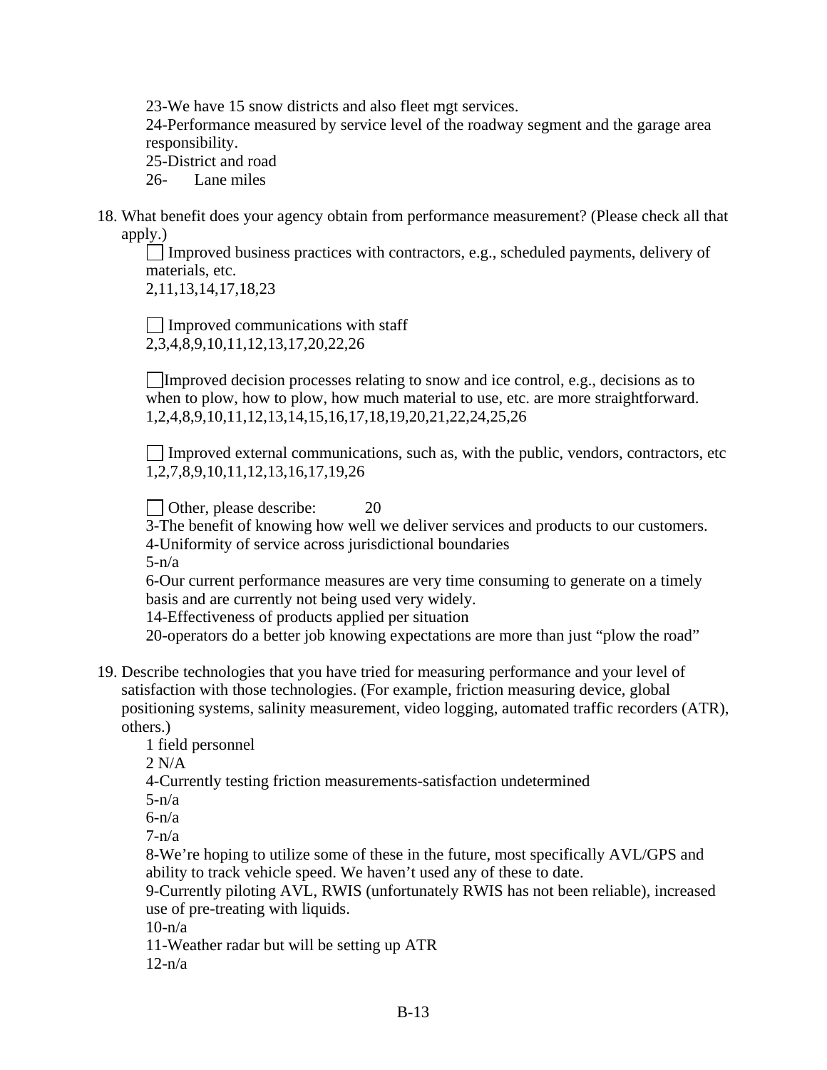23-We have 15 snow districts and also fleet mgt services.
24-Performance measured by service level of the roadway segment and the garage area responsibility.
25-District and road
26- Lane miles

18. What benefit does your agency obtain from performance measurement? (Please check all that apply.)

☐ Improved business practices with contractors, e.g., scheduled payments, delivery of materials, etc.
2,11,13,14,17,18,23

☐ Improved communications with staff
2,3,4,8,9,10,11,12,13,17,20,22,26

☐ Improved decision processes relating to snow and ice control, e.g., decisions as to when to plow, how to plow, how much material to use, etc. are more straightforward.
1,2,4,8,9,10,11,12,13,14,15,16,17,18,19,20,21,22,24,25,26

☐ Improved external communications, such as, with the public, vendors, contractors, etc
1,2,7,8,9,10,11,12,13,16,17,19,26

☐ Other, please describe: 20
3-The benefit of knowing how well we deliver services and products to our customers.
4-Uniformity of service across jurisdictional boundaries
5-n/a
6-Our current performance measures are very time consuming to generate on a timely basis and are currently not being used very widely.
14-Effectiveness of products applied per situation
20-operators do a better job knowing expectations are more than just "plow the road"

19. Describe technologies that you have tried for measuring performance and your level of satisfaction with those technologies. (For example, friction measuring device, global positioning systems, salinity measurement, video logging, automated traffic recorders (ATR), others.)

1 field personnel
2 N/A
4-Currently testing friction measurements-satisfaction undetermined
5-n/a
6-n/a
7-n/a
8-We're hoping to utilize some of these in the future, most specifically AVL/GPS and ability to track vehicle speed. We haven't used any of these to date.
9-Currently piloting AVL, RWIS (unfortunately RWIS has not been reliable), increased use of pre-treating with liquids.
10-n/a
11-Weather radar but will be setting up ATR
12-n/a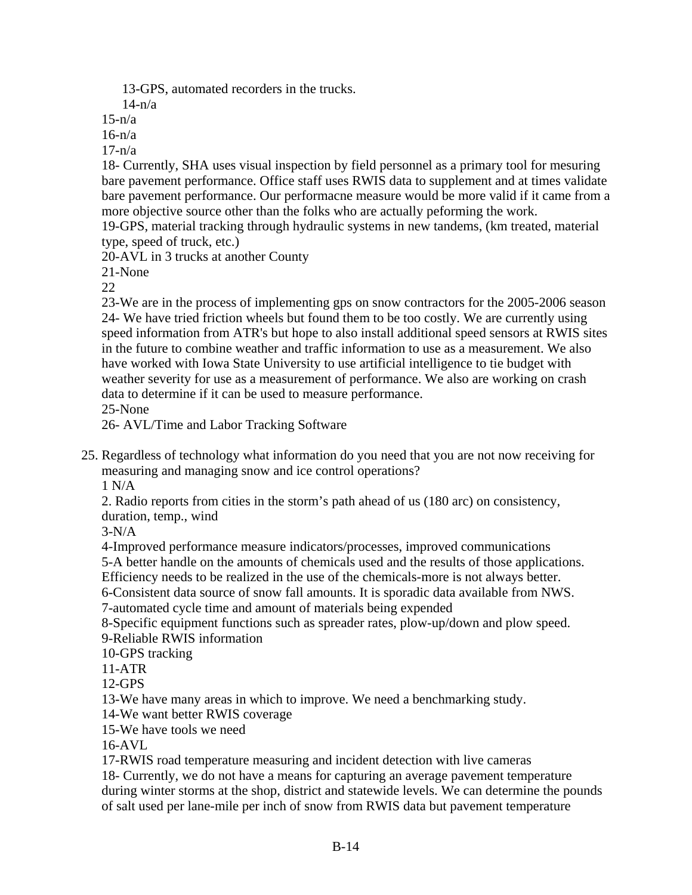13-GPS, automated recorders in the trucks.
14-n/a
15-n/a
16-n/a
17-n/a
18- Currently, SHA uses visual inspection by field personnel as a primary tool for mesuring bare pavement performance. Office staff uses RWIS data to supplement and at times validate bare pavement performance. Our performacne measure would be more valid if it came from a more objective source other than the folks who are actually peforming the work.
19-GPS, material tracking through hydraulic systems in new tandems, (km treated, material type, speed of truck, etc.)
20-AVL in 3 trucks at another County
21-None
22
23-We are in the process of implementing gps on snow contractors for the 2005-2006 season
24- We have tried friction wheels but found them to be too costly. We are currently using speed information from ATR's but hope to also install additional speed sensors at RWIS sites in the future to combine weather and traffic information to use as a measurement. We also have worked with Iowa State University to use artificial intelligence to tie budget with weather severity for use as a measurement of performance. We also are working on crash data to determine if it can be used to measure performance.
25-None
26- AVL/Time and Labor Tracking Software

25. Regardless of technology what information do you need that you are not now receiving for measuring and managing snow and ice control operations?
1 N/A
2. Radio reports from cities in the storm's path ahead of us (180 arc) on consistency, duration, temp., wind
3-N/A
4-Improved performance measure indicators/processes, improved communications
5-A better handle on the amounts of chemicals used and the results of those applications. Efficiency needs to be realized in the use of the chemicals-more is not always better.
6-Consistent data source of snow fall amounts. It is sporadic data available from NWS.
7-automated cycle time and amount of materials being expended
8-Specific equipment functions such as spreader rates, plow-up/down and plow speed.
9-Reliable RWIS information
10-GPS tracking
11-ATR
12-GPS
13-We have many areas in which to improve. We need a benchmarking study.
14-We want better RWIS coverage
15-We have tools we need
16-AVL
17-RWIS road temperature measuring and incident detection with live cameras
18- Currently, we do not have a means for capturing an average pavement temperature during winter storms at the shop, district and statewide levels. We can determine the pounds of salt used per lane-mile per inch of snow from RWIS data but pavement temperature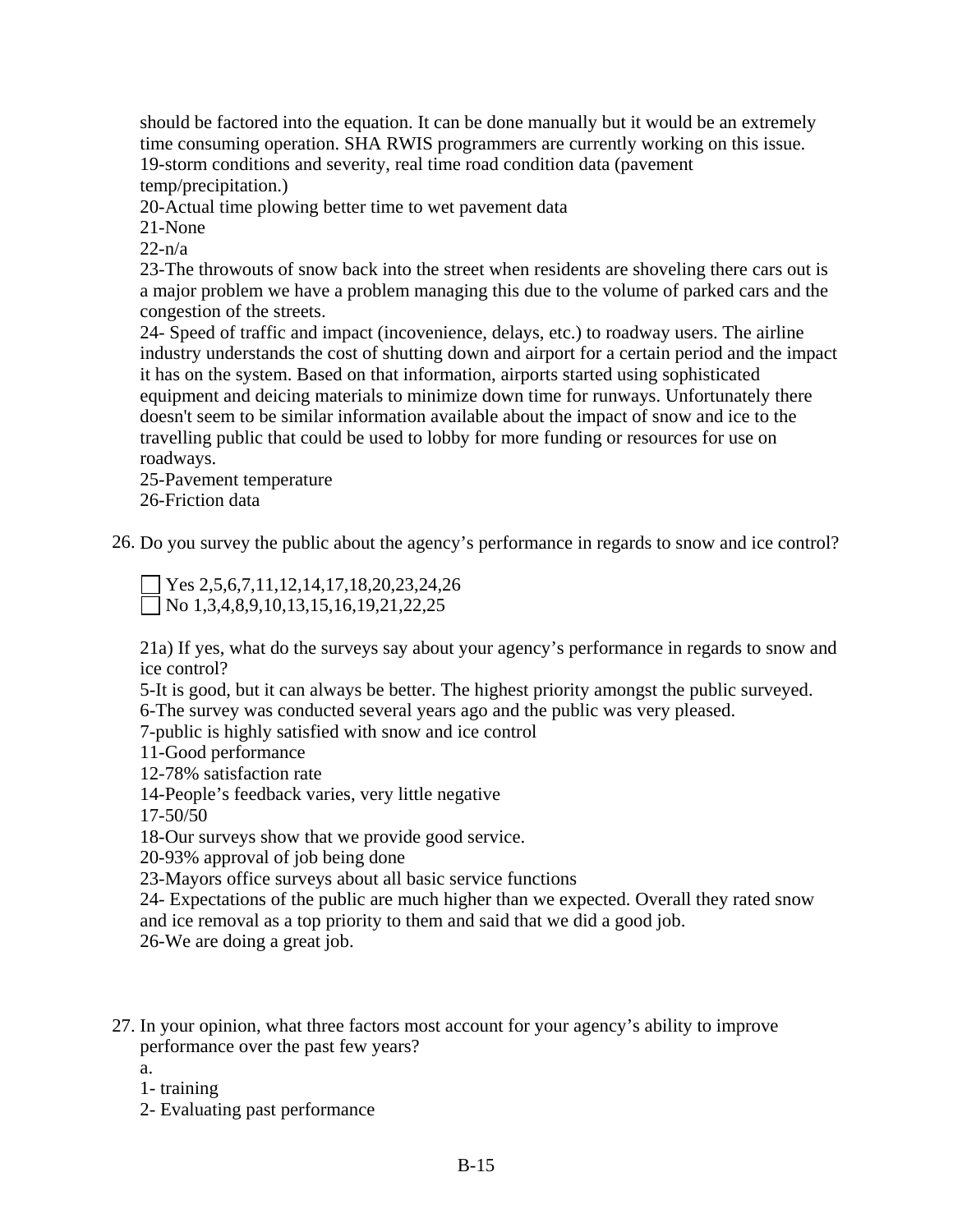should be factored into the equation. It can be done manually but it would be an extremely time consuming operation. SHA RWIS programmers are currently working on this issue.
19-storm conditions and severity, real time road condition data (pavement temp/precipitation.)
20-Actual time plowing better time to wet pavement data
21-None
22-n/a
23-The throwouts of snow back into the street when residents are shoveling there cars out is a major problem we have a problem managing this due to the volume of parked cars and the congestion of the streets.
24- Speed of traffic and impact (incovenience, delays, etc.) to roadway users. The airline industry understands the cost of shutting down and airport for a certain period and the impact it has on the system. Based on that information, airports started using sophisticated equipment and deicing materials to minimize down time for runways. Unfortunately there doesn't seem to be similar information available about the impact of snow and ice to the travelling public that could be used to lobby for more funding or resources for use on roadways.
25-Pavement temperature
26-Friction data

26. Do you survey the public about the agency's performance in regards to snow and ice control?

☐ Yes 2,5,6,7,11,12,14,17,18,20,23,24,26
☐ No 1,3,4,8,9,10,13,15,16,19,21,22,25

21a) If yes, what do the surveys say about your agency's performance in regards to snow and ice control?
5-It is good, but it can always be better. The highest priority amongst the public surveyed.
6-The survey was conducted several years ago and the public was very pleased.
7-public is highly satisfied with snow and ice control
11-Good performance
12-78% satisfaction rate
14-People's feedback varies, very little negative
17-50/50
18-Our surveys show that we provide good service.
20-93% approval of job being done
23-Mayors office surveys about all basic service functions
24- Expectations of the public are much higher than we expected. Overall they rated snow and ice removal as a top priority to them and said that we did a good job.
26-We are doing a great job.

27. In your opinion, what three factors most account for your agency's ability to improve performance over the past few years?
a.
1- training
2- Evaluating past performance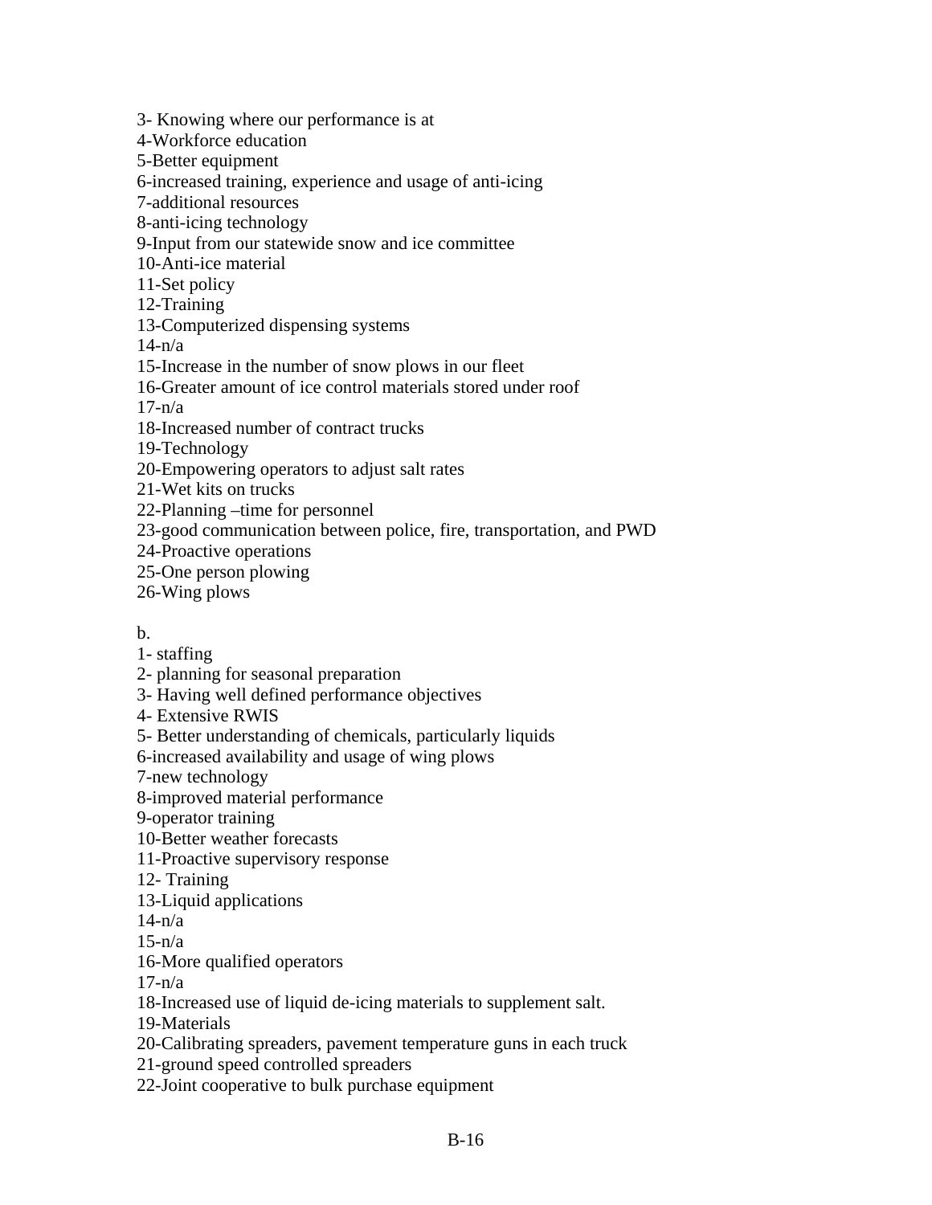3- Knowing where our performance is at
4-Workforce education
5-Better equipment
6-increased training, experience and usage of anti-icing
7-additional resources
8-anti-icing technology
9-Input from our statewide snow and ice committee
10-Anti-ice material
11-Set policy
12-Training
13-Computerized dispensing systems
14-n/a
15-Increase in the number of snow plows in our fleet
16-Greater amount of ice control materials stored under roof
17-n/a
18-Increased number of contract trucks
19-Technology
20-Empowering operators to adjust salt rates
21-Wet kits on trucks
22-Planning –time for personnel
23-good communication between police, fire, transportation, and PWD
24-Proactive operations
25-One person plowing
26-Wing plows

b.
1- staffing
2- planning for seasonal preparation
3- Having well defined performance objectives
4- Extensive RWIS
5- Better understanding of chemicals, particularly liquids
6-increased availability and usage of wing plows
7-new technology
8-improved material performance
9-operator training
10-Better weather forecasts
11-Proactive supervisory response
12- Training
13-Liquid applications
14-n/a
15-n/a
16-More qualified operators
17-n/a
18-Increased use of liquid de-icing materials to supplement salt.
19-Materials
20-Calibrating spreaders, pavement temperature guns in each truck
21-ground speed controlled spreaders
22-Joint cooperative to bulk purchase equipment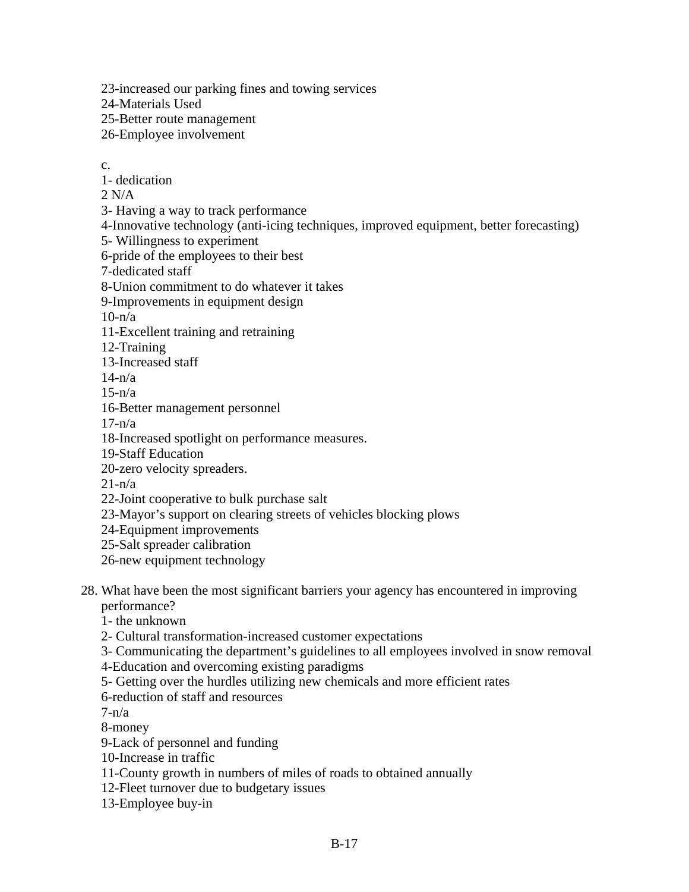23-increased our parking fines and towing services
24-Materials Used
25-Better route management
26-Employee involvement

c.
1- dedication
2 N/A
3- Having a way to track performance
4-Innovative technology (anti-icing techniques, improved equipment, better forecasting)
5- Willingness to experiment
6-pride of the employees to their best
7-dedicated staff
8-Union commitment to do whatever it takes
9-Improvements in equipment design
10-n/a
11-Excellent training and retraining
12-Training
13-Increased staff
14-n/a
15-n/a
16-Better management personnel
17-n/a
18-Increased spotlight on performance measures.
19-Staff Education
20-zero velocity spreaders.
21-n/a
22-Joint cooperative to bulk purchase salt
23-Mayor's support on clearing streets of vehicles blocking plows
24-Equipment improvements
25-Salt spreader calibration
26-new equipment technology

28. What have been the most significant barriers your agency has encountered in improving performance?
1- the unknown
2- Cultural transformation-increased customer expectations
3- Communicating the department's guidelines to all employees involved in snow removal
4-Education and overcoming existing paradigms
5- Getting over the hurdles utilizing new chemicals and more efficient rates
6-reduction of staff and resources
7-n/a
8-money
9-Lack of personnel and funding
10-Increase in traffic
11-County growth in numbers of miles of roads to obtained annually
12-Fleet turnover due to budgetary issues
13-Employee buy-in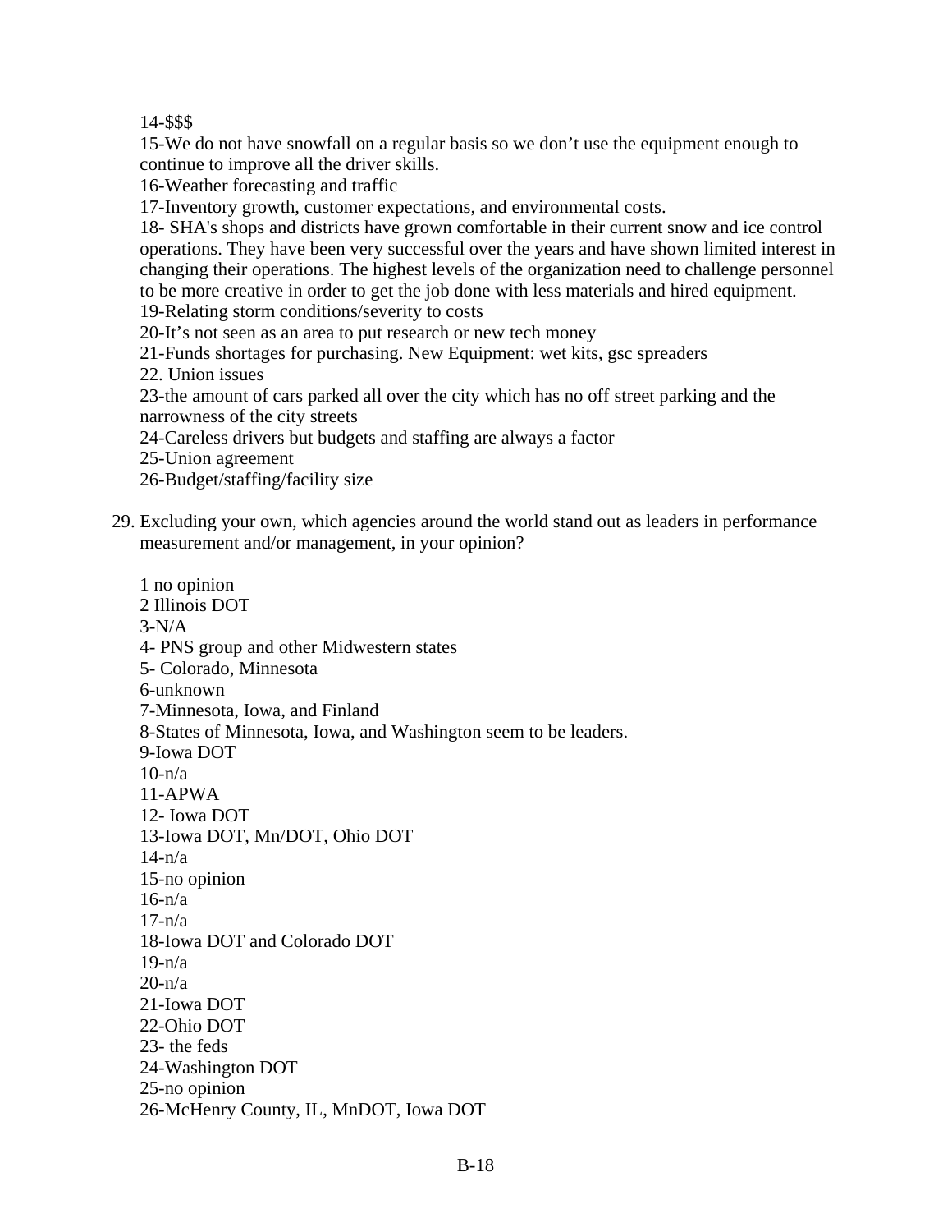14-$$$

15-We do not have snowfall on a regular basis so we don't use the equipment enough to continue to improve all the driver skills.

16-Weather forecasting and traffic

17-Inventory growth, customer expectations, and environmental costs.

18- SHA's shops and districts have grown comfortable in their current snow and ice control operations. They have been very successful over the years and have shown limited interest in changing their operations. The highest levels of the organization need to challenge personnel to be more creative in order to get the job done with less materials and hired equipment.

19-Relating storm conditions/severity to costs

20-It's not seen as an area to put research or new tech money

21-Funds shortages for purchasing. New Equipment: wet kits, gsc spreaders

22. Union issues

23-the amount of cars parked all over the city which has no off street parking and the narrowness of the city streets

24-Careless drivers but budgets and staffing are always a factor

25-Union agreement

26-Budget/staffing/facility size

29. Excluding your own, which agencies around the world stand out as leaders in performance measurement and/or management, in your opinion?

1 no opinion

2 Illinois DOT

3-N/A

4- PNS group and other Midwestern states

5- Colorado, Minnesota

6-unknown

7-Minnesota, Iowa, and Finland

8-States of Minnesota, Iowa, and Washington seem to be leaders.

9-Iowa DOT

10-n/a

11-APWA

12- Iowa DOT

13-Iowa DOT, Mn/DOT, Ohio DOT

14-n/a

15-no opinion

16-n/a

17-n/a

18-Iowa DOT and Colorado DOT

19-n/a

20-n/a

21-Iowa DOT

22-Ohio DOT

23- the feds

24-Washington DOT

25-no opinion

26-McHenry County, IL, MnDOT, Iowa DOT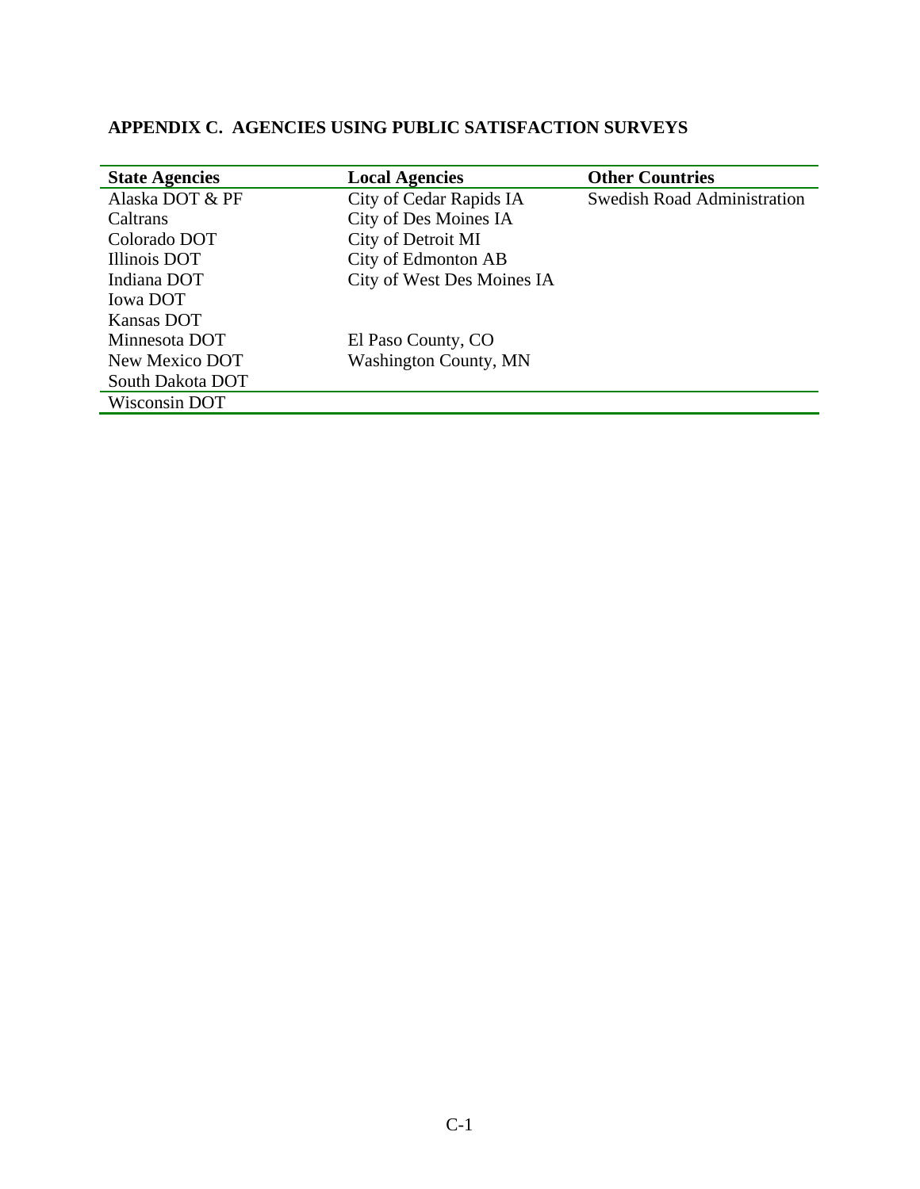# APPENDIX C. AGENCIES USING PUBLIC SATISFACTION SURVEYS

| State Agencies | Local Agencies | Other Countries |
|---|---|---|
| Alaska DOT & PF | City of Cedar Rapids IA | Swedish Road Administration |
| Caltrans | City of Des Moines IA | |
| Colorado DOT | City of Detroit MI | |
| Illinois DOT | City of Edmonton AB | |
| Indiana DOT | City of West Des Moines IA | |
| Iowa DOT | | |
| Kansas DOT | | |
| Minnesota DOT | El Paso County, CO | |
| New Mexico DOT | Washington County, MN | |
| South Dakota DOT | | |
| Wisconsin DOT | | |